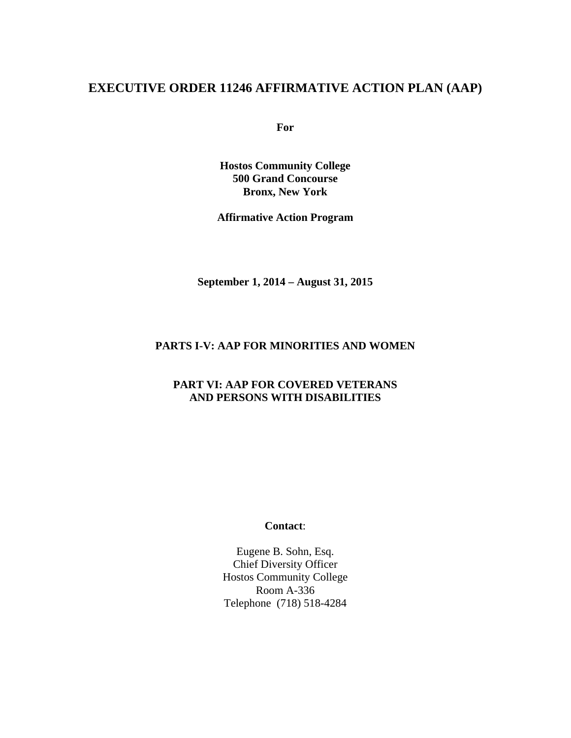# EXECUTIVE ORDER 11246 AFFIRMATIVE ACTION PLAN (AAP)

**For**

**Hostos Community College**
**500 Grand Concourse**
**Bronx, New York**

**Affirmative Action Program**

**September 1, 2014 – August 31, 2015**

**PARTS I-V: AAP FOR MINORITIES AND WOMEN**

**PART VI: AAP FOR COVERED VETERANS AND PERSONS WITH DISABILITIES**

**Contact**:

Eugene B. Sohn, Esq.
Chief Diversity Officer
Hostos Community College
Room A-336
Telephone (718) 518-4284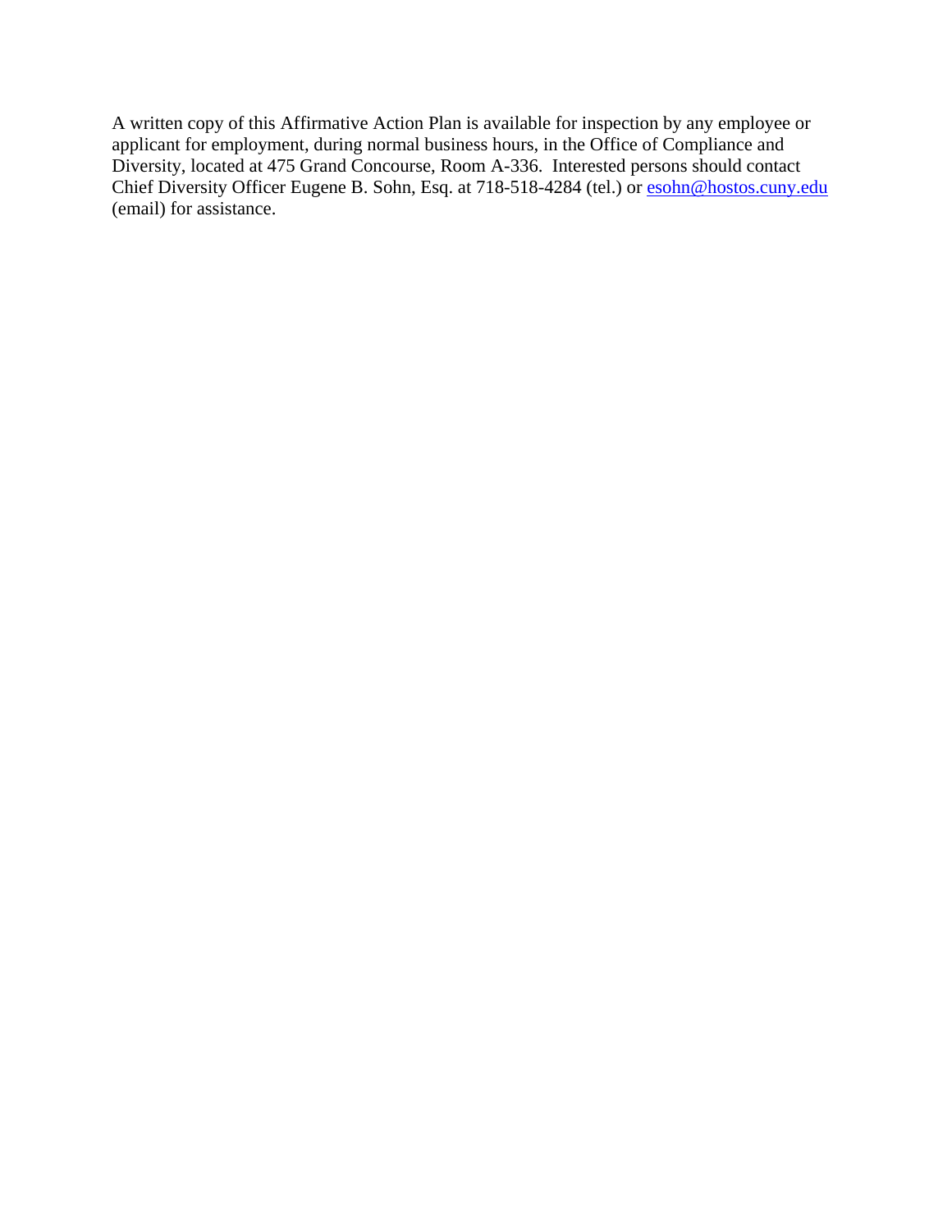A written copy of this Affirmative Action Plan is available for inspection by any employee or applicant for employment, during normal business hours, in the Office of Compliance and Diversity, located at 475 Grand Concourse, Room A-336. Interested persons should contact Chief Diversity Officer Eugene B. Sohn, Esq. at 718-518-4284 (tel.) or esohn@hostos.cuny.edu (email) for assistance.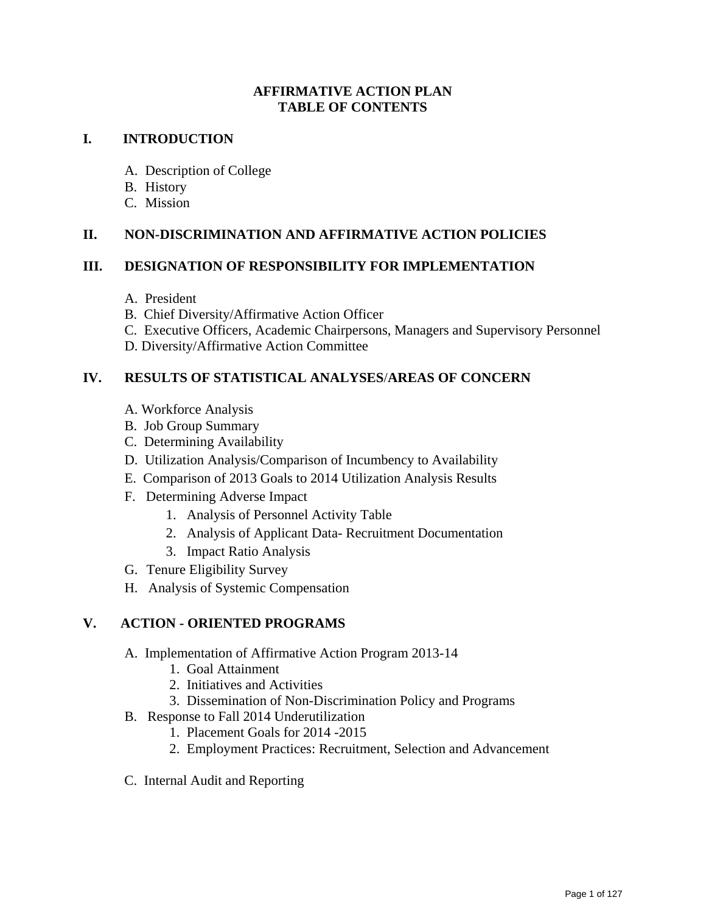# AFFIRMATIVE ACTION PLAN
# TABLE OF CONTENTS

## I. INTRODUCTION

- A. Description of College
- B. History
- C. Mission

## II. NON-DISCRIMINATION AND AFFIRMATIVE ACTION POLICIES

## III. DESIGNATION OF RESPONSIBILITY FOR IMPLEMENTATION

- A. President
- B. Chief Diversity/Affirmative Action Officer
- C. Executive Officers, Academic Chairpersons, Managers and Supervisory Personnel
- D. Diversity/Affirmative Action Committee

## IV. RESULTS OF STATISTICAL ANALYSES/AREAS OF CONCERN

- A. Workforce Analysis
- B. Job Group Summary
- C. Determining Availability
- D. Utilization Analysis/Comparison of Incumbency to Availability
- E. Comparison of 2013 Goals to 2014 Utilization Analysis Results
- F. Determining Adverse Impact
  1. Analysis of Personnel Activity Table
  2. Analysis of Applicant Data- Recruitment Documentation
  3. Impact Ratio Analysis
- G. Tenure Eligibility Survey
- H. Analysis of Systemic Compensation

## V. ACTION - ORIENTED PROGRAMS

- A. Implementation of Affirmative Action Program 2013-14
  1. Goal Attainment
  2. Initiatives and Activities
  3. Dissemination of Non-Discrimination Policy and Programs
- B. Response to Fall 2014 Underutilization
  1. Placement Goals for 2014 -2015
  2. Employment Practices: Recruitment, Selection and Advancement
- C. Internal Audit and Reporting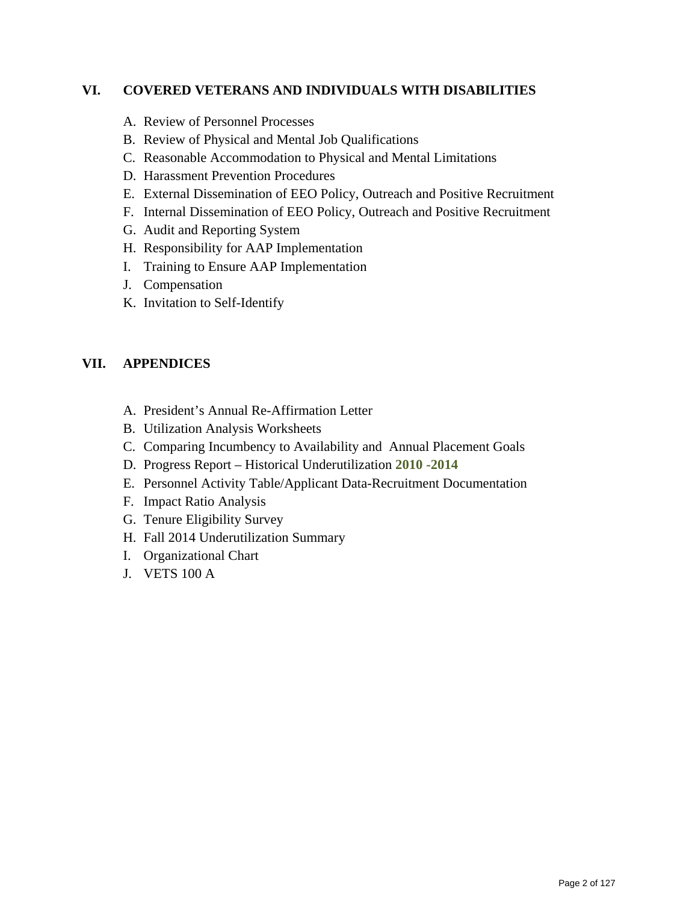## VI. COVERED VETERANS AND INDIVIDUALS WITH DISABILITIES

A. Review of Personnel Processes
B. Review of Physical and Mental Job Qualifications
C. Reasonable Accommodation to Physical and Mental Limitations
D. Harassment Prevention Procedures
E. External Dissemination of EEO Policy, Outreach and Positive Recruitment
F. Internal Dissemination of EEO Policy, Outreach and Positive Recruitment
G. Audit and Reporting System
H. Responsibility for AAP Implementation
I. Training to Ensure AAP Implementation
J. Compensation
K. Invitation to Self-Identify

## VII. APPENDICES

A. President's Annual Re-Affirmation Letter
B. Utilization Analysis Worksheets
C. Comparing Incumbency to Availability and Annual Placement Goals
D. Progress Report – Historical Underutilization **2010 -2014**
E. Personnel Activity Table/Applicant Data-Recruitment Documentation
F. Impact Ratio Analysis
G. Tenure Eligibility Survey
H. Fall 2014 Underutilization Summary
I. Organizational Chart
J. VETS 100 A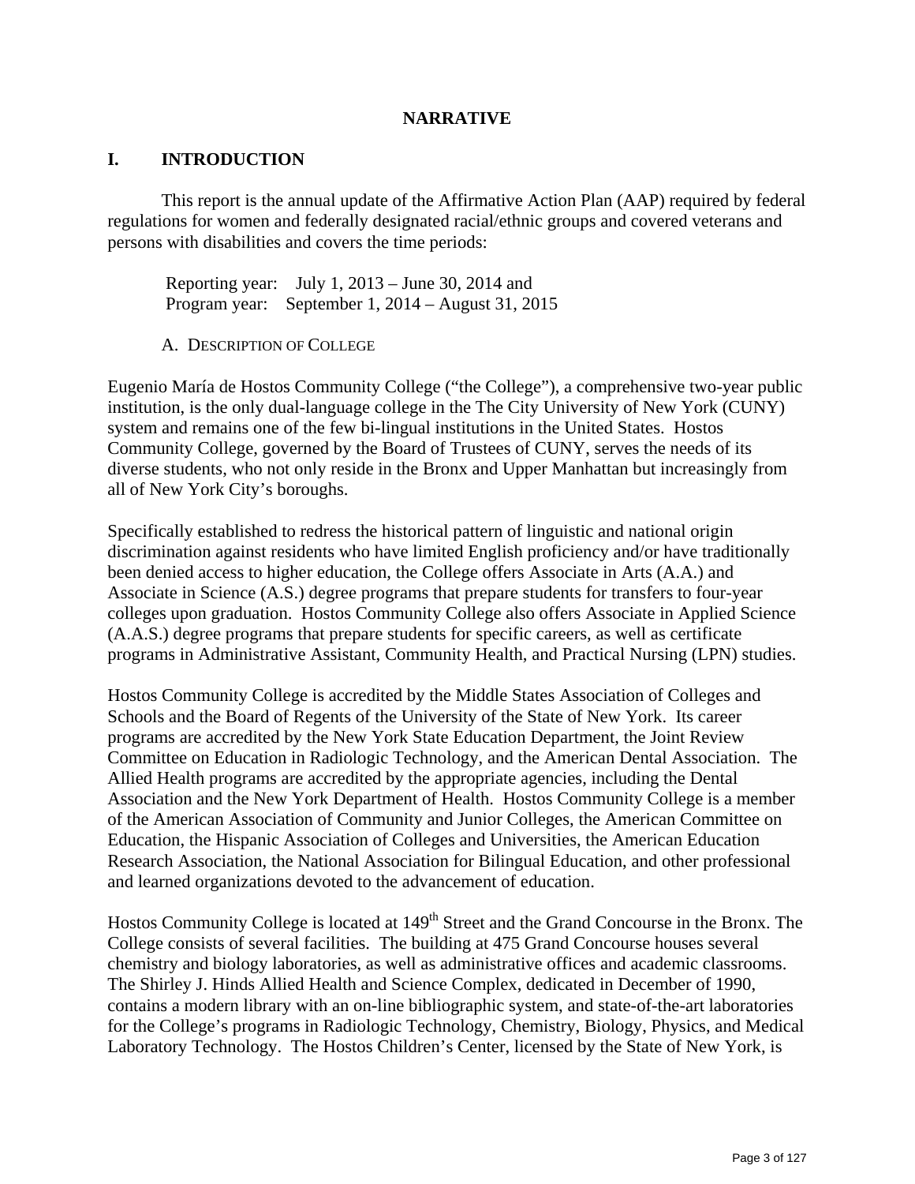# NARRATIVE

## I. INTRODUCTION

This report is the annual update of the Affirmative Action Plan (AAP) required by federal regulations for women and federally designated racial/ethnic groups and covered veterans and persons with disabilities and covers the time periods:

Reporting year: July 1, 2013 – June 30, 2014 and
Program year: September 1, 2014 – August 31, 2015

### A. Description of College

Eugenio María de Hostos Community College ("the College"), a comprehensive two-year public institution, is the only dual-language college in the The City University of New York (CUNY) system and remains one of the few bi-lingual institutions in the United States. Hostos Community College, governed by the Board of Trustees of CUNY, serves the needs of its diverse students, who not only reside in the Bronx and Upper Manhattan but increasingly from all of New York City's boroughs.

Specifically established to redress the historical pattern of linguistic and national origin discrimination against residents who have limited English proficiency and/or have traditionally been denied access to higher education, the College offers Associate in Arts (A.A.) and Associate in Science (A.S.) degree programs that prepare students for transfers to four-year colleges upon graduation. Hostos Community College also offers Associate in Applied Science (A.A.S.) degree programs that prepare students for specific careers, as well as certificate programs in Administrative Assistant, Community Health, and Practical Nursing (LPN) studies.

Hostos Community College is accredited by the Middle States Association of Colleges and Schools and the Board of Regents of the University of the State of New York. Its career programs are accredited by the New York State Education Department, the Joint Review Committee on Education in Radiologic Technology, and the American Dental Association. The Allied Health programs are accredited by the appropriate agencies, including the Dental Association and the New York Department of Health. Hostos Community College is a member of the American Association of Community and Junior Colleges, the American Committee on Education, the Hispanic Association of Colleges and Universities, the American Education Research Association, the National Association for Bilingual Education, and other professional and learned organizations devoted to the advancement of education.

Hostos Community College is located at 149th Street and the Grand Concourse in the Bronx. The College consists of several facilities. The building at 475 Grand Concourse houses several chemistry and biology laboratories, as well as administrative offices and academic classrooms. The Shirley J. Hinds Allied Health and Science Complex, dedicated in December of 1990, contains a modern library with an on-line bibliographic system, and state-of-the-art laboratories for the College's programs in Radiologic Technology, Chemistry, Biology, Physics, and Medical Laboratory Technology. The Hostos Children's Center, licensed by the State of New York, is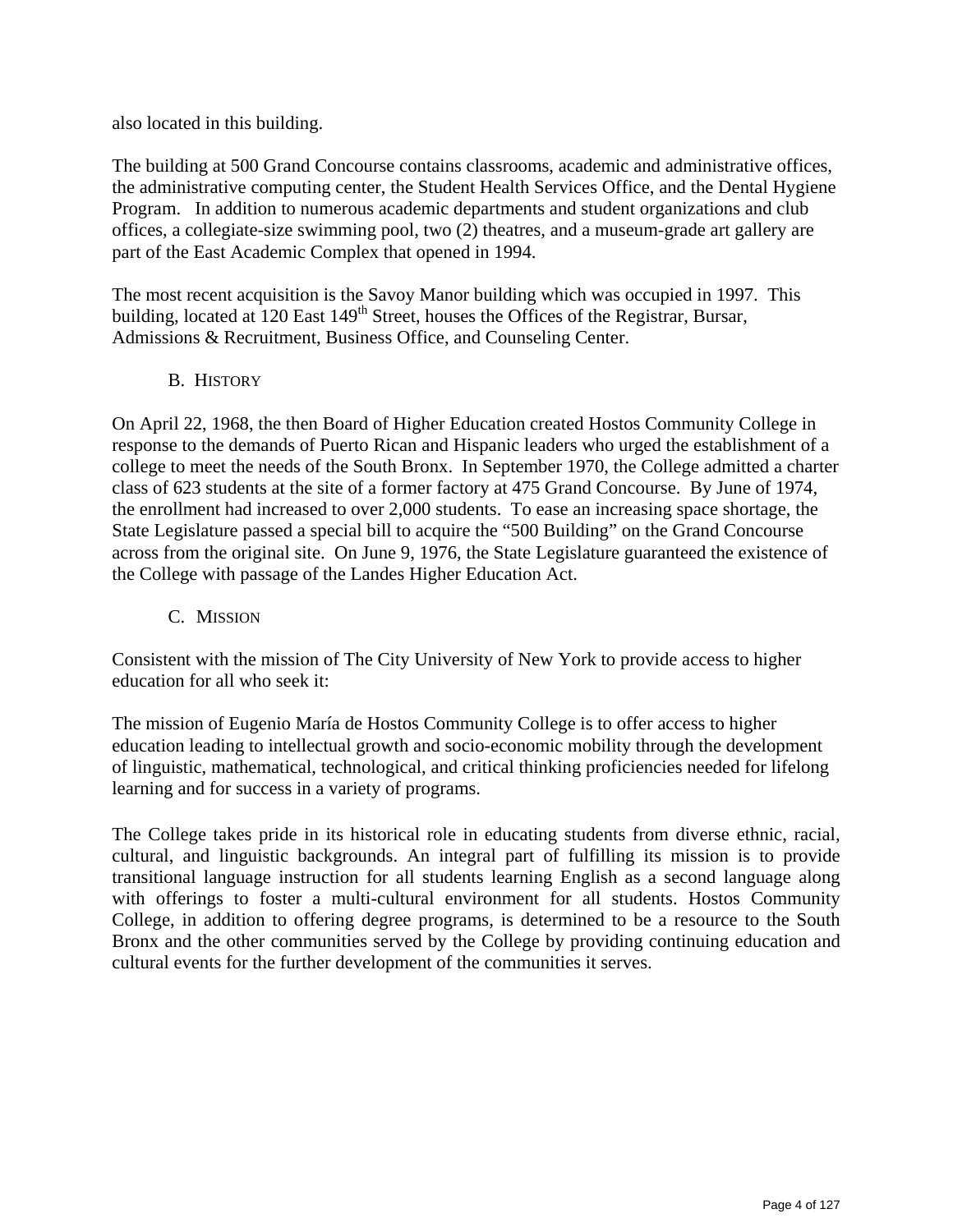also located in this building.

The building at 500 Grand Concourse contains classrooms, academic and administrative offices, the administrative computing center, the Student Health Services Office, and the Dental Hygiene Program. In addition to numerous academic departments and student organizations and club offices, a collegiate-size swimming pool, two (2) theatres, and a museum-grade art gallery are part of the East Academic Complex that opened in 1994.

The most recent acquisition is the Savoy Manor building which was occupied in 1997. This building, located at 120 East 149th Street, houses the Offices of the Registrar, Bursar, Admissions & Recruitment, Business Office, and Counseling Center.

### B. HISTORY

On April 22, 1968, the then Board of Higher Education created Hostos Community College in response to the demands of Puerto Rican and Hispanic leaders who urged the establishment of a college to meet the needs of the South Bronx. In September 1970, the College admitted a charter class of 623 students at the site of a former factory at 475 Grand Concourse. By June of 1974, the enrollment had increased to over 2,000 students. To ease an increasing space shortage, the State Legislature passed a special bill to acquire the "500 Building" on the Grand Concourse across from the original site. On June 9, 1976, the State Legislature guaranteed the existence of the College with passage of the Landes Higher Education Act.

### C. MISSION

Consistent with the mission of The City University of New York to provide access to higher education for all who seek it:

The mission of Eugenio María de Hostos Community College is to offer access to higher education leading to intellectual growth and socio-economic mobility through the development of linguistic, mathematical, technological, and critical thinking proficiencies needed for lifelong learning and for success in a variety of programs.

The College takes pride in its historical role in educating students from diverse ethnic, racial, cultural, and linguistic backgrounds. An integral part of fulfilling its mission is to provide transitional language instruction for all students learning English as a second language along with offerings to foster a multi-cultural environment for all students. Hostos Community College, in addition to offering degree programs, is determined to be a resource to the South Bronx and the other communities served by the College by providing continuing education and cultural events for the further development of the communities it serves.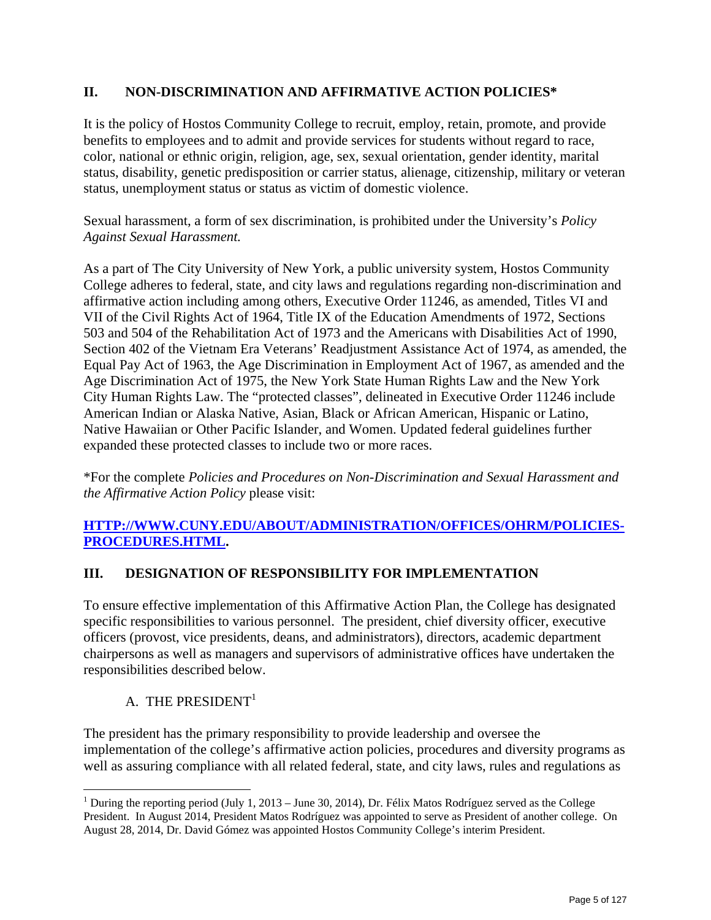## II. NON-DISCRIMINATION AND AFFIRMATIVE ACTION POLICIES*

It is the policy of Hostos Community College to recruit, employ, retain, promote, and provide benefits to employees and to admit and provide services for students without regard to race, color, national or ethnic origin, religion, age, sex, sexual orientation, gender identity, marital status, disability, genetic predisposition or carrier status, alienage, citizenship, military or veteran status, unemployment status or status as victim of domestic violence.

Sexual harassment, a form of sex discrimination, is prohibited under the University's *Policy Against Sexual Harassment.*

As a part of The City University of New York, a public university system, Hostos Community College adheres to federal, state, and city laws and regulations regarding non-discrimination and affirmative action including among others, Executive Order 11246, as amended, Titles VI and VII of the Civil Rights Act of 1964, Title IX of the Education Amendments of 1972, Sections 503 and 504 of the Rehabilitation Act of 1973 and the Americans with Disabilities Act of 1990, Section 402 of the Vietnam Era Veterans' Readjustment Assistance Act of 1974, as amended, the Equal Pay Act of 1963, the Age Discrimination in Employment Act of 1967, as amended and the Age Discrimination Act of 1975, the New York State Human Rights Law and the New York City Human Rights Law. The "protected classes", delineated in Executive Order 11246 include American Indian or Alaska Native, Asian, Black or African American, Hispanic or Latino, Native Hawaiian or Other Pacific Islander, and Women. Updated federal guidelines further expanded these protected classes to include two or more races.

*For the complete *Policies and Procedures on Non-Discrimination and Sexual Harassment and the Affirmative Action Policy* please visit:

**[HTTP://WWW.CUNY.EDU/ABOUT/ADMINISTRATION/OFFICES/OHRM/POLICIES-PROCEDURES.HTML](HTTP://WWW.CUNY.EDU/ABOUT/ADMINISTRATION/OFFICES/OHRM/POLICIES-PROCEDURES.HTML).**

## III. DESIGNATION OF RESPONSIBILITY FOR IMPLEMENTATION

To ensure effective implementation of this Affirmative Action Plan, the College has designated specific responsibilities to various personnel. The president, chief diversity officer, executive officers (provost, vice presidents, deans, and administrators), directors, academic department chairpersons as well as managers and supervisors of administrative offices have undertaken the responsibilities described below.

### A. THE PRESIDENT[1]

The president has the primary responsibility to provide leadership and oversee the implementation of the college's affirmative action policies, procedures and diversity programs as well as assuring compliance with all related federal, state, and city laws, rules and regulations as

---

[1] During the reporting period (July 1, 2013 – June 30, 2014), Dr. Félix Matos Rodríguez served as the College President. In August 2014, President Matos Rodríguez was appointed to serve as President of another college. On August 28, 2014, Dr. David Gómez was appointed Hostos Community College's interim President.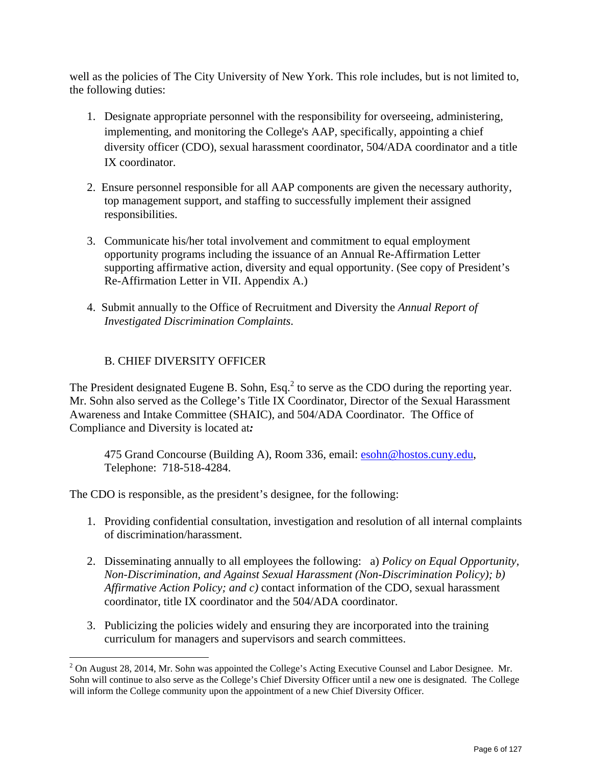well as the policies of The City University of New York. This role includes, but is not limited to, the following duties:

1. Designate appropriate personnel with the responsibility for overseeing, administering, implementing, and monitoring the College's AAP, specifically, appointing a chief diversity officer (CDO), sexual harassment coordinator, 504/ADA coordinator and a title IX coordinator.

2. Ensure personnel responsible for all AAP components are given the necessary authority, top management support, and staffing to successfully implement their assigned responsibilities.

3. Communicate his/her total involvement and commitment to equal employment opportunity programs including the issuance of an Annual Re-Affirmation Letter supporting affirmative action, diversity and equal opportunity. (See copy of President's Re-Affirmation Letter in VII. Appendix A.)

4. Submit annually to the Office of Recruitment and Diversity the *Annual Report of Investigated Discrimination Complaints*.

### B. CHIEF DIVERSITY OFFICER

The President designated Eugene B. Sohn, Esq.[2] to serve as the CDO during the reporting year. Mr. Sohn also served as the College's Title IX Coordinator, Director of the Sexual Harassment Awareness and Intake Committee (SHAIC), and 504/ADA Coordinator. The Office of Compliance and Diversity is located at*:*

> 475 Grand Concourse (Building A), Room 336, email: esohn@hostos.cuny.edu, Telephone: 718-518-4284.

The CDO is responsible, as the president's designee, for the following:

1. Providing confidential consultation, investigation and resolution of all internal complaints of discrimination/harassment.

2. Disseminating annually to all employees the following: a) *Policy on Equal Opportunity, Non-Discrimination, and Against Sexual Harassment (Non-Discrimination Policy); b) Affirmative Action Policy; and c)* contact information of the CDO, sexual harassment coordinator, title IX coordinator and the 504/ADA coordinator.

3. Publicizing the policies widely and ensuring they are incorporated into the training curriculum for managers and supervisors and search committees.

---

[2] On August 28, 2014, Mr. Sohn was appointed the College's Acting Executive Counsel and Labor Designee. Mr. Sohn will continue to also serve as the College's Chief Diversity Officer until a new one is designated. The College will inform the College community upon the appointment of a new Chief Diversity Officer.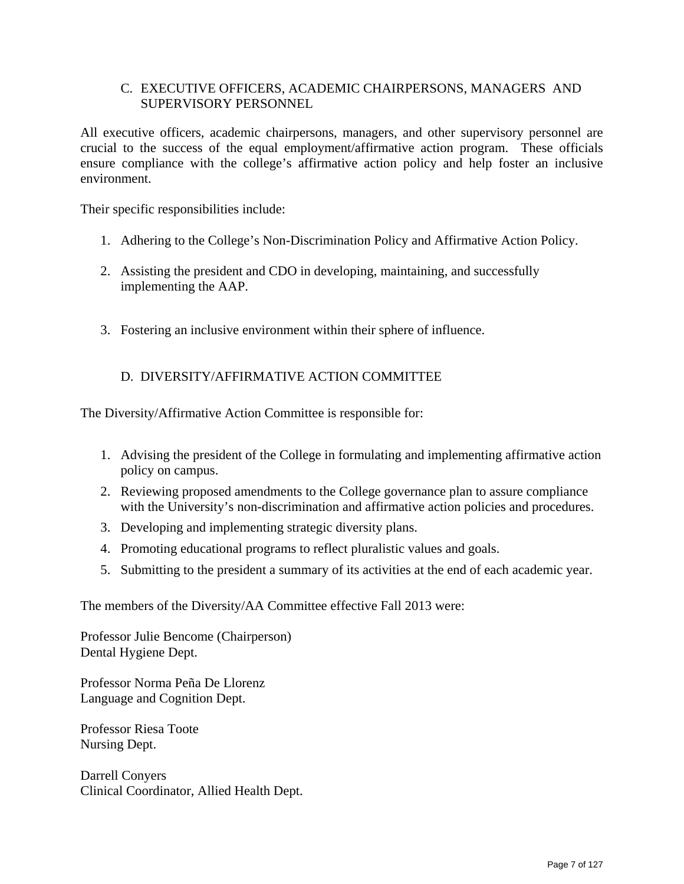### C. EXECUTIVE OFFICERS, ACADEMIC CHAIRPERSONS, MANAGERS AND SUPERVISORY PERSONNEL

All executive officers, academic chairpersons, managers, and other supervisory personnel are crucial to the success of the equal employment/affirmative action program. These officials ensure compliance with the college's affirmative action policy and help foster an inclusive environment.

Their specific responsibilities include:

1. Adhering to the College's Non-Discrimination Policy and Affirmative Action Policy.
2. Assisting the president and CDO in developing, maintaining, and successfully implementing the AAP.
3. Fostering an inclusive environment within their sphere of influence.

### D. DIVERSITY/AFFIRMATIVE ACTION COMMITTEE

The Diversity/Affirmative Action Committee is responsible for:

1. Advising the president of the College in formulating and implementing affirmative action policy on campus.
2. Reviewing proposed amendments to the College governance plan to assure compliance with the University's non-discrimination and affirmative action policies and procedures.
3. Developing and implementing strategic diversity plans.
4. Promoting educational programs to reflect pluralistic values and goals.
5. Submitting to the president a summary of its activities at the end of each academic year.

The members of the Diversity/AA Committee effective Fall 2013 were:

Professor Julie Bencome (Chairperson)
Dental Hygiene Dept.

Professor Norma Peña De Llorenz
Language and Cognition Dept.

Professor Riesa Toote
Nursing Dept.

Darrell Conyers
Clinical Coordinator, Allied Health Dept.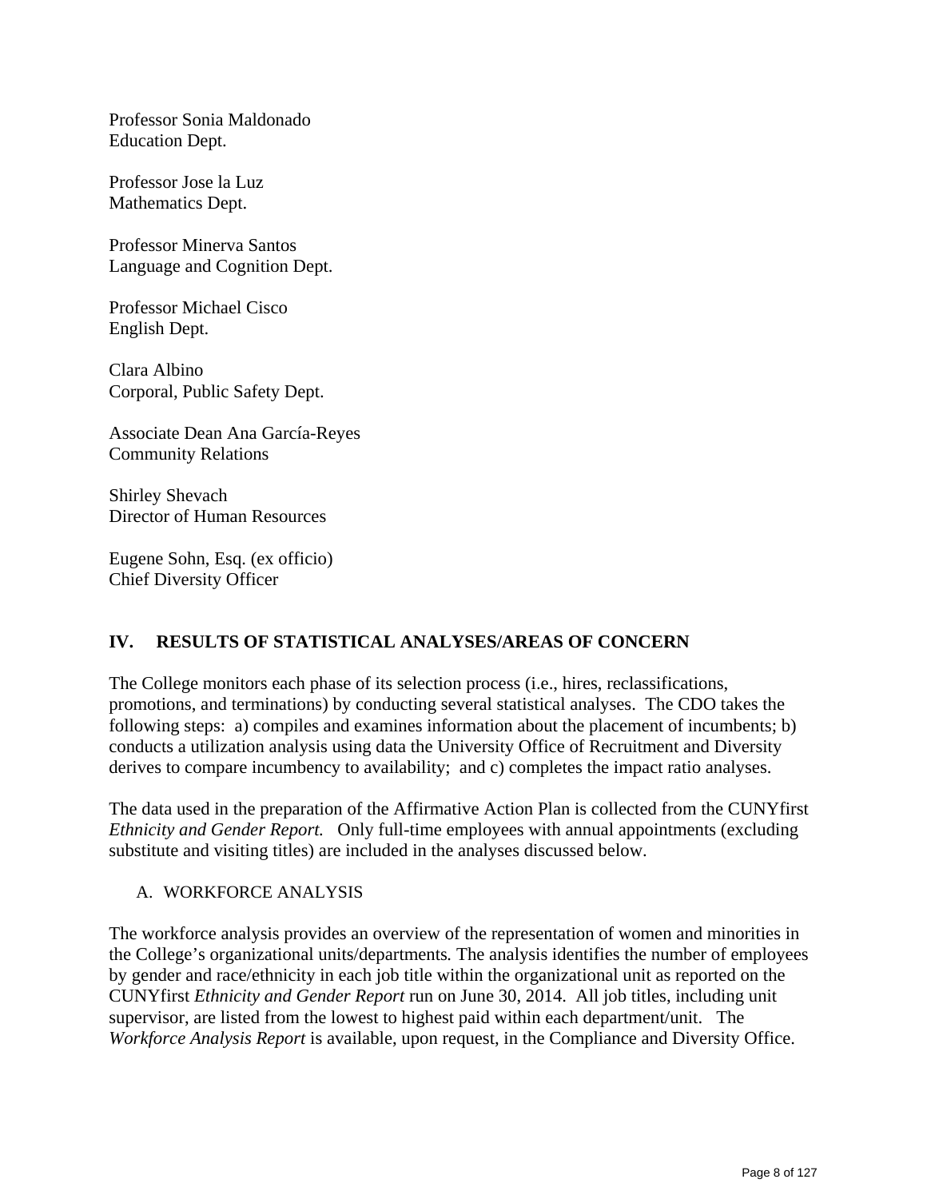Professor Sonia Maldonado
Education Dept.

Professor Jose la Luz
Mathematics Dept.

Professor Minerva Santos
Language and Cognition Dept.

Professor Michael Cisco
English Dept.

Clara Albino
Corporal, Public Safety Dept.

Associate Dean Ana García-Reyes
Community Relations

Shirley Shevach
Director of Human Resources

Eugene Sohn, Esq. (ex officio)
Chief Diversity Officer

## IV. RESULTS OF STATISTICAL ANALYSES/AREAS OF CONCERN

The College monitors each phase of its selection process (i.e., hires, reclassifications, promotions, and terminations) by conducting several statistical analyses. The CDO takes the following steps: a) compiles and examines information about the placement of incumbents; b) conducts a utilization analysis using data the University Office of Recruitment and Diversity derives to compare incumbency to availability; and c) completes the impact ratio analyses.

The data used in the preparation of the Affirmative Action Plan is collected from the CUNYfirst *Ethnicity and Gender Report.* Only full-time employees with annual appointments (excluding substitute and visiting titles) are included in the analyses discussed below.

### A. WORKFORCE ANALYSIS

The workforce analysis provides an overview of the representation of women and minorities in the College's organizational units/departments. The analysis identifies the number of employees by gender and race/ethnicity in each job title within the organizational unit as reported on the CUNYfirst *Ethnicity and Gender Report* run on June 30, 2014. All job titles, including unit supervisor, are listed from the lowest to highest paid within each department/unit. The *Workforce Analysis Report* is available, upon request, in the Compliance and Diversity Office.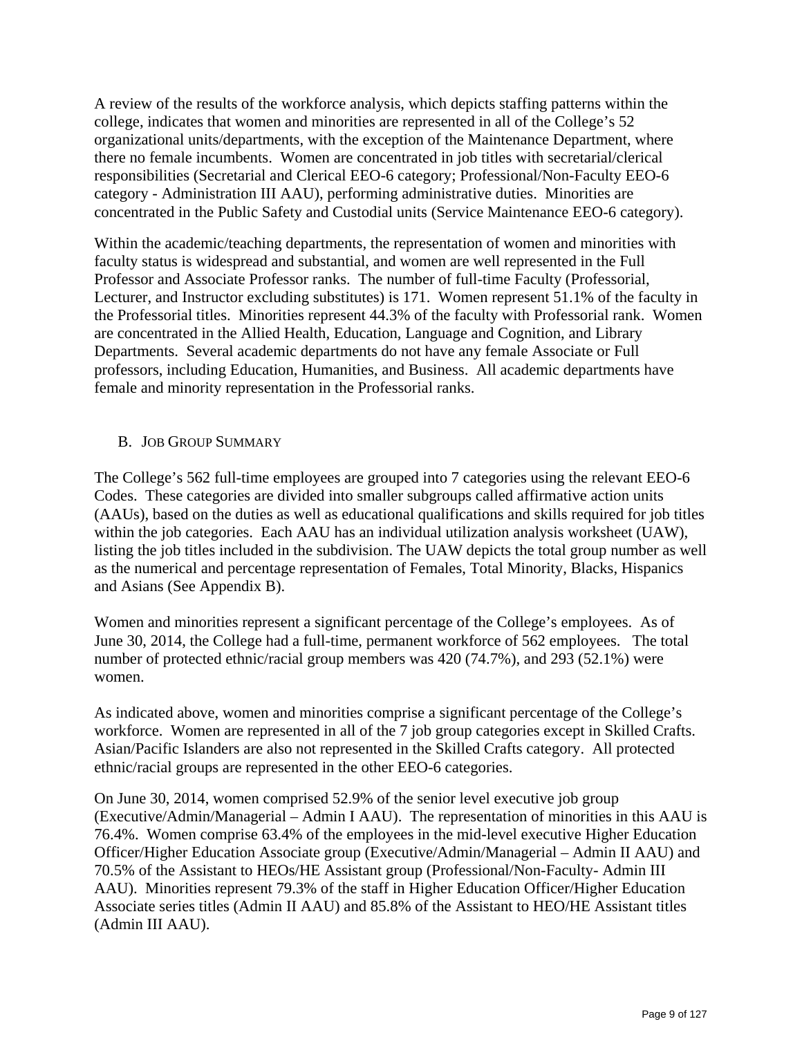A review of the results of the workforce analysis, which depicts staffing patterns within the college, indicates that women and minorities are represented in all of the College's 52 organizational units/departments, with the exception of the Maintenance Department, where there no female incumbents. Women are concentrated in job titles with secretarial/clerical responsibilities (Secretarial and Clerical EEO-6 category; Professional/Non-Faculty EEO-6 category - Administration III AAU), performing administrative duties. Minorities are concentrated in the Public Safety and Custodial units (Service Maintenance EEO-6 category).

Within the academic/teaching departments, the representation of women and minorities with faculty status is widespread and substantial, and women are well represented in the Full Professor and Associate Professor ranks. The number of full-time Faculty (Professorial, Lecturer, and Instructor excluding substitutes) is 171. Women represent 51.1% of the faculty in the Professorial titles. Minorities represent 44.3% of the faculty with Professorial rank. Women are concentrated in the Allied Health, Education, Language and Cognition, and Library Departments. Several academic departments do not have any female Associate or Full professors, including Education, Humanities, and Business. All academic departments have female and minority representation in the Professorial ranks.

## B. Job Group Summary

The College's 562 full-time employees are grouped into 7 categories using the relevant EEO-6 Codes. These categories are divided into smaller subgroups called affirmative action units (AAUs), based on the duties as well as educational qualifications and skills required for job titles within the job categories. Each AAU has an individual utilization analysis worksheet (UAW), listing the job titles included in the subdivision. The UAW depicts the total group number as well as the numerical and percentage representation of Females, Total Minority, Blacks, Hispanics and Asians (See Appendix B).

Women and minorities represent a significant percentage of the College's employees. As of June 30, 2014, the College had a full-time, permanent workforce of 562 employees. The total number of protected ethnic/racial group members was 420 (74.7%), and 293 (52.1%) were women.

As indicated above, women and minorities comprise a significant percentage of the College's workforce. Women are represented in all of the 7 job group categories except in Skilled Crafts. Asian/Pacific Islanders are also not represented in the Skilled Crafts category. All protected ethnic/racial groups are represented in the other EEO-6 categories.

On June 30, 2014, women comprised 52.9% of the senior level executive job group (Executive/Admin/Managerial – Admin I AAU). The representation of minorities in this AAU is 76.4%. Women comprise 63.4% of the employees in the mid-level executive Higher Education Officer/Higher Education Associate group (Executive/Admin/Managerial – Admin II AAU) and 70.5% of the Assistant to HEOs/HE Assistant group (Professional/Non-Faculty- Admin III AAU). Minorities represent 79.3% of the staff in Higher Education Officer/Higher Education Associate series titles (Admin II AAU) and 85.8% of the Assistant to HEO/HE Assistant titles (Admin III AAU).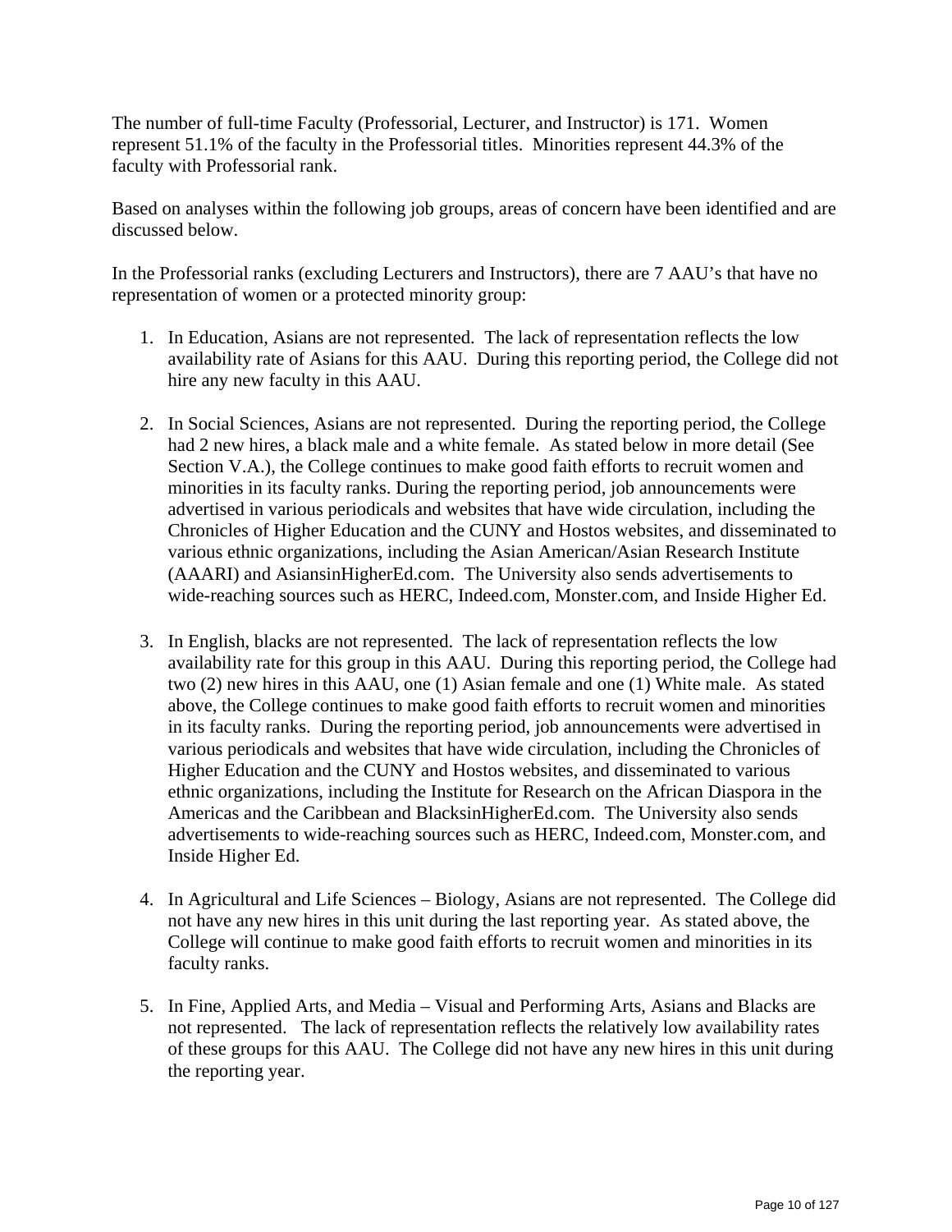The number of full-time Faculty (Professorial, Lecturer, and Instructor) is 171. Women represent 51.1% of the faculty in the Professorial titles. Minorities represent 44.3% of the faculty with Professorial rank.

Based on analyses within the following job groups, areas of concern have been identified and are discussed below.

In the Professorial ranks (excluding Lecturers and Instructors), there are 7 AAU's that have no representation of women or a protected minority group:

1. In Education, Asians are not represented. The lack of representation reflects the low availability rate of Asians for this AAU. During this reporting period, the College did not hire any new faculty in this AAU.

2. In Social Sciences, Asians are not represented. During the reporting period, the College had 2 new hires, a black male and a white female. As stated below in more detail (See Section V.A.), the College continues to make good faith efforts to recruit women and minorities in its faculty ranks. During the reporting period, job announcements were advertised in various periodicals and websites that have wide circulation, including the Chronicles of Higher Education and the CUNY and Hostos websites, and disseminated to various ethnic organizations, including the Asian American/Asian Research Institute (AAARI) and AsiansinHigherEd.com. The University also sends advertisements to wide-reaching sources such as HERC, Indeed.com, Monster.com, and Inside Higher Ed.

3. In English, blacks are not represented. The lack of representation reflects the low availability rate for this group in this AAU. During this reporting period, the College had two (2) new hires in this AAU, one (1) Asian female and one (1) White male. As stated above, the College continues to make good faith efforts to recruit women and minorities in its faculty ranks. During the reporting period, job announcements were advertised in various periodicals and websites that have wide circulation, including the Chronicles of Higher Education and the CUNY and Hostos websites, and disseminated to various ethnic organizations, including the Institute for Research on the African Diaspora in the Americas and the Caribbean and BlacksinHigherEd.com. The University also sends advertisements to wide-reaching sources such as HERC, Indeed.com, Monster.com, and Inside Higher Ed.

4. In Agricultural and Life Sciences – Biology, Asians are not represented. The College did not have any new hires in this unit during the last reporting year. As stated above, the College will continue to make good faith efforts to recruit women and minorities in its faculty ranks.

5. In Fine, Applied Arts, and Media – Visual and Performing Arts, Asians and Blacks are not represented. The lack of representation reflects the relatively low availability rates of these groups for this AAU. The College did not have any new hires in this unit during the reporting year.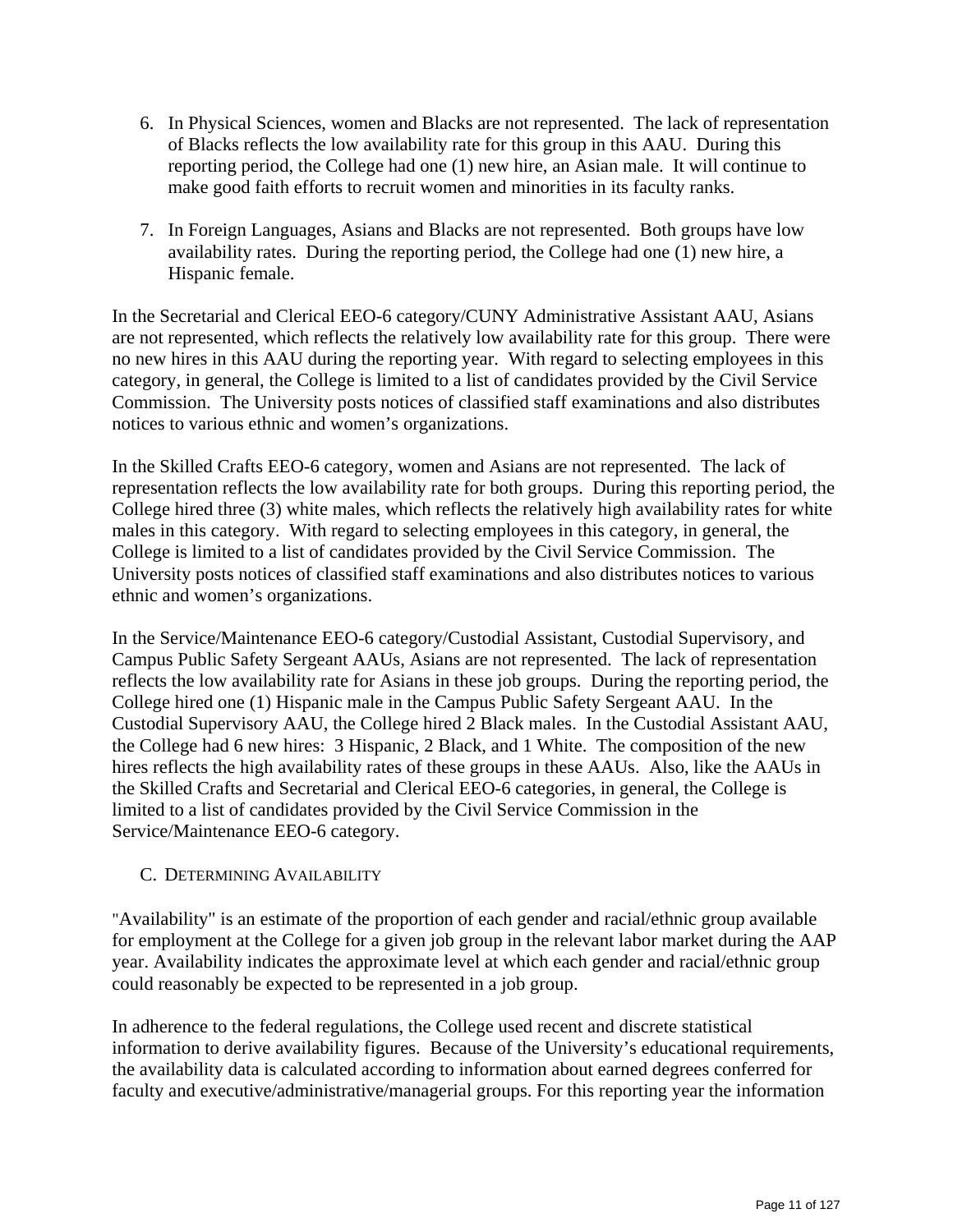6. In Physical Sciences, women and Blacks are not represented. The lack of representation of Blacks reflects the low availability rate for this group in this AAU. During this reporting period, the College had one (1) new hire, an Asian male. It will continue to make good faith efforts to recruit women and minorities in its faculty ranks.

7. In Foreign Languages, Asians and Blacks are not represented. Both groups have low availability rates. During the reporting period, the College had one (1) new hire, a Hispanic female.

In the Secretarial and Clerical EEO-6 category/CUNY Administrative Assistant AAU, Asians are not represented, which reflects the relatively low availability rate for this group. There were no new hires in this AAU during the reporting year. With regard to selecting employees in this category, in general, the College is limited to a list of candidates provided by the Civil Service Commission. The University posts notices of classified staff examinations and also distributes notices to various ethnic and women's organizations.

In the Skilled Crafts EEO-6 category, women and Asians are not represented. The lack of representation reflects the low availability rate for both groups. During this reporting period, the College hired three (3) white males, which reflects the relatively high availability rates for white males in this category. With regard to selecting employees in this category, in general, the College is limited to a list of candidates provided by the Civil Service Commission. The University posts notices of classified staff examinations and also distributes notices to various ethnic and women's organizations.

In the Service/Maintenance EEO-6 category/Custodial Assistant, Custodial Supervisory, and Campus Public Safety Sergeant AAUs, Asians are not represented. The lack of representation reflects the low availability rate for Asians in these job groups. During the reporting period, the College hired one (1) Hispanic male in the Campus Public Safety Sergeant AAU. In the Custodial Supervisory AAU, the College hired 2 Black males. In the Custodial Assistant AAU, the College had 6 new hires: 3 Hispanic, 2 Black, and 1 White. The composition of the new hires reflects the high availability rates of these groups in these AAUs. Also, like the AAUs in the Skilled Crafts and Secretarial and Clerical EEO-6 categories, in general, the College is limited to a list of candidates provided by the Civil Service Commission in the Service/Maintenance EEO-6 category.

### C. Determining Availability

"Availability" is an estimate of the proportion of each gender and racial/ethnic group available for employment at the College for a given job group in the relevant labor market during the AAP year. Availability indicates the approximate level at which each gender and racial/ethnic group could reasonably be expected to be represented in a job group.

In adherence to the federal regulations, the College used recent and discrete statistical information to derive availability figures. Because of the University's educational requirements, the availability data is calculated according to information about earned degrees conferred for faculty and executive/administrative/managerial groups. For this reporting year the information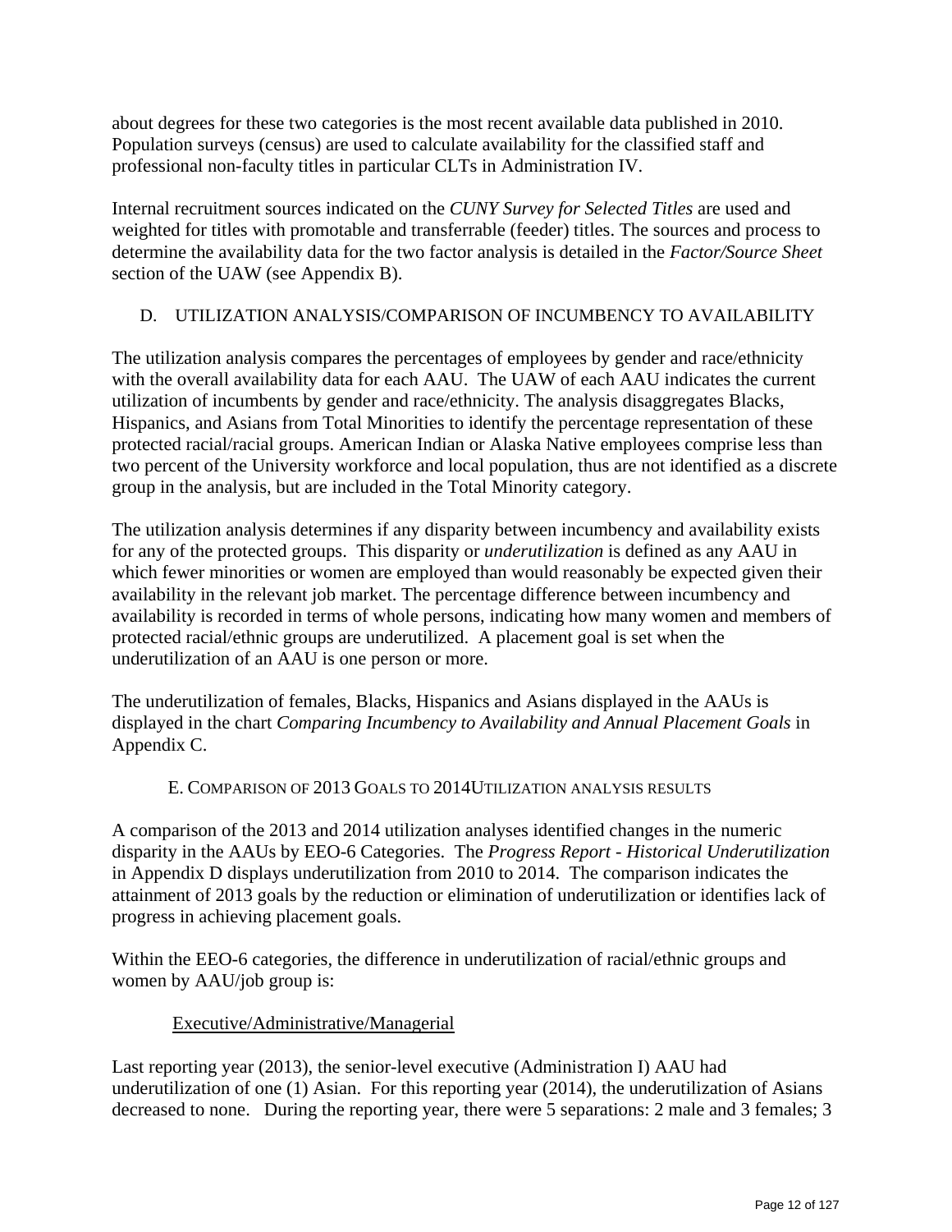about degrees for these two categories is the most recent available data published in 2010. Population surveys (census) are used to calculate availability for the classified staff and professional non-faculty titles in particular CLTs in Administration IV.

Internal recruitment sources indicated on the *CUNY Survey for Selected Titles* are used and weighted for titles with promotable and transferrable (feeder) titles. The sources and process to determine the availability data for the two factor analysis is detailed in the *Factor/Source Sheet* section of the UAW (see Appendix B).

### D. UTILIZATION ANALYSIS/COMPARISON OF INCUMBENCY TO AVAILABILITY

The utilization analysis compares the percentages of employees by gender and race/ethnicity with the overall availability data for each AAU. The UAW of each AAU indicates the current utilization of incumbents by gender and race/ethnicity. The analysis disaggregates Blacks, Hispanics, and Asians from Total Minorities to identify the percentage representation of these protected racial/racial groups. American Indian or Alaska Native employees comprise less than two percent of the University workforce and local population, thus are not identified as a discrete group in the analysis, but are included in the Total Minority category.

The utilization analysis determines if any disparity between incumbency and availability exists for any of the protected groups. This disparity or *underutilization* is defined as any AAU in which fewer minorities or women are employed than would reasonably be expected given their availability in the relevant job market. The percentage difference between incumbency and availability is recorded in terms of whole persons, indicating how many women and members of protected racial/ethnic groups are underutilized. A placement goal is set when the underutilization of an AAU is one person or more.

The underutilization of females, Blacks, Hispanics and Asians displayed in the AAUs is displayed in the chart *Comparing Incumbency to Availability and Annual Placement Goals* in Appendix C.

### E. COMPARISON OF 2013 GOALS TO 2014UTILIZATION ANALYSIS RESULTS

A comparison of the 2013 and 2014 utilization analyses identified changes in the numeric disparity in the AAUs by EEO-6 Categories. The *Progress Report - Historical Underutilization* in Appendix D displays underutilization from 2010 to 2014. The comparison indicates the attainment of 2013 goals by the reduction or elimination of underutilization or identifies lack of progress in achieving placement goals.

Within the EEO-6 categories, the difference in underutilization of racial/ethnic groups and women by AAU/job group is:

<u>Executive/Administrative/Managerial</u>

Last reporting year (2013), the senior-level executive (Administration I) AAU had underutilization of one (1) Asian. For this reporting year (2014), the underutilization of Asians decreased to none. During the reporting year, there were 5 separations: 2 male and 3 females; 3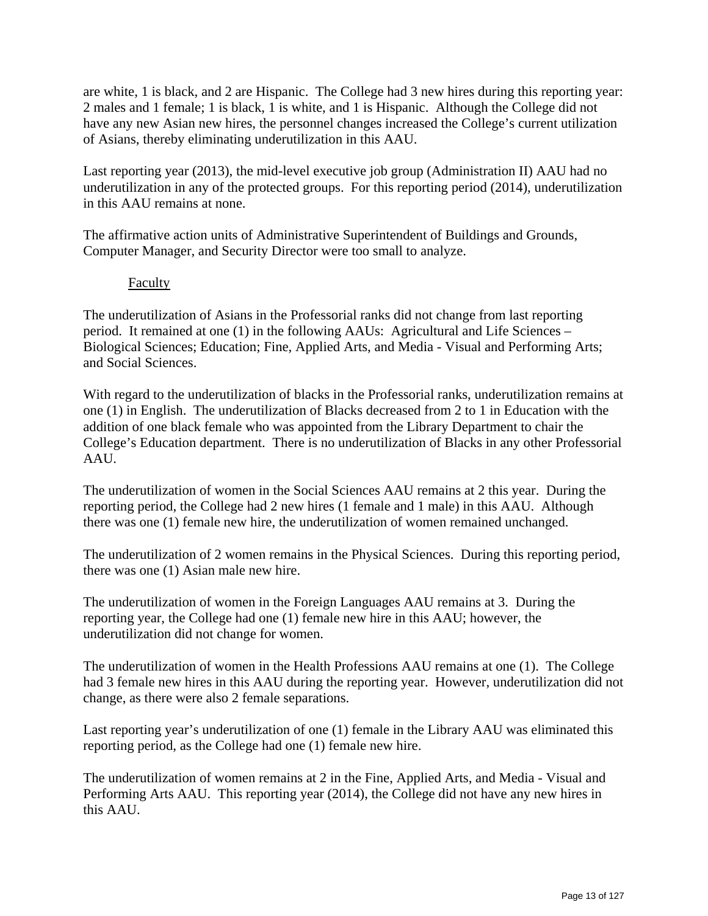are white, 1 is black, and 2 are Hispanic. The College had 3 new hires during this reporting year: 2 males and 1 female; 1 is black, 1 is white, and 1 is Hispanic. Although the College did not have any new Asian new hires, the personnel changes increased the College's current utilization of Asians, thereby eliminating underutilization in this AAU.

Last reporting year (2013), the mid-level executive job group (Administration II) AAU had no underutilization in any of the protected groups. For this reporting period (2014), underutilization in this AAU remains at none.

The affirmative action units of Administrative Superintendent of Buildings and Grounds, Computer Manager, and Security Director were too small to analyze.

Faculty

The underutilization of Asians in the Professorial ranks did not change from last reporting period. It remained at one (1) in the following AAUs: Agricultural and Life Sciences – Biological Sciences; Education; Fine, Applied Arts, and Media - Visual and Performing Arts; and Social Sciences.

With regard to the underutilization of blacks in the Professorial ranks, underutilization remains at one (1) in English. The underutilization of Blacks decreased from 2 to 1 in Education with the addition of one black female who was appointed from the Library Department to chair the College's Education department. There is no underutilization of Blacks in any other Professorial AAU.

The underutilization of women in the Social Sciences AAU remains at 2 this year. During the reporting period, the College had 2 new hires (1 female and 1 male) in this AAU. Although there was one (1) female new hire, the underutilization of women remained unchanged.

The underutilization of 2 women remains in the Physical Sciences. During this reporting period, there was one (1) Asian male new hire.

The underutilization of women in the Foreign Languages AAU remains at 3. During the reporting year, the College had one (1) female new hire in this AAU; however, the underutilization did not change for women.

The underutilization of women in the Health Professions AAU remains at one (1). The College had 3 female new hires in this AAU during the reporting year. However, underutilization did not change, as there were also 2 female separations.

Last reporting year's underutilization of one (1) female in the Library AAU was eliminated this reporting period, as the College had one (1) female new hire.

The underutilization of women remains at 2 in the Fine, Applied Arts, and Media - Visual and Performing Arts AAU. This reporting year (2014), the College did not have any new hires in this AAU.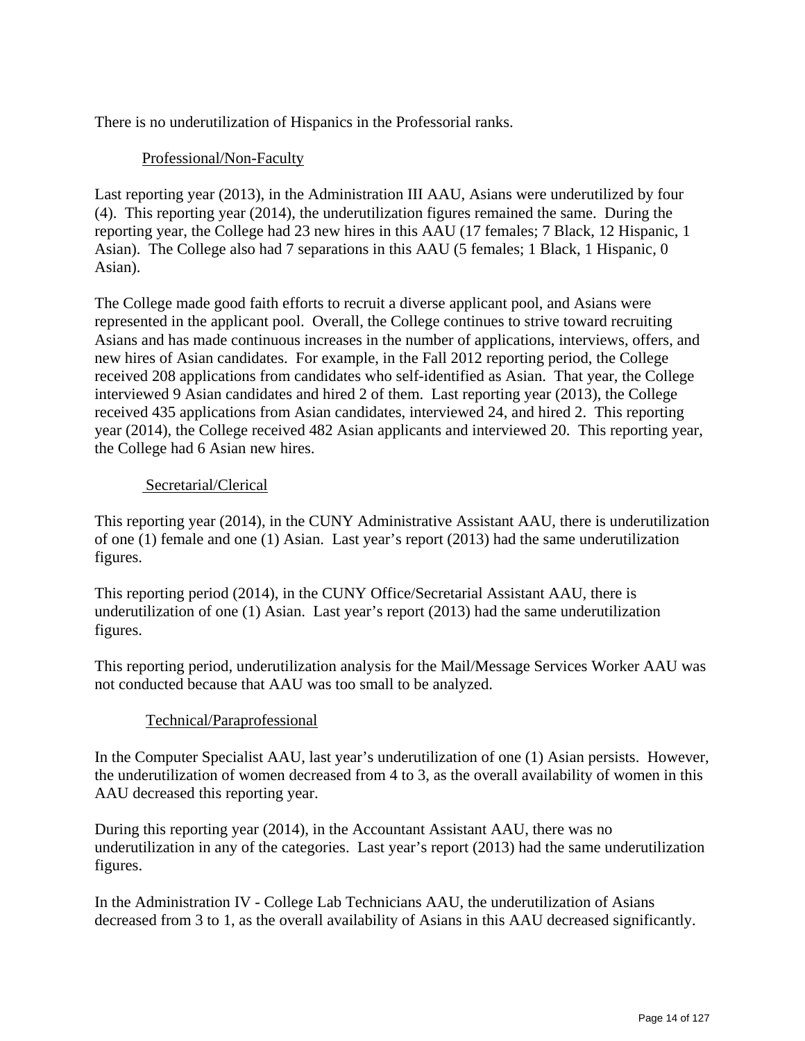There is no underutilization of Hispanics in the Professorial ranks.

Professional/Non-Faculty

Last reporting year (2013), in the Administration III AAU, Asians were underutilized by four (4). This reporting year (2014), the underutilization figures remained the same. During the reporting year, the College had 23 new hires in this AAU (17 females; 7 Black, 12 Hispanic, 1 Asian). The College also had 7 separations in this AAU (5 females; 1 Black, 1 Hispanic, 0 Asian).

The College made good faith efforts to recruit a diverse applicant pool, and Asians were represented in the applicant pool. Overall, the College continues to strive toward recruiting Asians and has made continuous increases in the number of applications, interviews, offers, and new hires of Asian candidates. For example, in the Fall 2012 reporting period, the College received 208 applications from candidates who self-identified as Asian. That year, the College interviewed 9 Asian candidates and hired 2 of them. Last reporting year (2013), the College received 435 applications from Asian candidates, interviewed 24, and hired 2. This reporting year (2014), the College received 482 Asian applicants and interviewed 20. This reporting year, the College had 6 Asian new hires.

Secretarial/Clerical

This reporting year (2014), in the CUNY Administrative Assistant AAU, there is underutilization of one (1) female and one (1) Asian. Last year's report (2013) had the same underutilization figures.

This reporting period (2014), in the CUNY Office/Secretarial Assistant AAU, there is underutilization of one (1) Asian. Last year's report (2013) had the same underutilization figures.

This reporting period, underutilization analysis for the Mail/Message Services Worker AAU was not conducted because that AAU was too small to be analyzed.

Technical/Paraprofessional

In the Computer Specialist AAU, last year's underutilization of one (1) Asian persists. However, the underutilization of women decreased from 4 to 3, as the overall availability of women in this AAU decreased this reporting year.

During this reporting year (2014), in the Accountant Assistant AAU, there was no underutilization in any of the categories. Last year's report (2013) had the same underutilization figures.

In the Administration IV - College Lab Technicians AAU, the underutilization of Asians decreased from 3 to 1, as the overall availability of Asians in this AAU decreased significantly.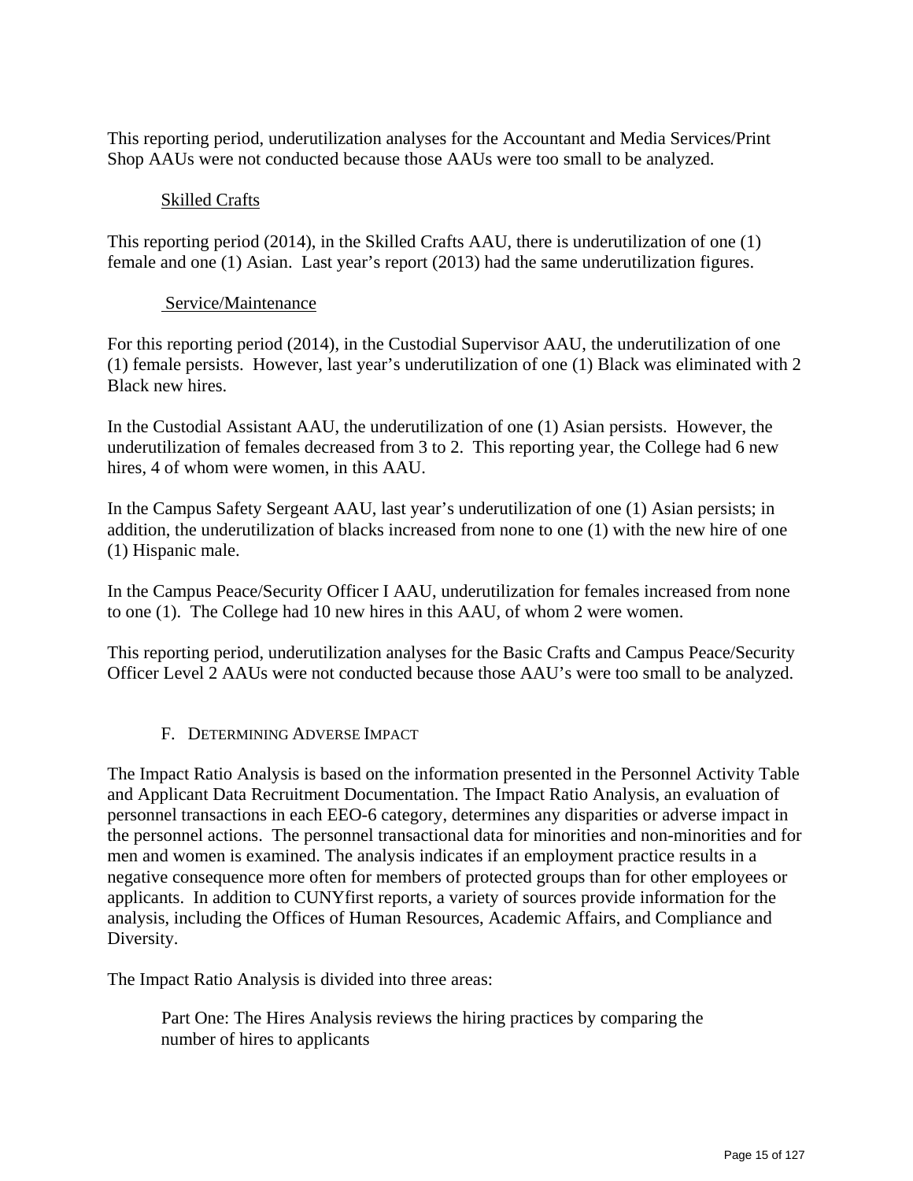This reporting period, underutilization analyses for the Accountant and Media Services/Print Shop AAUs were not conducted because those AAUs were too small to be analyzed.

### Skilled Crafts

This reporting period (2014), in the Skilled Crafts AAU, there is underutilization of one (1) female and one (1) Asian. Last year's report (2013) had the same underutilization figures.

### Service/Maintenance

For this reporting period (2014), in the Custodial Supervisor AAU, the underutilization of one (1) female persists. However, last year's underutilization of one (1) Black was eliminated with 2 Black new hires.

In the Custodial Assistant AAU, the underutilization of one (1) Asian persists. However, the underutilization of females decreased from 3 to 2. This reporting year, the College had 6 new hires, 4 of whom were women, in this AAU.

In the Campus Safety Sergeant AAU, last year's underutilization of one (1) Asian persists; in addition, the underutilization of blacks increased from none to one (1) with the new hire of one (1) Hispanic male.

In the Campus Peace/Security Officer I AAU, underutilization for females increased from none to one (1). The College had 10 new hires in this AAU, of whom 2 were women.

This reporting period, underutilization analyses for the Basic Crafts and Campus Peace/Security Officer Level 2 AAUs were not conducted because those AAU's were too small to be analyzed.

## F. Determining Adverse Impact

The Impact Ratio Analysis is based on the information presented in the Personnel Activity Table and Applicant Data Recruitment Documentation. The Impact Ratio Analysis, an evaluation of personnel transactions in each EEO-6 category, determines any disparities or adverse impact in the personnel actions. The personnel transactional data for minorities and non-minorities and for men and women is examined. The analysis indicates if an employment practice results in a negative consequence more often for members of protected groups than for other employees or applicants. In addition to CUNYfirst reports, a variety of sources provide information for the analysis, including the Offices of Human Resources, Academic Affairs, and Compliance and Diversity.

The Impact Ratio Analysis is divided into three areas:

Part One: The Hires Analysis reviews the hiring practices by comparing the number of hires to applicants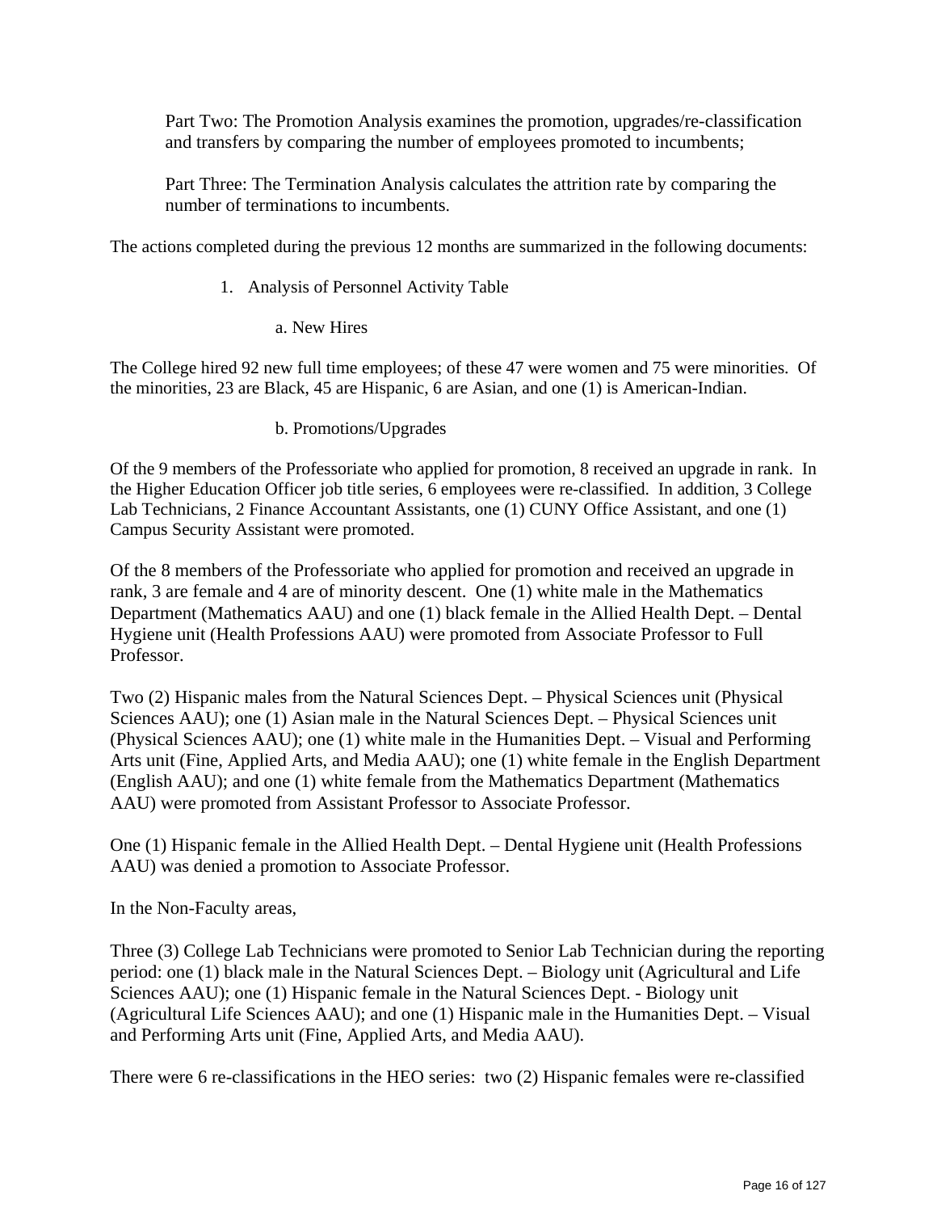Part Two: The Promotion Analysis examines the promotion, upgrades/re-classification and transfers by comparing the number of employees promoted to incumbents;

Part Three: The Termination Analysis calculates the attrition rate by comparing the number of terminations to incumbents.

The actions completed during the previous 12 months are summarized in the following documents:

1. Analysis of Personnel Activity Table

   a. New Hires

The College hired 92 new full time employees; of these 47 were women and 75 were minorities. Of the minorities, 23 are Black, 45 are Hispanic, 6 are Asian, and one (1) is American-Indian.

   b. Promotions/Upgrades

Of the 9 members of the Professoriate who applied for promotion, 8 received an upgrade in rank. In the Higher Education Officer job title series, 6 employees were re-classified. In addition, 3 College Lab Technicians, 2 Finance Accountant Assistants, one (1) CUNY Office Assistant, and one (1) Campus Security Assistant were promoted.

Of the 8 members of the Professoriate who applied for promotion and received an upgrade in rank, 3 are female and 4 are of minority descent. One (1) white male in the Mathematics Department (Mathematics AAU) and one (1) black female in the Allied Health Dept. – Dental Hygiene unit (Health Professions AAU) were promoted from Associate Professor to Full Professor.

Two (2) Hispanic males from the Natural Sciences Dept. – Physical Sciences unit (Physical Sciences AAU); one (1) Asian male in the Natural Sciences Dept. – Physical Sciences unit (Physical Sciences AAU); one (1) white male in the Humanities Dept. – Visual and Performing Arts unit (Fine, Applied Arts, and Media AAU); one (1) white female in the English Department (English AAU); and one (1) white female from the Mathematics Department (Mathematics AAU) were promoted from Assistant Professor to Associate Professor.

One (1) Hispanic female in the Allied Health Dept. – Dental Hygiene unit (Health Professions AAU) was denied a promotion to Associate Professor.

In the Non-Faculty areas,

Three (3) College Lab Technicians were promoted to Senior Lab Technician during the reporting period: one (1) black male in the Natural Sciences Dept. – Biology unit (Agricultural and Life Sciences AAU); one (1) Hispanic female in the Natural Sciences Dept. - Biology unit (Agricultural Life Sciences AAU); and one (1) Hispanic male in the Humanities Dept. – Visual and Performing Arts unit (Fine, Applied Arts, and Media AAU).

There were 6 re-classifications in the HEO series: two (2) Hispanic females were re-classified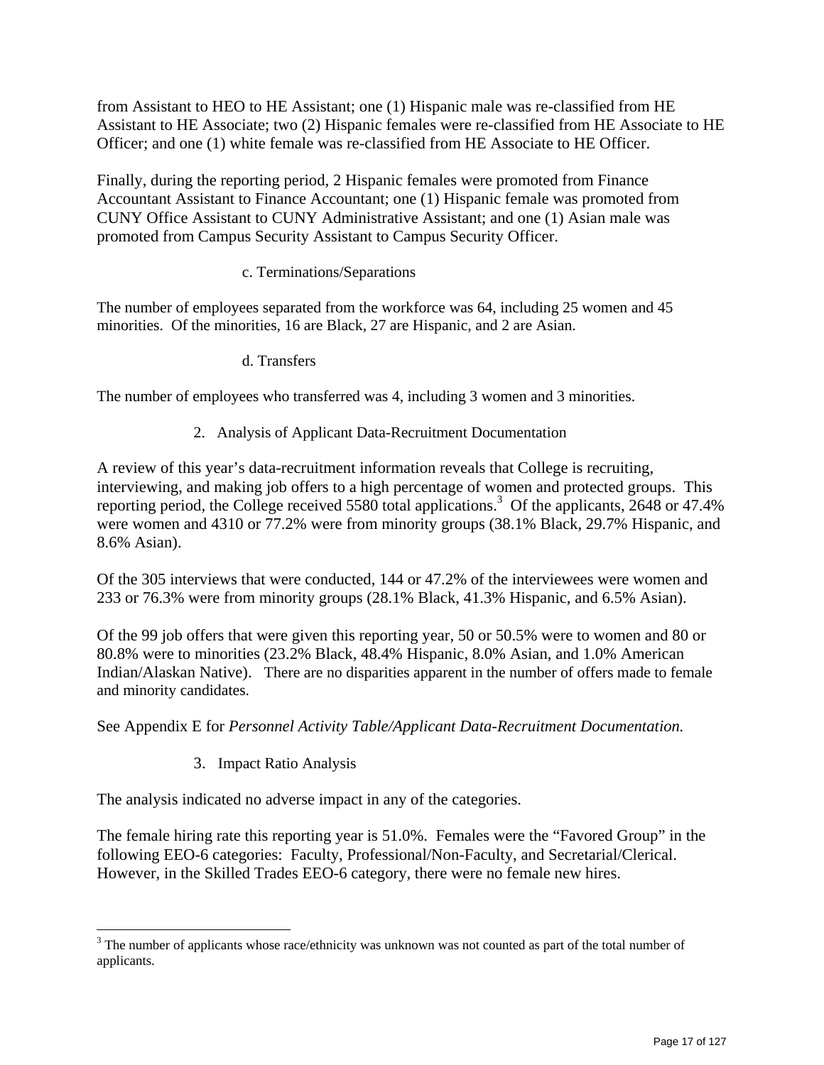from Assistant to HEO to HE Assistant; one (1) Hispanic male was re-classified from HE Assistant to HE Associate; two (2) Hispanic females were re-classified from HE Associate to HE Officer; and one (1) white female was re-classified from HE Associate to HE Officer.

Finally, during the reporting period, 2 Hispanic females were promoted from Finance Accountant Assistant to Finance Accountant; one (1) Hispanic female was promoted from CUNY Office Assistant to CUNY Administrative Assistant; and one (1) Asian male was promoted from Campus Security Assistant to Campus Security Officer.

c. Terminations/Separations

The number of employees separated from the workforce was 64, including 25 women and 45 minorities. Of the minorities, 16 are Black, 27 are Hispanic, and 2 are Asian.

d. Transfers

The number of employees who transferred was 4, including 3 women and 3 minorities.

2. Analysis of Applicant Data-Recruitment Documentation

A review of this year's data-recruitment information reveals that College is recruiting, interviewing, and making job offers to a high percentage of women and protected groups. This reporting period, the College received 5580 total applications.[3] Of the applicants, 2648 or 47.4% were women and 4310 or 77.2% were from minority groups (38.1% Black, 29.7% Hispanic, and 8.6% Asian).

Of the 305 interviews that were conducted, 144 or 47.2% of the interviewees were women and 233 or 76.3% were from minority groups (28.1% Black, 41.3% Hispanic, and 6.5% Asian).

Of the 99 job offers that were given this reporting year, 50 or 50.5% were to women and 80 or 80.8% were to minorities (23.2% Black, 48.4% Hispanic, 8.0% Asian, and 1.0% American Indian/Alaskan Native). There are no disparities apparent in the number of offers made to female and minority candidates.

See Appendix E for *Personnel Activity Table/Applicant Data-Recruitment Documentation.*

3. Impact Ratio Analysis

The analysis indicated no adverse impact in any of the categories.

The female hiring rate this reporting year is 51.0%. Females were the "Favored Group" in the following EEO-6 categories: Faculty, Professional/Non-Faculty, and Secretarial/Clerical. However, in the Skilled Trades EEO-6 category, there were no female new hires.

---

[3] The number of applicants whose race/ethnicity was unknown was not counted as part of the total number of applicants.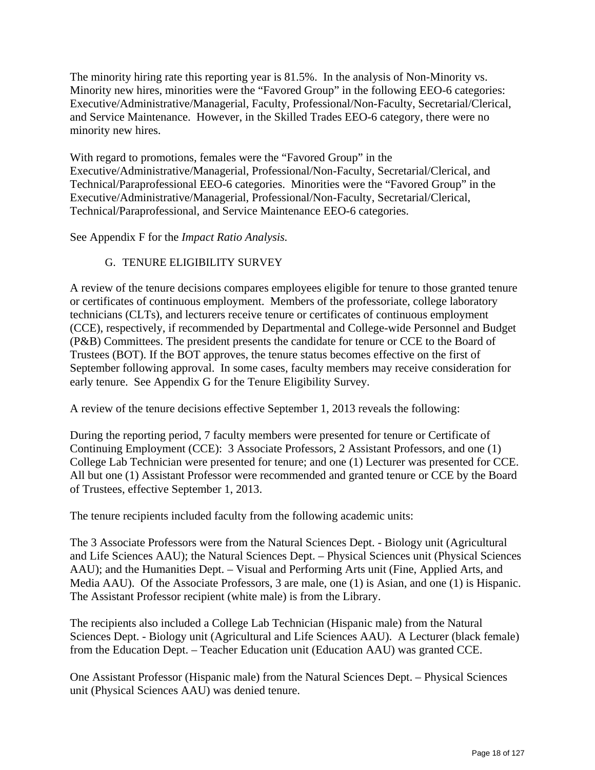The minority hiring rate this reporting year is 81.5%. In the analysis of Non-Minority vs. Minority new hires, minorities were the "Favored Group" in the following EEO-6 categories: Executive/Administrative/Managerial, Faculty, Professional/Non-Faculty, Secretarial/Clerical, and Service Maintenance. However, in the Skilled Trades EEO-6 category, there were no minority new hires.

With regard to promotions, females were the "Favored Group" in the Executive/Administrative/Managerial, Professional/Non-Faculty, Secretarial/Clerical, and Technical/Paraprofessional EEO-6 categories. Minorities were the "Favored Group" in the Executive/Administrative/Managerial, Professional/Non-Faculty, Secretarial/Clerical, Technical/Paraprofessional, and Service Maintenance EEO-6 categories.

See Appendix F for the *Impact Ratio Analysis.*

### G. TENURE ELIGIBILITY SURVEY

A review of the tenure decisions compares employees eligible for tenure to those granted tenure or certificates of continuous employment. Members of the professoriate, college laboratory technicians (CLTs), and lecturers receive tenure or certificates of continuous employment (CCE), respectively, if recommended by Departmental and College-wide Personnel and Budget (P&B) Committees. The president presents the candidate for tenure or CCE to the Board of Trustees (BOT). If the BOT approves, the tenure status becomes effective on the first of September following approval. In some cases, faculty members may receive consideration for early tenure. See Appendix G for the Tenure Eligibility Survey.

A review of the tenure decisions effective September 1, 2013 reveals the following:

During the reporting period, 7 faculty members were presented for tenure or Certificate of Continuing Employment (CCE): 3 Associate Professors, 2 Assistant Professors, and one (1) College Lab Technician were presented for tenure; and one (1) Lecturer was presented for CCE. All but one (1) Assistant Professor were recommended and granted tenure or CCE by the Board of Trustees, effective September 1, 2013.

The tenure recipients included faculty from the following academic units:

The 3 Associate Professors were from the Natural Sciences Dept. - Biology unit (Agricultural and Life Sciences AAU); the Natural Sciences Dept. – Physical Sciences unit (Physical Sciences AAU); and the Humanities Dept. – Visual and Performing Arts unit (Fine, Applied Arts, and Media AAU). Of the Associate Professors, 3 are male, one (1) is Asian, and one (1) is Hispanic. The Assistant Professor recipient (white male) is from the Library.

The recipients also included a College Lab Technician (Hispanic male) from the Natural Sciences Dept. - Biology unit (Agricultural and Life Sciences AAU). A Lecturer (black female) from the Education Dept. – Teacher Education unit (Education AAU) was granted CCE.

One Assistant Professor (Hispanic male) from the Natural Sciences Dept. – Physical Sciences unit (Physical Sciences AAU) was denied tenure.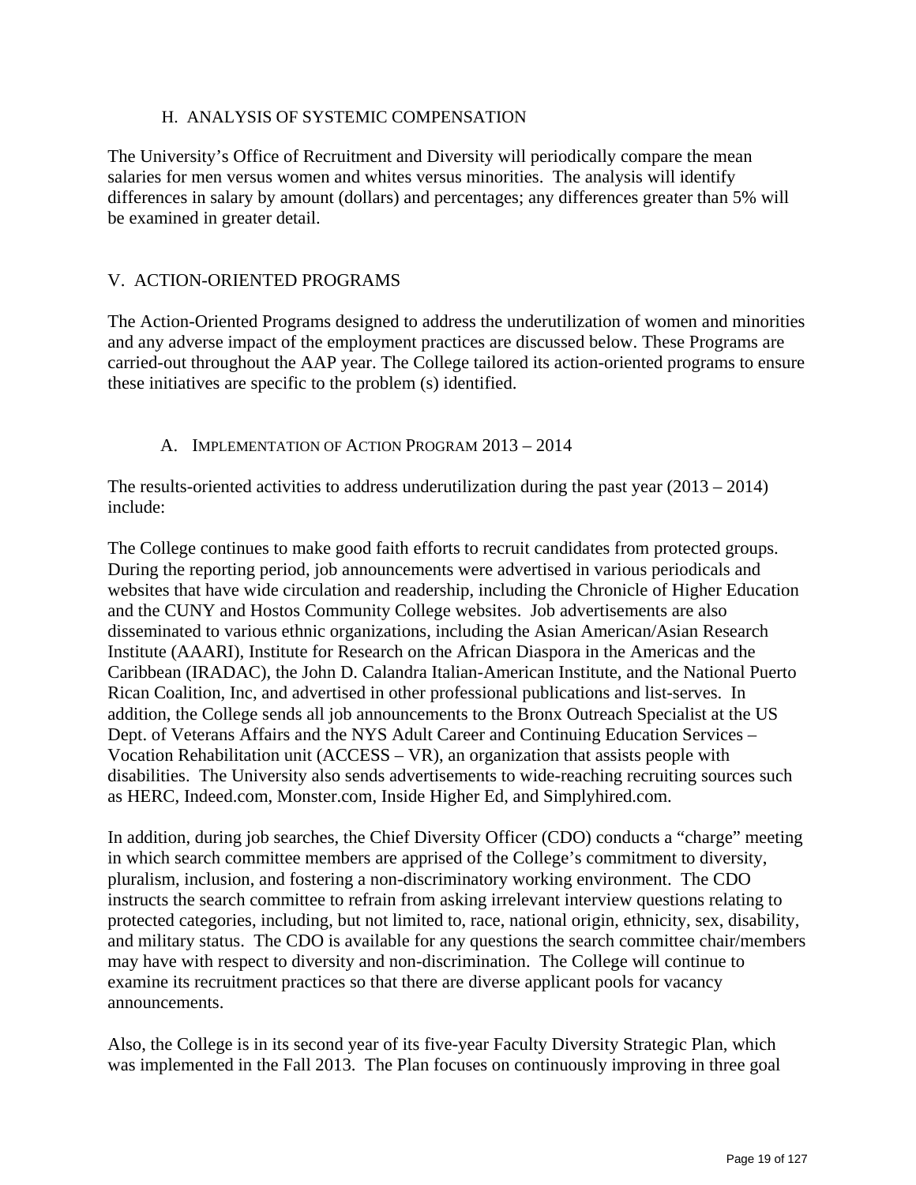### H. ANALYSIS OF SYSTEMIC COMPENSATION

The University's Office of Recruitment and Diversity will periodically compare the mean salaries for men versus women and whites versus minorities. The analysis will identify differences in salary by amount (dollars) and percentages; any differences greater than 5% will be examined in greater detail.

## V. ACTION-ORIENTED PROGRAMS

The Action-Oriented Programs designed to address the underutilization of women and minorities and any adverse impact of the employment practices are discussed below. These Programs are carried-out throughout the AAP year. The College tailored its action-oriented programs to ensure these initiatives are specific to the problem (s) identified.

### A. IMPLEMENTATION OF ACTION PROGRAM 2013 – 2014

The results-oriented activities to address underutilization during the past year (2013 – 2014) include:

The College continues to make good faith efforts to recruit candidates from protected groups. During the reporting period, job announcements were advertised in various periodicals and websites that have wide circulation and readership, including the Chronicle of Higher Education and the CUNY and Hostos Community College websites. Job advertisements are also disseminated to various ethnic organizations, including the Asian American/Asian Research Institute (AAARI), Institute for Research on the African Diaspora in the Americas and the Caribbean (IRADAC), the John D. Calandra Italian-American Institute, and the National Puerto Rican Coalition, Inc, and advertised in other professional publications and list-serves. In addition, the College sends all job announcements to the Bronx Outreach Specialist at the US Dept. of Veterans Affairs and the NYS Adult Career and Continuing Education Services – Vocation Rehabilitation unit (ACCESS – VR), an organization that assists people with disabilities. The University also sends advertisements to wide-reaching recruiting sources such as HERC, Indeed.com, Monster.com, Inside Higher Ed, and Simplyhired.com.

In addition, during job searches, the Chief Diversity Officer (CDO) conducts a "charge" meeting in which search committee members are apprised of the College's commitment to diversity, pluralism, inclusion, and fostering a non-discriminatory working environment. The CDO instructs the search committee to refrain from asking irrelevant interview questions relating to protected categories, including, but not limited to, race, national origin, ethnicity, sex, disability, and military status. The CDO is available for any questions the search committee chair/members may have with respect to diversity and non-discrimination. The College will continue to examine its recruitment practices so that there are diverse applicant pools for vacancy announcements.

Also, the College is in its second year of its five-year Faculty Diversity Strategic Plan, which was implemented in the Fall 2013. The Plan focuses on continuously improving in three goal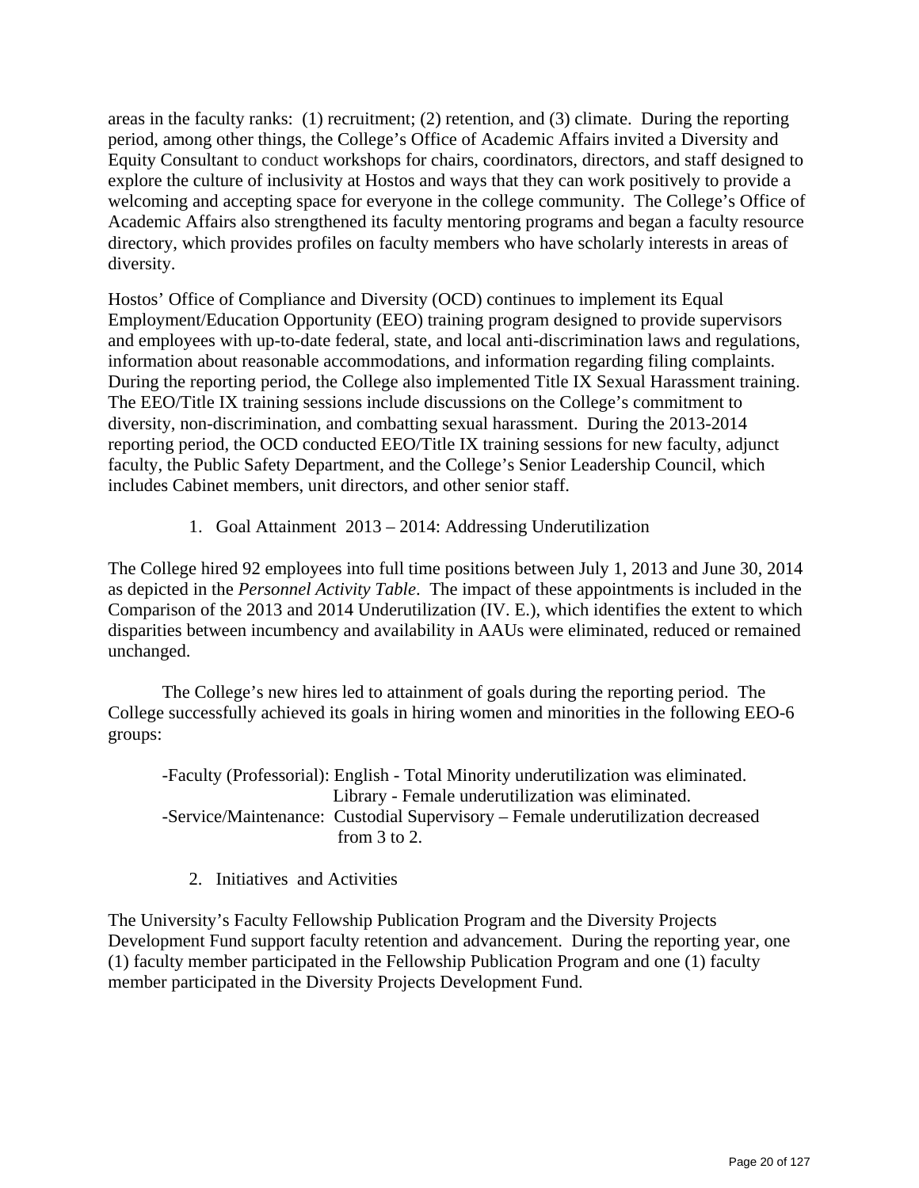areas in the faculty ranks: (1) recruitment; (2) retention, and (3) climate. During the reporting period, among other things, the College's Office of Academic Affairs invited a Diversity and Equity Consultant to conduct workshops for chairs, coordinators, directors, and staff designed to explore the culture of inclusivity at Hostos and ways that they can work positively to provide a welcoming and accepting space for everyone in the college community. The College's Office of Academic Affairs also strengthened its faculty mentoring programs and began a faculty resource directory, which provides profiles on faculty members who have scholarly interests in areas of diversity.

Hostos' Office of Compliance and Diversity (OCD) continues to implement its Equal Employment/Education Opportunity (EEO) training program designed to provide supervisors and employees with up-to-date federal, state, and local anti-discrimination laws and regulations, information about reasonable accommodations, and information regarding filing complaints. During the reporting period, the College also implemented Title IX Sexual Harassment training. The EEO/Title IX training sessions include discussions on the College's commitment to diversity, non-discrimination, and combatting sexual harassment. During the 2013-2014 reporting period, the OCD conducted EEO/Title IX training sessions for new faculty, adjunct faculty, the Public Safety Department, and the College's Senior Leadership Council, which includes Cabinet members, unit directors, and other senior staff.

1. Goal Attainment 2013 – 2014: Addressing Underutilization

The College hired 92 employees into full time positions between July 1, 2013 and June 30, 2014 as depicted in the *Personnel Activity Table*. The impact of these appointments is included in the Comparison of the 2013 and 2014 Underutilization (IV. E.), which identifies the extent to which disparities between incumbency and availability in AAUs were eliminated, reduced or remained unchanged.

The College's new hires led to attainment of goals during the reporting period. The College successfully achieved its goals in hiring women and minorities in the following EEO-6 groups:

-Faculty (Professorial): English - Total Minority underutilization was eliminated.
Library - Female underutilization was eliminated.
-Service/Maintenance: Custodial Supervisory – Female underutilization decreased from 3 to 2.

2. Initiatives and Activities

The University's Faculty Fellowship Publication Program and the Diversity Projects Development Fund support faculty retention and advancement. During the reporting year, one (1) faculty member participated in the Fellowship Publication Program and one (1) faculty member participated in the Diversity Projects Development Fund.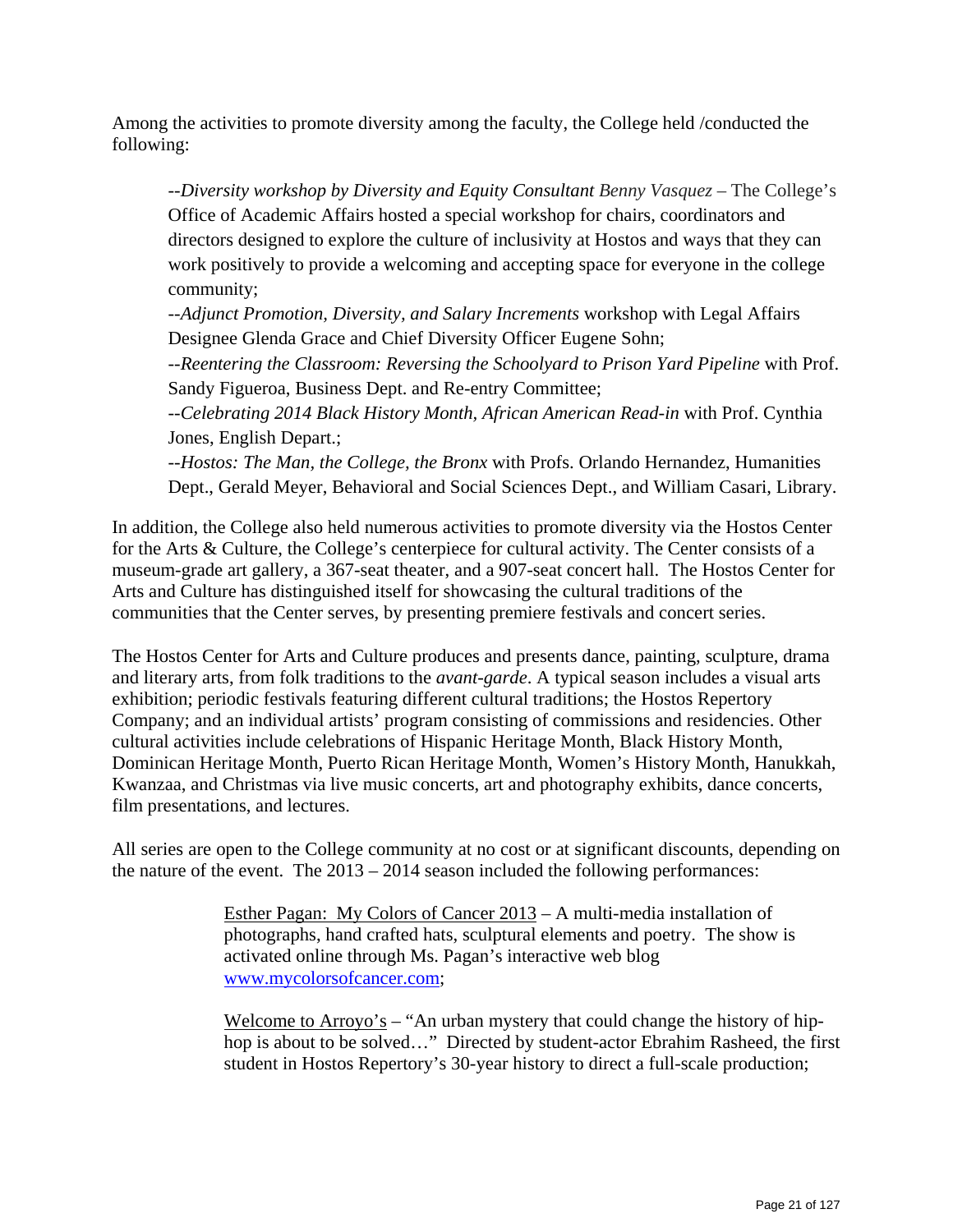Among the activities to promote diversity among the faculty, the College held /conducted the following:

--*Diversity workshop by Diversity and Equity Consultant* Benny Vasquez – The College's Office of Academic Affairs hosted a special workshop for chairs, coordinators and directors designed to explore the culture of inclusivity at Hostos and ways that they can work positively to provide a welcoming and accepting space for everyone in the college community;

--*Adjunct Promotion, Diversity, and Salary Increments* workshop with Legal Affairs Designee Glenda Grace and Chief Diversity Officer Eugene Sohn;

--*Reentering the Classroom: Reversing the Schoolyard to Prison Yard Pipeline* with Prof. Sandy Figueroa, Business Dept. and Re-entry Committee;

--*Celebrating 2014 Black History Month, African American Read-in* with Prof. Cynthia Jones, English Depart.;

--*Hostos: The Man, the College, the Bronx* with Profs. Orlando Hernandez, Humanities Dept., Gerald Meyer, Behavioral and Social Sciences Dept., and William Casari, Library.

In addition, the College also held numerous activities to promote diversity via the Hostos Center for the Arts & Culture, the College's centerpiece for cultural activity. The Center consists of a museum-grade art gallery, a 367-seat theater, and a 907-seat concert hall. The Hostos Center for Arts and Culture has distinguished itself for showcasing the cultural traditions of the communities that the Center serves, by presenting premiere festivals and concert series.

The Hostos Center for Arts and Culture produces and presents dance, painting, sculpture, drama and literary arts, from folk traditions to the *avant-garde*. A typical season includes a visual arts exhibition; periodic festivals featuring different cultural traditions; the Hostos Repertory Company; and an individual artists' program consisting of commissions and residencies. Other cultural activities include celebrations of Hispanic Heritage Month, Black History Month, Dominican Heritage Month, Puerto Rican Heritage Month, Women's History Month, Hanukkah, Kwanzaa, and Christmas via live music concerts, art and photography exhibits, dance concerts, film presentations, and lectures.

All series are open to the College community at no cost or at significant discounts, depending on the nature of the event. The 2013 – 2014 season included the following performances:

Esther Pagan: My Colors of Cancer 2013 – A multi-media installation of photographs, hand crafted hats, sculptural elements and poetry. The show is activated online through Ms. Pagan's interactive web blog www.mycolorsofcancer.com;

Welcome to Arroyo's – "An urban mystery that could change the history of hip-hop is about to be solved…" Directed by student-actor Ebrahim Rasheed, the first student in Hostos Repertory's 30-year history to direct a full-scale production;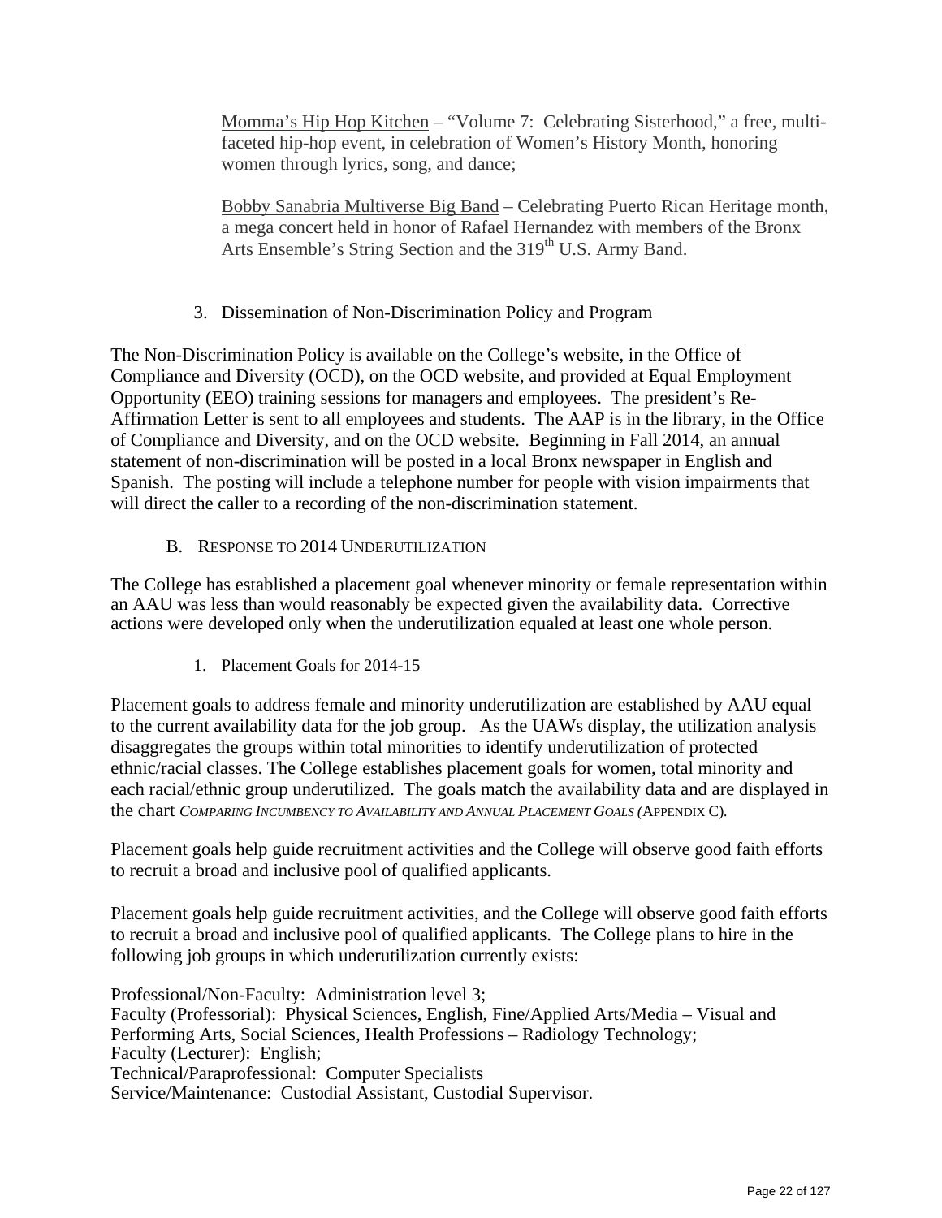Momma's Hip Hop Kitchen – "Volume 7: Celebrating Sisterhood," a free, multi-faceted hip-hop event, in celebration of Women's History Month, honoring women through lyrics, song, and dance;

Bobby Sanabria Multiverse Big Band – Celebrating Puerto Rican Heritage month, a mega concert held in honor of Rafael Hernandez with members of the Bronx Arts Ensemble's String Section and the 319th U.S. Army Band.

3. Dissemination of Non-Discrimination Policy and Program

The Non-Discrimination Policy is available on the College's website, in the Office of Compliance and Diversity (OCD), on the OCD website, and provided at Equal Employment Opportunity (EEO) training sessions for managers and employees. The president's Re-Affirmation Letter is sent to all employees and students. The AAP is in the library, in the Office of Compliance and Diversity, and on the OCD website. Beginning in Fall 2014, an annual statement of non-discrimination will be posted in a local Bronx newspaper in English and Spanish. The posting will include a telephone number for people with vision impairments that will direct the caller to a recording of the non-discrimination statement.

### B. Response to 2014 Underutilization

The College has established a placement goal whenever minority or female representation within an AAU was less than would reasonably be expected given the availability data. Corrective actions were developed only when the underutilization equaled at least one whole person.

1. Placement Goals for 2014-15

Placement goals to address female and minority underutilization are established by AAU equal to the current availability data for the job group. As the UAWs display, the utilization analysis disaggregates the groups within total minorities to identify underutilization of protected ethnic/racial classes. The College establishes placement goals for women, total minority and each racial/ethnic group underutilized. The goals match the availability data and are displayed in the chart *Comparing Incumbency to Availability and Annual Placement Goals* (Appendix C).

Placement goals help guide recruitment activities and the College will observe good faith efforts to recruit a broad and inclusive pool of qualified applicants.

Placement goals help guide recruitment activities, and the College will observe good faith efforts to recruit a broad and inclusive pool of qualified applicants. The College plans to hire in the following job groups in which underutilization currently exists:

Professional/Non-Faculty: Administration level 3;
Faculty (Professorial): Physical Sciences, English, Fine/Applied Arts/Media – Visual and Performing Arts, Social Sciences, Health Professions – Radiology Technology;
Faculty (Lecturer): English;
Technical/Paraprofessional: Computer Specialists
Service/Maintenance: Custodial Assistant, Custodial Supervisor.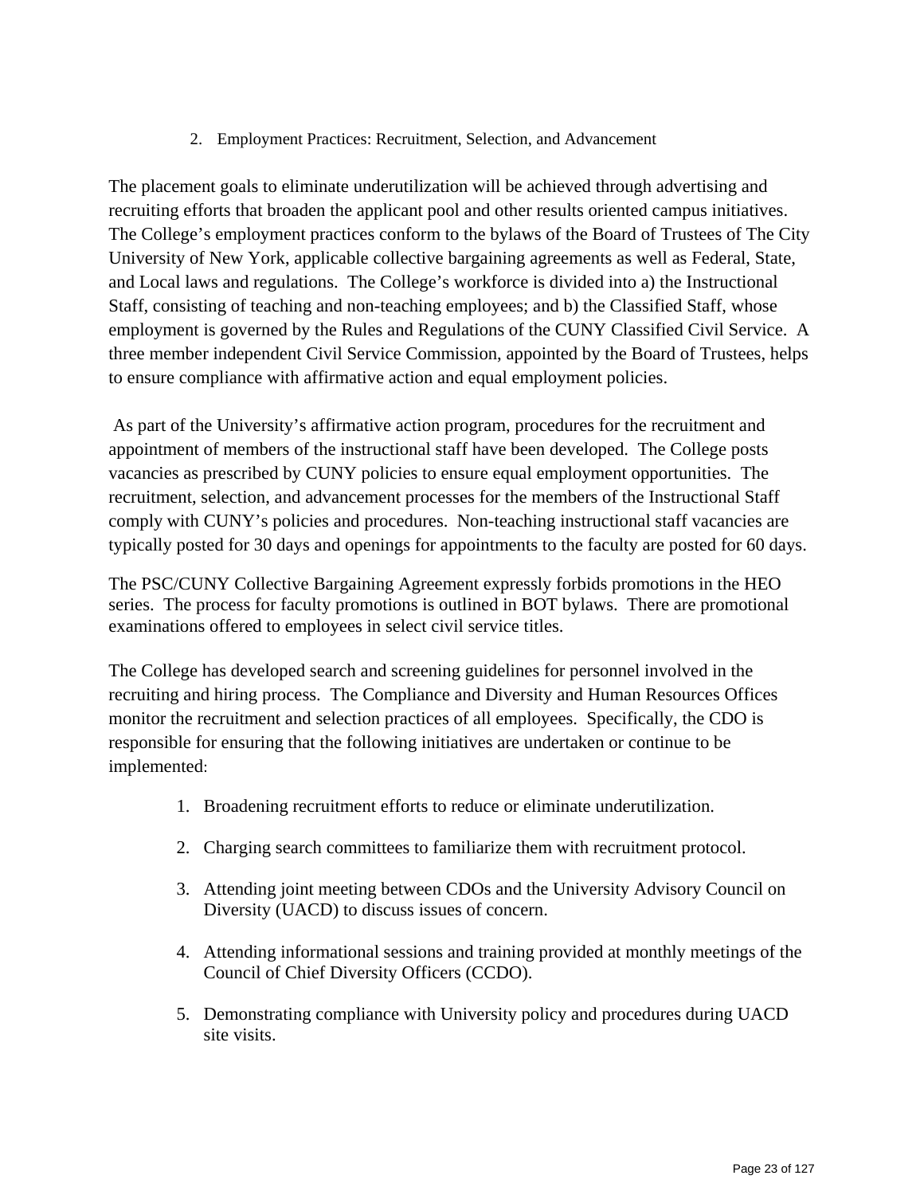2. Employment Practices: Recruitment, Selection, and Advancement

The placement goals to eliminate underutilization will be achieved through advertising and recruiting efforts that broaden the applicant pool and other results oriented campus initiatives. The College's employment practices conform to the bylaws of the Board of Trustees of The City University of New York, applicable collective bargaining agreements as well as Federal, State, and Local laws and regulations. The College's workforce is divided into a) the Instructional Staff, consisting of teaching and non-teaching employees; and b) the Classified Staff, whose employment is governed by the Rules and Regulations of the CUNY Classified Civil Service. A three member independent Civil Service Commission, appointed by the Board of Trustees, helps to ensure compliance with affirmative action and equal employment policies.

As part of the University's affirmative action program, procedures for the recruitment and appointment of members of the instructional staff have been developed. The College posts vacancies as prescribed by CUNY policies to ensure equal employment opportunities. The recruitment, selection, and advancement processes for the members of the Instructional Staff comply with CUNY's policies and procedures. Non-teaching instructional staff vacancies are typically posted for 30 days and openings for appointments to the faculty are posted for 60 days.

The PSC/CUNY Collective Bargaining Agreement expressly forbids promotions in the HEO series. The process for faculty promotions is outlined in BOT bylaws. There are promotional examinations offered to employees in select civil service titles.

The College has developed search and screening guidelines for personnel involved in the recruiting and hiring process. The Compliance and Diversity and Human Resources Offices monitor the recruitment and selection practices of all employees. Specifically, the CDO is responsible for ensuring that the following initiatives are undertaken or continue to be implemented:

1. Broadening recruitment efforts to reduce or eliminate underutilization.
2. Charging search committees to familiarize them with recruitment protocol.
3. Attending joint meeting between CDOs and the University Advisory Council on Diversity (UACD) to discuss issues of concern.
4. Attending informational sessions and training provided at monthly meetings of the Council of Chief Diversity Officers (CCDO).
5. Demonstrating compliance with University policy and procedures during UACD site visits.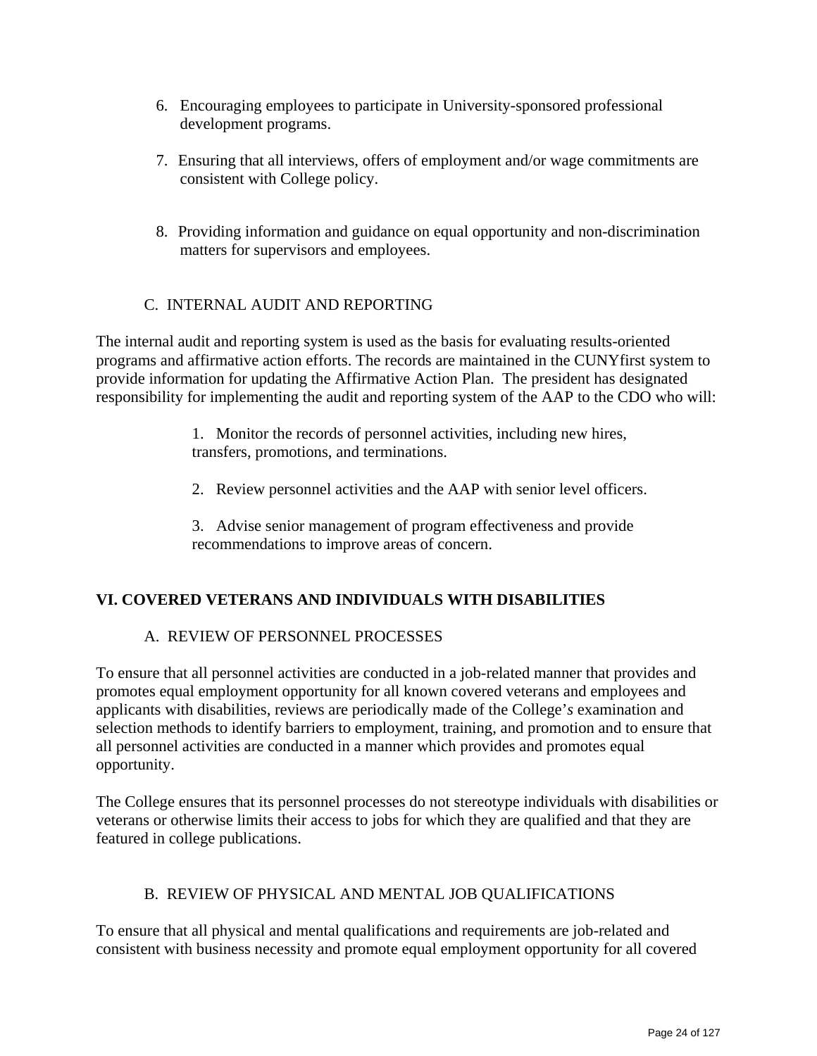6. Encouraging employees to participate in University-sponsored professional development programs.

7. Ensuring that all interviews, offers of employment and/or wage commitments are consistent with College policy.

8. Providing information and guidance on equal opportunity and non-discrimination matters for supervisors and employees.

C. INTERNAL AUDIT AND REPORTING

The internal audit and reporting system is used as the basis for evaluating results-oriented programs and affirmative action efforts. The records are maintained in the CUNYfirst system to provide information for updating the Affirmative Action Plan. The president has designated responsibility for implementing the audit and reporting system of the AAP to the CDO who will:

1. Monitor the records of personnel activities, including new hires, transfers, promotions, and terminations.

2. Review personnel activities and the AAP with senior level officers.

3. Advise senior management of program effectiveness and provide recommendations to improve areas of concern.

## VI. COVERED VETERANS AND INDIVIDUALS WITH DISABILITIES

A. REVIEW OF PERSONNEL PROCESSES

To ensure that all personnel activities are conducted in a job-related manner that provides and promotes equal employment opportunity for all known covered veterans and employees and applicants with disabilities, reviews are periodically made of the College's examination and selection methods to identify barriers to employment, training, and promotion and to ensure that all personnel activities are conducted in a manner which provides and promotes equal opportunity.

The College ensures that its personnel processes do not stereotype individuals with disabilities or veterans or otherwise limits their access to jobs for which they are qualified and that they are featured in college publications.

B. REVIEW OF PHYSICAL AND MENTAL JOB QUALIFICATIONS

To ensure that all physical and mental qualifications and requirements are job-related and consistent with business necessity and promote equal employment opportunity for all covered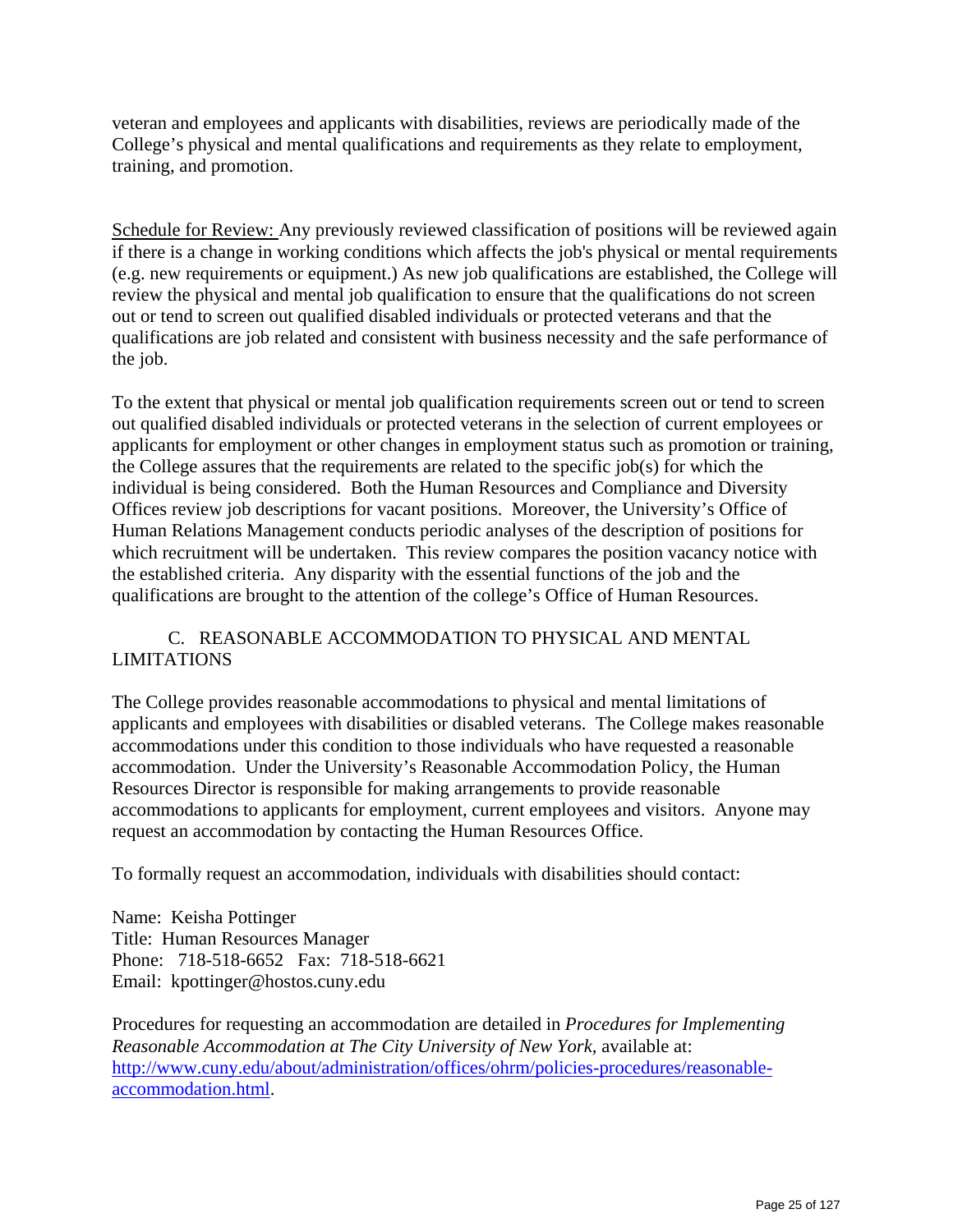veteran and employees and applicants with disabilities, reviews are periodically made of the College's physical and mental qualifications and requirements as they relate to employment, training, and promotion.

Schedule for Review: Any previously reviewed classification of positions will be reviewed again if there is a change in working conditions which affects the job's physical or mental requirements (e.g. new requirements or equipment.) As new job qualifications are established, the College will review the physical and mental job qualification to ensure that the qualifications do not screen out or tend to screen out qualified disabled individuals or protected veterans and that the qualifications are job related and consistent with business necessity and the safe performance of the job.

To the extent that physical or mental job qualification requirements screen out or tend to screen out qualified disabled individuals or protected veterans in the selection of current employees or applicants for employment or other changes in employment status such as promotion or training, the College assures that the requirements are related to the specific job(s) for which the individual is being considered. Both the Human Resources and Compliance and Diversity Offices review job descriptions for vacant positions. Moreover, the University's Office of Human Relations Management conducts periodic analyses of the description of positions for which recruitment will be undertaken. This review compares the position vacancy notice with the established criteria. Any disparity with the essential functions of the job and the qualifications are brought to the attention of the college's Office of Human Resources.

## C. REASONABLE ACCOMMODATION TO PHYSICAL AND MENTAL LIMITATIONS

The College provides reasonable accommodations to physical and mental limitations of applicants and employees with disabilities or disabled veterans. The College makes reasonable accommodations under this condition to those individuals who have requested a reasonable accommodation. Under the University's Reasonable Accommodation Policy, the Human Resources Director is responsible for making arrangements to provide reasonable accommodations to applicants for employment, current employees and visitors. Anyone may request an accommodation by contacting the Human Resources Office.

To formally request an accommodation, individuals with disabilities should contact:

Name: Keisha Pottinger
Title: Human Resources Manager
Phone: 718-518-6652 Fax: 718-518-6621
Email: kpottinger@hostos.cuny.edu

Procedures for requesting an accommodation are detailed in *Procedures for Implementing Reasonable Accommodation at The City University of New York*, available at: http://www.cuny.edu/about/administration/offices/ohrm/policies-procedures/reasonable-accommodation.html.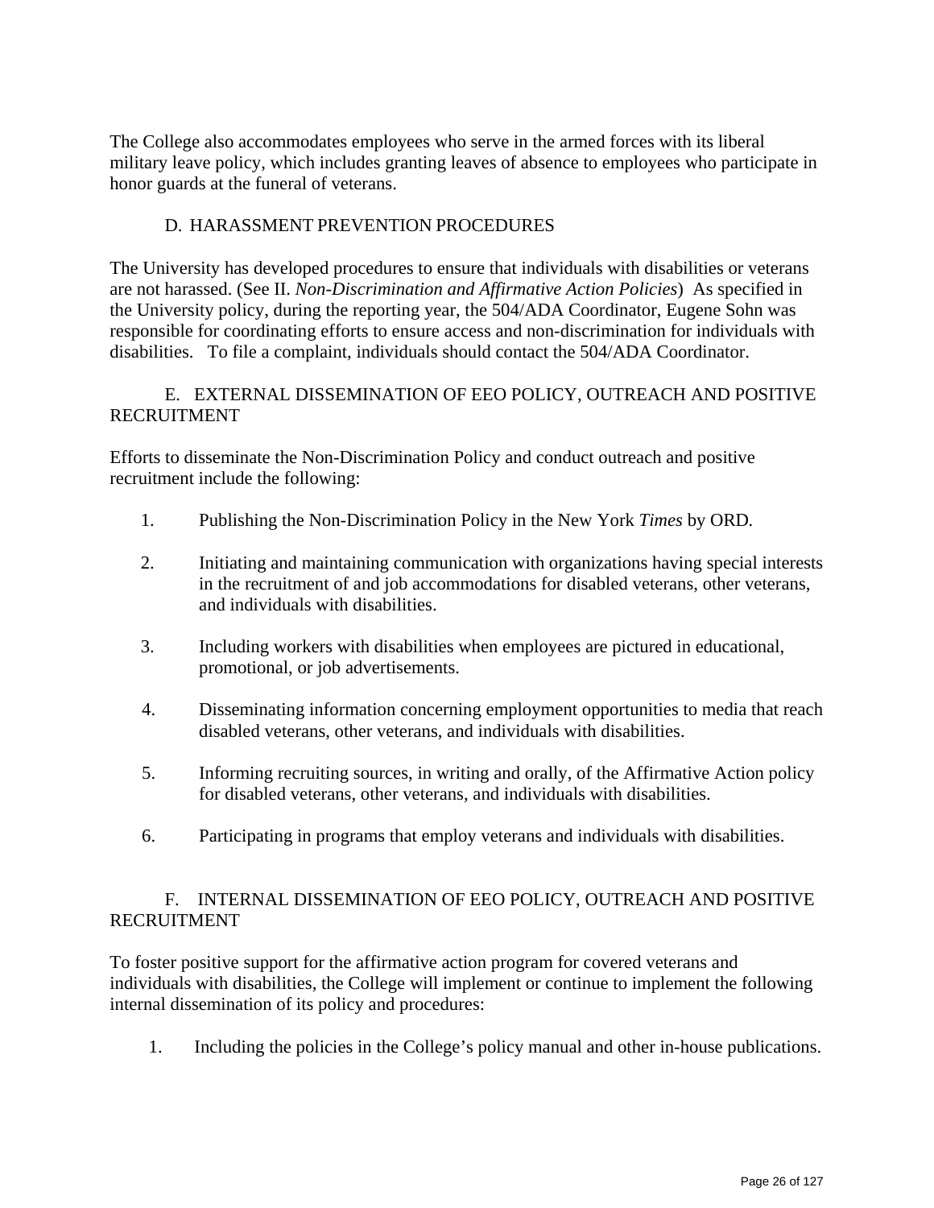The College also accommodates employees who serve in the armed forces with its liberal military leave policy, which includes granting leaves of absence to employees who participate in honor guards at the funeral of veterans.

### D. HARASSMENT PREVENTION PROCEDURES

The University has developed procedures to ensure that individuals with disabilities or veterans are not harassed. (See II. *Non-Discrimination and Affirmative Action Policies*) As specified in the University policy, during the reporting year, the 504/ADA Coordinator, Eugene Sohn was responsible for coordinating efforts to ensure access and non-discrimination for individuals with disabilities. To file a complaint, individuals should contact the 504/ADA Coordinator.

### E. EXTERNAL DISSEMINATION OF EEO POLICY, OUTREACH AND POSITIVE RECRUITMENT

Efforts to disseminate the Non-Discrimination Policy and conduct outreach and positive recruitment include the following:

1. Publishing the Non-Discrimination Policy in the New York *Times* by ORD.

2. Initiating and maintaining communication with organizations having special interests in the recruitment of and job accommodations for disabled veterans, other veterans, and individuals with disabilities.

3. Including workers with disabilities when employees are pictured in educational, promotional, or job advertisements.

4. Disseminating information concerning employment opportunities to media that reach disabled veterans, other veterans, and individuals with disabilities.

5. Informing recruiting sources, in writing and orally, of the Affirmative Action policy for disabled veterans, other veterans, and individuals with disabilities.

6. Participating in programs that employ veterans and individuals with disabilities.

### F. INTERNAL DISSEMINATION OF EEO POLICY, OUTREACH AND POSITIVE RECRUITMENT

To foster positive support for the affirmative action program for covered veterans and individuals with disabilities, the College will implement or continue to implement the following internal dissemination of its policy and procedures:

1. Including the policies in the College's policy manual and other in-house publications.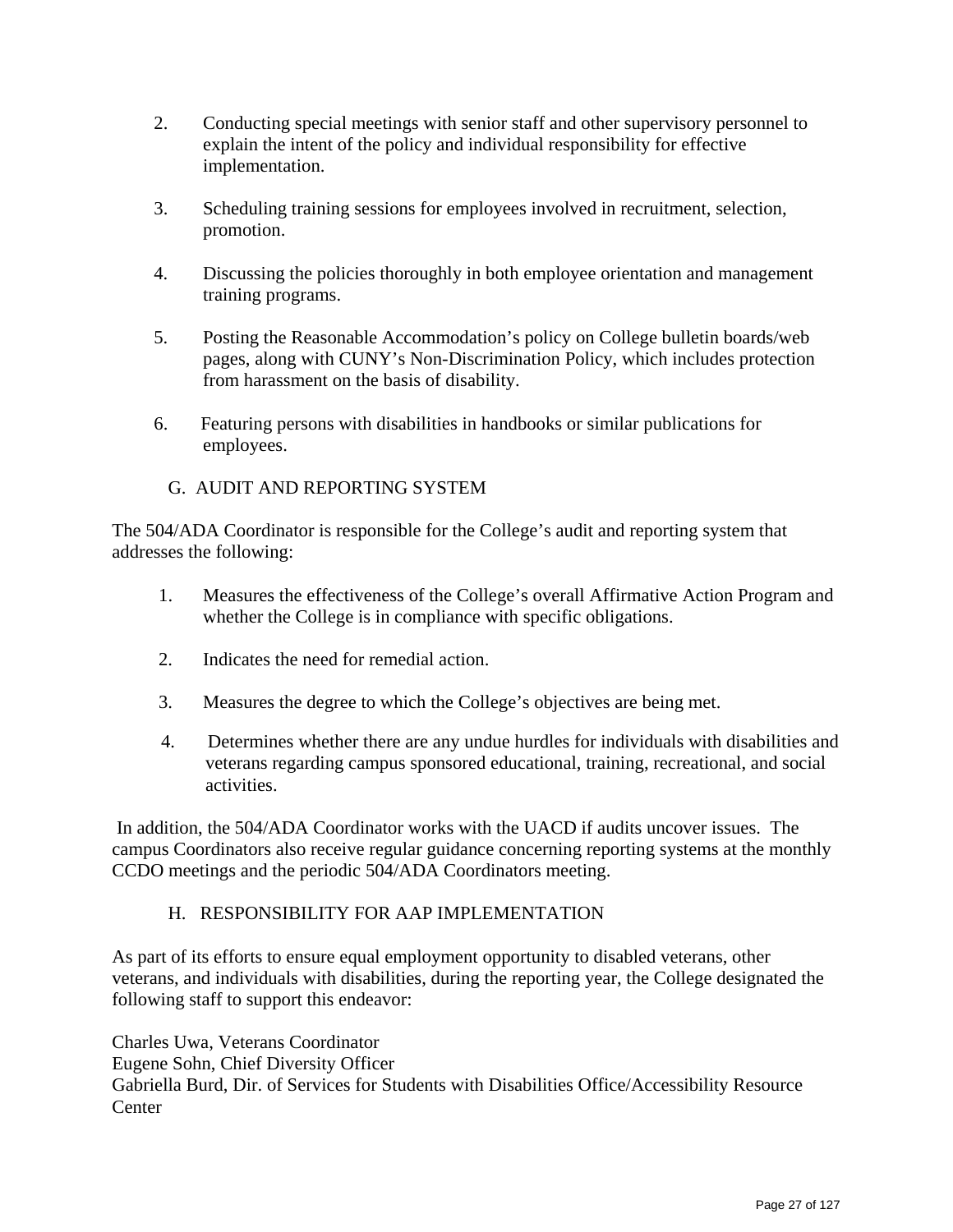2. Conducting special meetings with senior staff and other supervisory personnel to explain the intent of the policy and individual responsibility for effective implementation.

3. Scheduling training sessions for employees involved in recruitment, selection, promotion.

4. Discussing the policies thoroughly in both employee orientation and management training programs.

5. Posting the Reasonable Accommodation's policy on College bulletin boards/web pages, along with CUNY's Non-Discrimination Policy, which includes protection from harassment on the basis of disability.

6. Featuring persons with disabilities in handbooks or similar publications for employees.

## G. AUDIT AND REPORTING SYSTEM

The 504/ADA Coordinator is responsible for the College's audit and reporting system that addresses the following:

1. Measures the effectiveness of the College's overall Affirmative Action Program and whether the College is in compliance with specific obligations.

2. Indicates the need for remedial action.

3. Measures the degree to which the College's objectives are being met.

4. Determines whether there are any undue hurdles for individuals with disabilities and veterans regarding campus sponsored educational, training, recreational, and social activities.

In addition, the 504/ADA Coordinator works with the UACD if audits uncover issues. The campus Coordinators also receive regular guidance concerning reporting systems at the monthly CCDO meetings and the periodic 504/ADA Coordinators meeting.

## H. RESPONSIBILITY FOR AAP IMPLEMENTATION

As part of its efforts to ensure equal employment opportunity to disabled veterans, other veterans, and individuals with disabilities, during the reporting year, the College designated the following staff to support this endeavor:

Charles Uwa, Veterans Coordinator
Eugene Sohn, Chief Diversity Officer
Gabriella Burd, Dir. of Services for Students with Disabilities Office/Accessibility Resource Center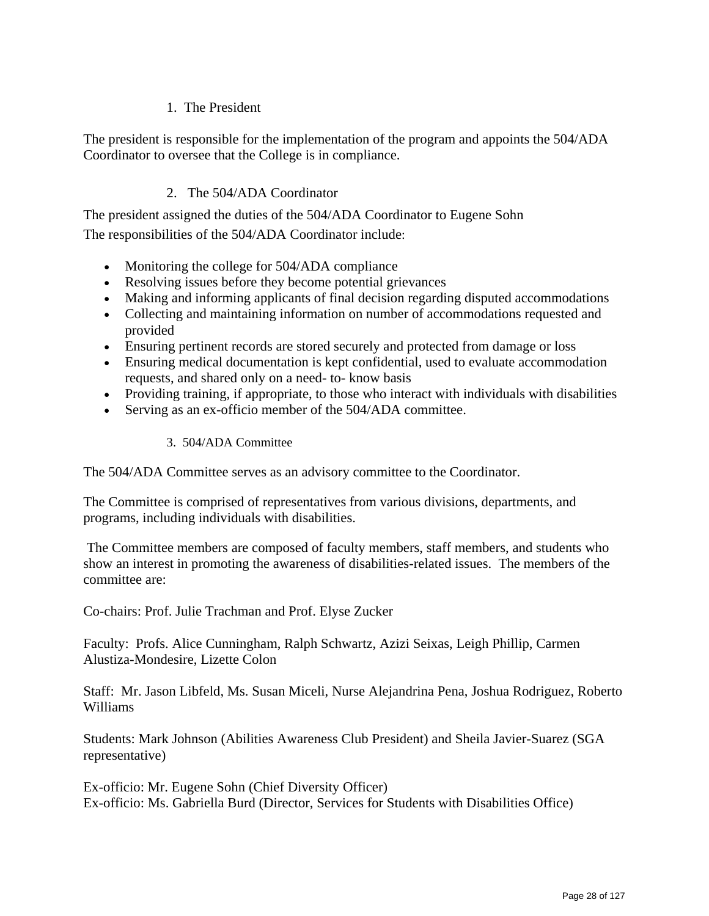1. The President

The president is responsible for the implementation of the program and appoints the 504/ADA Coordinator to oversee that the College is in compliance.

2. The 504/ADA Coordinator

The president assigned the duties of the 504/ADA Coordinator to Eugene Sohn
The responsibilities of the 504/ADA Coordinator include:

- Monitoring the college for 504/ADA compliance
- Resolving issues before they become potential grievances
- Making and informing applicants of final decision regarding disputed accommodations
- Collecting and maintaining information on number of accommodations requested and provided
- Ensuring pertinent records are stored securely and protected from damage or loss
- Ensuring medical documentation is kept confidential, used to evaluate accommodation requests, and shared only on a need- to- know basis
- Providing training, if appropriate, to those who interact with individuals with disabilities
- Serving as an ex-officio member of the 504/ADA committee.

3. 504/ADA Committee

The 504/ADA Committee serves as an advisory committee to the Coordinator.

The Committee is comprised of representatives from various divisions, departments, and programs, including individuals with disabilities.

The Committee members are composed of faculty members, staff members, and students who show an interest in promoting the awareness of disabilities-related issues. The members of the committee are:

Co-chairs: Prof. Julie Trachman and Prof. Elyse Zucker

Faculty: Profs. Alice Cunningham, Ralph Schwartz, Azizi Seixas, Leigh Phillip, Carmen Alustiza-Mondesire, Lizette Colon

Staff: Mr. Jason Libfeld, Ms. Susan Miceli, Nurse Alejandrina Pena, Joshua Rodriguez, Roberto Williams

Students: Mark Johnson (Abilities Awareness Club President) and Sheila Javier-Suarez (SGA representative)

Ex-officio: Mr. Eugene Sohn (Chief Diversity Officer)
Ex-officio: Ms. Gabriella Burd (Director, Services for Students with Disabilities Office)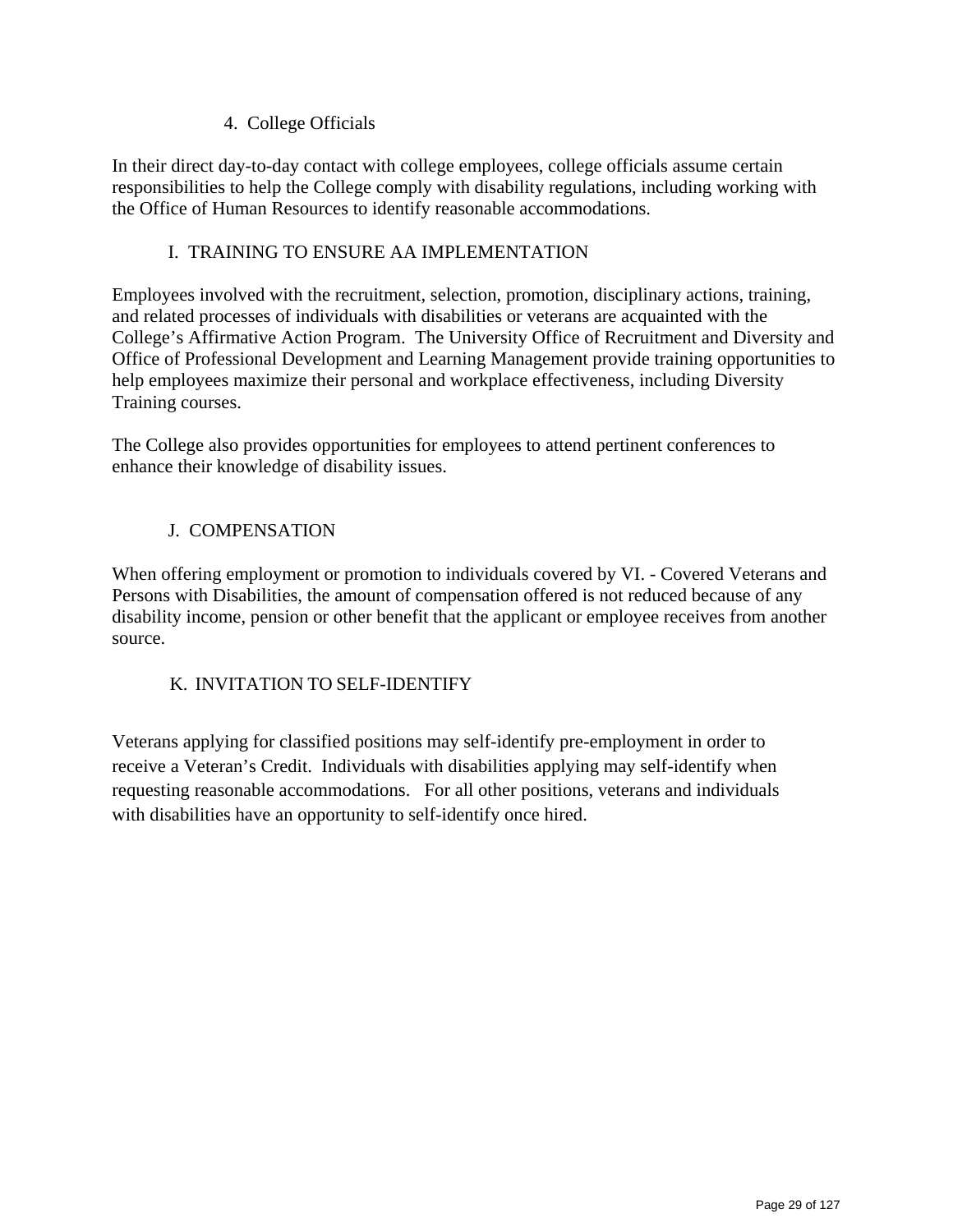### 4. College Officials

In their direct day-to-day contact with college employees, college officials assume certain responsibilities to help the College comply with disability regulations, including working with the Office of Human Resources to identify reasonable accommodations.

## I. TRAINING TO ENSURE AA IMPLEMENTATION

Employees involved with the recruitment, selection, promotion, disciplinary actions, training, and related processes of individuals with disabilities or veterans are acquainted with the College's Affirmative Action Program. The University Office of Recruitment and Diversity and Office of Professional Development and Learning Management provide training opportunities to help employees maximize their personal and workplace effectiveness, including Diversity Training courses.

The College also provides opportunities for employees to attend pertinent conferences to enhance their knowledge of disability issues.

## J. COMPENSATION

When offering employment or promotion to individuals covered by VI. - Covered Veterans and Persons with Disabilities, the amount of compensation offered is not reduced because of any disability income, pension or other benefit that the applicant or employee receives from another source.

## K. INVITATION TO SELF-IDENTIFY

Veterans applying for classified positions may self-identify pre-employment in order to receive a Veteran's Credit. Individuals with disabilities applying may self-identify when requesting reasonable accommodations. For all other positions, veterans and individuals with disabilities have an opportunity to self-identify once hired.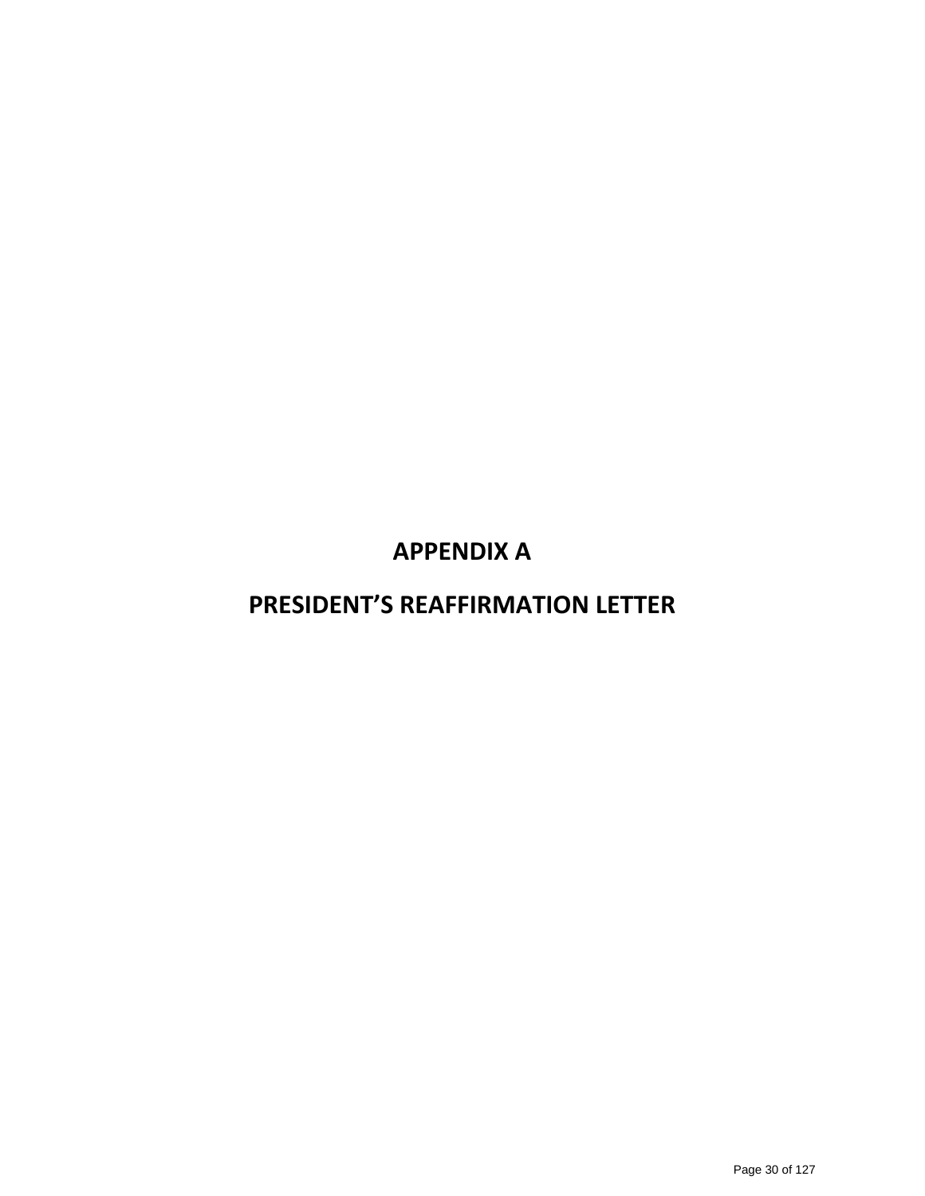# APPENDIX A

# PRESIDENT'S REAFFIRMATION LETTER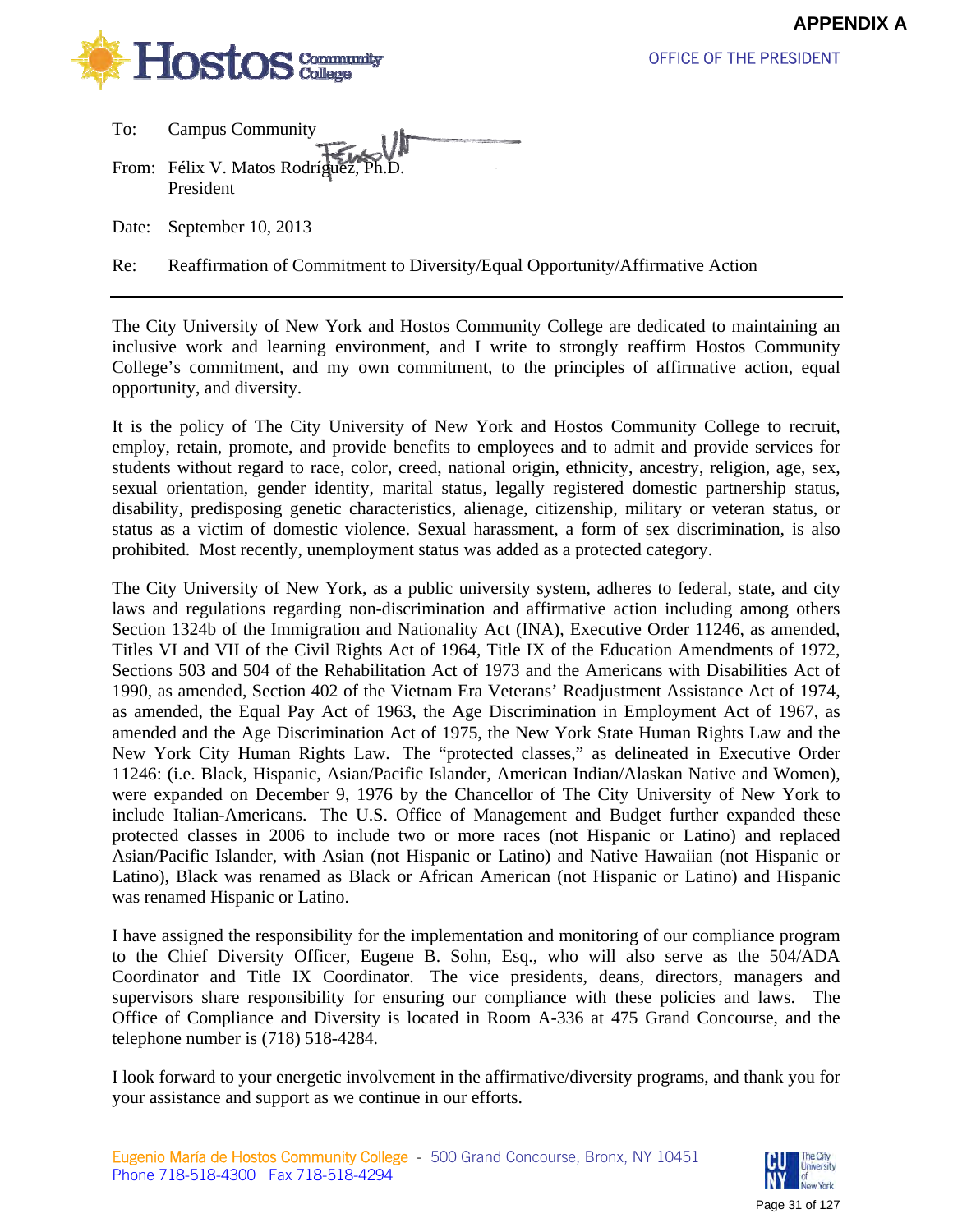**APPENDIX A**

OFFICE OF THE PRESIDENT

To: Campus Community

From: Félix V. Matos Rodríguez, Ph.D.
President

Date: September 10, 2013

Re: Reaffirmation of Commitment to Diversity/Equal Opportunity/Affirmative Action

---

The City University of New York and Hostos Community College are dedicated to maintaining an inclusive work and learning environment, and I write to strongly reaffirm Hostos Community College's commitment, and my own commitment, to the principles of affirmative action, equal opportunity, and diversity.

It is the policy of The City University of New York and Hostos Community College to recruit, employ, retain, promote, and provide benefits to employees and to admit and provide services for students without regard to race, color, creed, national origin, ethnicity, ancestry, religion, age, sex, sexual orientation, gender identity, marital status, legally registered domestic partnership status, disability, predisposing genetic characteristics, alienage, citizenship, military or veteran status, or status as a victim of domestic violence. Sexual harassment, a form of sex discrimination, is also prohibited. Most recently, unemployment status was added as a protected category.

The City University of New York, as a public university system, adheres to federal, state, and city laws and regulations regarding non-discrimination and affirmative action including among others Section 1324b of the Immigration and Nationality Act (INA), Executive Order 11246, as amended, Titles VI and VII of the Civil Rights Act of 1964, Title IX of the Education Amendments of 1972, Sections 503 and 504 of the Rehabilitation Act of 1973 and the Americans with Disabilities Act of 1990, as amended, Section 402 of the Vietnam Era Veterans' Readjustment Assistance Act of 1974, as amended, the Equal Pay Act of 1963, the Age Discrimination in Employment Act of 1967, as amended and the Age Discrimination Act of 1975, the New York State Human Rights Law and the New York City Human Rights Law. The "protected classes," as delineated in Executive Order 11246: (i.e. Black, Hispanic, Asian/Pacific Islander, American Indian/Alaskan Native and Women), were expanded on December 9, 1976 by the Chancellor of The City University of New York to include Italian-Americans. The U.S. Office of Management and Budget further expanded these protected classes in 2006 to include two or more races (not Hispanic or Latino) and replaced Asian/Pacific Islander, with Asian (not Hispanic or Latino) and Native Hawaiian (not Hispanic or Latino), Black was renamed as Black or African American (not Hispanic or Latino) and Hispanic was renamed Hispanic or Latino.

I have assigned the responsibility for the implementation and monitoring of our compliance program to the Chief Diversity Officer, Eugene B. Sohn, Esq., who will also serve as the 504/ADA Coordinator and Title IX Coordinator. The vice presidents, deans, directors, managers and supervisors share responsibility for ensuring our compliance with these policies and laws. The Office of Compliance and Diversity is located in Room A-336 at 475 Grand Concourse, and the telephone number is (718) 518-4284.

I look forward to your energetic involvement in the affirmative/diversity programs, and thank you for your assistance and support as we continue in our efforts.

Eugenio María de Hostos Community College - 500 Grand Concourse, Bronx, NY 10451
Phone 718-518-4300 Fax 718-518-4294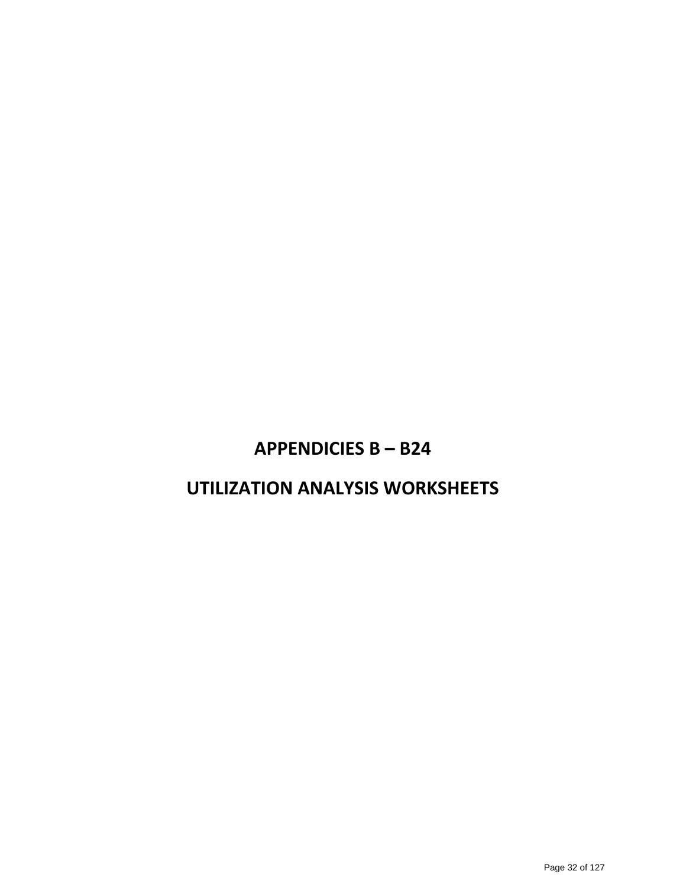# APPENDICIES B – B24

# UTILIZATION ANALYSIS WORKSHEETS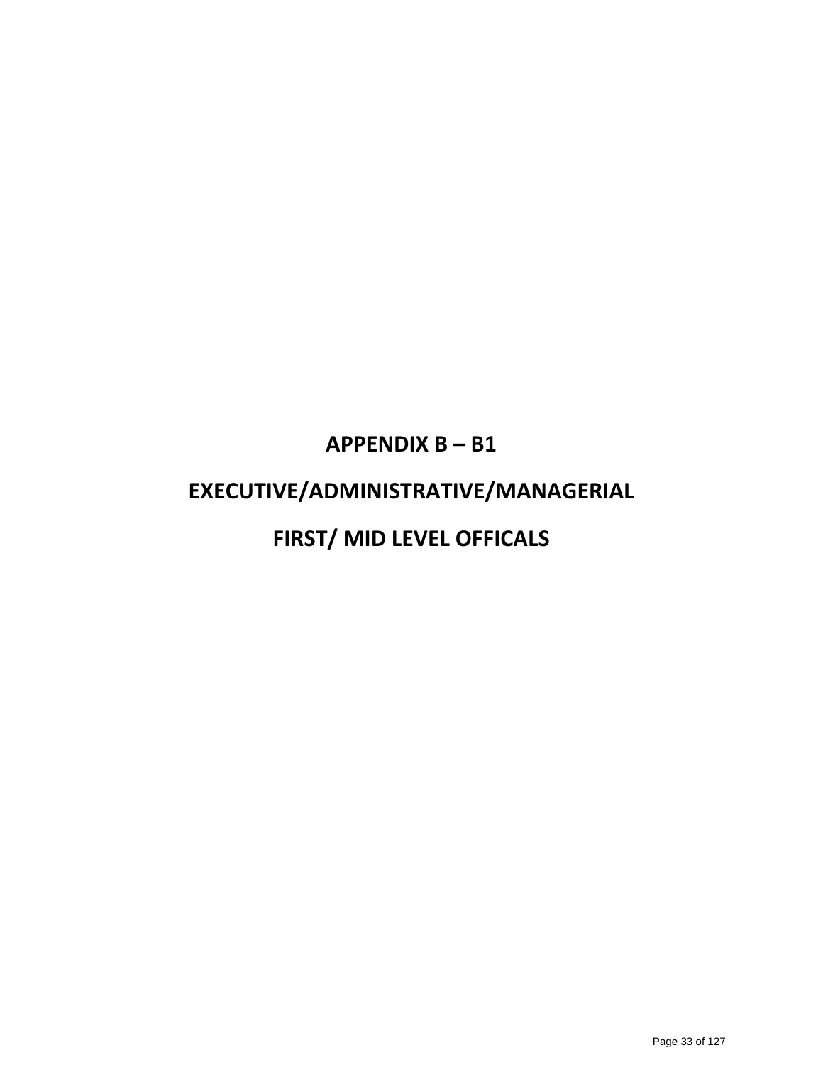# APPENDIX B – B1

# EXECUTIVE/ADMINISTRATIVE/MANAGERIAL

# FIRST/ MID LEVEL OFFICALS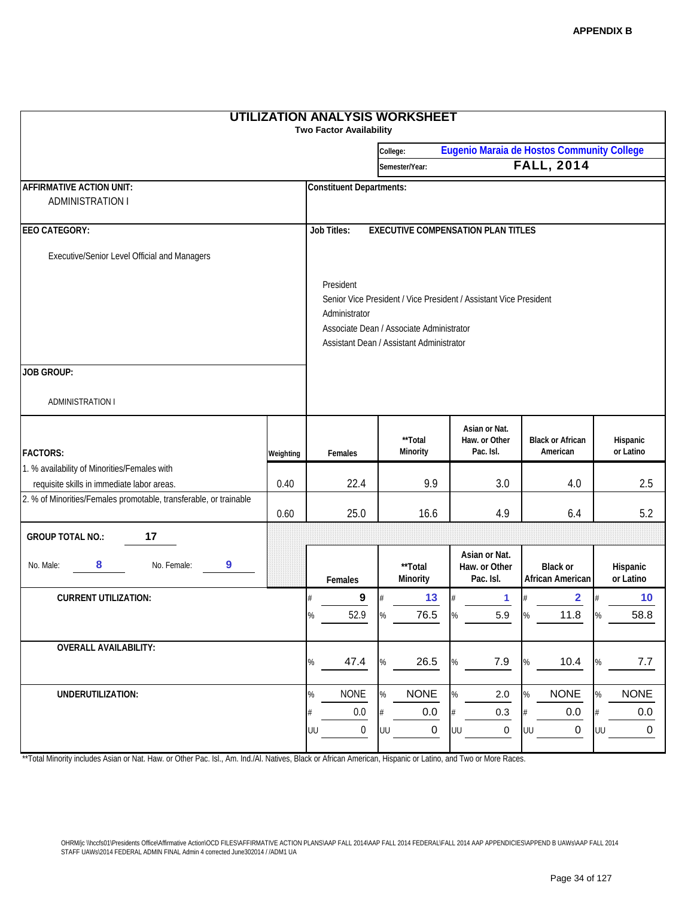APPENDIX B

# UTILIZATION ANALYSIS WORKSHEET

**Two Factor Availability**

College: **Eugenio Maraia de Hostos Community College**

Semester/Year: **FALL, 2014**

**AFFIRMATIVE ACTION UNIT:**
ADMINISTRATION I

**Constituent Departments:**

**EEO CATEGORY:**
Executive/Senior Level Official and Managers

**Job Titles:** **EXECUTIVE COMPENSATION PLAN TITLES**

- President
- Senior Vice President / Vice President / Assistant Vice President
- Administrator
- Associate Dean / Associate Administrator
- Assistant Dean / Assistant Administrator

**JOB GROUP:**
ADMINISTRATION I

| FACTORS: | Weighting | Females | **Total Minority | Asian or Nat. Haw. or Other Pac. Isl. | Black or African American | Hispanic or Latino |
|---|---|---|---|---|---|---|
| 1. % availability of Minorities/Females with requisite skills in immediate labor areas. | 0.40 | 22.4 | 9.9 | 3.0 | 4.0 | 2.5 |
| 2. % of Minorities/Females promotable, transferable, or trainable | 0.60 | 25.0 | 16.6 | 4.9 | 6.4 | 5.2 |

**GROUP TOTAL NO.:** 17

No. Male: 8 No. Female: 9

| | | Females | **Total Minority | Asian or Nat. Haw. or Other Pac. Isl. | Black or African American | Hispanic or Latino |
|---|---|---|---|---|---|---|
| **CURRENT UTILIZATION:** | # | 9 | 13 | 1 | 2 | 10 |
| | % | 52.9 | 76.5 | 5.9 | 11.8 | 58.8 |
| **OVERALL AVAILABILITY:** | % | 47.4 | 26.5 | 7.9 | 10.4 | 7.7 |
| **UNDERUTILIZATION:** | % | NONE | NONE | 2.0 | NONE | NONE |
| | # | 0.0 | 0.0 | 0.3 | 0.0 | 0.0 |
| | UU | 0 | 0 | 0 | 0 | 0 |

**Total Minority includes Asian or Nat. Haw. or Other Pac. Isl., Am. Ind./Al. Natives, Black or African American, Hispanic or Latino, and Two or More Races.

OHRM/jc \\hccfs01\Presidents Office\Affirmative Action\OCD FILES\AFFIRMATIVE ACTION PLANS\AAP FALL 2014\AAP FALL 2014 FEDERAL\FALL 2014 AAP APPENDICIES\APPEND B UAWs\AAP FALL 2014 STAFF UAWs\2014 FEDERAL ADMIN FINAL Admin 4 corrected June302014 / /ADM1 UA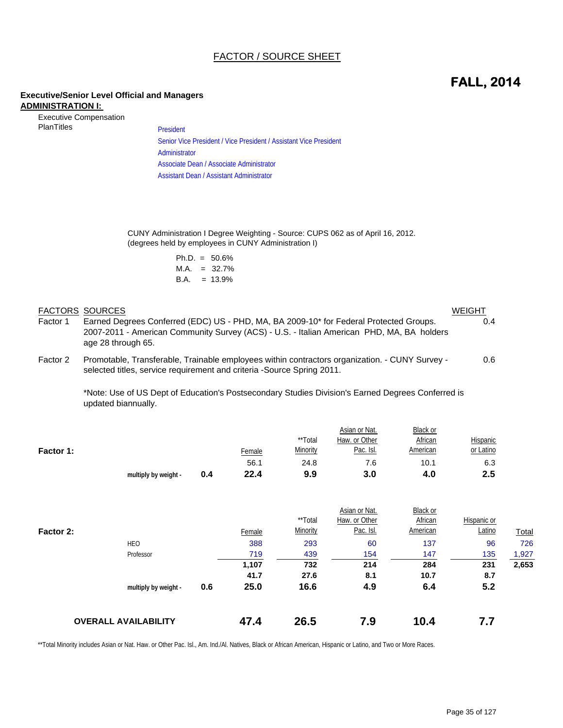# FACTOR / SOURCE SHEET

## FALL, 2014

**Executive/Senior Level Official and Managers**

**ADMINISTRATION I:**

Executive Compensation PlanTitles

- President
- Senior Vice President / Vice President / Assistant Vice President
- Administrator
- Associate Dean / Associate Administrator
- Assistant Dean / Assistant Administrator

CUNY Administration I Degree Weighting - Source: CUPS 062 as of April 16, 2012.
(degrees held by employees in CUNY Administration I)

Ph.D. = 50.6%
M.A. = 32.7%
B.A. = 13.9%

| FACTORS | SOURCES | WEIGHT |
|---|---|---|
| Factor 1 | Earned Degrees Conferred (EDC) US - PHD, MA, BA 2009-10* for Federal Protected Groups. 2007-2011 - American Community Survey (ACS) - U.S. - Italian American PHD, MA, BA holders age 28 through 65. | 0.4 |
| Factor 2 | Promotable, Transferable, Trainable employees within contractors organization. - CUNY Survey - selected titles, service requirement and criteria -Source Spring 2011. | 0.6 |

*Note: Use of US Dept of Education's Postsecondary Studies Division's Earned Degrees Conferred is updated biannually.

| **Factor 1:** | | | Female | **Total Minority | Asian or Nat. Haw. or Other Pac. Isl. | Black or African American | Hispanic or Latino |
|---|---|---|---|---|---|---|---|
| | | | 56.1 | 24.8 | 7.6 | 10.1 | 6.3 |
| | **multiply by weight -** | **0.4** | **22.4** | **9.9** | **3.0** | **4.0** | **2.5** |

| **Factor 2:** | | | Female | **Total Minority | Asian or Nat. Haw. or Other Pac. Isl. | Black or African American | Hispanic or Latino | Total |
|---|---|---|---|---|---|---|---|---|
| | HEO | | 388 | 293 | 60 | 137 | 96 | 726 |
| | Professor | | 719 | 439 | 154 | 147 | 135 | 1,927 |
| | | | **1,107** | **732** | **214** | **284** | **231** | **2,653** |
| | | | **41.7** | **27.6** | **8.1** | **10.7** | **8.7** | |
| | **multiply by weight -** | **0.6** | **25.0** | **16.6** | **4.9** | **6.4** | **5.2** | |

| **OVERALL AVAILABILITY** | Female | **Total Minority | Asian or Nat. Haw. or Other Pac. Isl. | Black or African American | Hispanic or Latino |
|---|---|---|---|---|---|
| | **47.4** | **26.5** | **7.9** | **10.4** | **7.7** |

**Total Minority includes Asian or Nat. Haw. or Other Pac. Isl., Am. Ind./Al. Natives, Black or African American, Hispanic or Latino, and Two or More Races.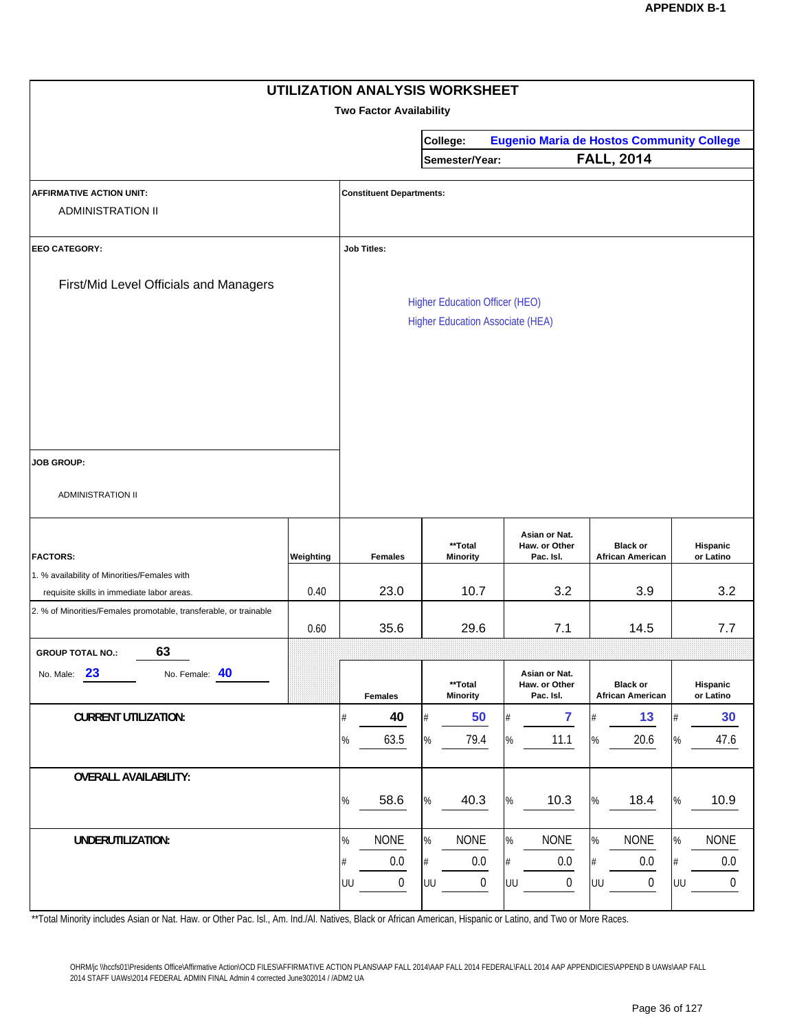APPENDIX B-1

# UTILIZATION ANALYSIS WORKSHEET

**Two Factor Availability**

**College:** Eugenio Maria de Hostos Community College

**Semester/Year:** FALL, 2014

**AFFIRMATIVE ACTION UNIT:** ADMINISTRATION II

**Constituent Departments:**

**EEO CATEGORY:** First/Mid Level Officials and Managers

**Job Titles:**

- Higher Education Officer (HEO)
- Higher Education Associate (HEA)

**JOB GROUP:** ADMINISTRATION II

| FACTORS: | Weighting | Females | **Total Minority | Asian or Nat. Haw. or Other Pac. Isl. | Black or African American | Hispanic or Latino |
|---|---|---|---|---|---|---|
| 1. % availability of Minorities/Females with requisite skills in immediate labor areas. | 0.40 | 23.0 | 10.7 | 3.2 | 3.9 | 3.2 |
| 2. % of Minorities/Females promotable, transferable, or trainable | 0.60 | 35.6 | 29.6 | 7.1 | 14.5 | 7.7 |

**GROUP TOTAL NO.:** 63

No. Male: 23 No. Female: 40

| | | Females | **Total Minority | Asian or Nat. Haw. or Other Pac. Isl. | Black or African American | Hispanic or Latino |
|---|---|---|---|---|---|---|
| **CURRENT UTILIZATION:** | # | 40 | 50 | 7 | 13 | 30 |
| | % | 63.5 | 79.4 | 11.1 | 20.6 | 47.6 |
| **OVERALL AVAILABILITY:** | % | 58.6 | 40.3 | 10.3 | 18.4 | 10.9 |
| **UNDERUTILIZATION:** | % | NONE | NONE | NONE | NONE | NONE |
| | # | 0.0 | 0.0 | 0.0 | 0.0 | 0.0 |
| | UU | 0 | 0 | 0 | 0 | 0 |

**Total Minority includes Asian or Nat. Haw. or Other Pac. Isl., Am. Ind./Al. Natives, Black or African American, Hispanic or Latino, and Two or More Races.

OHRM/jc \\hccfs01\Presidents Office\Affirmative Action\OCD FILES\AFFIRMATIVE ACTION PLANS\AAP FALL 2014\AAP FALL 2014 FEDERAL\FALL 2014 AAP APPENDICIES\APPEND B UAWs\AAP FALL 2014 STAFF UAWs\2014 FEDERAL ADMIN FINAL Admin 4 corrected June302014 / /ADM2 UA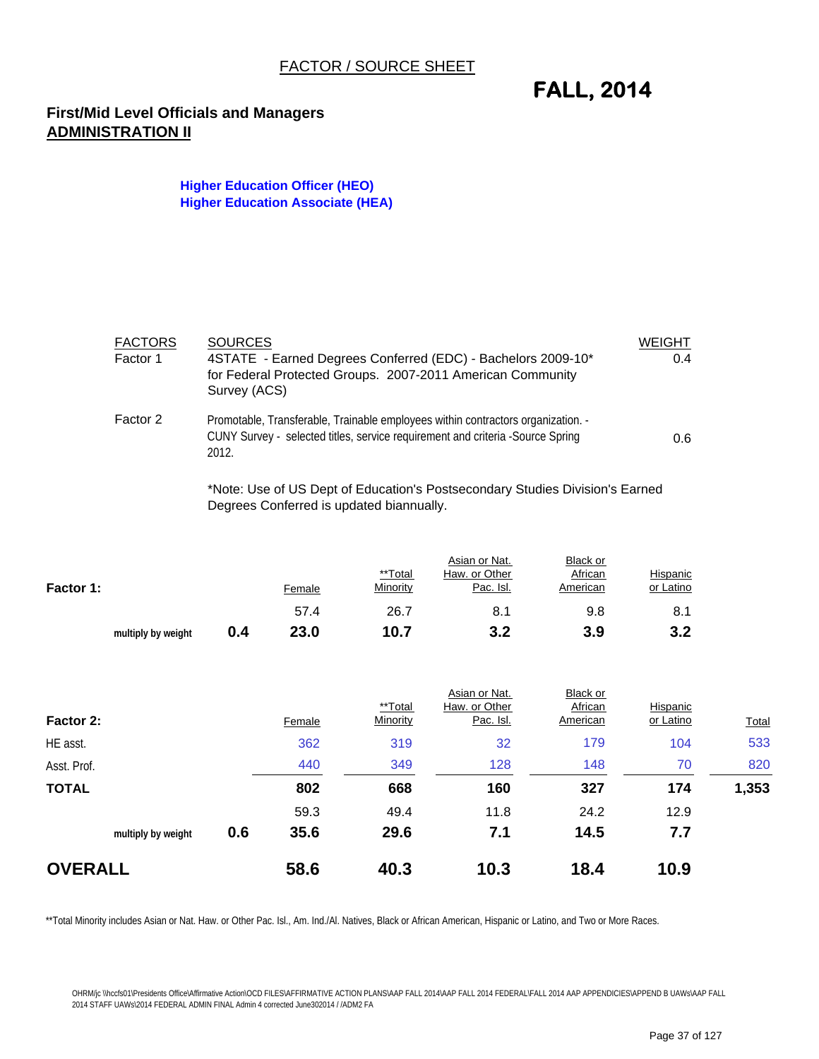# FACTOR / SOURCE SHEET

## FALL, 2014

**First/Mid Level Officials and Managers**
**ADMINISTRATION II**

**Higher Education Officer (HEO)**
**Higher Education Associate (HEA)**

| FACTORS | SOURCES | WEIGHT |
|---|---|---|
| Factor 1 | 4STATE - Earned Degrees Conferred (EDC) - Bachelors 2009-10* for Federal Protected Groups. 2007-2011 American Community Survey (ACS) | 0.4 |
| Factor 2 | Promotable, Transferable, Trainable employees within contractors organization. - CUNY Survey - selected titles, service requirement and criteria -Source Spring 2012. | 0.6 |

*Note: Use of US Dept of Education's Postsecondary Studies Division's Earned Degrees Conferred is updated biannually.

| Factor 1: | | | Female | **Total Minority | Asian or Nat. Haw. or Other Pac. Isl. | Black or African American | Hispanic or Latino |
|---|---|---|---|---|---|---|---|
| | | | 57.4 | 26.7 | 8.1 | 9.8 | 8.1 |
| | multiply by weight | **0.4** | **23.0** | **10.7** | **3.2** | **3.9** | **3.2** |

| Factor 2: | | | Female | **Total Minority | Asian or Nat. Haw. or Other Pac. Isl. | Black or African American | Hispanic or Latino | Total |
|---|---|---|---|---|---|---|---|---|
| HE asst. | | | 362 | 319 | 32 | 179 | 104 | 533 |
| Asst. Prof. | | | 440 | 349 | 128 | 148 | 70 | 820 |
| **TOTAL** | | | **802** | **668** | **160** | **327** | **174** | **1,353** |
| | | | 59.3 | 49.4 | 11.8 | 24.2 | 12.9 | |
| | multiply by weight | **0.6** | **35.6** | **29.6** | **7.1** | **14.5** | **7.7** | |
| **OVERALL** | | | **58.6** | **40.3** | **10.3** | **18.4** | **10.9** | |

**Total Minority includes Asian or Nat. Haw. or Other Pac. Isl., Am. Ind./Al. Natives, Black or African American, Hispanic or Latino, and Two or More Races.

OHRM/jc \\hccfs01\Presidents Office\Affirmative Action\OCD FILES\AFFIRMATIVE ACTION PLANS\AAP FALL 2014\AAP FALL 2014 FEDERAL\FALL 2014 AAP APPENDICIES\APPEND B UAWs\AAP FALL 2014 STAFF UAWs\2014 FEDERAL ADMIN FINAL Admin 4 corrected June302014 / /ADM2 FA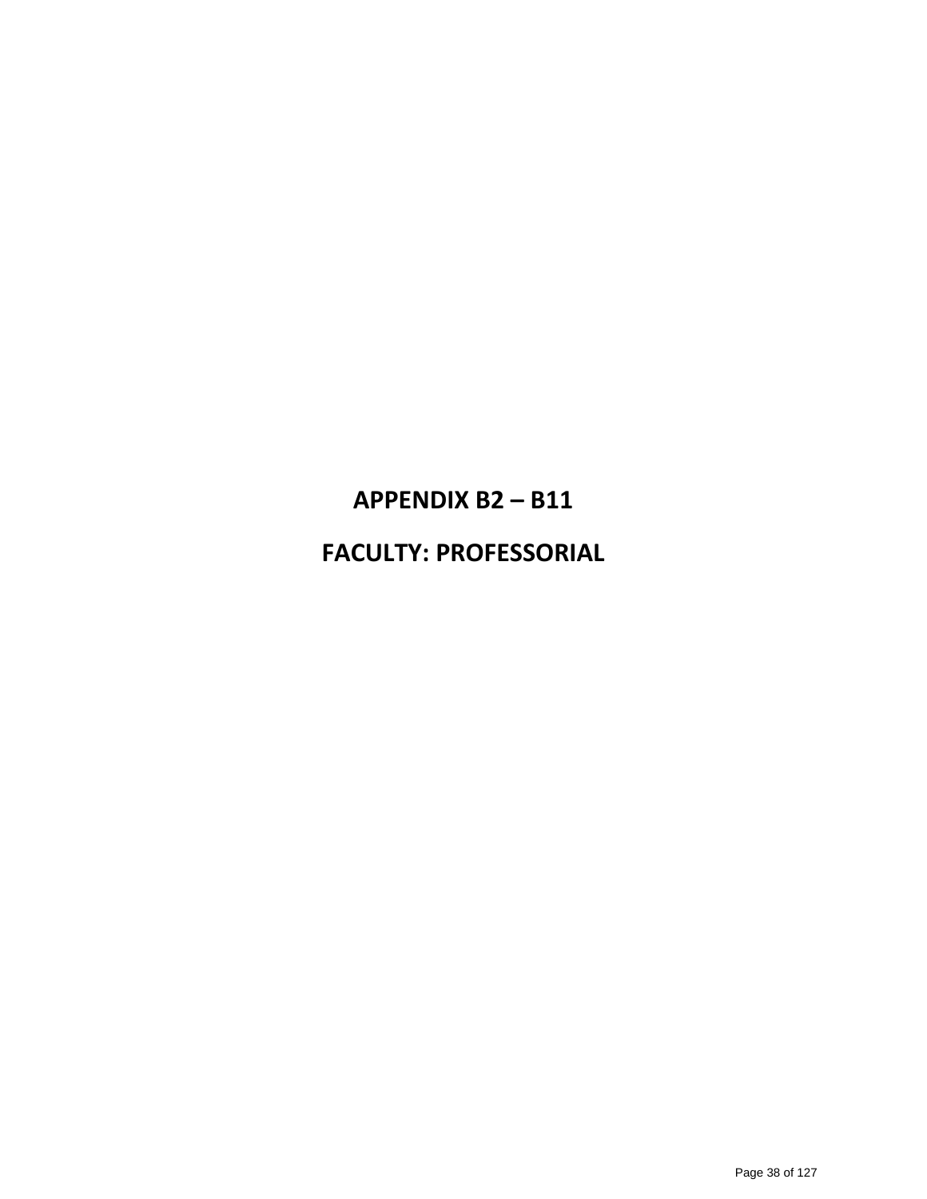# APPENDIX B2 – B11

# FACULTY: PROFESSORIAL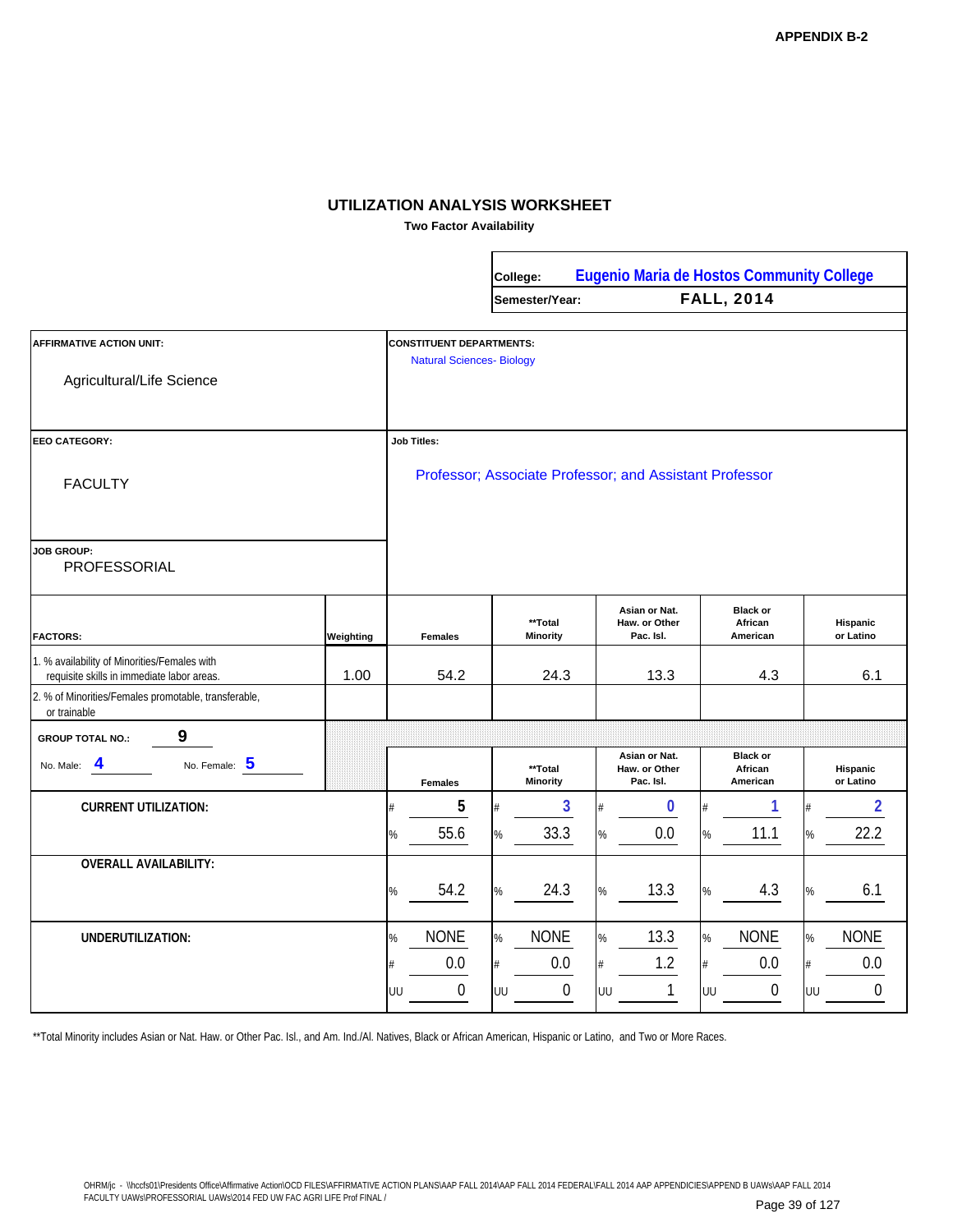APPENDIX B-2

## UTILIZATION ANALYSIS WORKSHEET

**Two Factor Availability**

**College:** Eugenio Maria de Hostos Community College

**Semester/Year:** FALL, 2014

**AFFIRMATIVE ACTION UNIT:**

Agricultural/Life Science

**CONSTITUENT DEPARTMENTS:**

Natural Sciences- Biology

**EEO CATEGORY:**

FACULTY

**Job Titles:**

Professor; Associate Professor; and Assistant Professor

**JOB GROUP:**

PROFESSORIAL

| FACTORS: | Weighting | Females | **Total Minority | Asian or Nat. Haw. or Other Pac. Isl. | Black or African American | Hispanic or Latino |
|---|---|---|---|---|---|---|
| 1. % availability of Minorities/Females with requisite skills in immediate labor areas. | 1.00 | 54.2 | 24.3 | 13.3 | 4.3 | 6.1 |
| 2. % of Minorities/Females promotable, transferable, or trainable | | | | | | |

**GROUP TOTAL NO.:** 9

No. Male: 4 No. Female: 5

| | | Females | **Total Minority | Asian or Nat. Haw. or Other Pac. Isl. | Black or African American | Hispanic or Latino |
|---|---|---|---|---|---|---|
| **CURRENT UTILIZATION:** | # | 5 | 3 | 0 | 1 | 2 |
| | % | 55.6 | 33.3 | 0.0 | 11.1 | 22.2 |
| **OVERALL AVAILABILITY:** | % | 54.2 | 24.3 | 13.3 | 4.3 | 6.1 |
| **UNDERUTILIZATION:** | % | NONE | NONE | 13.3 | NONE | NONE |
| | # | 0.0 | 0.0 | 1.2 | 0.0 | 0.0 |
| | UU | 0 | 0 | 1 | 0 | 0 |

**Total Minority includes Asian or Nat. Haw. or Other Pac. Isl., and Am. Ind./Al. Natives, Black or African American, Hispanic or Latino, and Two or More Races.

OHRM/jc - \\hccfs01\Presidents Office\Affirmative Action\OCD FILES\AFFIRMATIVE ACTION PLANS\AAP FALL 2014\AAP FALL 2014 FEDERAL\FALL 2014 AAP APPENDICIES\APPEND B UAWs\AAP FALL 2014 FACULTY UAWs\PROFESSORIAL UAWs\2014 FED UW FAC AGRI LIFE Prof FINAL /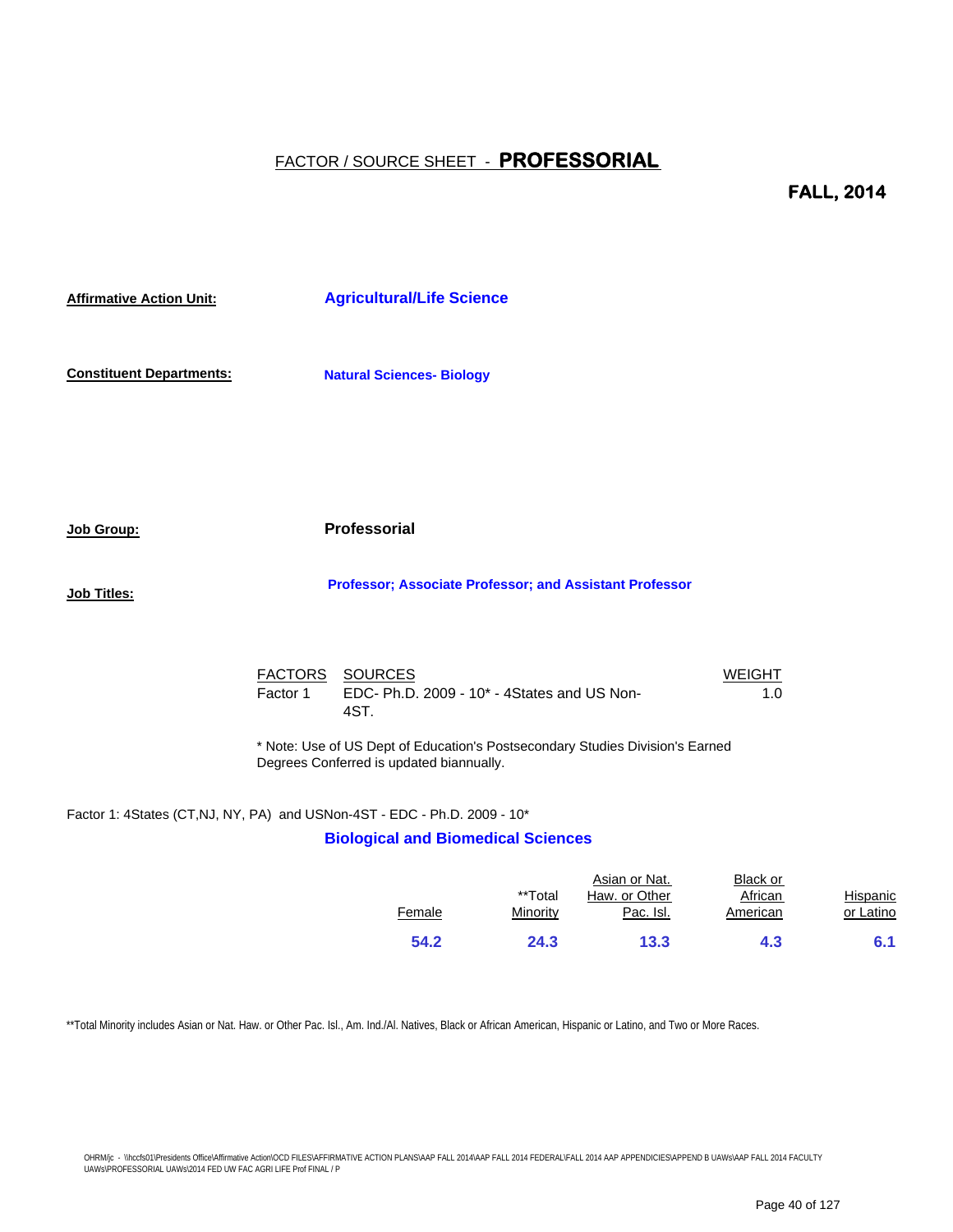# FACTOR / SOURCE SHEET - **PROFESSORIAL**

**FALL, 2014**

**Affirmative Action Unit:** **Agricultural/Life Science**

**Constituent Departments:** **Natural Sciences- Biology**

**Job Group:** **Professorial**

**Job Titles:** **Professor; Associate Professor; and Assistant Professor**

| FACTORS | SOURCES | WEIGHT |
|---|---|---|
| Factor 1 | EDC- Ph.D. 2009 - 10* - 4States and US Non-4ST. | 1.0 |

* Note: Use of US Dept of Education's Postsecondary Studies Division's Earned Degrees Conferred is updated biannually.

Factor 1: 4States (CT,NJ, NY, PA) and USNon-4ST - EDC - Ph.D. 2009 - 10*

**Biological and Biomedical Sciences**

| Female | **Total Minority | Asian or Nat. Haw. or Other Pac. Isl. | Black or African American | Hispanic or Latino |
|---|---|---|---|---|
| **54.2** | **24.3** | **13.3** | **4.3** | **6.1** |

**Total Minority includes Asian or Nat. Haw. or Other Pac. Isl., Am. Ind./Al. Natives, Black or African American, Hispanic or Latino, and Two or More Races.

OHRM/jc - \\hccfs01\Presidents Office\Affirmative Action\OCD FILES\AFFIRMATIVE ACTION PLANS\AAP FALL 2014\AAP FALL 2014 FEDERAL\FALL 2014 AAP APPENDICIES\APPEND B UAWs\AAP FALL 2014 FACULTY UAWs\PROFESSORIAL UAWs\2014 FED UW FAC AGRI LIFE Prof FINAL / P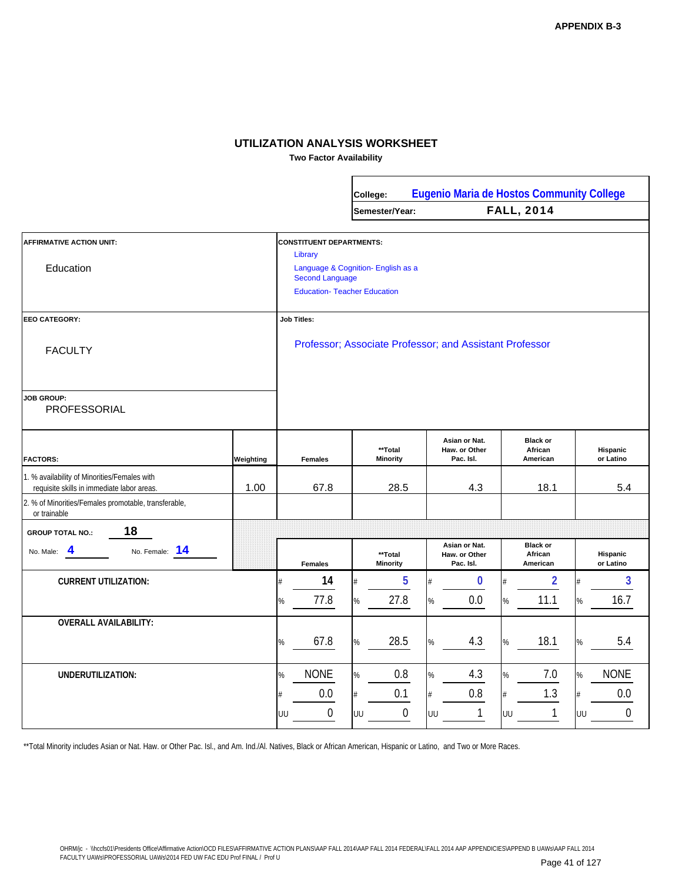APPENDIX B-3

## UTILIZATION ANALYSIS WORKSHEET

**Two Factor Availability**

| | |
|---|---|
| **College:** | Eugenio Maria de Hostos Community College |
| **Semester/Year:** | FALL, 2014 |

| | |
|---|---|
| **AFFIRMATIVE ACTION UNIT:** Education | **CONSTITUENT DEPARTMENTS:** Library; Language & Cognition- English as a Second Language; Education- Teacher Education |
| **EEO CATEGORY:** FACULTY | **Job Titles:** Professor; Associate Professor; and Assistant Professor |
| **JOB GROUP:** PROFESSORIAL | |

| FACTORS: | Weighting | Females | **Total Minority | Asian or Nat. Haw. or Other Pac. Isl. | Black or African American | Hispanic or Latino |
|---|---|---|---|---|---|---|
| 1. % availability of Minorities/Females with requisite skills in immediate labor areas. | 1.00 | 67.8 | 28.5 | 4.3 | 18.1 | 5.4 |
| 2. % of Minorities/Females promotable, transferable, or trainable | | | | | | |

**GROUP TOTAL NO.:** 18

No. Male: 4 No. Female: 14

| | | Females | **Total Minority | Asian or Nat. Haw. or Other Pac. Isl. | Black or African American | Hispanic or Latino |
|---|---|---|---|---|---|---|
| **CURRENT UTILIZATION:** | # | 14 | 5 | 0 | 2 | 3 |
| | % | 77.8 | 27.8 | 0.0 | 11.1 | 16.7 |
| **OVERALL AVAILABILITY:** | % | 67.8 | 28.5 | 4.3 | 18.1 | 5.4 |
| **UNDERUTILIZATION:** | % | NONE | 0.8 | 4.3 | 7.0 | NONE |
| | # | 0.0 | 0.1 | 0.8 | 1.3 | 0.0 |
| | UU | 0 | 0 | 1 | 1 | 0 |

**Total Minority includes Asian or Nat. Haw. or Other Pac. Isl., and Am. Ind./Al. Natives, Black or African American, Hispanic or Latino, and Two or More Races.

OHRM/jc - \\hccfs01\Presidents Office\Affirmative Action\OCD FILES\AFFIRMATIVE ACTION PLANS\AAP FALL 2014\AAP FALL 2014 FEDERAL\FALL 2014 AAP APPENDICIES\APPEND B UAWs\AAP FALL 2014 FACULTY UAWs\PROFESSORIAL UAWs\2014 FED UW FAC EDU Prof FINAL / Prof U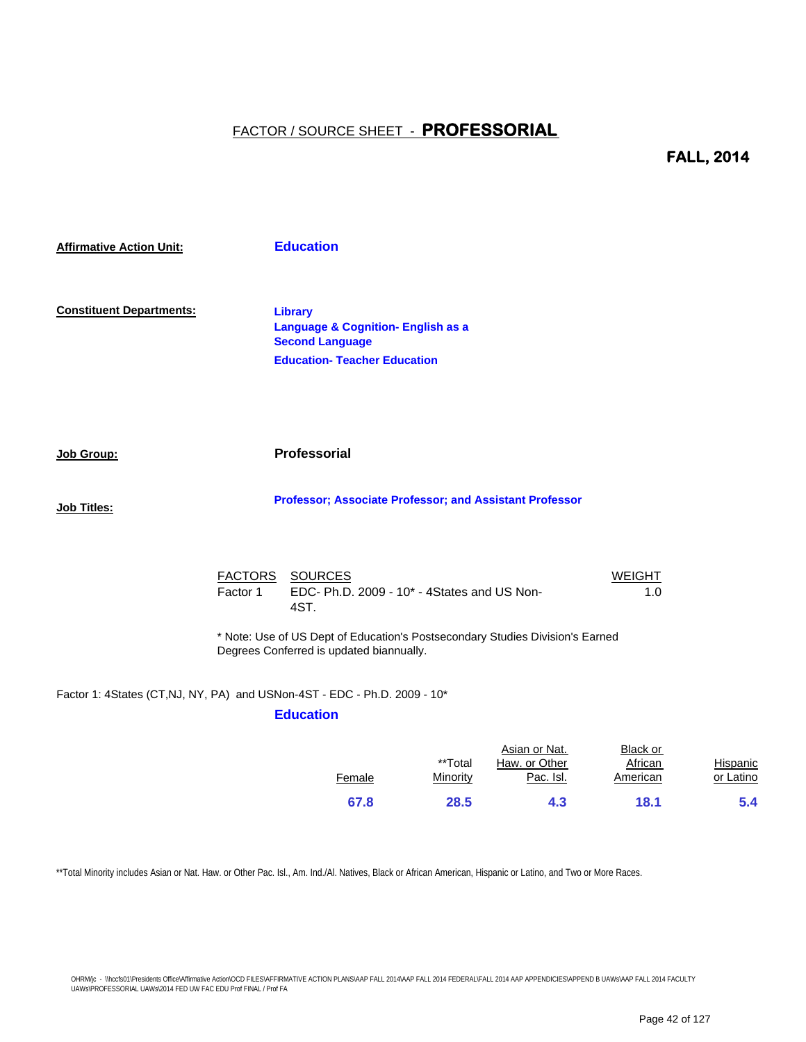# FACTOR / SOURCE SHEET - **PROFESSORIAL**

**FALL, 2014**

**Affirmative Action Unit:** **Education**

**Constituent Departments:**

**Library**
**Language & Cognition- English as a Second Language**
**Education- Teacher Education**

**Job Group:** **Professorial**

**Job Titles:** **Professor; Associate Professor; and Assistant Professor**

| FACTORS | SOURCES | WEIGHT |
|---|---|---|
| Factor 1 | EDC- Ph.D. 2009 - 10* - 4States and US Non-4ST. | 1.0 |

* Note: Use of US Dept of Education's Postsecondary Studies Division's Earned Degrees Conferred is updated biannually.

Factor 1: 4States (CT,NJ, NY, PA) and USNon-4ST - EDC - Ph.D. 2009 - 10*

**Education**

| Female | **Total Minority | Asian or Nat. Haw. or Other Pac. Isl. | Black or African American | Hispanic or Latino |
|---|---|---|---|---|
| **67.8** | **28.5** | **4.3** | **18.1** | **5.4** |

**Total Minority includes Asian or Nat. Haw. or Other Pac. Isl., Am. Ind./Al. Natives, Black or African American, Hispanic or Latino, and Two or More Races.

OHRM/jc - \\hccfs01\Presidents Office\Affirmative Action\OCD FILES\AFFIRMATIVE ACTION PLANS\AAP FALL 2014\AAP FALL 2014 FEDERAL\FALL 2014 AAP APPENDICIES\APPEND B UAWs\AAP FALL 2014 FACULTY UAWs\PROFESSORIAL UAWs\2014 FED UW FAC EDU Prof FINAL / Prof FA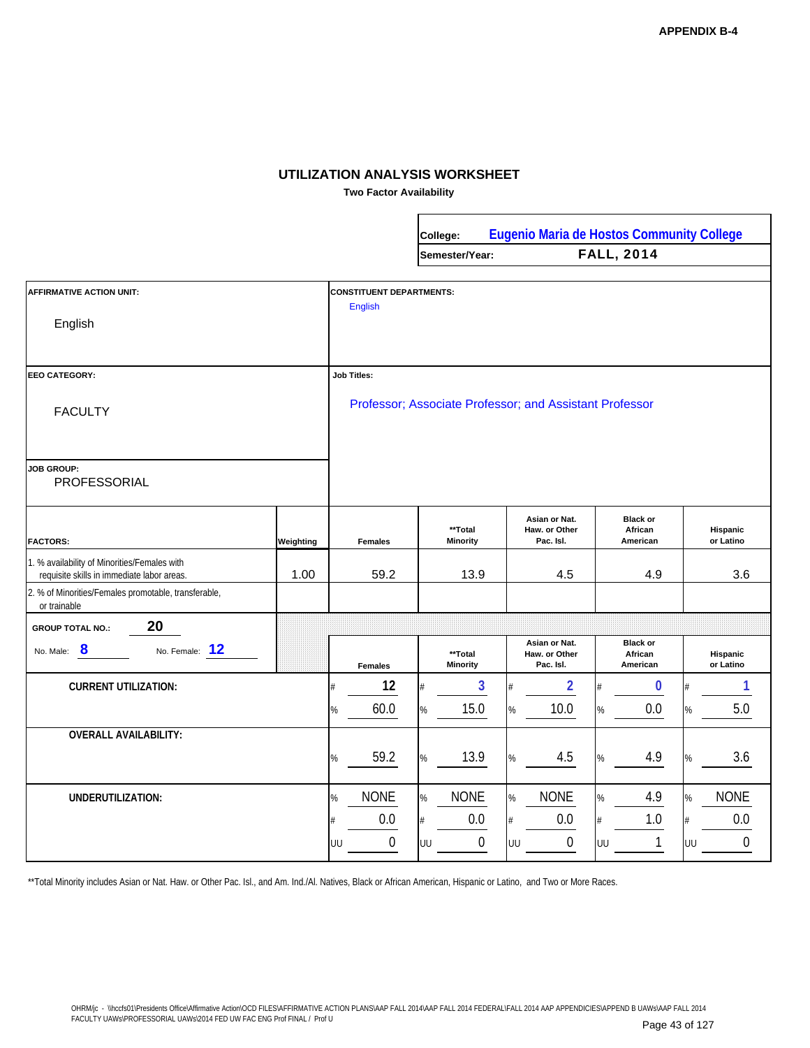APPENDIX B-4

# UTILIZATION ANALYSIS WORKSHEET

**Two Factor Availability**

| | |
|---|---|
| **College:** | **Eugenio Maria de Hostos Community College** |
| **Semester/Year:** | **FALL, 2014** |

| | |
|---|---|
| **AFFIRMATIVE ACTION UNIT:** English | **CONSTITUENT DEPARTMENTS:** English |
| **EEO CATEGORY:** FACULTY | **Job Titles:** Professor; Associate Professor; and Assistant Professor |
| **JOB GROUP:** PROFESSORIAL | |

| FACTORS: | Weighting | Females | **Total Minority | Asian or Nat. Haw. or Other Pac. Isl. | Black or African American | Hispanic or Latino |
|---|---|---|---|---|---|---|
| 1. % availability of Minorities/Females with requisite skills in immediate labor areas. | 1.00 | 59.2 | 13.9 | 4.5 | 4.9 | 3.6 |
| 2. % of Minorities/Females promotable, transferable, or trainable | | | | | | |

**GROUP TOTAL NO.:** 20

No. Male: 8 No. Female: 12

| | | Females | **Total Minority | Asian or Nat. Haw. or Other Pac. Isl. | Black or African American | Hispanic or Latino |
|---|---|---|---|---|---|---|
| **CURRENT UTILIZATION:** | # | 12 | 3 | 2 | 0 | 1 |
| | % | 60.0 | 15.0 | 10.0 | 0.0 | 5.0 |
| **OVERALL AVAILABILITY:** | % | 59.2 | 13.9 | 4.5 | 4.9 | 3.6 |
| **UNDERUTILIZATION:** | % | NONE | NONE | NONE | 4.9 | NONE |
| | # | 0.0 | 0.0 | 0.0 | 1.0 | 0.0 |
| | UU | 0 | 0 | 0 | 1 | 0 |

**Total Minority includes Asian or Nat. Haw. or Other Pac. Isl., and Am. Ind./Al. Natives, Black or African American, Hispanic or Latino, and Two or More Races.

OHRM/jc - \\hccfs01\Presidents Office\Affirmative Action\OCD FILES\AFFIRMATIVE ACTION PLANS\AAP FALL 2014\AAP FALL 2014 FEDERAL\FALL 2014 AAP APPENDICIES\APPEND B UAWs\AAP FALL 2014 FACULTY UAWs\PROFESSORIAL UAWs\2014 FED UW FAC ENG Prof FINAL / Prof U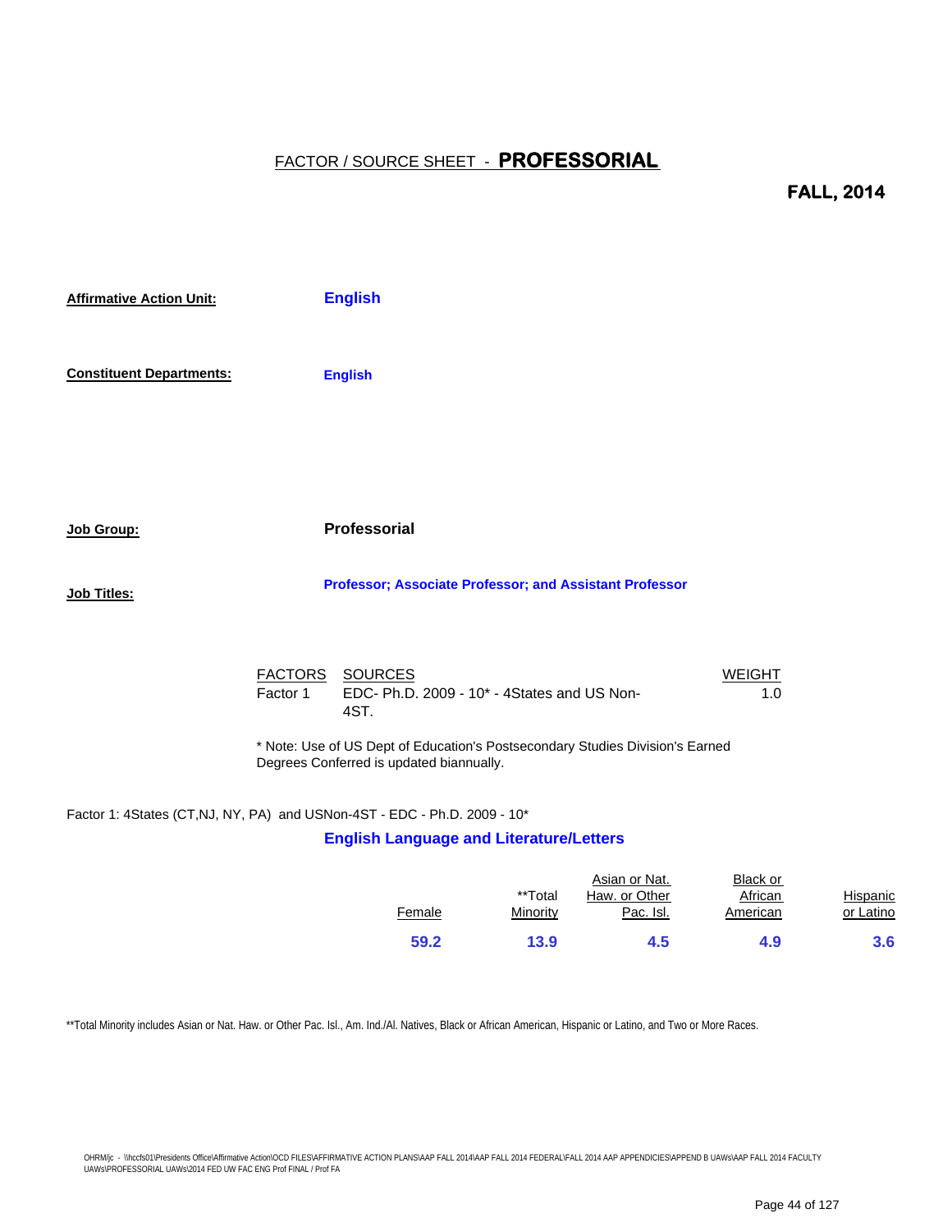# FACTOR / SOURCE SHEET - **PROFESSORIAL**

**FALL, 2014**

**Affirmative Action Unit:** **English**

**Constituent Departments:** **English**

**Job Group:** **Professorial**

**Job Titles:** **Professor; Associate Professor; and Assistant Professor**

| FACTORS | SOURCES | WEIGHT |
|---|---|---|
| Factor 1 | EDC- Ph.D. 2009 - 10* - 4States and US Non-4ST. | 1.0 |

* Note: Use of US Dept of Education's Postsecondary Studies Division's Earned Degrees Conferred is updated biannually.

Factor 1: 4States (CT,NJ, NY, PA) and USNon-4ST - EDC - Ph.D. 2009 - 10*

**English Language and Literature/Letters**

| Female | **Total Minority | Asian or Nat. Haw. or Other Pac. Isl. | Black or African American | Hispanic or Latino |
|---|---|---|---|---|
| **59.2** | **13.9** | **4.5** | **4.9** | **3.6** |

**Total Minority includes Asian or Nat. Haw. or Other Pac. Isl., Am. Ind./Al. Natives, Black or African American, Hispanic or Latino, and Two or More Races.

OHRM/jc - \\hccfs01\Presidents Office\Affirmative Action\OCD FILES\AFFIRMATIVE ACTION PLANS\AAP FALL 2014\AAP FALL 2014 FEDERAL\FALL 2014 AAP APPENDICIES\APPEND B UAWs\AAP FALL 2014 FACULTY UAWs\PROFESSORIAL UAWs\2014 FED UW FAC ENG Prof FINAL / Prof FA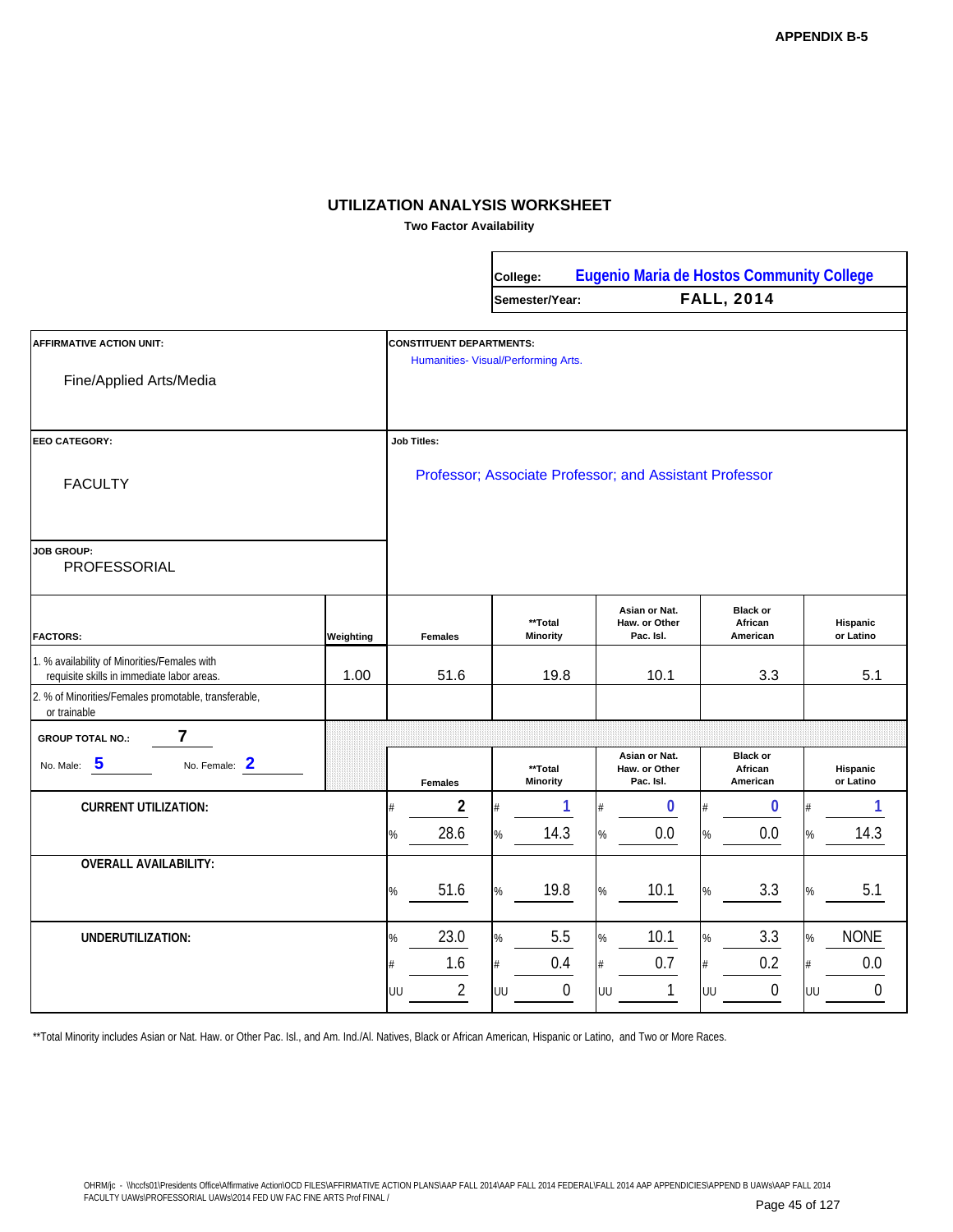APPENDIX B-5

## UTILIZATION ANALYSIS WORKSHEET

**Two Factor Availability**

| | |
|---|---|
| College: | Eugenio Maria de Hostos Community College |
| Semester/Year: | FALL, 2014 |

**AFFIRMATIVE ACTION UNIT:**

Fine/Applied Arts/Media

**CONSTITUENT DEPARTMENTS:**

Humanities- Visual/Performing Arts.

**EEO CATEGORY:**

FACULTY

**Job Titles:**

Professor; Associate Professor; and Assistant Professor

**JOB GROUP:**

PROFESSORIAL

| FACTORS: | Weighting | Females | **Total Minority | Asian or Nat. Haw. or Other Pac. Isl. | Black or African American | Hispanic or Latino |
|---|---|---|---|---|---|---|
| 1. % availability of Minorities/Females with requisite skills in immediate labor areas. | 1.00 | 51.6 | 19.8 | 10.1 | 3.3 | 5.1 |
| 2. % of Minorities/Females promotable, transferable, or trainable | | | | | | |

**GROUP TOTAL NO.:** 7

No. Male: 5 No. Female: 2

| | | Females | **Total Minority | Asian or Nat. Haw. or Other Pac. Isl. | Black or African American | Hispanic or Latino |
|---|---|---|---|---|---|---|
| **CURRENT UTILIZATION:** | # | 2 | 1 | 0 | 0 | 1 |
| | % | 28.6 | 14.3 | 0.0 | 0.0 | 14.3 |
| **OVERALL AVAILABILITY:** | % | 51.6 | 19.8 | 10.1 | 3.3 | 5.1 |
| **UNDERUTILIZATION:** | % | 23.0 | 5.5 | 10.1 | 3.3 | NONE |
| | # | 1.6 | 0.4 | 0.7 | 0.2 | 0.0 |
| | UU | 2 | 0 | 1 | 0 | 0 |

**Total Minority includes Asian or Nat. Haw. or Other Pac. Isl., and Am. Ind./Al. Natives, Black or African American, Hispanic or Latino, and Two or More Races.

OHRM/jc - \\hccfs01\Presidents Office\Affirmative Action\OCD FILES\AFFIRMATIVE ACTION PLANS\AAP FALL 2014\AAP FALL 2014 FEDERAL\FALL 2014 AAP APPENDICIES\APPEND B UAWs\AAP FALL 2014 FACULTY UAWs\PROFESSORIAL UAWs\2014 FED UW FAC FINE ARTS Prof FINAL /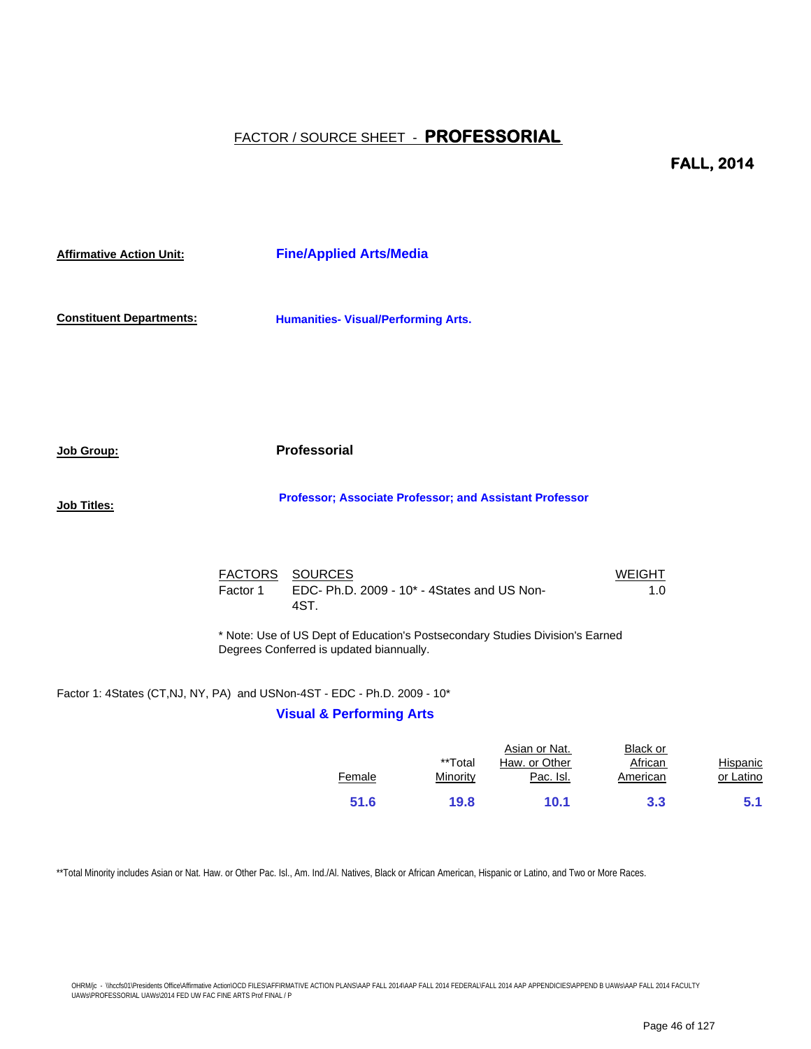## FACTOR / SOURCE SHEET - **PROFESSORIAL**

**FALL, 2014**

**Affirmative Action Unit:** **Fine/Applied Arts/Media**

**Constituent Departments:** **Humanities- Visual/Performing Arts.**

**Job Group:** **Professorial**

**Job Titles:** **Professor; Associate Professor; and Assistant Professor**

| FACTORS | SOURCES | WEIGHT |
|---|---|---|
| Factor 1 | EDC- Ph.D. 2009 - 10* - 4States and US Non-4ST. | 1.0 |

* Note: Use of US Dept of Education's Postsecondary Studies Division's Earned Degrees Conferred is updated biannually.

Factor 1: 4States (CT,NJ, NY, PA) and USNon-4ST - EDC - Ph.D. 2009 - 10*

**Visual & Performing Arts**

| Female | **Total Minority | Asian or Nat. Haw. or Other Pac. Isl. | Black or African American | Hispanic or Latino |
|---|---|---|---|---|
| **51.6** | **19.8** | **10.1** | **3.3** | **5.1** |

**Total Minority includes Asian or Nat. Haw. or Other Pac. Isl., Am. Ind./Al. Natives, Black or African American, Hispanic or Latino, and Two or More Races.

OHRM/jc - \\hccfs01\Presidents Office\Affirmative Action\OCD FILES\AFFIRMATIVE ACTION PLANS\AAP FALL 2014\AAP FALL 2014 FEDERAL\FALL 2014 AAP APPENDICIES\APPEND B UAWs\AAP FALL 2014 FACULTY UAWs\PROFESSORIAL UAWs\2014 FED UW FAC FINE ARTS Prof FINAL / P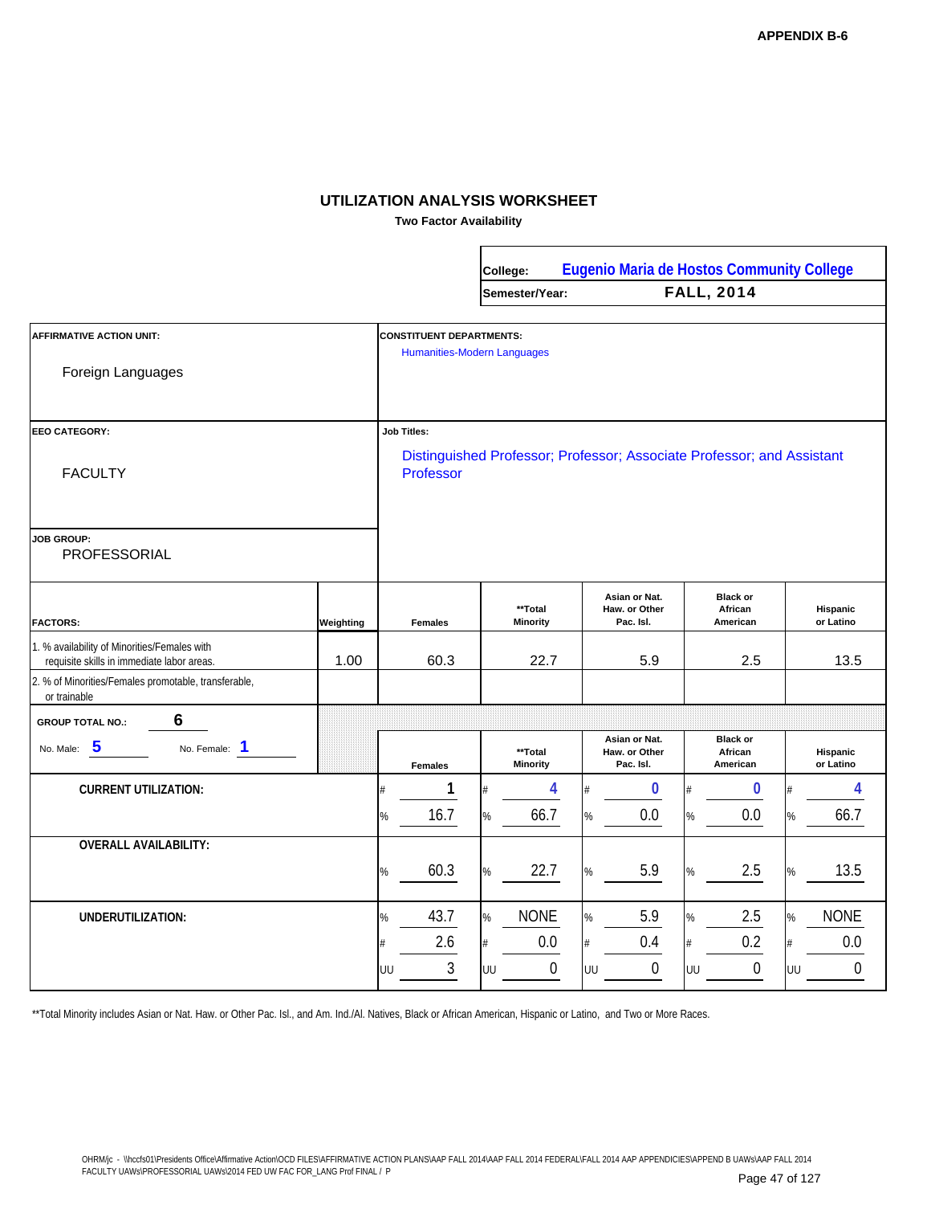APPENDIX B-6

## UTILIZATION ANALYSIS WORKSHEET

**Two Factor Availability**

| | |
|---|---|
| **College:** | Eugenio Maria de Hostos Community College |
| **Semester/Year:** | FALL, 2014 |

| **AFFIRMATIVE ACTION UNIT:** | **CONSTITUENT DEPARTMENTS:** |
|---|---|
| Foreign Languages | Humanities-Modern Languages |

| **EEO CATEGORY:** | **Job Titles:** |
|---|---|
| FACULTY | Distinguished Professor; Professor; Associate Professor; and Assistant Professor |

**JOB GROUP:**
PROFESSORIAL

| **FACTORS:** | **Weighting** | **Females** | **Total Minority | **Asian or Nat. Haw. or Other Pac. Isl.** | **Black or African American** | **Hispanic or Latino** |
|---|---|---|---|---|---|---|
| 1. % availability of Minorities/Females with requisite skills in immediate labor areas. | 1.00 | 60.3 | 22.7 | 5.9 | 2.5 | 13.5 |
| 2. % of Minorities/Females promotable, transferable, or trainable | | | | | | |

**GROUP TOTAL NO.:** 6

No. Male: 5 No. Female: 1

| | | **Females** | **Total Minority | **Asian or Nat. Haw. or Other Pac. Isl.** | **Black or African American** | **Hispanic or Latino** |
|---|---|---|---|---|---|---|
| **CURRENT UTILIZATION:** | # | 1 | 4 | 0 | 0 | 4 |
| | % | 16.7 | 66.7 | 0.0 | 0.0 | 66.7 |
| **OVERALL AVAILABILITY:** | % | 60.3 | 22.7 | 5.9 | 2.5 | 13.5 |
| **UNDERUTILIZATION:** | % | 43.7 | NONE | 5.9 | 2.5 | NONE |
| | # | 2.6 | 0.0 | 0.4 | 0.2 | 0.0 |
| | UU | 3 | 0 | 0 | 0 | 0 |

**Total Minority includes Asian or Nat. Haw. or Other Pac. Isl., and Am. Ind./Al. Natives, Black or African American, Hispanic or Latino, and Two or More Races.

OHRM/jc - \\hccfs01\Presidents Office\Affirmative Action\OCD FILES\AFFIRMATIVE ACTION PLANS\AAP FALL 2014\AAP FALL 2014 FEDERAL\FALL 2014 AAP APPENDICIES\APPEND B UAWs\AAP FALL 2014 FACULTY UAWs\PROFESSORIAL UAWs\2014 FED UW FAC FOR_LANG Prof FINAL / P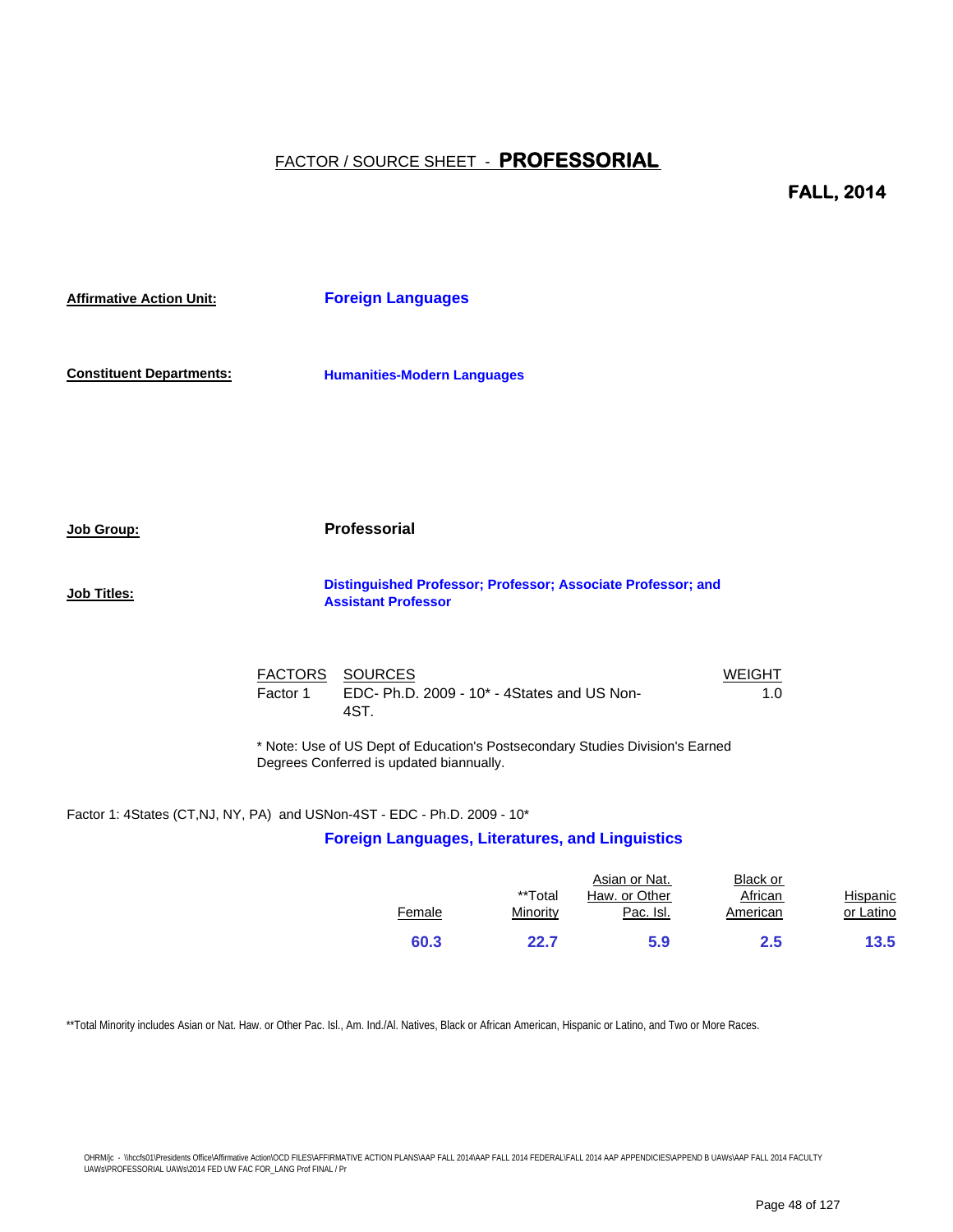# FACTOR / SOURCE SHEET - **PROFESSORIAL**

**FALL, 2014**

**Affirmative Action Unit:** **Foreign Languages**

**Constituent Departments:** **Humanities-Modern Languages**

**Job Group:** **Professorial**

**Job Titles:** **Distinguished Professor; Professor; Associate Professor; and Assistant Professor**

| FACTORS | SOURCES | WEIGHT |
|---|---|---|
| Factor 1 | EDC- Ph.D. 2009 - 10* - 4States and US Non-4ST. | 1.0 |

* Note: Use of US Dept of Education's Postsecondary Studies Division's Earned Degrees Conferred is updated biannually.

Factor 1: 4States (CT,NJ, NY, PA) and USNon-4ST - EDC - Ph.D. 2009 - 10*

**Foreign Languages, Literatures, and Linguistics**

| Female | **Total Minority | Asian or Nat. Haw. or Other Pac. Isl. | Black or African American | Hispanic or Latino |
|---|---|---|---|---|
| **60.3** | **22.7** | **5.9** | **2.5** | **13.5** |

**Total Minority includes Asian or Nat. Haw. or Other Pac. Isl., Am. Ind./Al. Natives, Black or African American, Hispanic or Latino, and Two or More Races.

OHRM/jc - \\hccfs01\Presidents Office\Affirmative Action\OCD FILES\AFFIRMATIVE ACTION PLANS\AAP FALL 2014\AAP FALL 2014 FEDERAL\FALL 2014 AAP APPENDICIES\APPEND B UAWs\AAP FALL 2014 FACULTY UAWs\PROFESSORIAL UAWs\2014 FED UW FAC FOR_LANG Prof FINAL / Pr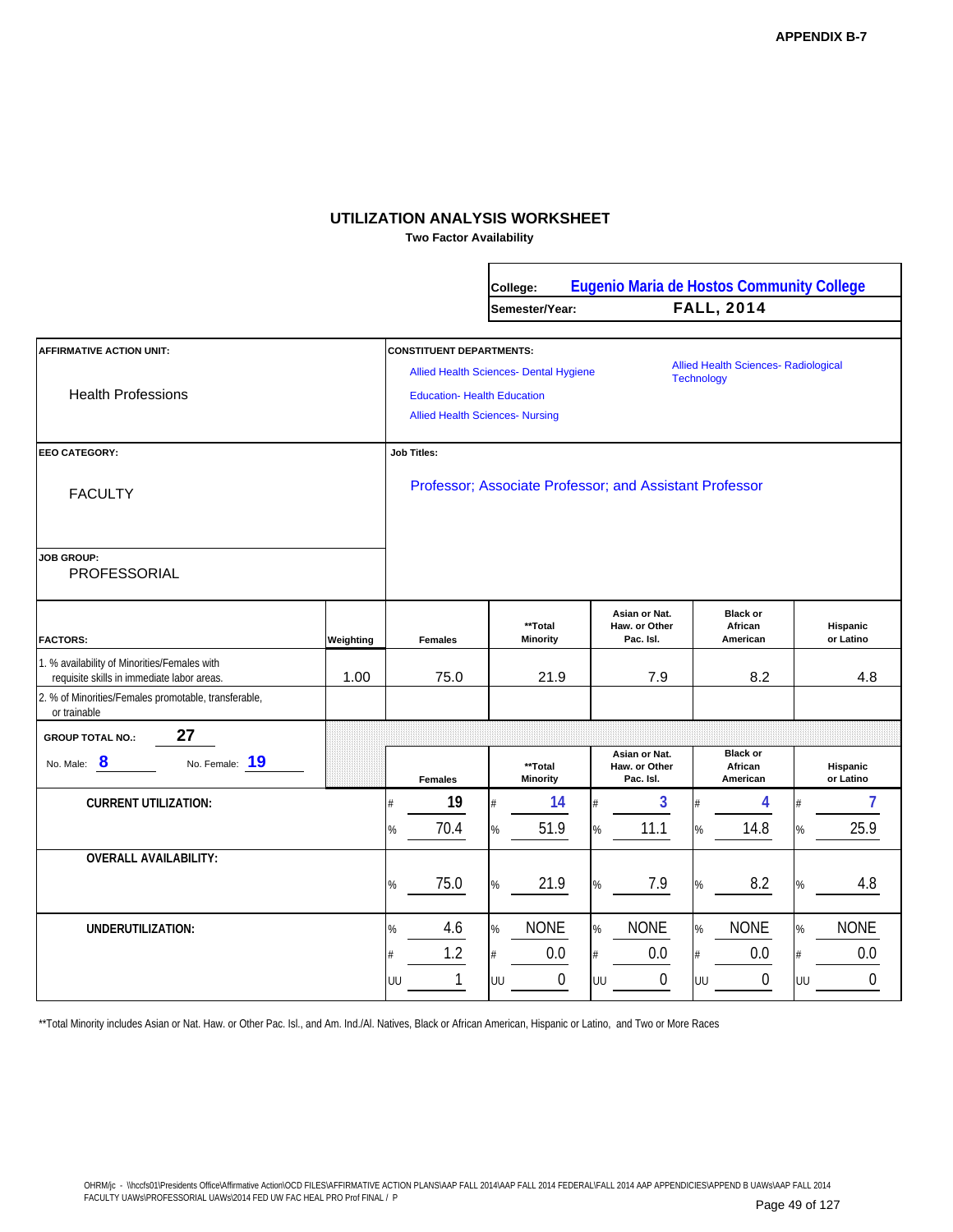APPENDIX B-7

# UTILIZATION ANALYSIS WORKSHEET

**Two Factor Availability**

| | |
|---|---|
| **College:** | **Eugenio Maria de Hostos Community College** |
| **Semester/Year:** | **FALL, 2014** |

**AFFIRMATIVE ACTION UNIT:**

Health Professions

**CONSTITUENT DEPARTMENTS:**

- Allied Health Sciences- Dental Hygiene
- Education- Health Education
- Allied Health Sciences- Nursing
- Allied Health Sciences- Radiological Technology

**EEO CATEGORY:**

FACULTY

**Job Titles:**

Professor; Associate Professor; and Assistant Professor

**JOB GROUP:**

PROFESSORIAL

| FACTORS: | Weighting | Females | **Total Minority | Asian or Nat. Haw. or Other Pac. Isl. | Black or African American | Hispanic or Latino |
|---|---|---|---|---|---|---|
| 1. % availability of Minorities/Females with requisite skills in immediate labor areas. | 1.00 | 75.0 | 21.9 | 7.9 | 8.2 | 4.8 |
| 2. % of Minorities/Females promotable, transferable, or trainable | | | | | | |

**GROUP TOTAL NO.:** 27

No. Male: 8 &nbsp;&nbsp; No. Female: 19

| | | Females | **Total Minority | Asian or Nat. Haw. or Other Pac. Isl. | Black or African American | Hispanic or Latino |
|---|---|---|---|---|---|---|
| **CURRENT UTILIZATION:** | # | 19 | 14 | 3 | 4 | 7 |
| | % | 70.4 | 51.9 | 11.1 | 14.8 | 25.9 |
| **OVERALL AVAILABILITY:** | % | 75.0 | 21.9 | 7.9 | 8.2 | 4.8 |
| **UNDERUTILIZATION:** | % | 4.6 | NONE | NONE | NONE | NONE |
| | # | 1.2 | 0.0 | 0.0 | 0.0 | 0.0 |
| | UU | 1 | 0 | 0 | 0 | 0 |

**Total Minority includes Asian or Nat. Haw. or Other Pac. Isl., and Am. Ind./Al. Natives, Black or African American, Hispanic or Latino, and Two or More Races

OHRM/jc - \\hccfs01\Presidents Office\Affirmative Action\OCD FILES\AFFIRMATIVE ACTION PLANS\AAP FALL 2014\AAP FALL 2014 FEDERAL\FALL 2014 AAP APPENDICIES\APPEND B UAWs\AAP FALL 2014 FACULTY UAWs\PROFESSORIAL UAWs\2014 FED UW FAC HEAL PRO Prof FINAL / P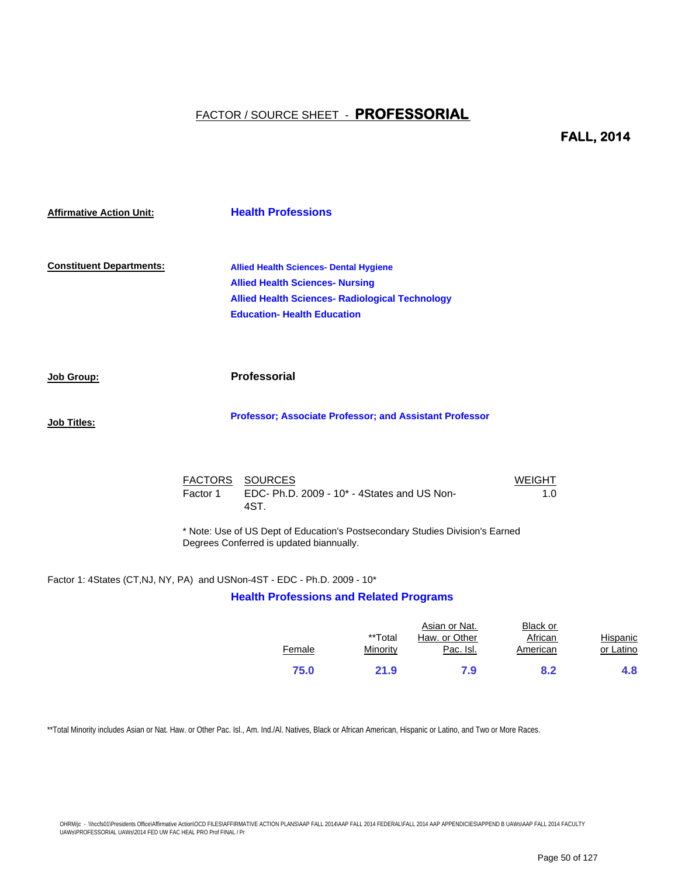# FACTOR / SOURCE SHEET - **PROFESSORIAL**

**FALL, 2014**

**Affirmative Action Unit:** **Health Professions**

**Constituent Departments:**

**Allied Health Sciences- Dental Hygiene**
**Allied Health Sciences- Nursing**
**Allied Health Sciences- Radiological Technology**
**Education- Health Education**

**Job Group:** **Professorial**

**Job Titles:** **Professor; Associate Professor; and Assistant Professor**

| FACTORS | SOURCES | WEIGHT |
|---|---|---|
| Factor 1 | EDC- Ph.D. 2009 - 10* - 4States and US Non-4ST. | 1.0 |

* Note: Use of US Dept of Education's Postsecondary Studies Division's Earned Degrees Conferred is updated biannually.

Factor 1: 4States (CT,NJ, NY, PA) and USNon-4ST - EDC - Ph.D. 2009 - 10*

**Health Professions and Related Programs**

| Female | **Total Minority | Asian or Nat. Haw. or Other Pac. Isl. | Black or African American | Hispanic or Latino |
|---|---|---|---|---|
| **75.0** | **21.9** | **7.9** | **8.2** | **4.8** |

**Total Minority includes Asian or Nat. Haw. or Other Pac. Isl., Am. Ind./Al. Natives, Black or African American, Hispanic or Latino, and Two or More Races.

OHRM/jc - \\hccfs01\Presidents Office\Affirmative Action\OCD FILES\AFFIRMATIVE ACTION PLANS\AAP FALL 2014\AAP FALL 2014 FEDERAL\FALL 2014 AAP APPENDICIES\APPEND B UAWs\AAP FALL 2014 FACULTY UAWs\PROFESSORIAL UAWs\2014 FED UW FAC HEAL PRO Prof FINAL / Pr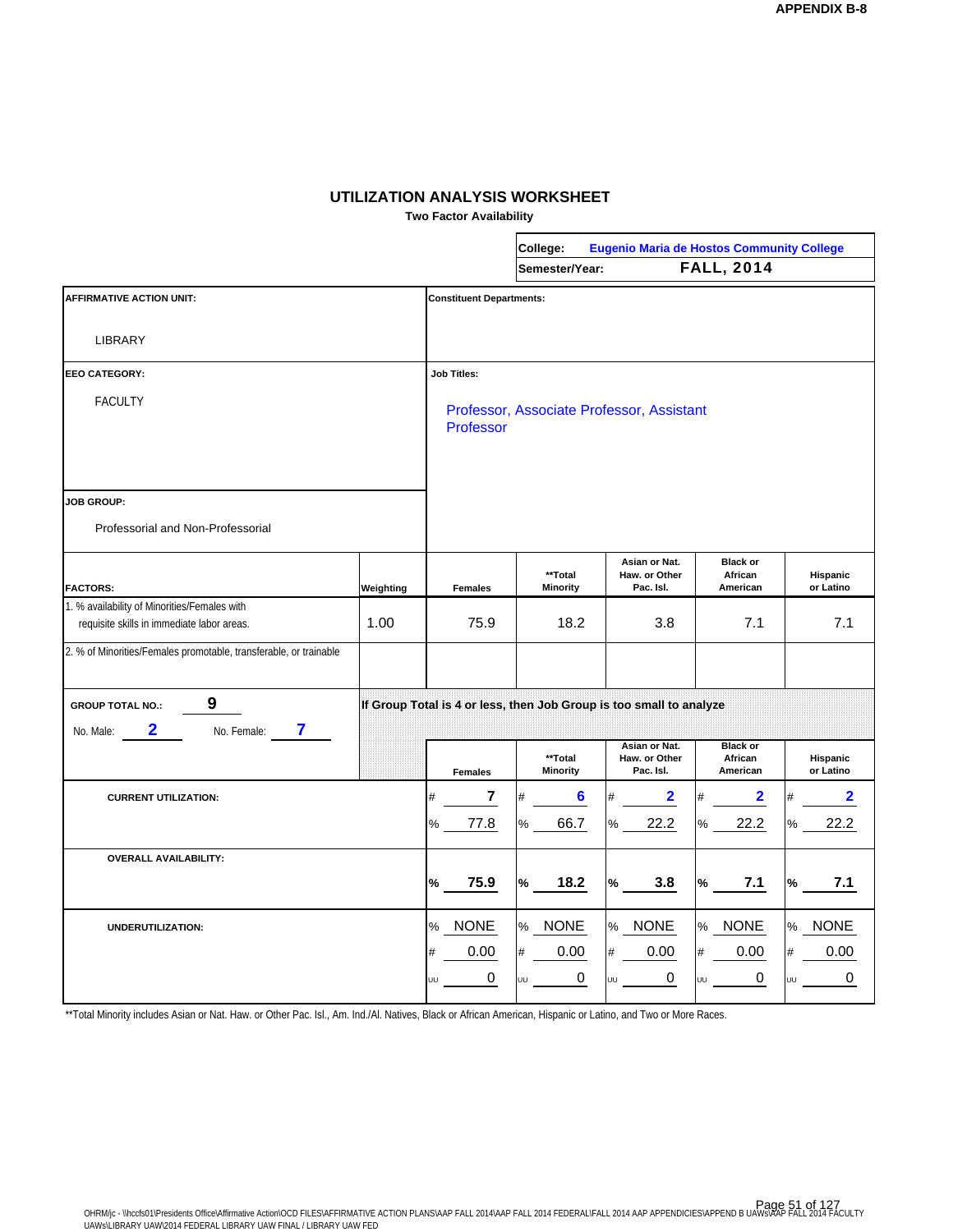APPENDIX B-8

# UTILIZATION ANALYSIS WORKSHEET

**Two Factor Availability**

| | |
|---|---|
| **College:** | Eugenio Maria de Hostos Community College |
| **Semester/Year:** | FALL, 2014 |

**AFFIRMATIVE ACTION UNIT:** LIBRARY

**Constituent Departments:**

**EEO CATEGORY:** FACULTY

**Job Titles:** Professor, Associate Professor, Assistant Professor

**JOB GROUP:** Professorial and Non-Professorial

| FACTORS: | Weighting | Females | **Total Minority | Asian or Nat. Haw. or Other Pac. Isl. | Black or African American | Hispanic or Latino |
|---|---|---|---|---|---|---|
| 1. % availability of Minorities/Females with requisite skills in immediate labor areas. | 1.00 | 75.9 | 18.2 | 3.8 | 7.1 | 7.1 |
| 2. % of Minorities/Females promotable, transferable, or trainable | | | | | | |

**GROUP TOTAL NO.:** 9

No. Male: 2 No. Female: 7

If Group Total is 4 or less, then Job Group is too small to analyze

| | | Females | **Total Minority | Asian or Nat. Haw. or Other Pac. Isl. | Black or African American | Hispanic or Latino |
|---|---|---|---|---|---|---|
| **CURRENT UTILIZATION:** | # | 7 | 6 | 2 | 2 | 2 |
| | % | 77.8 | 66.7 | 22.2 | 22.2 | 22.2 |
| **OVERALL AVAILABILITY:** | % | 75.9 | 18.2 | 3.8 | 7.1 | 7.1 |
| **UNDERUTILIZATION:** | % | NONE | NONE | NONE | NONE | NONE |
| | # | 0.00 | 0.00 | 0.00 | 0.00 | 0.00 |
| | UU | 0 | 0 | 0 | 0 | 0 |

**Total Minority includes Asian or Nat. Haw. or Other Pac. Isl., Am. Ind./Al. Natives, Black or African American, Hispanic or Latino, and Two or More Races.

OHRM/jc - \\hccfs01\Presidents Office\Affirmative Action\OCD FILES\AFFIRMATIVE ACTION PLANS\AAP FALL 2014\AAP FALL 2014 FEDERAL\FALL 2014 AAP APPENDICIES\APPEND B UAWs\AAP FALL 2014 FACULTY UAWs\LIBRARY UAW\2014 FEDERAL LIBRARY UAW FINAL / LIBRARY UAW FED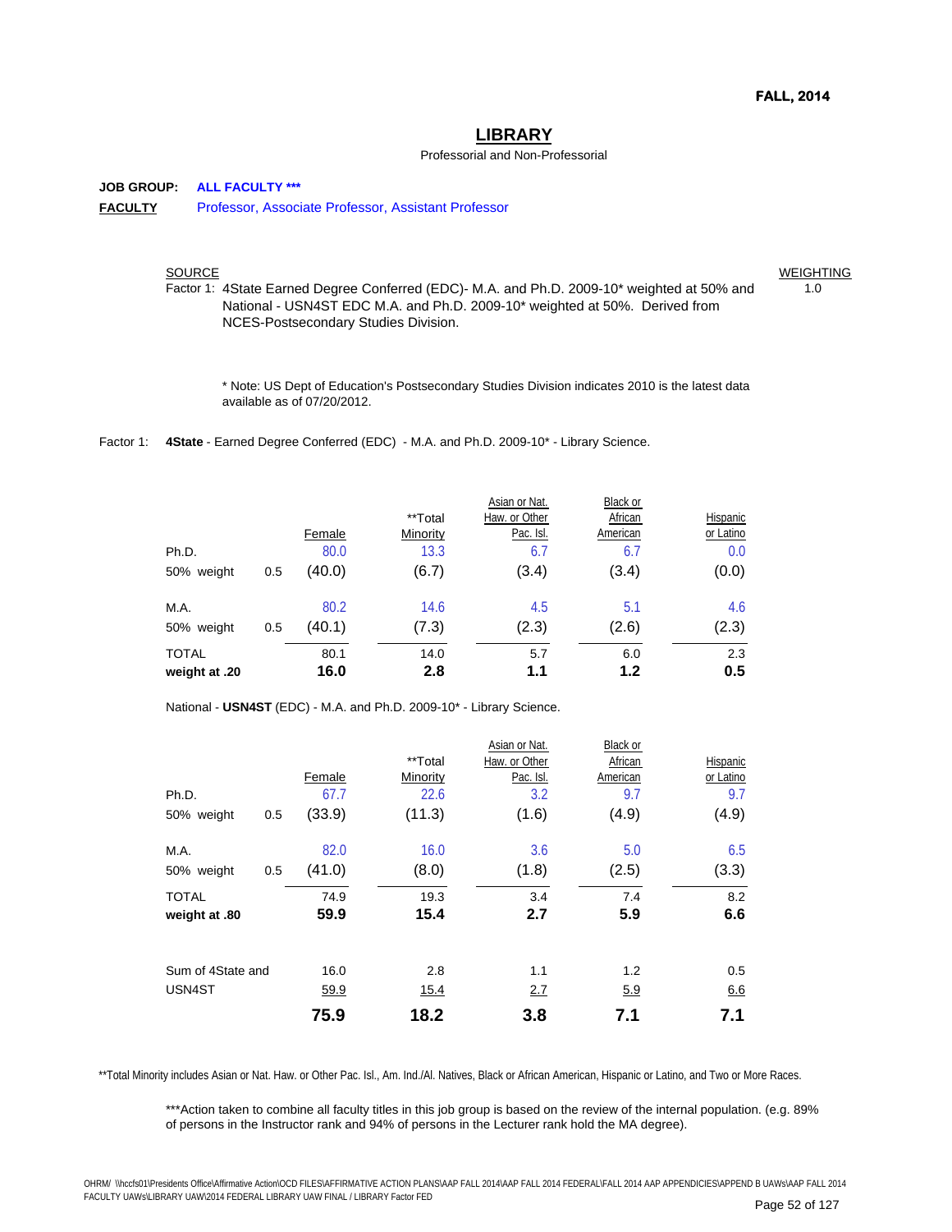**FALL, 2014**

# LIBRARY

Professorial and Non-Professorial

**JOB GROUP:** **ALL FACULTY ***\***

**FACULTY** Professor, Associate Professor, Assistant Professor

| SOURCE | WEIGHTING |
|---|---|
| Factor 1: 4State Earned Degree Conferred (EDC)- M.A. and Ph.D. 2009-10* weighted at 50% and National - USN4ST EDC M.A. and Ph.D. 2009-10* weighted at 50%. Derived from NCES-Postsecondary Studies Division. | 1.0 |

\* Note: US Dept of Education's Postsecondary Studies Division indicates 2010 is the latest data available as of 07/20/2012.

Factor 1: **4State** - Earned Degree Conferred (EDC) - M.A. and Ph.D. 2009-10* - Library Science.

| | | Female | **Total Minority | Asian or Nat. Haw. or Other Pac. Isl. | Black or African American | Hispanic or Latino |
|---|---|---|---|---|---|---|
| Ph.D. | | 80.0 | 13.3 | 6.7 | 6.7 | 0.0 |
| 50% weight | 0.5 | (40.0) | (6.7) | (3.4) | (3.4) | (0.0) |
| M.A. | | 80.2 | 14.6 | 4.5 | 5.1 | 4.6 |
| 50% weight | 0.5 | (40.1) | (7.3) | (2.3) | (2.6) | (2.3) |
| TOTAL | | 80.1 | 14.0 | 5.7 | 6.0 | 2.3 |
| **weight at .20** | | **16.0** | **2.8** | **1.1** | **1.2** | **0.5** |

National - **USN4ST** (EDC) - M.A. and Ph.D. 2009-10* - Library Science.

| | | Female | **Total Minority | Asian or Nat. Haw. or Other Pac. Isl. | Black or African American | Hispanic or Latino |
|---|---|---|---|---|---|---|
| Ph.D. | | 67.7 | 22.6 | 3.2 | 9.7 | 9.7 |
| 50% weight | 0.5 | (33.9) | (11.3) | (1.6) | (4.9) | (4.9) |
| M.A. | | 82.0 | 16.0 | 3.6 | 5.0 | 6.5 |
| 50% weight | 0.5 | (41.0) | (8.0) | (1.8) | (2.5) | (3.3) |
| TOTAL | | 74.9 | 19.3 | 3.4 | 7.4 | 8.2 |
| **weight at .80** | | **59.9** | **15.4** | **2.7** | **5.9** | **6.6** |
| Sum of 4State and | | 16.0 | 2.8 | 1.1 | 1.2 | 0.5 |
| USN4ST | | 59.9 | 15.4 | 2.7 | 5.9 | 6.6 |
| | | **75.9** | **18.2** | **3.8** | **7.1** | **7.1** |

**Total Minority includes Asian or Nat. Haw. or Other Pac. Isl., Am. Ind./Al. Natives, Black or African American, Hispanic or Latino, and Two or More Races.

***Action taken to combine all faculty titles in this job group is based on the review of the internal population. (e.g. 89% of persons in the Instructor rank and 94% of persons in the Lecturer rank hold the MA degree).

OHRM/ \\hccfs01\Presidents Office\Affirmative Action\OCD FILES\AFFIRMATIVE ACTION PLANS\AAP FALL 2014\AAP FALL 2014 FEDERAL\FALL 2014 AAP APPENDICIES\APPEND B UAWs\AAP FALL 2014 FACULTY UAWs\LIBRARY UAW\2014 FEDERAL LIBRARY UAW FINAL / LIBRARY Factor FED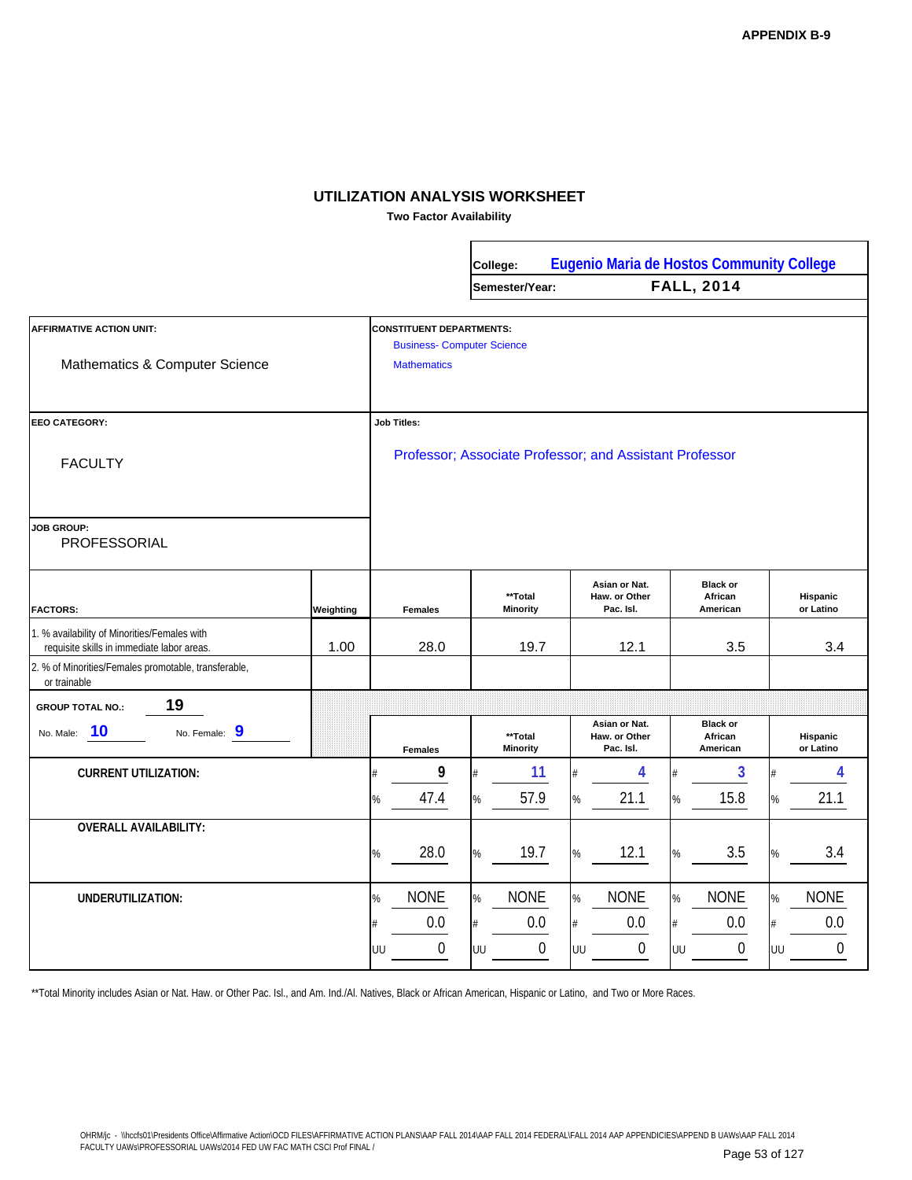APPENDIX B-9

## UTILIZATION ANALYSIS WORKSHEET

**Two Factor Availability**

| | |
|---|---|
| College: | Eugenio Maria de Hostos Community College |
| Semester/Year: | FALL, 2014 |

**AFFIRMATIVE ACTION UNIT:** Mathematics & Computer Science

**CONSTITUENT DEPARTMENTS:**
Business- Computer Science
Mathematics

**EEO CATEGORY:** FACULTY

**Job Titles:** Professor; Associate Professor; and Assistant Professor

**JOB GROUP:** PROFESSORIAL

| FACTORS: | Weighting | Females | **Total Minority | Asian or Nat. Haw. or Other Pac. Isl. | Black or African American | Hispanic or Latino |
|---|---|---|---|---|---|---|
| 1. % availability of Minorities/Females with requisite skills in immediate labor areas. | 1.00 | 28.0 | 19.7 | 12.1 | 3.5 | 3.4 |
| 2. % of Minorities/Females promotable, transferable, or trainable | | | | | | |

**GROUP TOTAL NO.:** 19

No. Male: 10 No. Female: 9

| | | Females | **Total Minority | Asian or Nat. Haw. or Other Pac. Isl. | Black or African American | Hispanic or Latino |
|---|---|---|---|---|---|---|
| CURRENT UTILIZATION: | # | 9 | 11 | 4 | 3 | 4 |
| | % | 47.4 | 57.9 | 21.1 | 15.8 | 21.1 |
| OVERALL AVAILABILITY: | % | 28.0 | 19.7 | 12.1 | 3.5 | 3.4 |
| UNDERUTILIZATION: | % | NONE | NONE | NONE | NONE | NONE |
| | # | 0.0 | 0.0 | 0.0 | 0.0 | 0.0 |
| | UU | 0 | 0 | 0 | 0 | 0 |

**Total Minority includes Asian or Nat. Haw. or Other Pac. Isl., and Am. Ind./Al. Natives, Black or African American, Hispanic or Latino, and Two or More Races.

OHRM/jc - \\hccfs01\Presidents Office\Affirmative Action\OCD FILES\AFFIRMATIVE ACTION PLANS\AAP FALL 2014\AAP FALL 2014 FEDERAL\FALL 2014 AAP APPENDICIES\APPEND B UAWs\AAP FALL 2014 FACULTY UAWs\PROFESSORIAL UAWs\2014 FED UW FAC MATH CSCI Prof FINAL /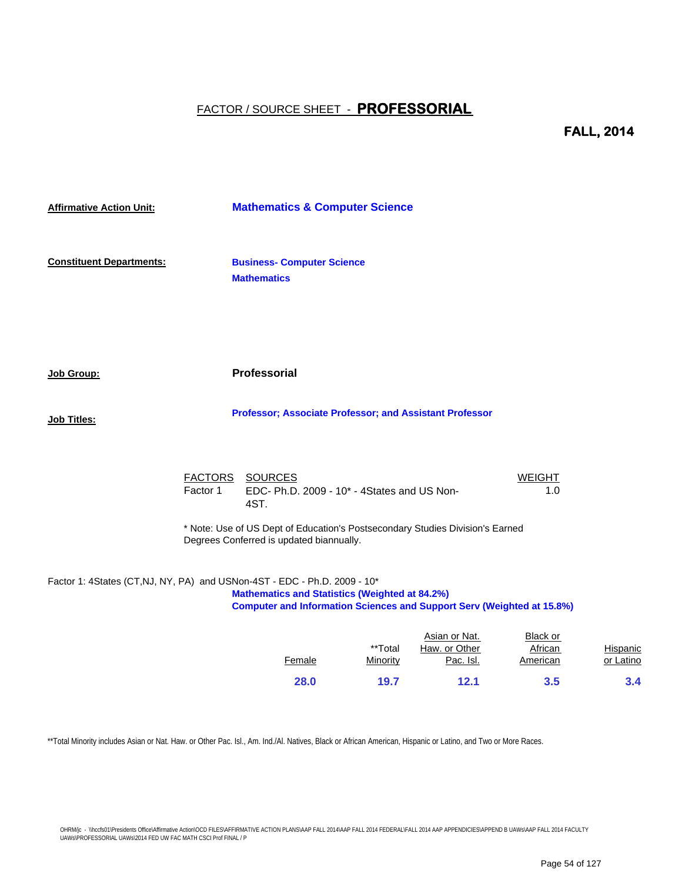# FACTOR / SOURCE SHEET - **PROFESSORIAL**

**FALL, 2014**

**Affirmative Action Unit:** **Mathematics & Computer Science**

**Constituent Departments:** **Business- Computer Science**
**Mathematics**

**Job Group:** **Professorial**

**Job Titles:** **Professor; Associate Professor; and Assistant Professor**

| FACTORS | SOURCES | WEIGHT |
|---|---|---|
| Factor 1 | EDC- Ph.D. 2009 - 10* - 4States and US Non-4ST. | 1.0 |

\* Note: Use of US Dept of Education's Postsecondary Studies Division's Earned Degrees Conferred is updated biannually.

Factor 1: 4States (CT,NJ, NY, PA) and USNon-4ST - EDC - Ph.D. 2009 - 10*
**Mathematics and Statistics (Weighted at 84.2%)**
**Computer and Information Sciences and Support Serv (Weighted at 15.8%)**

| Female | **Total Minority | Asian or Nat. Haw. or Other Pac. Isl. | Black or African American | Hispanic or Latino |
|---|---|---|---|---|
| **28.0** | **19.7** | **12.1** | **3.5** | **3.4** |

**Total Minority includes Asian or Nat. Haw. or Other Pac. Isl., Am. Ind./Al. Natives, Black or African American, Hispanic or Latino, and Two or More Races.

OHRM/jc - \\hccfs01\Presidents Office\Affirmative Action\OCD FILES\AFFIRMATIVE ACTION PLANS\AAP FALL 2014\AAP FALL 2014 FEDERAL\FALL 2014 AAP APPENDICIES\APPEND B UAWs\AAP FALL 2014 FACULTY UAWs\PROFESSORIAL UAWs\2014 FED UW FAC MATH CSCI Prof FINAL / P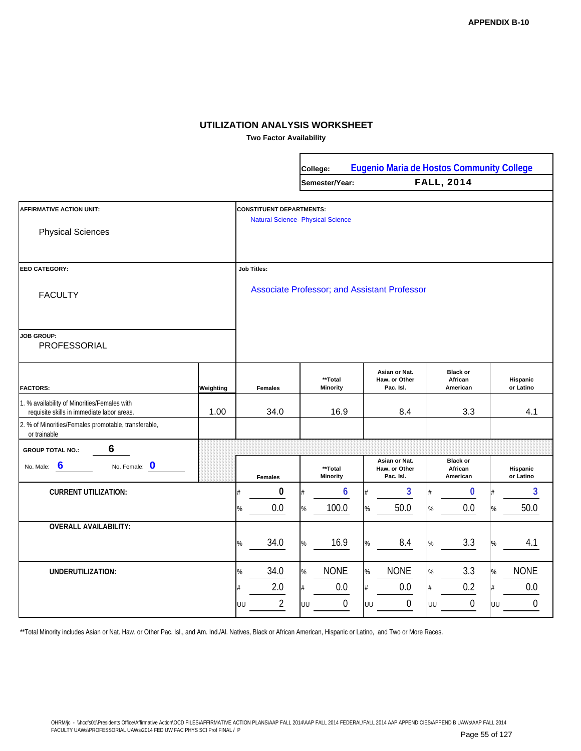APPENDIX B-10

# UTILIZATION ANALYSIS WORKSHEET

**Two Factor Availability**

| | |
|---|---|
| College: | Eugenio Maria de Hostos Community College |
| Semester/Year: | FALL, 2014 |

**AFFIRMATIVE ACTION UNIT:** Physical Sciences

**CONSTITUENT DEPARTMENTS:** Natural Science- Physical Science

**EEO CATEGORY:** FACULTY

**Job Titles:** Associate Professor; and Assistant Professor

**JOB GROUP:** PROFESSORIAL

| FACTORS: | Weighting | Females | **Total Minority | Asian or Nat. Haw. or Other Pac. Isl. | Black or African American | Hispanic or Latino |
|---|---|---|---|---|---|---|
| 1. % availability of Minorities/Females with requisite skills in immediate labor areas. | 1.00 | 34.0 | 16.9 | 8.4 | 3.3 | 4.1 |
| 2. % of Minorities/Females promotable, transferable, or trainable | | | | | | |

**GROUP TOTAL NO.:** 6

No. Male: 6 No. Female: 0

| | | Females | **Total Minority | Asian or Nat. Haw. or Other Pac. Isl. | Black or African American | Hispanic or Latino |
|---|---|---|---|---|---|---|
| **CURRENT UTILIZATION:** | # | 0 | 6 | 3 | 0 | 3 |
| | % | 0.0 | 100.0 | 50.0 | 0.0 | 50.0 |
| **OVERALL AVAILABILITY:** | % | 34.0 | 16.9 | 8.4 | 3.3 | 4.1 |
| **UNDERUTILIZATION:** | % | 34.0 | NONE | NONE | 3.3 | NONE |
| | # | 2.0 | 0.0 | 0.0 | 0.2 | 0.0 |
| | UU | 2 | 0 | 0 | 0 | 0 |

**Total Minority includes Asian or Nat. Haw. or Other Pac. Isl., and Am. Ind./Al. Natives, Black or African American, Hispanic or Latino, and Two or More Races.

OHRM/jc - \\hccfs01\Presidents Office\Affirmative Action\OCD FILES\AFFIRMATIVE ACTION PLANS\AAP FALL 2014\AAP FALL 2014 FEDERAL\FALL 2014 AAP APPENDICIES\APPEND B UAWs\AAP FALL 2014 FACULTY UAWs\PROFESSORIAL UAWs\2014 FED UW FAC PHYS SCI Prof FINAL / P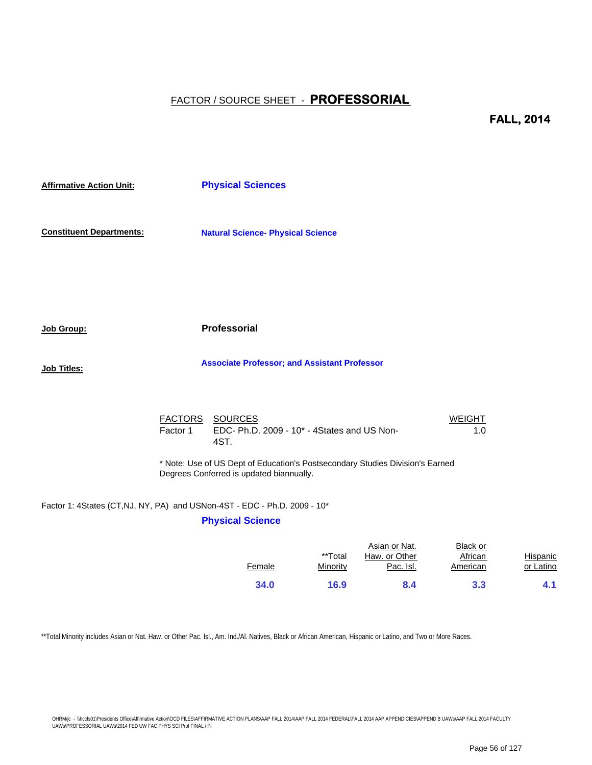## FACTOR / SOURCE SHEET - **PROFESSORIAL**

**FALL, 2014**

**Affirmative Action Unit:** **Physical Sciences**

**Constituent Departments:** **Natural Science- Physical Science**

**Job Group:** **Professorial**

**Job Titles:** **Associate Professor; and Assistant Professor**

| FACTORS | SOURCES | WEIGHT |
|---|---|---|
| Factor 1 | EDC- Ph.D. 2009 - 10* - 4States and US Non-4ST. | 1.0 |

* Note: Use of US Dept of Education's Postsecondary Studies Division's Earned Degrees Conferred is updated biannually.

Factor 1: 4States (CT,NJ, NY, PA) and USNon-4ST - EDC - Ph.D. 2009 - 10*

**Physical Science**

| Female | **Total Minority | Asian or Nat. Haw. or Other Pac. Isl. | Black or African American | Hispanic or Latino |
|---|---|---|---|---|
| **34.0** | **16.9** | **8.4** | **3.3** | **4.1** |

**Total Minority includes Asian or Nat. Haw. or Other Pac. Isl., Am. Ind./Al. Natives, Black or African American, Hispanic or Latino, and Two or More Races.

OHRM/jc - \\hccfs01\Presidents Office\Affirmative Action\OCD FILES\AFFIRMATIVE ACTION PLANS\AAP FALL 2014\AAP FALL 2014 FEDERAL\FALL 2014 AAP APPENDICIES\APPEND B UAWs\AAP FALL 2014 FACULTY UAWs\PROFESSORIAL UAWs\2014 FED UW FAC PHYS SCI Prof FINAL / Pr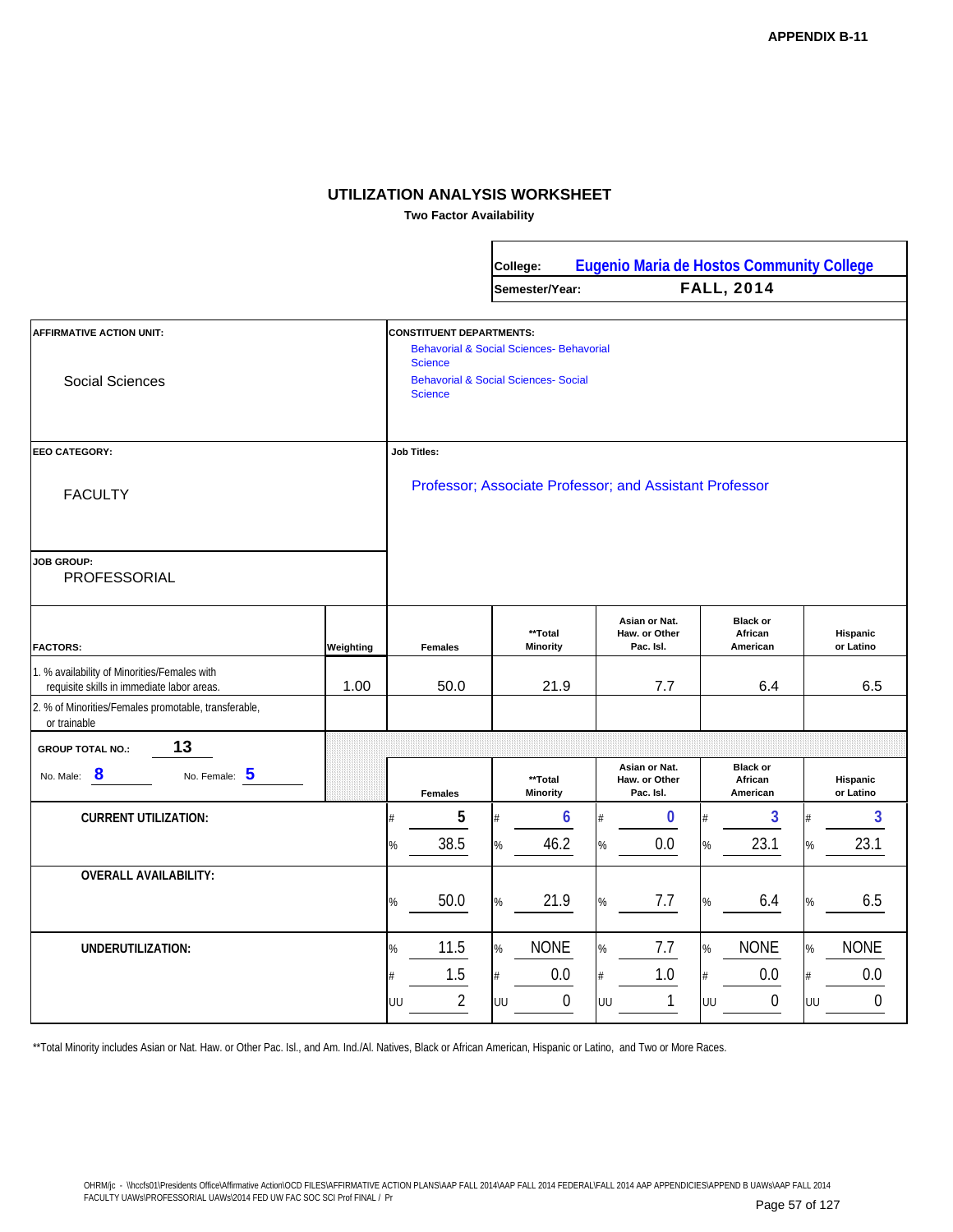APPENDIX B-11

# UTILIZATION ANALYSIS WORKSHEET

**Two Factor Availability**

| | |
|---|---|
| College: | Eugenio Maria de Hostos Community College |
| Semester/Year: | FALL, 2014 |

**AFFIRMATIVE ACTION UNIT:** Social Sciences

**CONSTITUENT DEPARTMENTS:**
- Behavorial & Social Sciences- Behavorial Science
- Behavorial & Social Sciences- Social Science

**EEO CATEGORY:** FACULTY

**Job Titles:** Professor; Associate Professor; and Assistant Professor

**JOB GROUP:** PROFESSORIAL

| FACTORS: | Weighting | Females | **Total Minority | Asian or Nat. Haw. or Other Pac. Isl. | Black or African American | Hispanic or Latino |
|---|---|---|---|---|---|---|
| 1. % availability of Minorities/Females with requisite skills in immediate labor areas. | 1.00 | 50.0 | 21.9 | 7.7 | 6.4 | 6.5 |
| 2. % of Minorities/Females promotable, transferable, or trainable | | | | | | |

**GROUP TOTAL NO.:** 13

No. Male: 8 No. Female: 5

| | | Females | **Total Minority | Asian or Nat. Haw. or Other Pac. Isl. | Black or African American | Hispanic or Latino |
|---|---|---|---|---|---|---|
| **CURRENT UTILIZATION:** | # | 5 | 6 | 0 | 3 | 3 |
| | % | 38.5 | 46.2 | 0.0 | 23.1 | 23.1 |
| **OVERALL AVAILABILITY:** | % | 50.0 | 21.9 | 7.7 | 6.4 | 6.5 |
| **UNDERUTILIZATION:** | % | 11.5 | NONE | 7.7 | NONE | NONE |
| | # | 1.5 | 0.0 | 1.0 | 0.0 | 0.0 |
| | UU | 2 | 0 | 1 | 0 | 0 |

**Total Minority includes Asian or Nat. Haw. or Other Pac. Isl., and Am. Ind./Al. Natives, Black or African American, Hispanic or Latino, and Two or More Races.

OHRM/jc - \\hccfs01\Presidents Office\Affirmative Action\OCD FILES\AFFIRMATIVE ACTION PLANS\AAP FALL 2014\AAP FALL 2014 FEDERAL\FALL 2014 AAP APPENDICIES\APPEND B UAWs\AAP FALL 2014 FACULTY UAWs\PROFESSORIAL UAWs\2014 FED UW FAC SOC SCI Prof FINAL / Pr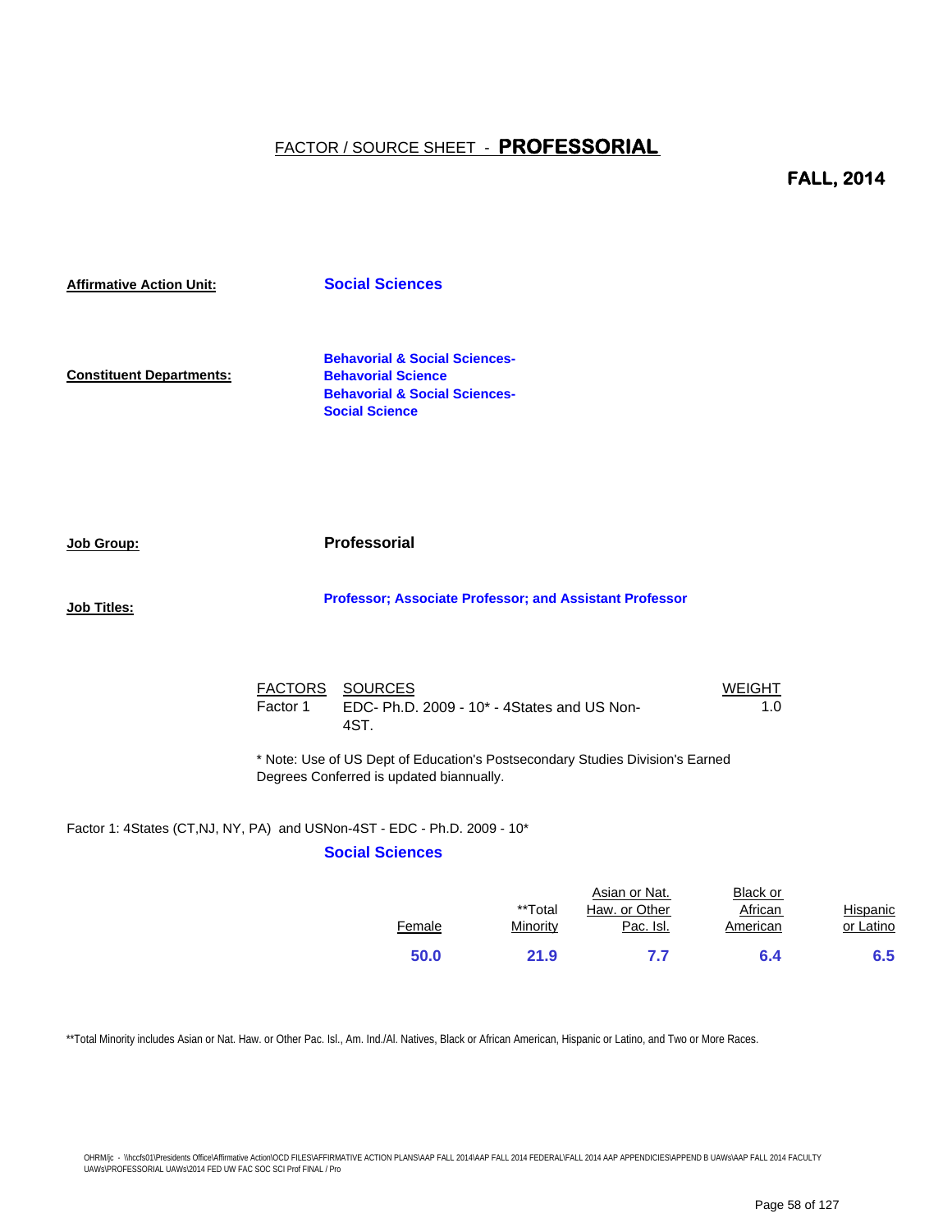# FACTOR / SOURCE SHEET - **PROFESSORIAL**

**FALL, 2014**

**Affirmative Action Unit:** **Social Sciences**

**Constituent Departments:**
**Behavioral & Social Sciences-Behavioral Science**
**Behavioral & Social Sciences-Social Science**

**Job Group:** **Professorial**

**Job Titles:** **Professor; Associate Professor; and Assistant Professor**

| FACTORS | SOURCES | WEIGHT |
|---|---|---|
| Factor 1 | EDC- Ph.D. 2009 - 10* - 4States and US Non-4ST. | 1.0 |

\* Note: Use of US Dept of Education's Postsecondary Studies Division's Earned Degrees Conferred is updated biannually.

Factor 1: 4States (CT,NJ, NY, PA) and USNon-4ST - EDC - Ph.D. 2009 - 10*

**Social Sciences**

| Female | **Total Minority | Asian or Nat. Haw. or Other Pac. Isl. | Black or African American | Hispanic or Latino |
|---|---|---|---|---|
| **50.0** | **21.9** | **7.7** | **6.4** | **6.5** |

**Total Minority includes Asian or Nat. Haw. or Other Pac. Isl., Am. Ind./Al. Natives, Black or African American, Hispanic or Latino, and Two or More Races.

OHRM/jc - \\hccfs01\Presidents Office\Affirmative Action\OCD FILES\AFFIRMATIVE ACTION PLANS\AAP FALL 2014\AAP FALL 2014 FEDERAL\FALL 2014 AAP APPENDICIES\APPEND B UAWs\AAP FALL 2014 FACULTY UAWs\PROFESSORIAL UAWs\2014 FED UW FAC SOC SCI Prof FINAL / Pro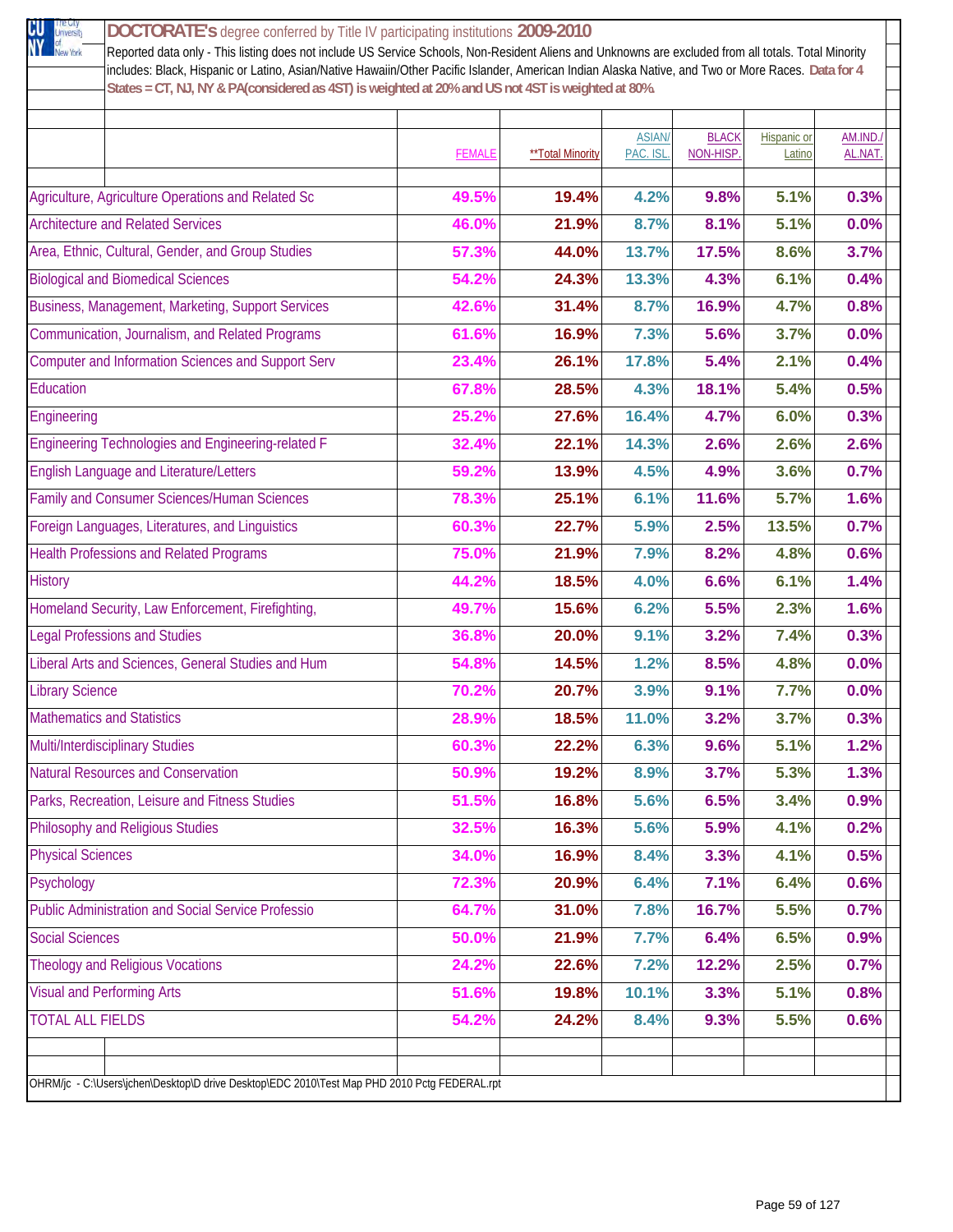**DOCTORATE's** degree conferred by Title IV participating institutions **2009-2010**

Reported data only - This listing does not include US Service Schools, Non-Resident Aliens and Unknowns are excluded from all totals. Total Minority includes: Black, Hispanic or Latino, Asian/Native Hawaiin/Other Pacific Islander, American Indian Alaska Native, and Two or More Races. **Data for 4 States = CT, NJ, NY & PA(considered as 4ST) is weighted at 20% and US not 4ST is weighted at 80%.**

| | FEMALE | **Total Minority | ASIAN/ PAC. ISL. | BLACK NON-HISP. | Hispanic or Latino | AM.IND./ AL.NAT. |
|---|---|---|---|---|---|---|
| Agriculture, Agriculture Operations and Related Sc | 49.5% | 19.4% | 4.2% | 9.8% | 5.1% | 0.3% |
| Architecture and Related Services | 46.0% | 21.9% | 8.7% | 8.1% | 5.1% | 0.0% |
| Area, Ethnic, Cultural, Gender, and Group Studies | 57.3% | 44.0% | 13.7% | 17.5% | 8.6% | 3.7% |
| Biological and Biomedical Sciences | 54.2% | 24.3% | 13.3% | 4.3% | 6.1% | 0.4% |
| Business, Management, Marketing, Support Services | 42.6% | 31.4% | 8.7% | 16.9% | 4.7% | 0.8% |
| Communication, Journalism, and Related Programs | 61.6% | 16.9% | 7.3% | 5.6% | 3.7% | 0.0% |
| Computer and Information Sciences and Support Serv | 23.4% | 26.1% | 17.8% | 5.4% | 2.1% | 0.4% |
| Education | 67.8% | 28.5% | 4.3% | 18.1% | 5.4% | 0.5% |
| Engineering | 25.2% | 27.6% | 16.4% | 4.7% | 6.0% | 0.3% |
| Engineering Technologies and Engineering-related F | 32.4% | 22.1% | 14.3% | 2.6% | 2.6% | 2.6% |
| English Language and Literature/Letters | 59.2% | 13.9% | 4.5% | 4.9% | 3.6% | 0.7% |
| Family and Consumer Sciences/Human Sciences | 78.3% | 25.1% | 6.1% | 11.6% | 5.7% | 1.6% |
| Foreign Languages, Literatures, and Linguistics | 60.3% | 22.7% | 5.9% | 2.5% | 13.5% | 0.7% |
| Health Professions and Related Programs | 75.0% | 21.9% | 7.9% | 8.2% | 4.8% | 0.6% |
| History | 44.2% | 18.5% | 4.0% | 6.6% | 6.1% | 1.4% |
| Homeland Security, Law Enforcement, Firefighting, | 49.7% | 15.6% | 6.2% | 5.5% | 2.3% | 1.6% |
| Legal Professions and Studies | 36.8% | 20.0% | 9.1% | 3.2% | 7.4% | 0.3% |
| Liberal Arts and Sciences, General Studies and Hum | 54.8% | 14.5% | 1.2% | 8.5% | 4.8% | 0.0% |
| Library Science | 70.2% | 20.7% | 3.9% | 9.1% | 7.7% | 0.0% |
| Mathematics and Statistics | 28.9% | 18.5% | 11.0% | 3.2% | 3.7% | 0.3% |
| Multi/Interdisciplinary Studies | 60.3% | 22.2% | 6.3% | 9.6% | 5.1% | 1.2% |
| Natural Resources and Conservation | 50.9% | 19.2% | 8.9% | 3.7% | 5.3% | 1.3% |
| Parks, Recreation, Leisure and Fitness Studies | 51.5% | 16.8% | 5.6% | 6.5% | 3.4% | 0.9% |
| Philosophy and Religious Studies | 32.5% | 16.3% | 5.6% | 5.9% | 4.1% | 0.2% |
| Physical Sciences | 34.0% | 16.9% | 8.4% | 3.3% | 4.1% | 0.5% |
| Psychology | 72.3% | 20.9% | 6.4% | 7.1% | 6.4% | 0.6% |
| Public Administration and Social Service Professio | 64.7% | 31.0% | 7.8% | 16.7% | 5.5% | 0.7% |
| Social Sciences | 50.0% | 21.9% | 7.7% | 6.4% | 6.5% | 0.9% |
| Theology and Religious Vocations | 24.2% | 22.6% | 7.2% | 12.2% | 2.5% | 0.7% |
| Visual and Performing Arts | 51.6% | 19.8% | 10.1% | 3.3% | 5.1% | 0.8% |
| TOTAL ALL FIELDS | 54.2% | 24.2% | 8.4% | 9.3% | 5.5% | 0.6% |

OHRM/jc - C:\Users\jchen\Desktop\D drive Desktop\EDC 2010\Test Map PHD 2010 Pctg FEDERAL.rpt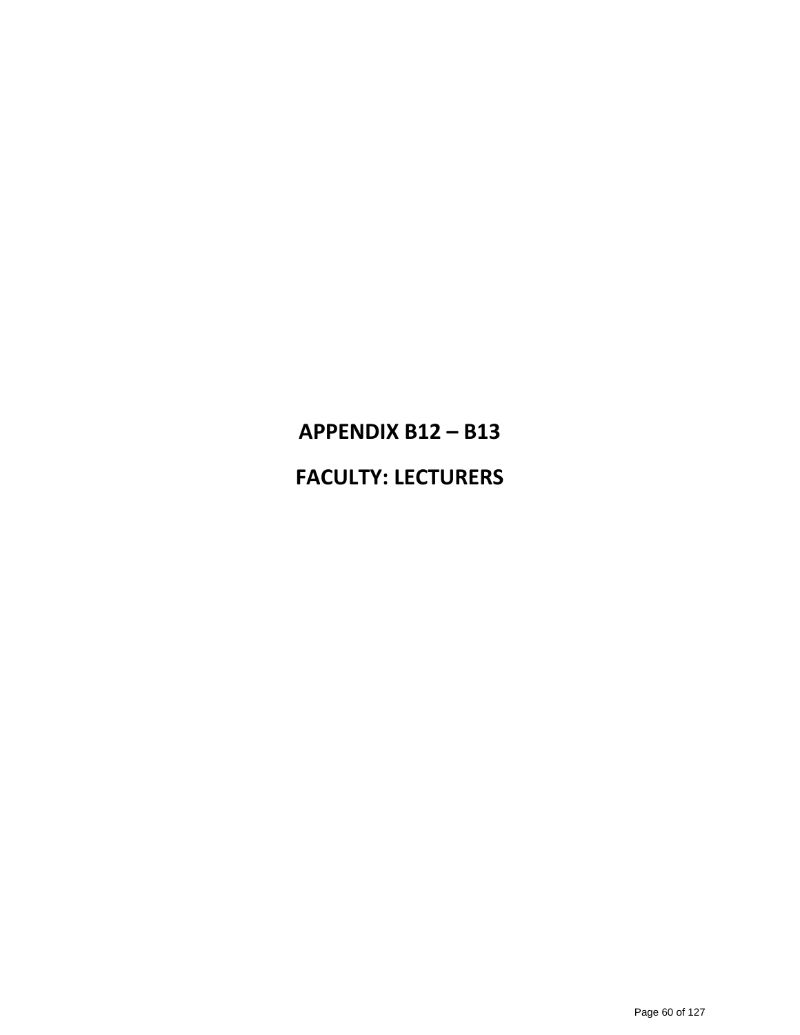# APPENDIX B12 – B13

# FACULTY: LECTURERS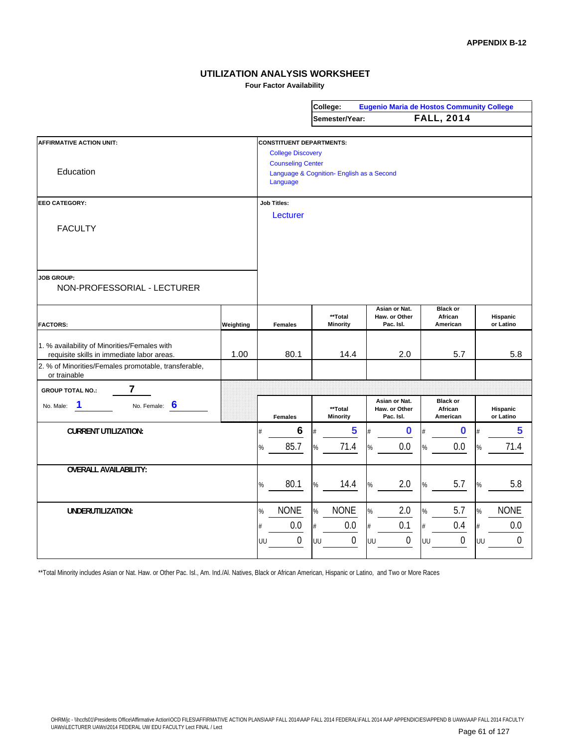APPENDIX B-12

# UTILIZATION ANALYSIS WORKSHEET

**Four Factor Availability**

| | |
|---|---|
| **College:** | **Eugenio Maria de Hostos Community College** |
| **Semester/Year:** | **FALL, 2014** |

**AFFIRMATIVE ACTION UNIT:**

Education

**CONSTITUENT DEPARTMENTS:**

- College Discovery
- Counseling Center
- Language & Cognition- English as a Second Language

**EEO CATEGORY:**

FACULTY

**Job Titles:**

Lecturer

**JOB GROUP:**

NON-PROFESSORIAL - LECTURER

| FACTORS: | Weighting | Females | **Total Minority | Asian or Nat. Haw. or Other Pac. Isl. | Black or African American | Hispanic or Latino |
|---|---|---|---|---|---|---|
| 1. % availability of Minorities/Females with requisite skills in immediate labor areas. | 1.00 | 80.1 | 14.4 | 2.0 | 5.7 | 5.8 |
| 2. % of Minorities/Females promotable, transferable, or trainable | | | | | | |

**GROUP TOTAL NO.:** 7

No. Male: 1 No. Female: 6

| | | Females | **Total Minority | Asian or Nat. Haw. or Other Pac. Isl. | Black or African American | Hispanic or Latino |
|---|---|---|---|---|---|---|
| **CURRENT UTILIZATION:** | # | 6 | 5 | 0 | 0 | 5 |
| | % | 85.7 | 71.4 | 0.0 | 0.0 | 71.4 |
| **OVERALL AVAILABILITY:** | % | 80.1 | 14.4 | 2.0 | 5.7 | 5.8 |
| **UNDERUTILIZATION:** | % | NONE | NONE | 2.0 | 5.7 | NONE |
| | # | 0.0 | 0.0 | 0.1 | 0.4 | 0.0 |
| | UU | 0 | 0 | 0 | 0 | 0 |

**Total Minority includes Asian or Nat. Haw. or Other Pac. Isl., Am. Ind./Al. Natives, Black or African American, Hispanic or Latino, and Two or More Races

OHRM/jc - \\hccfs01\Presidents Office\Affirmative Action\OCD FILES\AFFIRMATIVE ACTION PLANS\AAP FALL 2014\AAP FALL 2014 FEDERAL\FALL 2014 AAP APPENDICIES\APPEND B UAWs\AAP FALL 2014 FACULTY UAWs\LECTURER UAWs\2014 FEDERAL UW EDU FACULTY Lect FINAL / Lect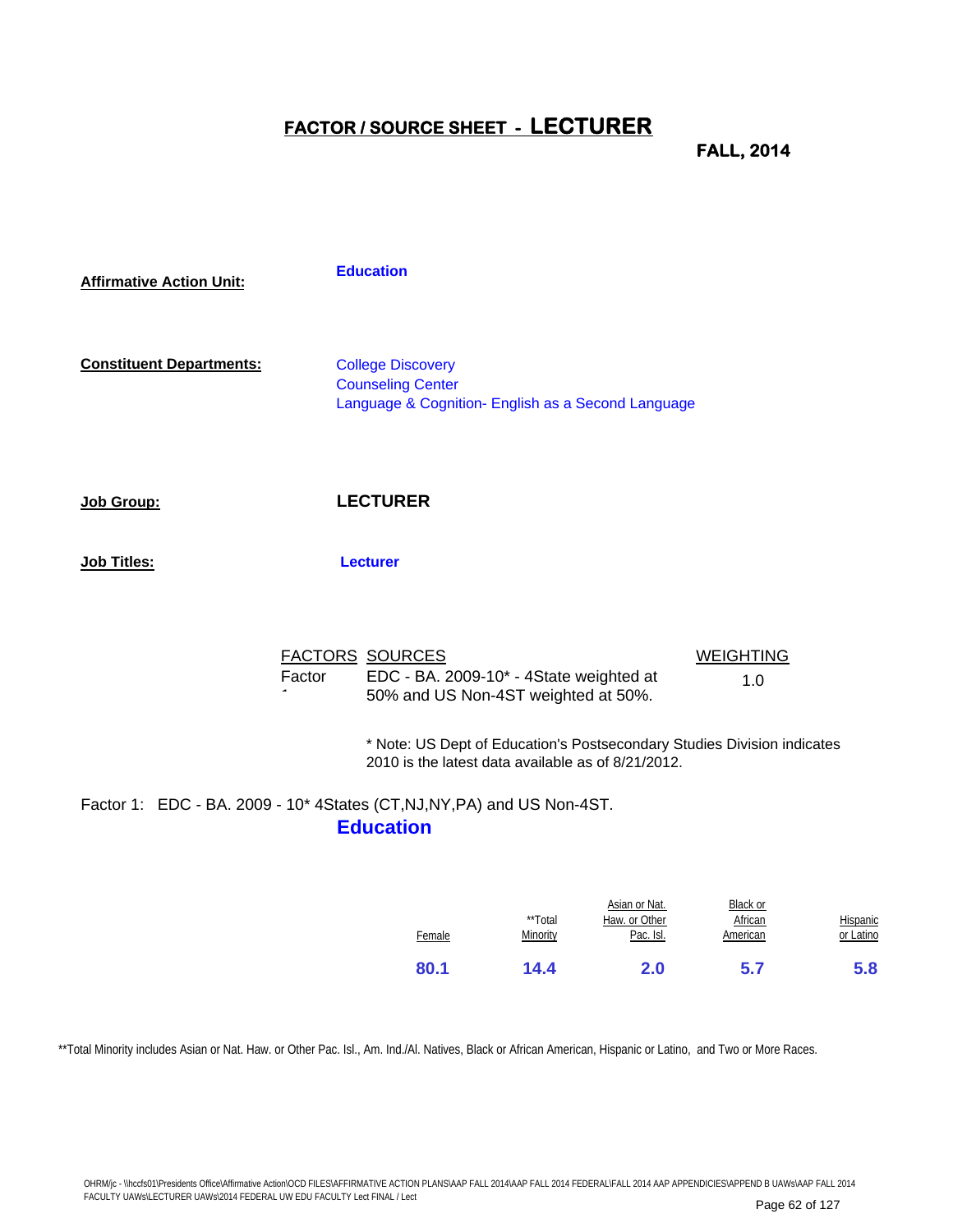# FACTOR / SOURCE SHEET - LECTURER

**FALL, 2014**

**Affirmative Action Unit:** **Education**

**Constituent Departments:**

- College Discovery
- Counseling Center
- Language & Cognition- English as a Second Language

**Job Group:** **LECTURER**

**Job Titles:** **Lecturer**

| FACTORS | SOURCES | WEIGHTING |
|---|---|---|
| Factor 1 | EDC - BA. 2009-10* - 4State weighted at 50% and US Non-4ST weighted at 50%. | 1.0 |

* Note: US Dept of Education's Postsecondary Studies Division indicates 2010 is the latest data available as of 8/21/2012.

Factor 1: EDC - BA. 2009 - 10* 4States (CT,NJ,NY,PA) and US Non-4ST.

**Education**

| Female | **Total Minority | Asian or Nat. Haw. or Other Pac. Isl. | Black or African American | Hispanic or Latino |
|---|---|---|---|---|
| 80.1 | 14.4 | 2.0 | 5.7 | 5.8 |

**Total Minority includes Asian or Nat. Haw. or Other Pac. Isl., Am. Ind./Al. Natives, Black or African American, Hispanic or Latino, and Two or More Races.

OHRM/jc - \\hccfs01\Presidents Office\Affirmative Action\OCD FILES\AFFIRMATIVE ACTION PLANS\AAP FALL 2014\AAP FALL 2014 FEDERAL\FALL 2014 AAP APPENDICIES\APPEND B UAWs\AAP FALL 2014 FACULTY UAWs\LECTURER UAWs\2014 FEDERAL UW EDU FACULTY Lect FINAL / Lect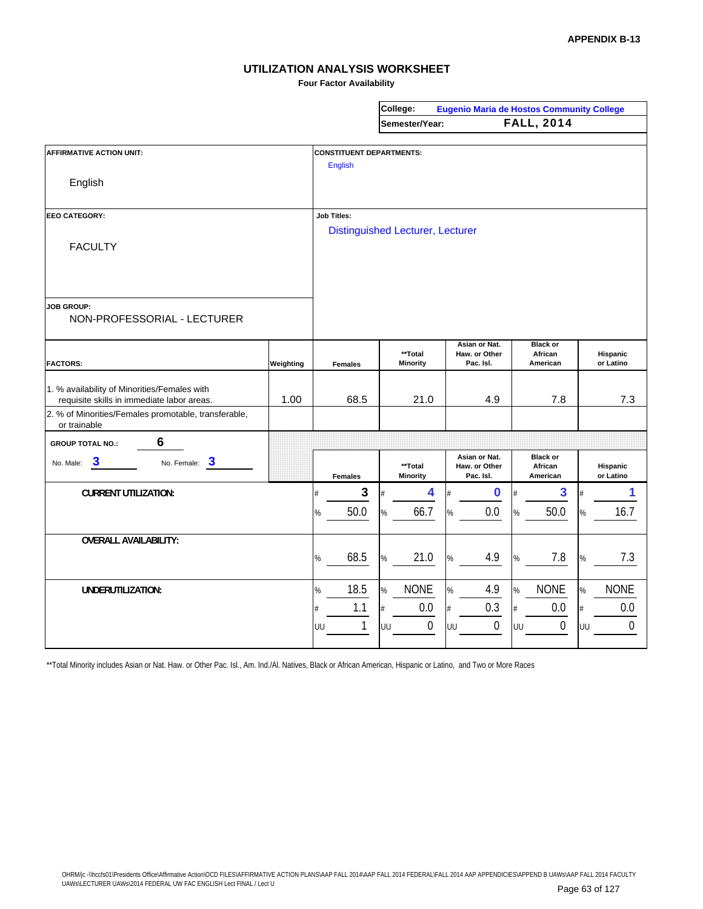**APPENDIX B-13**

# UTILIZATION ANALYSIS WORKSHEET

**Four Factor Availability**

| | |
|---|---|
| **College:** | **Eugenio Maria de Hostos Community College** |
| **Semester/Year:** | **FALL, 2014** |

**AFFIRMATIVE ACTION UNIT:**

English

**CONSTITUENT DEPARTMENTS:**

English

**EEO CATEGORY:**

FACULTY

**Job Titles:**

Distinguished Lecturer, Lecturer

**JOB GROUP:**

NON-PROFESSORIAL - LECTURER

| FACTORS: | Weighting | Females | **Total Minority | Asian or Nat. Haw. or Other Pac. Isl. | Black or African American | Hispanic or Latino |
|---|---|---|---|---|---|---|
| 1. % availability of Minorities/Females with requisite skills in immediate labor areas. | 1.00 | 68.5 | 21.0 | 4.9 | 7.8 | 7.3 |
| 2. % of Minorities/Females promotable, transferable, or trainable | | | | | | |

**GROUP TOTAL NO.:** 6

No. Male: 3 No. Female: 3

| | | Females | **Total Minority | Asian or Nat. Haw. or Other Pac. Isl. | Black or African American | Hispanic or Latino |
|---|---|---|---|---|---|---|
| **CURRENT UTILIZATION:** | # | 3 | 4 | 0 | 3 | 1 |
| | % | 50.0 | 66.7 | 0.0 | 50.0 | 16.7 |
| **OVERALL AVAILABILITY:** | % | 68.5 | 21.0 | 4.9 | 7.8 | 7.3 |
| **UNDERUTILIZATION:** | % | 18.5 | NONE | 4.9 | NONE | NONE |
| | # | 1.1 | 0.0 | 0.3 | 0.0 | 0.0 |
| | UU | 1 | 0 | 0 | 0 | 0 |

**Total Minority includes Asian or Nat. Haw. or Other Pac. Isl., Am. Ind./Al. Natives, Black or African American, Hispanic or Latino, and Two or More Races

OHRM/jc -\\hccfs01\Presidents Office\Affirmative Action\OCD FILES\AFFIRMATIVE ACTION PLANS\AAP FALL 2014\AAP FALL 2014 FEDERAL\FALL 2014 AAP APPENDICIES\APPEND B UAWs\AAP FALL 2014 FACULTY UAWs\LECTURER UAWs\2014 FEDERAL UW FAC ENGLISH Lect FINAL / Lect U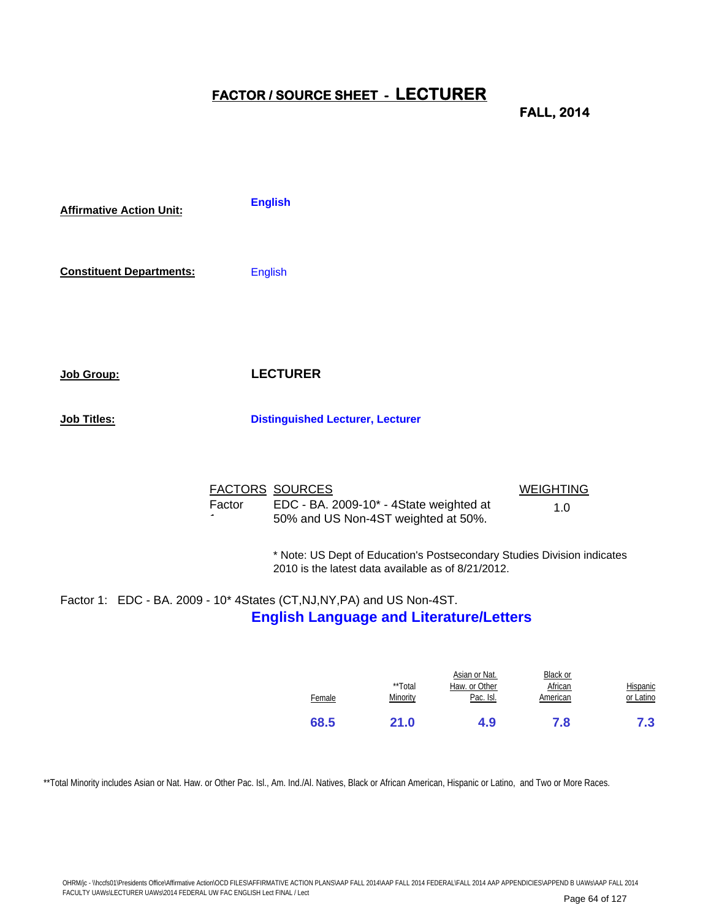# FACTOR / SOURCE SHEET - LECTURER

**FALL, 2014**

**Affirmative Action Unit:** **English**

**Constituent Departments:** English

**Job Group:** **LECTURER**

**Job Titles:** **Distinguished Lecturer, Lecturer**

| FACTORS | SOURCES | WEIGHTING |
|---|---|---|
| Factor 1 | EDC - BA. 2009-10* - 4State weighted at 50% and US Non-4ST weighted at 50%. | 1.0 |

* Note: US Dept of Education's Postsecondary Studies Division indicates 2010 is the latest data available as of 8/21/2012.

Factor 1: EDC - BA. 2009 - 10* 4States (CT,NJ,NY,PA) and US Non-4ST.

**English Language and Literature/Letters**

| Female | **Total Minority | Asian or Nat. Haw. or Other Pac. Isl. | Black or African American | Hispanic or Latino |
|---|---|---|---|---|
| 68.5 | 21.0 | 4.9 | 7.8 | 7.3 |

**Total Minority includes Asian or Nat. Haw. or Other Pac. Isl., Am. Ind./Al. Natives, Black or African American, Hispanic or Latino, and Two or More Races.

OHRM/jc - \\hccfs01\Presidents Office\Affirmative Action\OCD FILES\AFFIRMATIVE ACTION PLANS\AAP FALL 2014\AAP FALL 2014 FEDERAL\FALL 2014 AAP APPENDICIES\APPEND B UAWs\AAP FALL 2014 FACULTY UAWs\LECTURER UAWs\2014 FEDERAL UW FAC ENGLISH Lect FINAL / Lect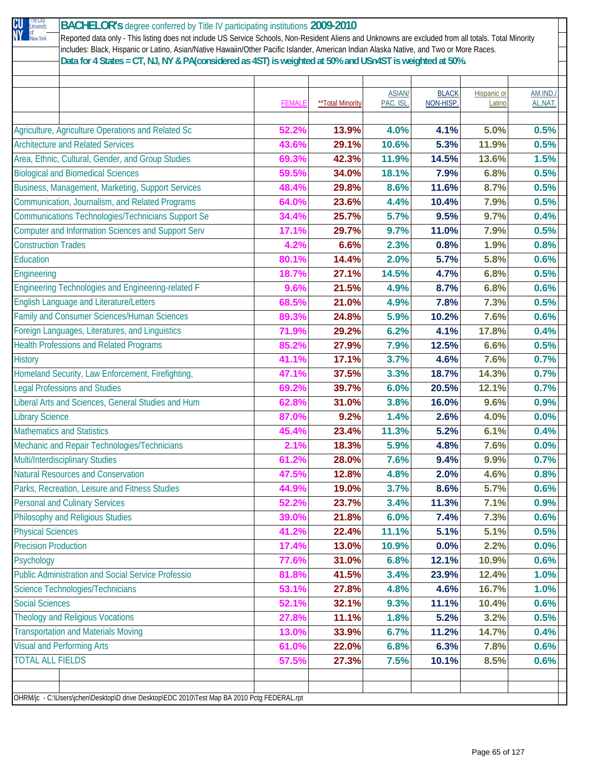**BACHELOR's** degree conferred by Title IV participating institutions **2009-2010**

Reported data only - This listing does not include US Service Schools, Non-Resident Aliens and Unknowns are excluded from all totals. Total Minority includes: Black, Hispanic or Latino, Asian/Native Hawaiin/Other Pacific Islander, American Indian Alaska Native, and Two or More Races.

**Data for 4 States = CT, NJ, NY & PA(considered as 4ST) is weighted at 50% and USn4ST is weighted at 50%.**

| | FEMALE | **Total Minority | ASIAN/ PAC. ISL. | BLACK NON-HISP. | Hispanic or Latino | AM.IND./ AL.NAT. |
|---|---|---|---|---|---|---|
| Agriculture, Agriculture Operations and Related Sc | 52.2% | 13.9% | 4.0% | 4.1% | 5.0% | 0.5% |
| Architecture and Related Services | 43.6% | 29.1% | 10.6% | 5.3% | 11.9% | 0.5% |
| Area, Ethnic, Cultural, Gender, and Group Studies | 69.3% | 42.3% | 11.9% | 14.5% | 13.6% | 1.5% |
| Biological and Biomedical Sciences | 59.5% | 34.0% | 18.1% | 7.9% | 6.8% | 0.5% |
| Business, Management, Marketing, Support Services | 48.4% | 29.8% | 8.6% | 11.6% | 8.7% | 0.5% |
| Communication, Journalism, and Related Programs | 64.0% | 23.6% | 4.4% | 10.4% | 7.9% | 0.5% |
| Communications Technologies/Technicians Support Se | 34.4% | 25.7% | 5.7% | 9.5% | 9.7% | 0.4% |
| Computer and Information Sciences and Support Serv | 17.1% | 29.7% | 9.7% | 11.0% | 7.9% | 0.5% |
| Construction Trades | 4.2% | 6.6% | 2.3% | 0.8% | 1.9% | 0.8% |
| Education | 80.1% | 14.4% | 2.0% | 5.7% | 5.8% | 0.6% |
| Engineering | 18.7% | 27.1% | 14.5% | 4.7% | 6.8% | 0.5% |
| Engineering Technologies and Engineering-related F | 9.6% | 21.5% | 4.9% | 8.7% | 6.8% | 0.6% |
| English Language and Literature/Letters | 68.5% | 21.0% | 4.9% | 7.8% | 7.3% | 0.5% |
| Family and Consumer Sciences/Human Sciences | 89.3% | 24.8% | 5.9% | 10.2% | 7.6% | 0.6% |
| Foreign Languages, Literatures, and Linguistics | 71.9% | 29.2% | 6.2% | 4.1% | 17.8% | 0.4% |
| Health Professions and Related Programs | 85.2% | 27.9% | 7.9% | 12.5% | 6.6% | 0.5% |
| History | 41.1% | 17.1% | 3.7% | 4.6% | 7.6% | 0.7% |
| Homeland Security, Law Enforcement, Firefighting, | 47.1% | 37.5% | 3.3% | 18.7% | 14.3% | 0.7% |
| Legal Professions and Studies | 69.2% | 39.7% | 6.0% | 20.5% | 12.1% | 0.7% |
| Liberal Arts and Sciences, General Studies and Hum | 62.8% | 31.0% | 3.8% | 16.0% | 9.6% | 0.9% |
| Library Science | 87.0% | 9.2% | 1.4% | 2.6% | 4.0% | 0.0% |
| Mathematics and Statistics | 45.4% | 23.4% | 11.3% | 5.2% | 6.1% | 0.4% |
| Mechanic and Repair Technologies/Technicians | 2.1% | 18.3% | 5.9% | 4.8% | 7.6% | 0.0% |
| Multi/Interdisciplinary Studies | 61.2% | 28.0% | 7.6% | 9.4% | 9.9% | 0.7% |
| Natural Resources and Conservation | 47.5% | 12.8% | 4.8% | 2.0% | 4.6% | 0.8% |
| Parks, Recreation, Leisure and Fitness Studies | 44.9% | 19.0% | 3.7% | 8.6% | 5.7% | 0.6% |
| Personal and Culinary Services | 52.2% | 23.7% | 3.4% | 11.3% | 7.1% | 0.9% |
| Philosophy and Religious Studies | 39.0% | 21.8% | 6.0% | 7.4% | 7.3% | 0.6% |
| Physical Sciences | 41.2% | 22.4% | 11.1% | 5.1% | 5.1% | 0.5% |
| Precision Production | 17.4% | 13.0% | 10.9% | 0.0% | 2.2% | 0.0% |
| Psychology | 77.6% | 31.0% | 6.8% | 12.1% | 10.9% | 0.6% |
| Public Administration and Social Service Professio | 81.8% | 41.5% | 3.4% | 23.9% | 12.4% | 1.0% |
| Science Technologies/Technicians | 53.1% | 27.8% | 4.8% | 4.6% | 16.7% | 1.0% |
| Social Sciences | 52.1% | 32.1% | 9.3% | 11.1% | 10.4% | 0.6% |
| Theology and Religious Vocations | 27.8% | 11.1% | 1.8% | 5.2% | 3.2% | 0.5% |
| Transportation and Materials Moving | 13.0% | 33.9% | 6.7% | 11.2% | 14.7% | 0.4% |
| Visual and Performing Arts | 61.0% | 22.0% | 6.8% | 6.3% | 7.8% | 0.6% |
| TOTAL ALL FIELDS | 57.5% | 27.3% | 7.5% | 10.1% | 8.5% | 0.6% |

OHRM/jc - C:\Users\jchen\Desktop\D drive Desktop\EDC 2010\Test Map BA 2010 Pctg FEDERAL.rpt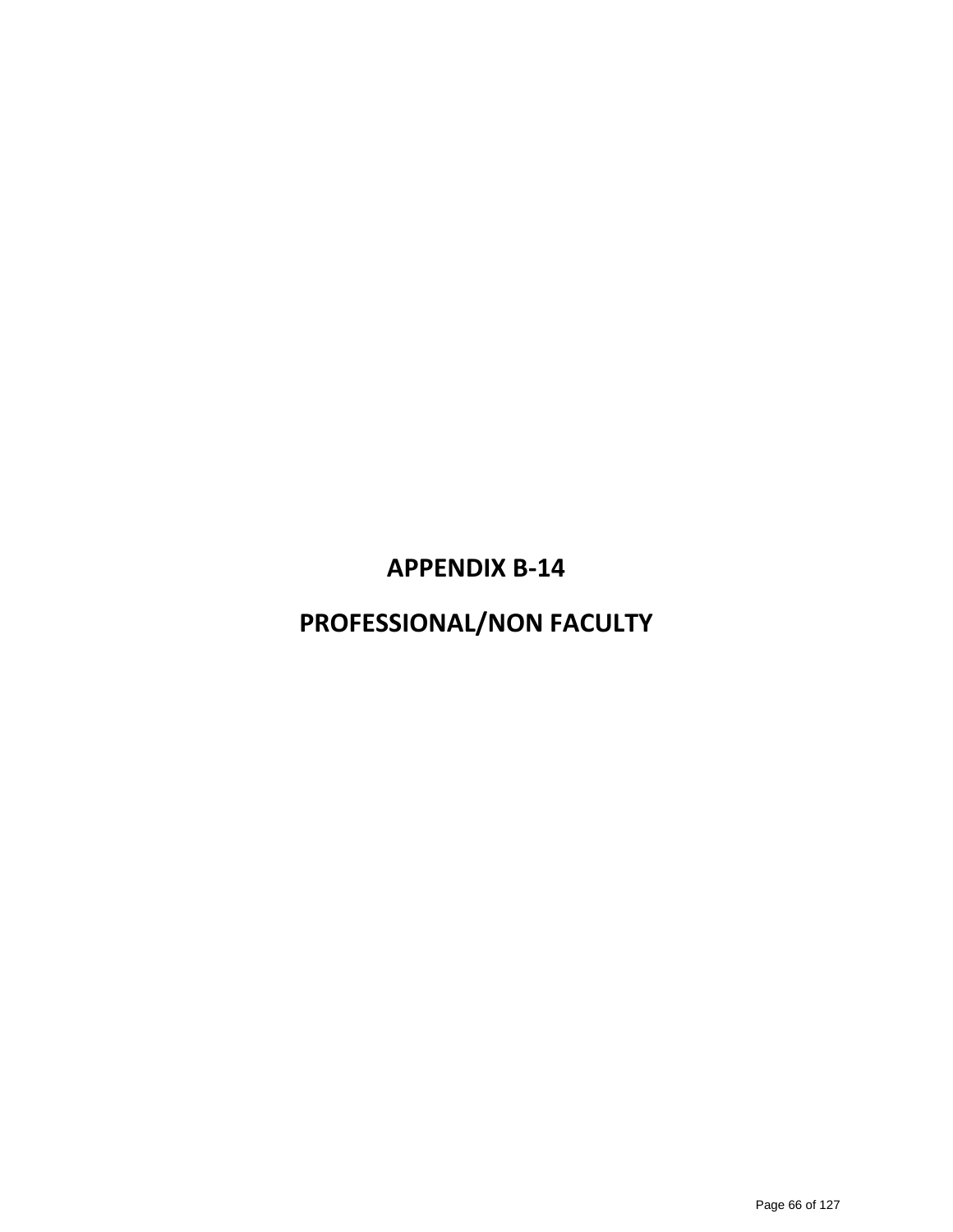# APPENDIX B-14

# PROFESSIONAL/NON FACULTY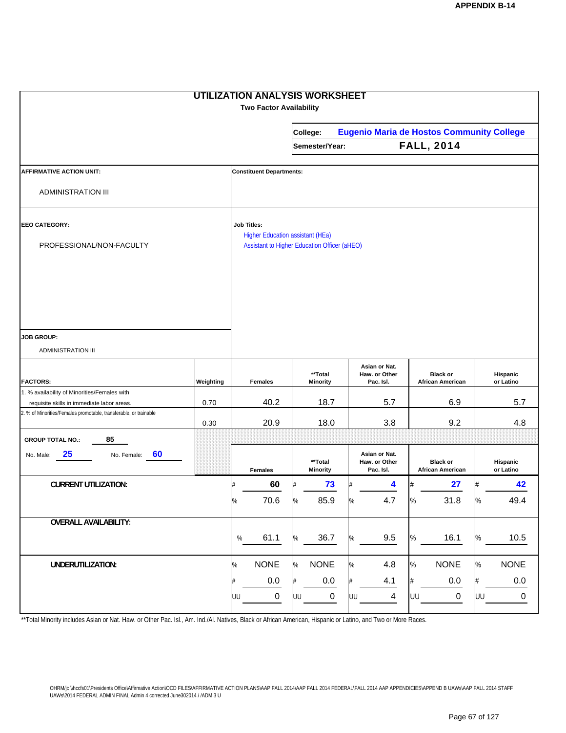APPENDIX B-14

# UTILIZATION ANALYSIS WORKSHEET

**Two Factor Availability**

**College:** Eugenio Maria de Hostos Community College

**Semester/Year:** FALL, 2014

**AFFIRMATIVE ACTION UNIT:**

ADMINISTRATION III

**Constituent Departments:**

**EEO CATEGORY:**

PROFESSIONAL/NON-FACULTY

**Job Titles:**

Higher Education assistant (HEa)
Assistant to Higher Education Officer (aHEO)

**JOB GROUP:**

ADMINISTRATION III

| FACTORS: | Weighting | Females | **Total Minority | Asian or Nat. Haw. or Other Pac. Isl. | Black or African American | Hispanic or Latino |
|---|---|---|---|---|---|---|
| 1. % availability of Minorities/Females with requisite skills in immediate labor areas. | 0.70 | 40.2 | 18.7 | 5.7 | 6.9 | 5.7 |
| 2. % of Minorities/Females promotable, transferable, or trainable | 0.30 | 20.9 | 18.0 | 3.8 | 9.2 | 4.8 |

**GROUP TOTAL NO.:** 85

No. Male: 25 No. Female: 60

| | | Females | **Total Minority | Asian or Nat. Haw. or Other Pac. Isl. | Black or African American | Hispanic or Latino |
|---|---|---|---|---|---|---|
| **CURRENT UTILIZATION:** | # | 60 | 73 | 4 | 27 | 42 |
| | % | 70.6 | 85.9 | 4.7 | 31.8 | 49.4 |
| **OVERALL AVAILABILITY:** | % | 61.1 | 36.7 | 9.5 | 16.1 | 10.5 |
| **UNDERUTILIZATION:** | % | NONE | NONE | 4.8 | NONE | NONE |
| | # | 0.0 | 0.0 | 4.1 | 0.0 | 0.0 |
| | UU | 0 | 0 | 4 | 0 | 0 |

**Total Minority includes Asian or Nat. Haw. or Other Pac. Isl., Am. Ind./Al. Natives, Black or African American, Hispanic or Latino, and Two or More Races.

OHRM/jc \\hccfs01\Presidents Office\Affirmative Action\OCD FILES\AFFIRMATIVE ACTION PLANS\AAP FALL 2014\AAP FALL 2014 FEDERAL\FALL 2014 AAP APPENDICIES\APPEND B UAWs\AAP FALL 2014 STAFF UAWs\2014 FEDERAL ADMIN FINAL Admin 4 corrected June302014 / /ADM 3 U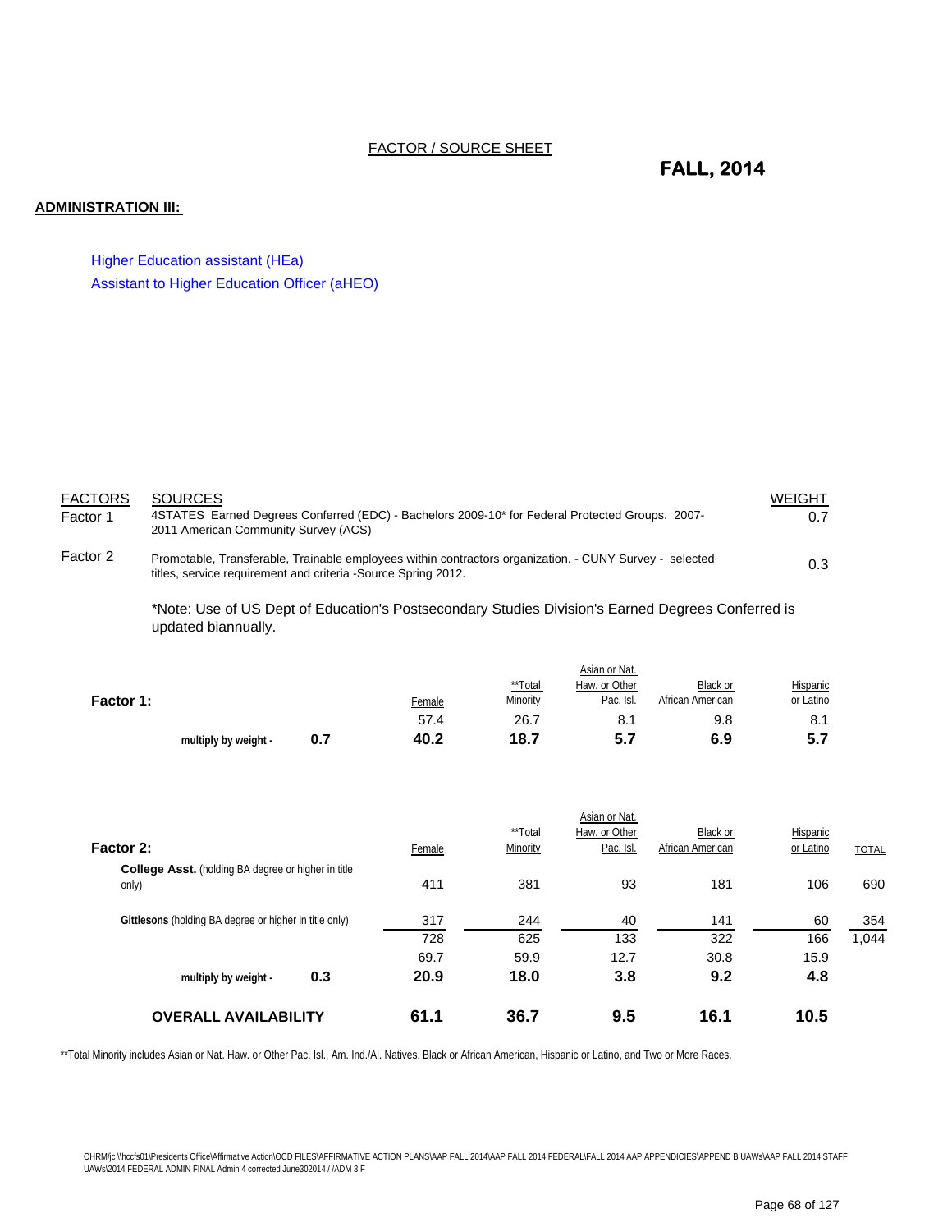FACTOR / SOURCE SHEET

**FALL, 2014**

**ADMINISTRATION III:**

Higher Education assistant (HEa)
Assistant to Higher Education Officer (aHEO)

| FACTORS | SOURCES | WEIGHT |
|---|---|---|
| Factor 1 | 4STATES Earned Degrees Conferred (EDC) - Bachelors 2009-10* for Federal Protected Groups. 2007-2011 American Community Survey (ACS) | 0.7 |
| Factor 2 | Promotable, Transferable, Trainable employees within contractors organization. - CUNY Survey - selected titles, service requirement and criteria -Source Spring 2012. | 0.3 |

*Note: Use of US Dept of Education's Postsecondary Studies Division's Earned Degrees Conferred is updated biannually.

| **Factor 1:** | | Female | **Total Minority | Asian or Nat. Haw. or Other Pac. Isl. | Black or African American | Hispanic or Latino |
|---|---|---|---|---|---|---|
| | | 57.4 | 26.7 | 8.1 | 9.8 | 8.1 |
| **multiply by weight -** | **0.7** | **40.2** | **18.7** | **5.7** | **6.9** | **5.7** |

| **Factor 2:** | | Female | **Total Minority | Asian or Nat. Haw. or Other Pac. Isl. | Black or African American | Hispanic or Latino | TOTAL |
|---|---|---|---|---|---|---|---|
| **College Asst.** (holding BA degree or higher in title only) | | 411 | 381 | 93 | 181 | 106 | 690 |
| **Gittlesons** (holding BA degree or higher in title only) | | 317 | 244 | 40 | 141 | 60 | 354 |
| | | 728 | 625 | 133 | 322 | 166 | 1,044 |
| | | 69.7 | 59.9 | 12.7 | 30.8 | 15.9 | |
| **multiply by weight -** | **0.3** | **20.9** | **18.0** | **3.8** | **9.2** | **4.8** | |
| **OVERALL AVAILABILITY** | | **61.1** | **36.7** | **9.5** | **16.1** | **10.5** | |

**Total Minority includes Asian or Nat. Haw. or Other Pac. Isl., Am. Ind./Al. Natives, Black or African American, Hispanic or Latino, and Two or More Races.

OHRM/jc \\hccfs01\Presidents Office\Affirmative Action\OCD FILES\AFFIRMATIVE ACTION PLANS\AAP FALL 2014\AAP FALL 2014 FEDERAL\FALL 2014 AAP APPENDICIES\APPEND B UAWs\AAP FALL 2014 STAFF UAWs\2014 FEDERAL ADMIN FINAL Admin 4 corrected June302014 / /ADM 3 F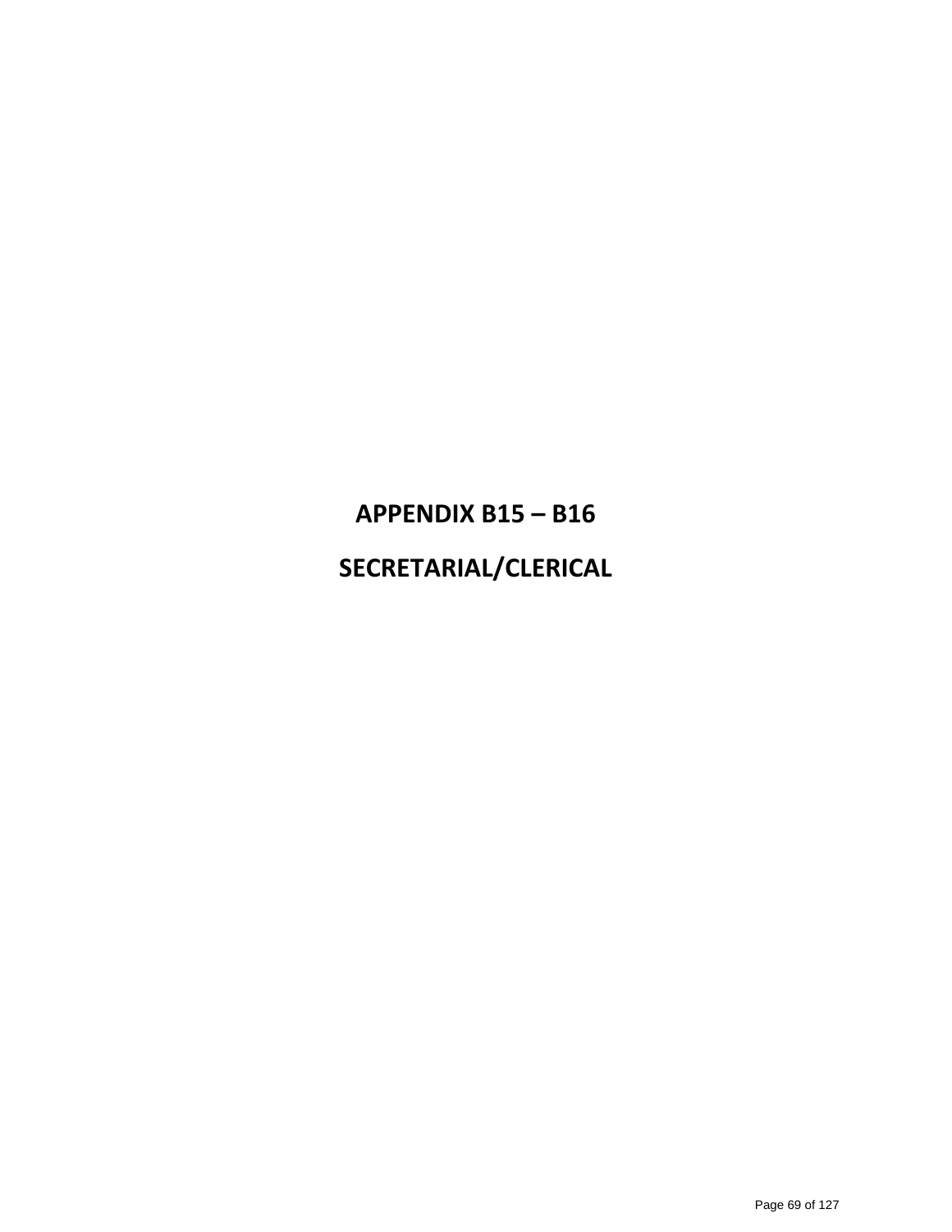# APPENDIX B15 – B16

# SECRETARIAL/CLERICAL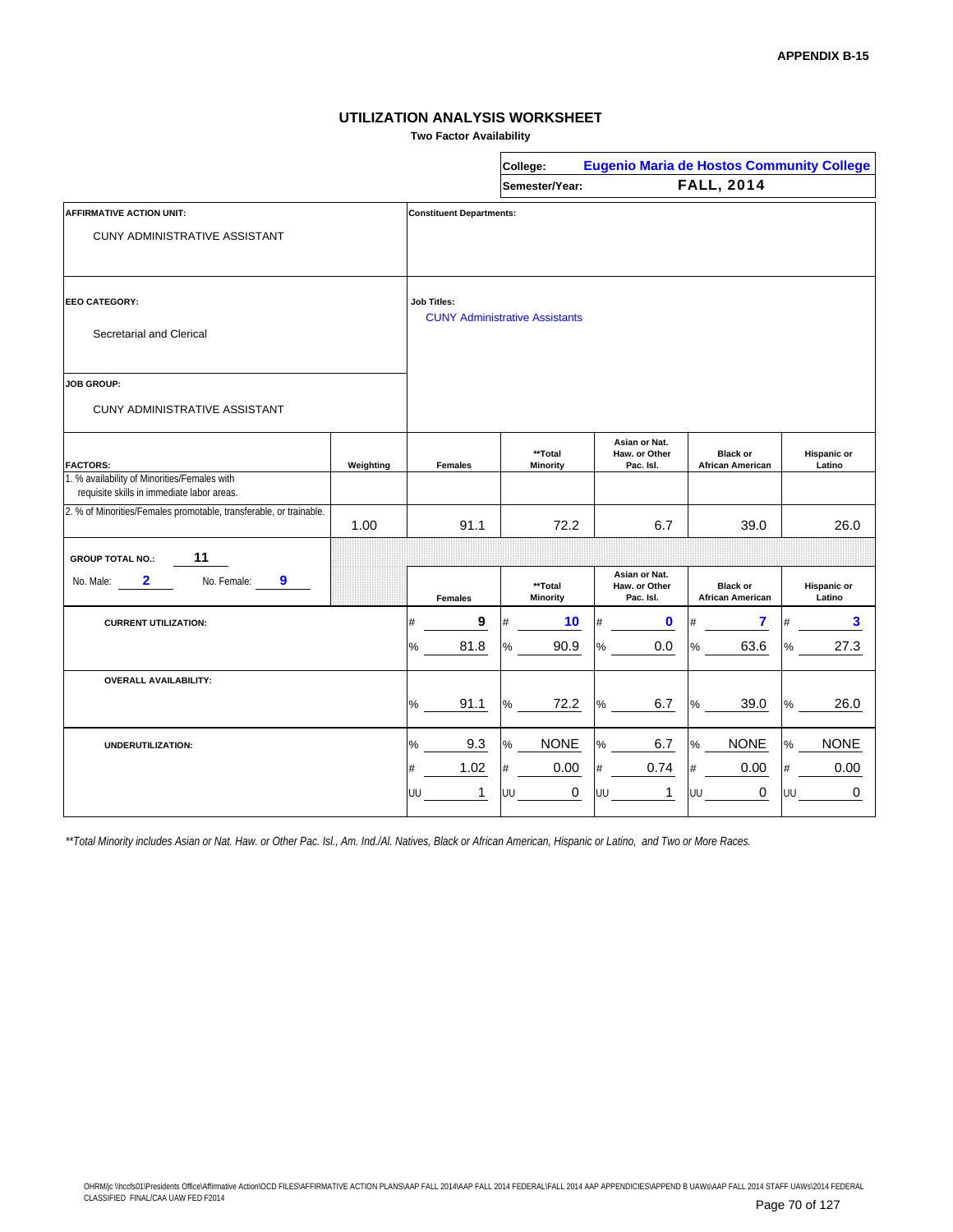APPENDIX B-15

## UTILIZATION ANALYSIS WORKSHEET

**Two Factor Availability**

| | |
|---|---|
| **College:** | **Eugenio Maria de Hostos Community College** |
| **Semester/Year:** | **FALL, 2014** |

**AFFIRMATIVE ACTION UNIT:**

CUNY ADMINISTRATIVE ASSISTANT

**Constituent Departments:**

**EEO CATEGORY:**

Secretarial and Clerical

**Job Titles:**

CUNY Administrative Assistants

**JOB GROUP:**

CUNY ADMINISTRATIVE ASSISTANT

| FACTORS: | Weighting | Females | **Total Minority | Asian or Nat. Haw. or Other Pac. Isl. | Black or African American | Hispanic or Latino |
|---|---|---|---|---|---|---|
| 1. % availability of Minorities/Females with requisite skills in immediate labor areas. | | | | | | |
| 2. % of Minorities/Females promotable, transferable, or trainable. | 1.00 | 91.1 | 72.2 | 6.7 | 39.0 | 26.0 |

**GROUP TOTAL NO.:** 11

No. Male: 2 No. Female: 9

| | | Females | **Total Minority | Asian or Nat. Haw. or Other Pac. Isl. | Black or African American | Hispanic or Latino |
|---|---|---|---|---|---|---|
| **CURRENT UTILIZATION:** | # | 9 | 10 | 0 | 7 | 3 |
| | % | 81.8 | 90.9 | 0.0 | 63.6 | 27.3 |
| **OVERALL AVAILABILITY:** | % | 91.1 | 72.2 | 6.7 | 39.0 | 26.0 |
| **UNDERUTILIZATION:** | % | 9.3 | NONE | 6.7 | NONE | NONE |
| | # | 1.02 | 0.00 | 0.74 | 0.00 | 0.00 |
| | UU | 1 | 0 | 1 | 0 | 0 |

*\*\*Total Minority includes Asian or Nat. Haw. or Other Pac. Isl., Am. Ind./Al. Natives, Black or African American, Hispanic or Latino, and Two or More Races.*

OHRM/jc \\hccfs01\Presidents Office\Affirmative Action\OCD FILES\AFFIRMATIVE ACTION PLANS\AAP FALL 2014\AAP FALL 2014 FEDERAL\FALL 2014 AAP APPENDICIES\APPEND B UAWs\AAP FALL 2014 STAFF UAWs\2014 FEDERAL CLASSIFIED FINAL/CAA UAW FED F2014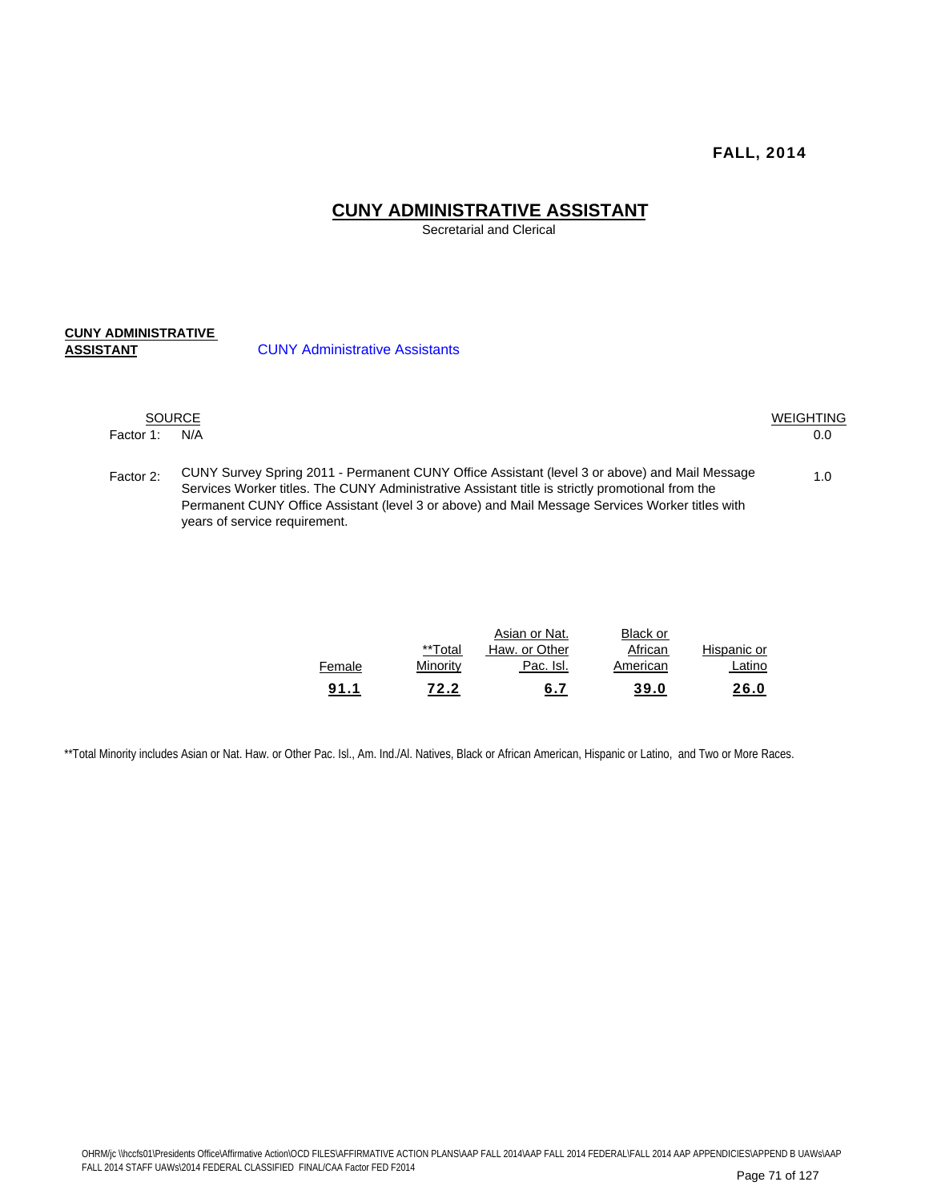**FALL, 2014**

# CUNY ADMINISTRATIVE ASSISTANT

Secretarial and Clerical

**CUNY ADMINISTRATIVE ASSISTANT** CUNY Administrative Assistants

| | SOURCE | WEIGHTING |
|---|---|---|
| Factor 1: | N/A | 0.0 |
| Factor 2: | CUNY Survey Spring 2011 - Permanent CUNY Office Assistant (level 3 or above) and Mail Message Services Worker titles. The CUNY Administrative Assistant title is strictly promotional from the Permanent CUNY Office Assistant (level 3 or above) and Mail Message Services Worker titles with years of service requirement. | 1.0 |

| Female | **Total Minority | Asian or Nat. Haw. or Other Pac. Isl. | Black or African American | Hispanic or Latino |
|---|---|---|---|---|
| **91.1** | **72.2** | **6.7** | **39.0** | **26.0** |

**Total Minority includes Asian or Nat. Haw. or Other Pac. Isl., Am. Ind./Al. Natives, Black or African American, Hispanic or Latino, and Two or More Races.

OHRM/jc \\hccfs01\Presidents Office\Affirmative Action\OCD FILES\AFFIRMATIVE ACTION PLANS\AAP FALL 2014\AAP FALL 2014 FEDERAL\FALL 2014 AAP APPENDICIES\APPEND B UAWs\AAP FALL 2014 STAFF UAWs\2014 FEDERAL CLASSIFIED FINAL/CAA Factor FED F2014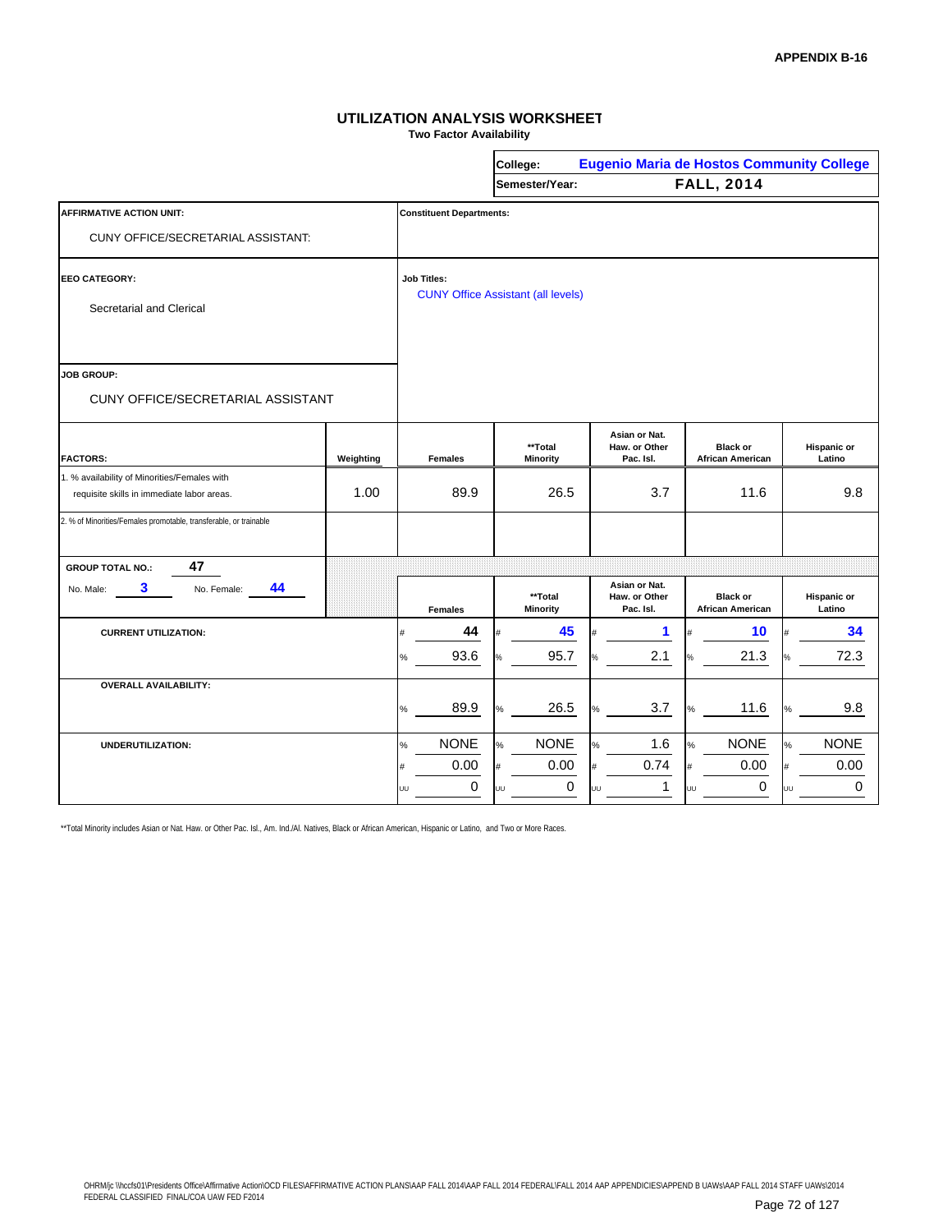**APPENDIX B-16**

# UTILIZATION ANALYSIS WORKSHEET

**Two Factor Availability**

| | |
|---|---|
| **College:** | **Eugenio Maria de Hostos Community College** |
| **Semester/Year:** | **FALL, 2014** |

| | |
|---|---|
| **AFFIRMATIVE ACTION UNIT:** CUNY OFFICE/SECRETARIAL ASSISTANT: | **Constituent Departments:** |
| **EEO CATEGORY:** Secretarial and Clerical | **Job Titles:** CUNY Office Assistant (all levels) |
| **JOB GROUP:** CUNY OFFICE/SECRETARIAL ASSISTANT | |

| **FACTORS:** | **Weighting** | **Females** | **\*\*Total Minority** | **Asian or Nat. Haw. or Other Pac. Isl.** | **Black or African American** | **Hispanic or Latino** |
|---|---|---|---|---|---|---|
| 1. % availability of Minorities/Females with requisite skills in immediate labor areas. | 1.00 | 89.9 | 26.5 | 3.7 | 11.6 | 9.8 |
| 2. % of Minorities/Females promotable, transferable, or trainable | | | | | | |

**GROUP TOTAL NO.:** 47
No. Male: 3 No. Female: 44

| | | **Females** | **\*\*Total Minority** | **Asian or Nat. Haw. or Other Pac. Isl.** | **Black or African American** | **Hispanic or Latino** |
|---|---|---|---|---|---|---|
| **CURRENT UTILIZATION:** | # | 44 | 45 | 1 | 10 | 34 |
| | % | 93.6 | 95.7 | 2.1 | 21.3 | 72.3 |
| **OVERALL AVAILABILITY:** | % | 89.9 | 26.5 | 3.7 | 11.6 | 9.8 |
| **UNDERUTILIZATION:** | % | NONE | NONE | 1.6 | NONE | NONE |
| | # | 0.00 | 0.00 | 0.74 | 0.00 | 0.00 |
| | UU | 0 | 0 | 1 | 0 | 0 |

\*\*Total Minority includes Asian or Nat. Haw. or Other Pac. Isl., Am. Ind./Al. Natives, Black or African American, Hispanic or Latino, and Two or More Races.

OHRM/jc \\hccfs01\Presidents Office\Affirmative Action\OCD FILES\AFFIRMATIVE ACTION PLANS\AAP FALL 2014\AAP FALL 2014 FEDERAL\FALL 2014 AAP APPENDICIES\APPEND B UAWs\AAP FALL 2014 STAFF UAWs\2014 FEDERAL CLASSIFIED FINAL/COA UAW FED F2014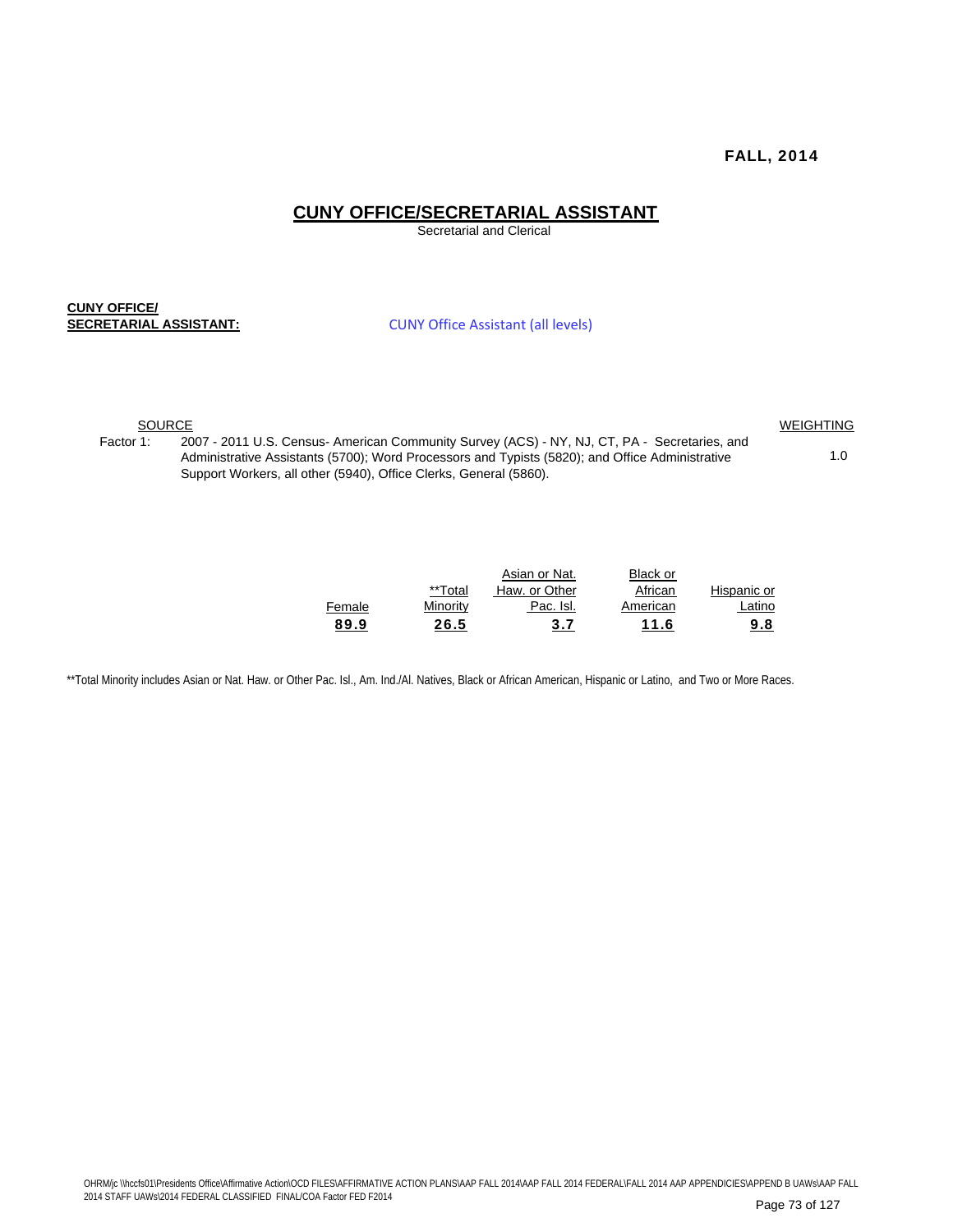**FALL, 2014**

# CUNY OFFICE/SECRETARIAL ASSISTANT

Secretarial and Clerical

**CUNY OFFICE/ SECRETARIAL ASSISTANT:** CUNY Office Assistant (all levels)

| SOURCE | | WEIGHTING |
|---|---|---|
| Factor 1: | 2007 - 2011 U.S. Census- American Community Survey (ACS) - NY, NJ, CT, PA - Secretaries, and Administrative Assistants (5700); Word Processors and Typists (5820); and Office Administrative Support Workers, all other (5940), Office Clerks, General (5860). | 1.0 |

| Female | **Total Minority | Asian or Nat. Haw. or Other Pac. Isl. | Black or African American | Hispanic or Latino |
|---|---|---|---|---|
| **89.9** | **26.5** | **3.7** | **11.6** | **9.8** |

**Total Minority includes Asian or Nat. Haw. or Other Pac. Isl., Am. Ind./Al. Natives, Black or African American, Hispanic or Latino, and Two or More Races.

OHRM/jc \\hccfs01\Presidents Office\Affirmative Action\OCD FILES\AFFIRMATIVE ACTION PLANS\AAP FALL 2014\AAP FALL 2014 FEDERAL\FALL 2014 AAP APPENDICIES\APPEND B UAWs\AAP FALL 2014 STAFF UAWs\2014 FEDERAL CLASSIFIED FINAL/COA Factor FED F2014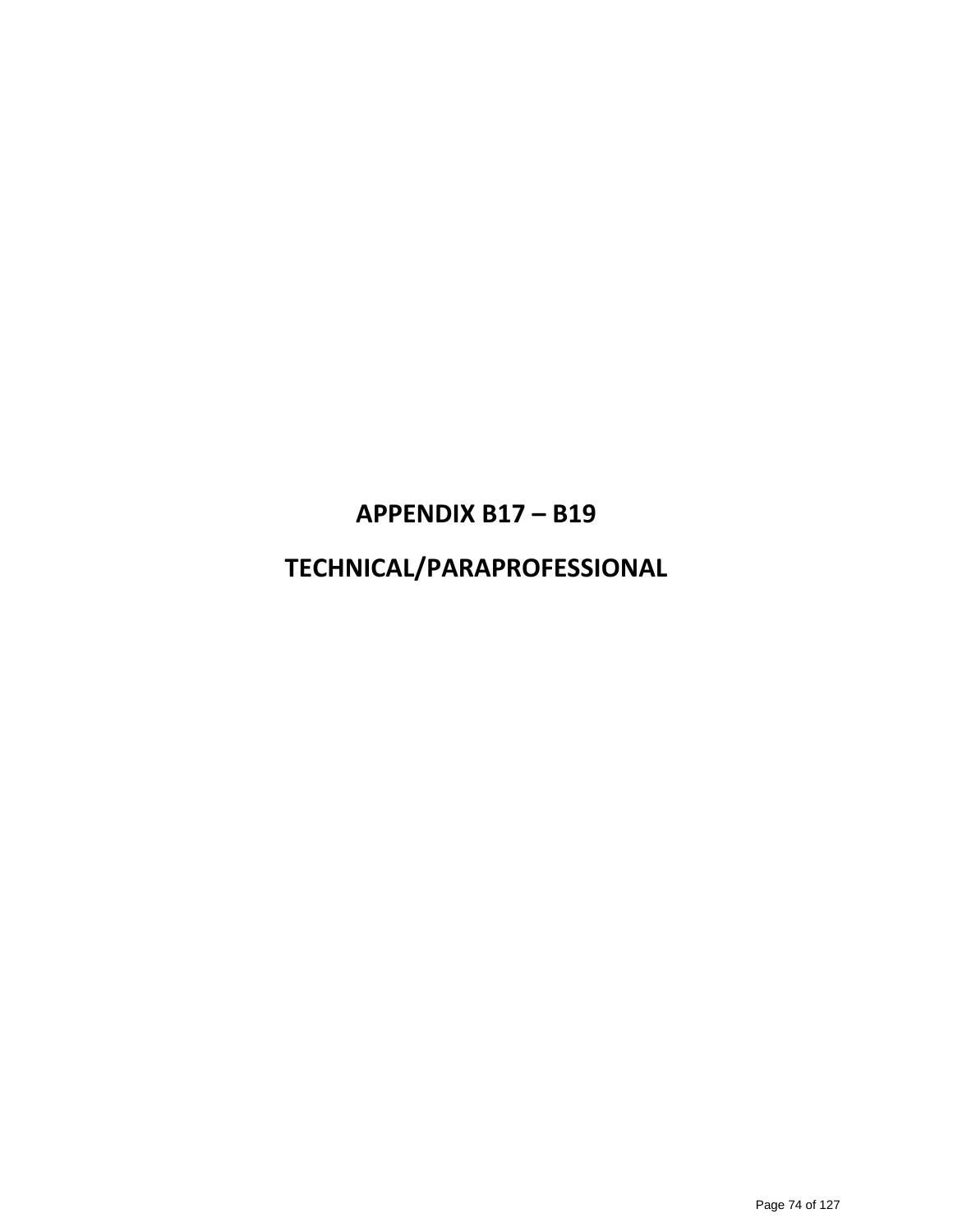# APPENDIX B17 – B19

# TECHNICAL/PARAPROFESSIONAL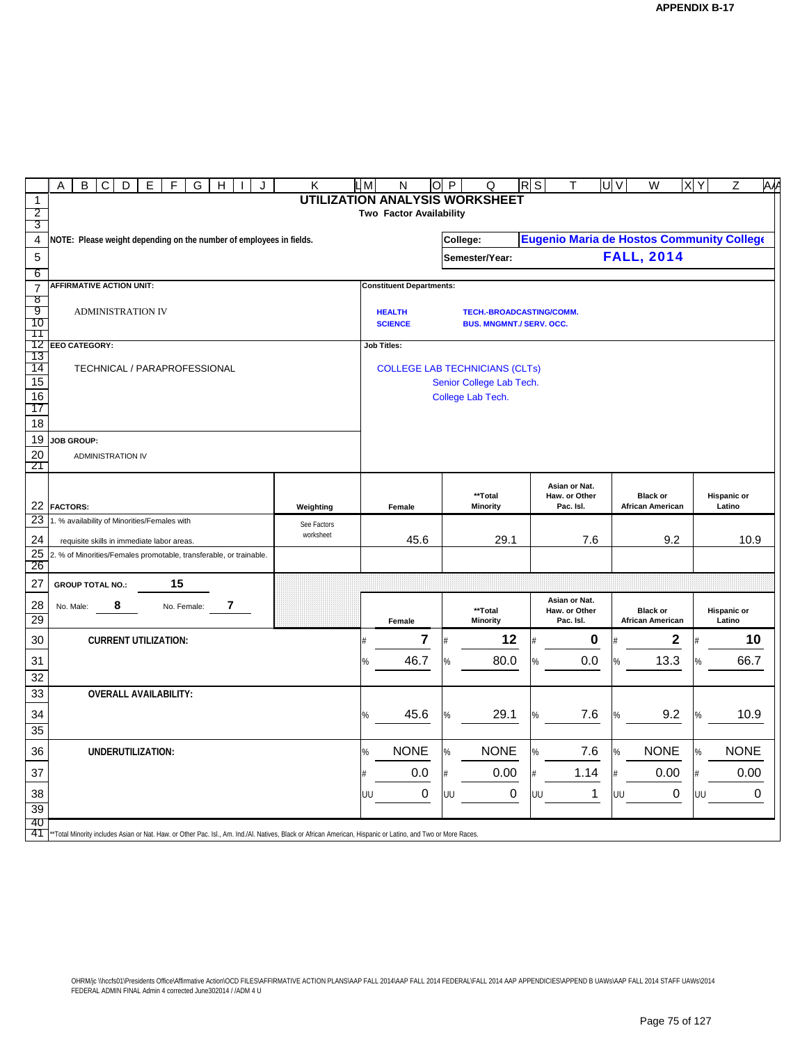# UTILIZATION ANALYSIS WORKSHEET

**Two Factor Availability**

**NOTE: Please weight depending on the number of employees in fields.**

**College:** Eugenio Maria de Hostos Community College

**Semester/Year:** FALL, 2014

**AFFIRMATIVE ACTION UNIT:**

ADMINISTRATION IV

**Constituent Departments:**

HEALTH SCIENCE

TECH.-BROADCASTING/COMM.
BUS. MNGMNT./ SERV. OCC.

**EEO CATEGORY:**

TECHNICAL / PARAPROFESSIONAL

**Job Titles:**

COLLEGE LAB TECHNICIANS (CLTs)
Senior College Lab Tech.
College Lab Tech.

**JOB GROUP:**

ADMINISTRATION IV

| FACTORS: | Weighting | Female | **Total Minority | Asian or Nat. Haw. or Other Pac. Isl. | Black or African American | Hispanic or Latino |
|---|---|---|---|---|---|---|
| 1. % availability of Minorities/Females with requisite skills in immediate labor areas. | See Factors worksheet | 45.6 | 29.1 | 7.6 | 9.2 | 10.9 |
| 2. % of Minorities/Females promotable, transferable, or trainable. | | | | | | |

**GROUP TOTAL NO.:** 15

No. Male: 8 No. Female: 7

| | | Female | **Total Minority | Asian or Nat. Haw. or Other Pac. Isl. | Black or African American | Hispanic or Latino |
|---|---|---|---|---|---|---|
| **CURRENT UTILIZATION:** | # | 7 | 12 | 0 | 2 | 10 |
| | % | 46.7 | 80.0 | 0.0 | 13.3 | 66.7 |
| **OVERALL AVAILABILITY:** | % | 45.6 | 29.1 | 7.6 | 9.2 | 10.9 |
| **UNDERUTILIZATION:** | % | NONE | NONE | 7.6 | NONE | NONE |
| | # | 0.0 | 0.00 | 1.14 | 0.00 | 0.00 |
| | UU | 0 | 0 | 1 | 0 | 0 |

**Total Minority includes Asian or Nat. Haw. or Other Pac. Isl., Am. Ind./Al. Natives, Black or African American, Hispanic or Latino, and Two or More Races.

OHRM/jc \\hccfs01\Presidents Office\Affirmative Action\OCD FILES\AFFIRMATIVE ACTION PLANS\AAP FALL 2014\AAP FALL 2014 FEDERAL\FALL 2014 AAP APPENDICIES\APPEND B UAWs\AAP FALL 2014 STAFF UAWs\2014 FEDERAL ADMIN FINAL Admin 4 corrected June302014 / /ADM 4 U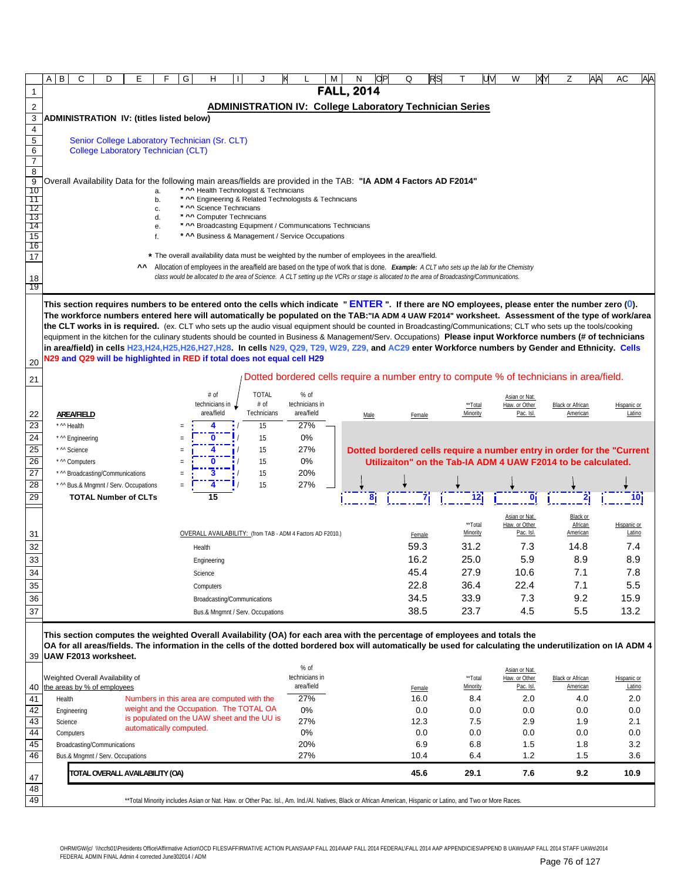# FALL, 2014

## ADMINISTRATION IV: College Laboratory Technician Series

**ADMINISTRATION IV: (titles listed below)**

Senior College Laboratory Technician (Sr. CLT)
College Laboratory Technician (CLT)

Overall Availability Data for the following main areas/fields are provided in the TAB: **"IA ADM 4 Factors AD F2014"**

a. * ^^ Health Technologist & Technicians
b. * ^^ Engineering & Related Technologists & Technicians
c. * ^^ Science Technicians
d. * ^^ Computer Technicians
e. * ^^ Broadcasting Equipment / Communications Technicians
f. * ^^ Business & Management / Service Occupations

\* The overall availability data must be weighted by the number of employees in the area/field.

^^ Allocation of employees in the area/field are based on the type of work that is done. *Example: A CLT who sets up the lab for the Chemistry class would be allocated to the area of Science. A CLT setting up the VCRs or stage is allocated to the area of Broadcasting/Communications.*

**This section requires numbers to be entered onto the cells which indicate " ENTER ". If there are NO employees, please enter the number zero (0). The workforce numbers entered here will automatically be populated on the TAB:"IA ADM 4 UAW F2014" worksheet. Assessment of the type of work/area the CLT works in is required.** (ex. CLT who sets up the audio visual equipment should be counted in Broadcasting/Communications; CLT who sets up the tools/cooking equipment in the kitchen for the culinary students should be counted in Business & Management/Serv. Occupations) **Please input Workforce numbers (# of technicians in area/field) in cells H23,H24,H25,H26,H27,H28. In cells N29, Q29, T29, W29, Z29, and AC29 enter Workforce numbers by Gender and Ethnicity. Cells N29 and Q29 will be highlighted in RED if total does not equal cell H29**

Dotted bordered cells require a number entry to compute % of technicians in area/field.

| AREA/FIELD | | # of technicians in area/field | | TOTAL # of Technicians | % of technicians in area/field |
|---|---|---|---|---|---|
| * ^^ Health | = | 4 | / | 15 | 27% |
| * ^^ Engineering | = | 0 | / | 15 | 0% |
| * ^^ Science | = | 4 | / | 15 | 27% |
| * ^^ Computers | = | 0 | / | 15 | 0% |
| * ^^ Broadcasting/Communications | = | 3 | / | 15 | 20% |
| * ^^ Bus.& Mngmnt / Serv. Occupations | = | 4 | / | 15 | 27% |
| **TOTAL Number of CLTs** | | **15** | | | |

Dotted bordered cells require a number entry in order for the "Current Utilizaiton" on the Tab-IA ADM 4 UAW F2014 to be calculated.

| Male | Female | **Total Minority | Asian or Nat. Haw. or Other Pac. Isl. | Black or African American | Hispanic or Latino |
|---|---|---|---|---|---|
| 8 | 7 | 12 | 0 | 2 | 10 |

OVERALL AVAILABILITY: (from TAB - ADM 4 Factors AD F2010.)

| | Female | **Total Minority | Asian or Nat. Haw. or Other Pac. Isl. | Black or African American | Hispanic or Latino |
|---|---|---|---|---|---|
| Health | 59.3 | 31.2 | 7.3 | 14.8 | 7.4 |
| Engineering | 16.2 | 25.0 | 5.9 | 8.9 | 8.9 |
| Science | 45.4 | 27.9 | 10.6 | 7.1 | 7.8 |
| Computers | 22.8 | 36.4 | 22.4 | 7.1 | 5.5 |
| Broadcasting/Communications | 34.5 | 33.9 | 7.3 | 9.2 | 15.9 |
| Bus.& Mngmnt / Serv. Occupations | 38.5 | 23.7 | 4.5 | 5.5 | 13.2 |

**This section computes the weighted Overall Availability (OA) for each area with the percentage of employees and totals the OA for all areas/fields. The information in the cells of the dotted bordered box will automatically be used for calculating the underutilization on IA ADM 4 UAW F2013 worksheet.**

Numbers in this area are computed with the weight and the Occupation. The TOTAL OA is populated on the UAW sheet and the UU is automatically computed.

| Weighted Overall Availability of the areas by % of employees | % of technicians in area/field | Female | **Total Minority | Asian or Nat. Haw. or Other Pac. Isl. | Black or African American | Hispanic or Latino |
|---|---|---|---|---|---|---|
| Health | 27% | 16.0 | 8.4 | 2.0 | 4.0 | 2.0 |
| Engineering | 0% | 0.0 | 0.0 | 0.0 | 0.0 | 0.0 |
| Science | 27% | 12.3 | 7.5 | 2.9 | 1.9 | 2.1 |
| Computers | 0% | 0.0 | 0.0 | 0.0 | 0.0 | 0.0 |
| Broadcasting/Communications | 20% | 6.9 | 6.8 | 1.5 | 1.8 | 3.2 |
| Bus.& Mngmnt / Serv. Occupations | 27% | 10.4 | 6.4 | 1.2 | 1.5 | 3.6 |
| **TOTAL OVERALL AVAILABILITY (OA)** | | **45.6** | **29.1** | **7.6** | **9.2** | **10.9** |

**Total Minority includes Asian or Nat. Haw. or Other Pac. Isl., Am. Ind./Al. Natives, Black or African American, Hispanic or Latino, and Two or More Races.

OHRM/GW/jc/ \\hccfs01\Presidents Office\Affirmative Action\OCD FILES\AFFIRMATIVE ACTION PLANS\AAP FALL 2014\AAP FALL 2014 FEDERAL\FALL 2014 AAP APPENDICIES\APPEND B UAWs\AAP FALL 2014 STAFF UAWs\2014 FEDERAL ADMIN FINAL Admin 4 corrected June302014 / ADM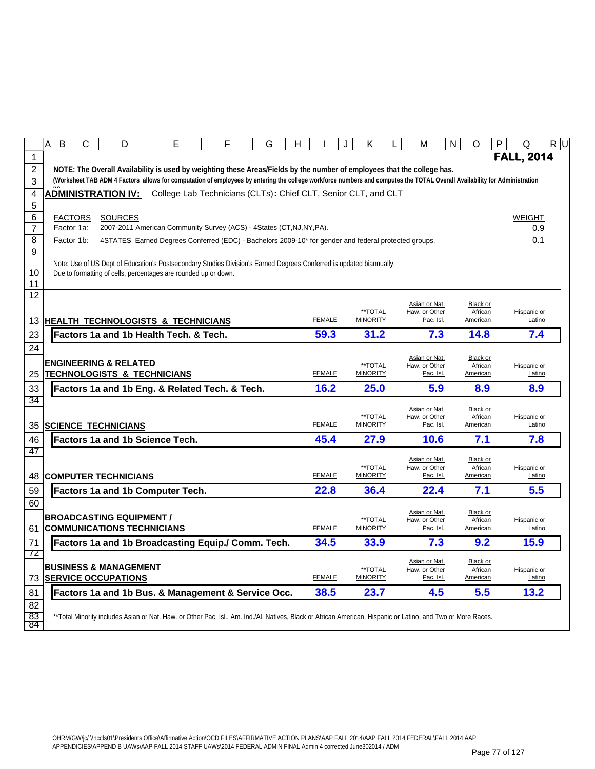**FALL, 2014**

**NOTE: The Overall Availability is used by weighting these Areas/Fields by the number of employees that the college has.**

**(Worksheet TAB ADM 4 Factors allows for computation of employees by entering the college workforce numbers and computes the TOTAL Overall Availability for Administration**

## ADMINISTRATION IV: College Lab Technicians (CLTs): Chief CLT, Senior CLT, and CLT

| FACTORS | SOURCES | WEIGHT |
|---|---|---|
| Factor 1a: | 2007-2011 American Community Survey (ACS) - 4States (CT,NJ,NY,PA). | 0.9 |
| Factor 1b: | 4STATES Earned Degrees Conferred (EDC) - Bachelors 2009-10* for gender and federal protected groups. | 0.1 |

Note: Use of US Dept of Education's Postsecondary Studies Division's Earned Degrees Conferred is updated biannually.
Due to formatting of cells, percentages are rounded up or down.

| | FEMALE | **TOTAL MINORITY | Asian or Nat. Haw. or Other Pac. Isl. | Black or African American | Hispanic or Latino |
|---|---|---|---|---|---|
| **HEALTH TECHNOLOGISTS & TECHNICIANS** | | | | | |
| **Factors 1a and 1b Health Tech. & Tech.** | **59.3** | **31.2** | **7.3** | **14.8** | **7.4** |
| **ENGINEERING & RELATED TECHNOLOGISTS & TECHNICIANS** | | | | | |
| **Factors 1a and 1b Eng. & Related Tech. & Tech.** | **16.2** | **25.0** | **5.9** | **8.9** | **8.9** |
| **SCIENCE TECHNICIANS** | | | | | |
| **Factors 1a and 1b Science Tech.** | **45.4** | **27.9** | **10.6** | **7.1** | **7.8** |
| **COMPUTER TECHNICIANS** | | | | | |
| **Factors 1a and 1b Computer Tech.** | **22.8** | **36.4** | **22.4** | **7.1** | **5.5** |
| **BROADCASTING EQUIPMENT / COMMUNICATIONS TECHNICIANS** | | | | | |
| **Factors 1a and 1b Broadcasting Equip./ Comm. Tech.** | **34.5** | **33.9** | **7.3** | **9.2** | **15.9** |
| **BUSINESS & MANAGEMENT SERVICE OCCUPATIONS** | | | | | |
| **Factors 1a and 1b Bus. & Management & Service Occ.** | **38.5** | **23.7** | **4.5** | **5.5** | **13.2** |

**Total Minority includes Asian or Nat. Haw. or Other Pac. Isl., Am. Ind./Al. Natives, Black or African American, Hispanic or Latino, and Two or More Races.

OHRM/GW/jc/ \\hccfs01\Presidents Office\Affirmative Action\OCD FILES\AFFIRMATIVE ACTION PLANS\AAP FALL 2014\AAP FALL 2014 FEDERAL\FALL 2014 AAP APPENDICIES\APPEND B UAWs\AAP FALL 2014 STAFF UAWs\2014 FEDERAL ADMIN FINAL Admin 4 corrected June302014 / ADM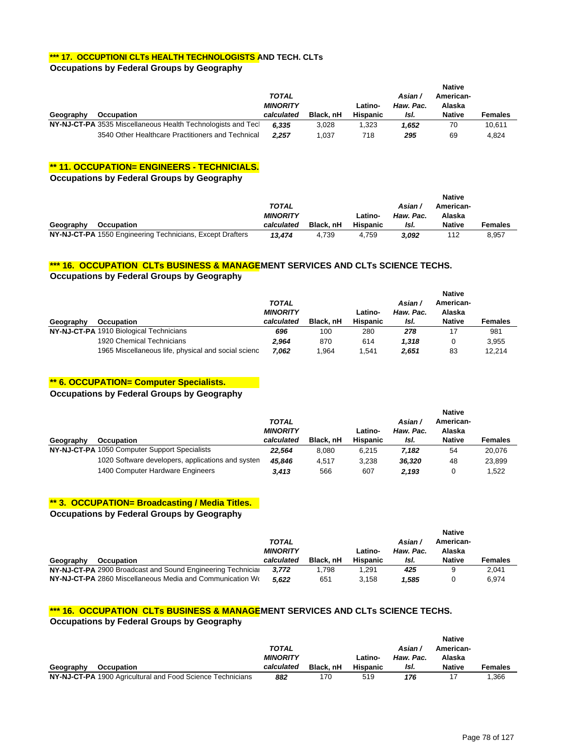### *** 17. OCCUPTIONI CLTs HEALTH TECHNOLOGISTS AND TECH. CLTs

**Occupations by Federal Groups by Geography**

| Geography | Occupation | *TOTAL MINORITY calculated* | Black, nH | Latino-Hispanic | *Asian / Haw. Pac. Isl.* | Native American-Alaska Native | Females |
|---|---|---|---|---|---|---|---|
| NY-NJ-CT-PA | 3535 Miscellaneous Health Technologists and Tecl | *6,335* | 3,028 | 1,323 | *1,652* | 70 | 10,611 |
| | 3540 Other Healthcare Practitioners and Technical | *2,257* | 1,037 | 718 | *295* | 69 | 4,824 |

### ** 11. OCCUPATION= ENGINEERS - TECHNICIALS.

**Occupations by Federal Groups by Geography**

| Geography | Occupation | *TOTAL MINORITY calculated* | Black, nH | Latino-Hispanic | *Asian / Haw. Pac. Isl.* | Native American-Alaska Native | Females |
|---|---|---|---|---|---|---|---|
| NY-NJ-CT-PA | 1550 Engineering Technicians, Except Drafters | *13,474* | 4,739 | 4,759 | *3,092* | 112 | 8,957 |

### *** 16. OCCUPATION CLTs BUSINESS & MANAGEMENT SERVICES AND CLTs SCIENCE TECHS.

**Occupations by Federal Groups by Geography**

| Geography | Occupation | *TOTAL MINORITY calculated* | Black, nH | Latino-Hispanic | *Asian / Haw. Pac. Isl.* | Native American-Alaska Native | Females |
|---|---|---|---|---|---|---|---|
| NY-NJ-CT-PA | 1910 Biological Technicians | *696* | 100 | 280 | *278* | 17 | 981 |
| | 1920 Chemical Technicians | *2,964* | 870 | 614 | *1,318* | 0 | 3,955 |
| | 1965 Miscellaneous life, physical and social scienc | *7,062* | 1,964 | 1,541 | *2,651* | 83 | 12,214 |

### ** 6. OCCUPATION= Computer Specialists.

**Occupations by Federal Groups by Geography**

| Geography | Occupation | *TOTAL MINORITY calculated* | Black, nH | Latino-Hispanic | *Asian / Haw. Pac. Isl.* | Native American-Alaska Native | Females |
|---|---|---|---|---|---|---|---|
| NY-NJ-CT-PA | 1050 Computer Support Specialists | *22,564* | 8,080 | 6,215 | *7,182* | 54 | 20,076 |
| | 1020 Software developers, applications and systen | *45,846* | 4,517 | 3,238 | *36,320* | 48 | 23,899 |
| | 1400 Computer Hardware Engineers | *3,413* | 566 | 607 | *2,193* | 0 | 1,522 |

### ** 3. OCCUPATION= Broadcasting / Media Titles.

**Occupations by Federal Groups by Geography**

| Geography | Occupation | *TOTAL MINORITY calculated* | Black, nH | Latino-Hispanic | *Asian / Haw. Pac. Isl.* | Native American-Alaska Native | Females |
|---|---|---|---|---|---|---|---|
| NY-NJ-CT-PA | 2900 Broadcast and Sound Engineering Techniciai | *3,772* | 1,798 | 1,291 | *425* | 9 | 2,041 |
| NY-NJ-CT-PA | 2860 Miscellaneous Media and Communication Wo | *5,622* | 651 | 3,158 | *1,585* | 0 | 6,974 |

### *** 16. OCCUPATION CLTs BUSINESS & MANAGEMENT SERVICES AND CLTs SCIENCE TECHS.

**Occupations by Federal Groups by Geography**

| Geography | Occupation | *TOTAL MINORITY calculated* | Black, nH | Latino-Hispanic | *Asian / Haw. Pac. Isl.* | Native American-Alaska Native | Females |
|---|---|---|---|---|---|---|---|
| NY-NJ-CT-PA | 1900 Agricultural and Food Science Technicians | *882* | 170 | 519 | *176* | 17 | 1,366 |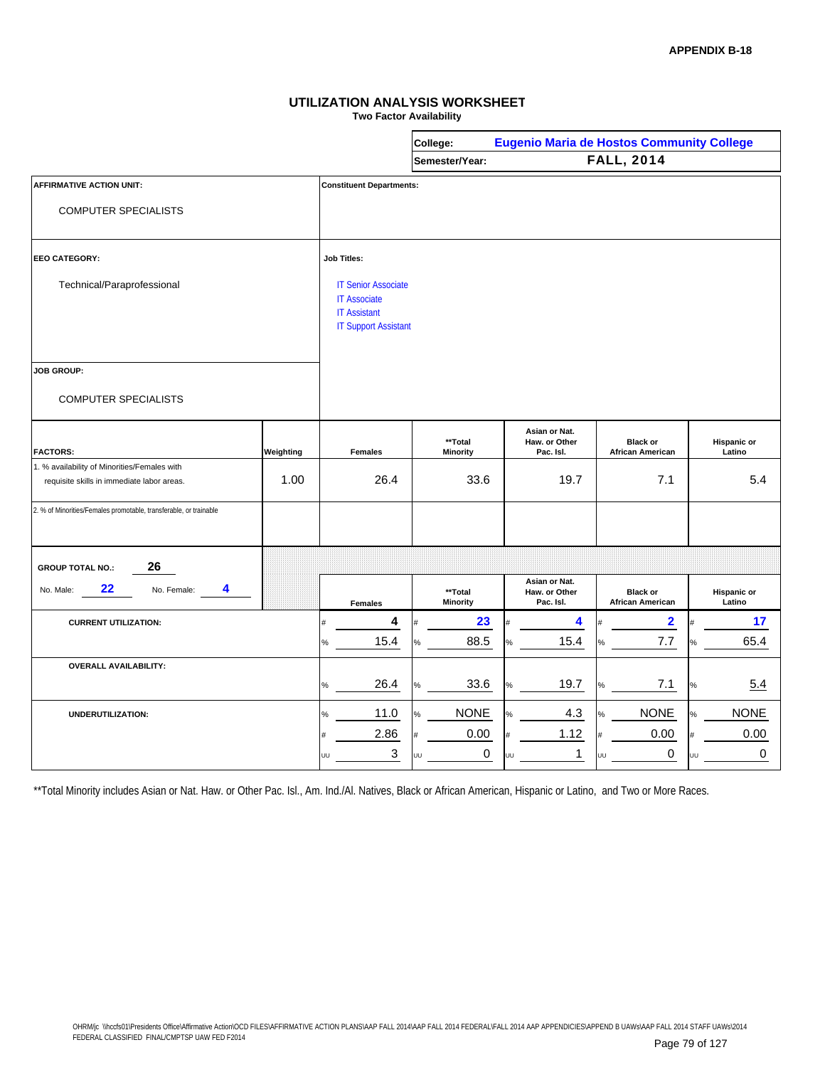**APPENDIX B-18**

## UTILIZATION ANALYSIS WORKSHEET

**Two Factor Availability**

| | |
|---|---|
| **College:** | **Eugenio Maria de Hostos Community College** |
| **Semester/Year:** | **FALL, 2014** |

**AFFIRMATIVE ACTION UNIT:**

COMPUTER SPECIALISTS

**Constituent Departments:**

**EEO CATEGORY:**

Technical/Paraprofessional

**Job Titles:**

- IT Senior Associate
- IT Associate
- IT Assistant
- IT Support Assistant

**JOB GROUP:**

COMPUTER SPECIALISTS

| FACTORS: | Weighting | Females | **Total Minority | Asian or Nat. Haw. or Other Pac. Isl. | Black or African American | Hispanic or Latino |
|---|---|---|---|---|---|---|
| 1. % availability of Minorities/Females with requisite skills in immediate labor areas. | 1.00 | 26.4 | 33.6 | 19.7 | 7.1 | 5.4 |
| 2. % of Minorities/Females promotable, transferable, or trainable | | | | | | |

**GROUP TOTAL NO.:** 26

No. Male: 22 No. Female: 4

| | | Females | **Total Minority | Asian or Nat. Haw. or Other Pac. Isl. | Black or African American | Hispanic or Latino |
|---|---|---|---|---|---|---|
| **CURRENT UTILIZATION:** | # | 4 | 23 | 4 | 2 | 17 |
| | % | 15.4 | 88.5 | 15.4 | 7.7 | 65.4 |
| **OVERALL AVAILABILITY:** | % | 26.4 | 33.6 | 19.7 | 7.1 | 5.4 |
| **UNDERUTILIZATION:** | % | 11.0 | NONE | 4.3 | NONE | NONE |
| | # | 2.86 | 0.00 | 1.12 | 0.00 | 0.00 |
| | UU | 3 | 0 | 1 | 0 | 0 |

**Total Minority includes Asian or Nat. Haw. or Other Pac. Isl., Am. Ind./Al. Natives, Black or African American, Hispanic or Latino, and Two or More Races.

OHRM/jc \\hccfs01\Presidents Office\Affirmative Action\OCD FILES\AFFIRMATIVE ACTION PLANS\AAP FALL 2014\AAP FALL 2014 FEDERAL\FALL 2014 AAP APPENDICIES\APPEND B UAWs\AAP FALL 2014 STAFF UAWs\2014 FEDERAL CLASSIFIED FINAL/CMPTSP UAW FED F2014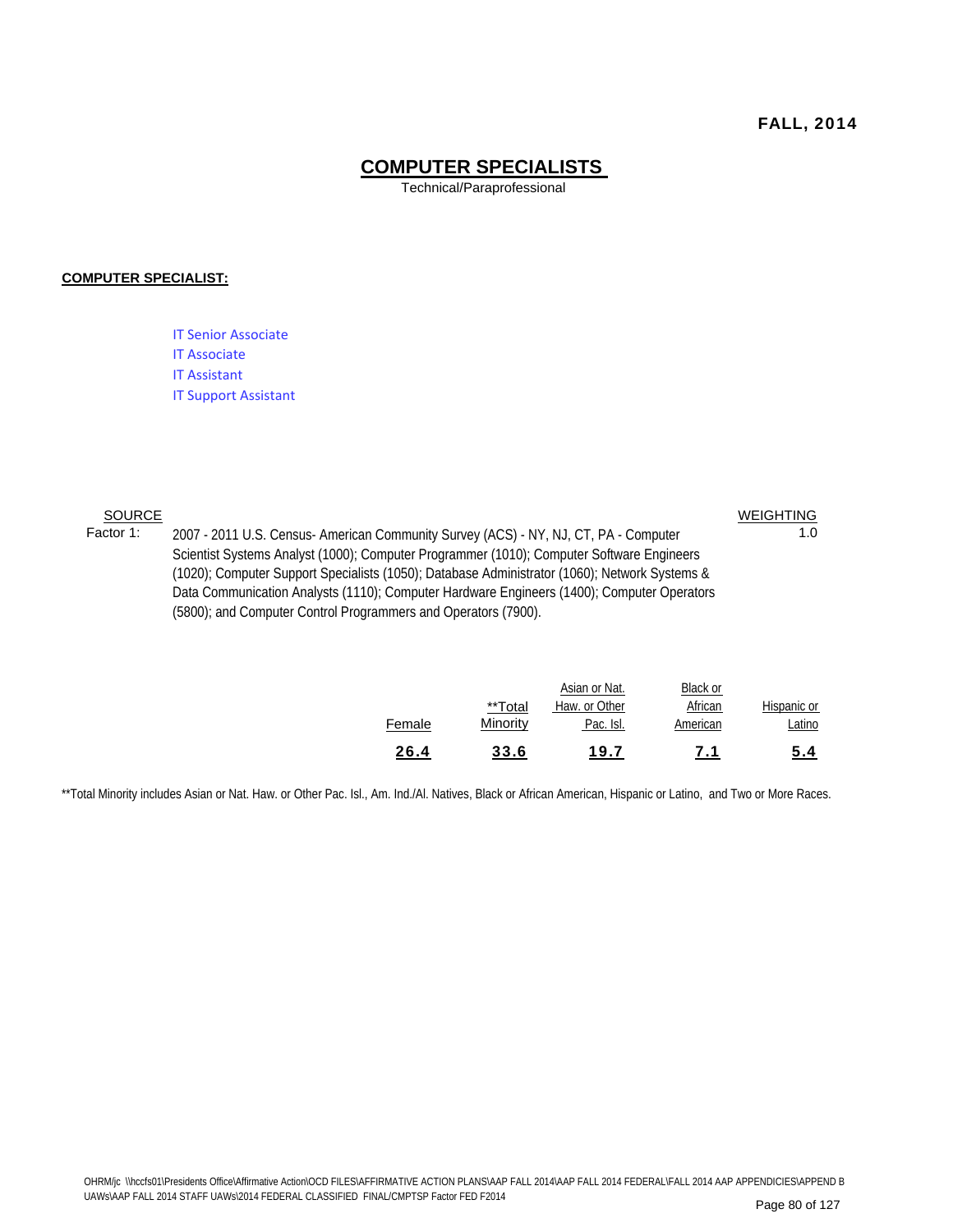**FALL, 2014**

# COMPUTER SPECIALISTS

Technical/Paraprofessional

**COMPUTER SPECIALIST:**

IT Senior Associate
IT Associate
IT Assistant
IT Support Assistant

| SOURCE | | WEIGHTING |
|---|---|---|
| Factor 1: | 2007 - 2011 U.S. Census- American Community Survey (ACS) - NY, NJ, CT, PA - Computer Scientist Systems Analyst (1000); Computer Programmer (1010); Computer Software Engineers (1020); Computer Support Specialists (1050); Database Administrator (1060); Network Systems & Data Communication Analysts (1110); Computer Hardware Engineers (1400); Computer Operators (5800); and Computer Control Programmers and Operators (7900). | 1.0 |

| Female | **Total Minority | Asian or Nat. Haw. or Other Pac. Isl. | Black or African American | Hispanic or Latino |
|---|---|---|---|---|
| **26.4** | **33.6** | **19.7** | **7.1** | **5.4** |

**Total Minority includes Asian or Nat. Haw. or Other Pac. Isl., Am. Ind./Al. Natives, Black or African American, Hispanic or Latino, and Two or More Races.

OHRM/jc \\hccfs01\Presidents Office\Affirmative Action\OCD FILES\AFFIRMATIVE ACTION PLANS\AAP FALL 2014\AAP FALL 2014 FEDERAL\FALL 2014 AAP APPENDICIES\APPEND B UAWs\AAP FALL 2014 STAFF UAWs\2014 FEDERAL CLASSIFIED FINAL/CMPTSP Factor FED F2014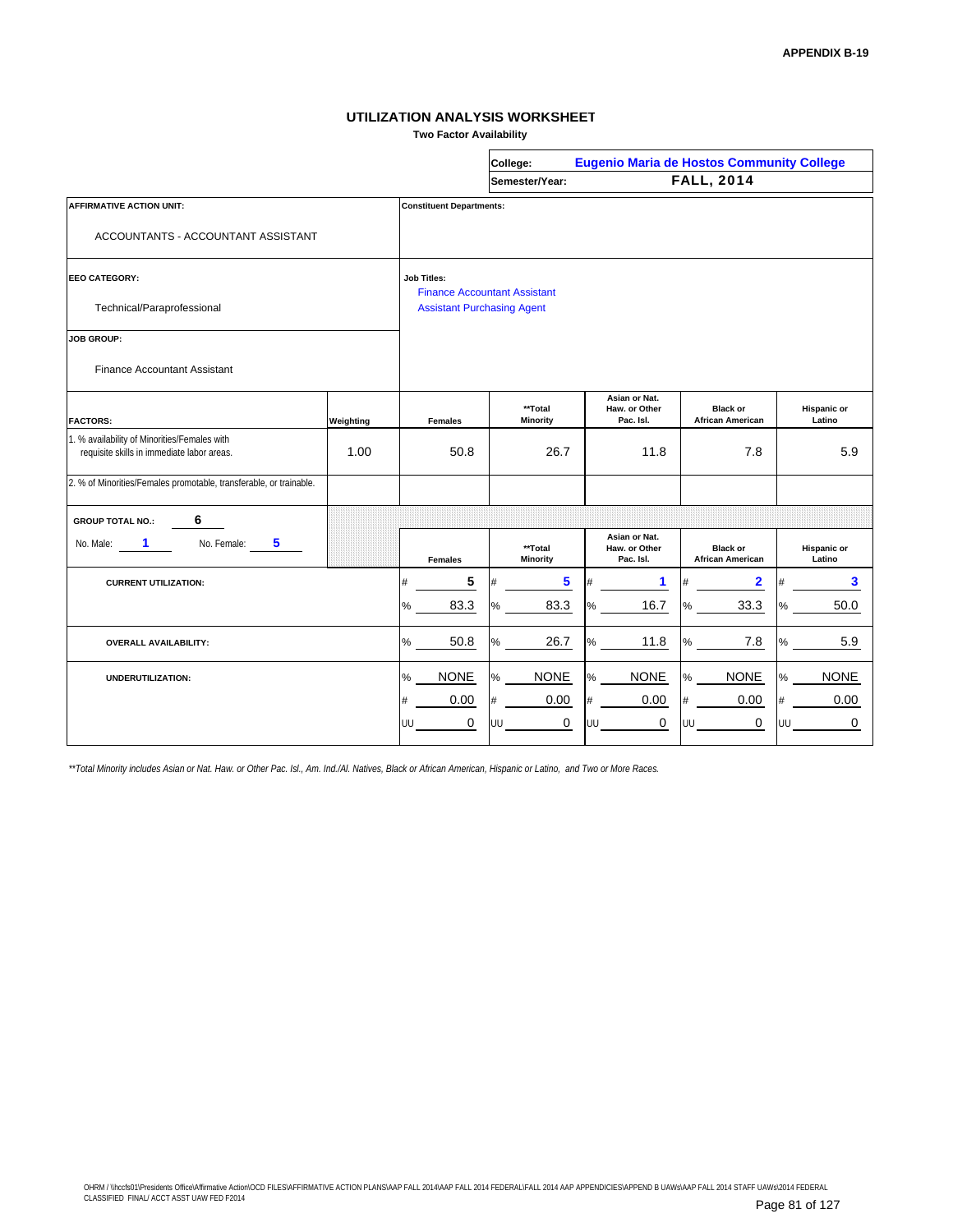APPENDIX B-19

## UTILIZATION ANALYSIS WORKSHEET

**Two Factor Availability**

| | |
|---|---|
| **College:** | **Eugenio Maria de Hostos Community College** |
| **Semester/Year:** | **FALL, 2014** |

**AFFIRMATIVE ACTION UNIT:**

ACCOUNTANTS - ACCOUNTANT ASSISTANT

**Constituent Departments:**

**EEO CATEGORY:**

Technical/Paraprofessional

**Job Titles:**

Finance Accountant Assistant
Assistant Purchasing Agent

**JOB GROUP:**

Finance Accountant Assistant

| FACTORS: | Weighting | Females | **Total Minority | Asian or Nat. Haw. or Other Pac. Isl. | Black or African American | Hispanic or Latino |
|---|---|---|---|---|---|---|
| 1. % availability of Minorities/Females with requisite skills in immediate labor areas. | 1.00 | 50.8 | 26.7 | 11.8 | 7.8 | 5.9 |
| 2. % of Minorities/Females promotable, transferable, or trainable. | | | | | | |

**GROUP TOTAL NO.:** 6

No. Male: 1 No. Female: 5

| | | Females | **Total Minority | Asian or Nat. Haw. or Other Pac. Isl. | Black or African American | Hispanic or Latino |
|---|---|---|---|---|---|---|
| **CURRENT UTILIZATION:** | # | 5 | 5 | 1 | 2 | 3 |
| | % | 83.3 | 83.3 | 16.7 | 33.3 | 50.0 |
| **OVERALL AVAILABILITY:** | % | 50.8 | 26.7 | 11.8 | 7.8 | 5.9 |
| **UNDERUTILIZATION:** | % | NONE | NONE | NONE | NONE | NONE |
| | # | 0.00 | 0.00 | 0.00 | 0.00 | 0.00 |
| | UU | 0 | 0 | 0 | 0 | 0 |

*\*\*Total Minority includes Asian or Nat. Haw. or Other Pac. Isl., Am. Ind./Al. Natives, Black or African American, Hispanic or Latino, and Two or More Races.*

OHRM / \\hccfs01\Presidents Office\Affirmative Action\OCD FILES\AFFIRMATIVE ACTION PLANS\AAP FALL 2014\AAP FALL 2014 FEDERAL\FALL 2014 AAP APPENDICIES\APPEND B UAWs\AAP FALL 2014 STAFF UAWs\2014 FEDERAL CLASSIFIED FINAL/ ACCT ASST UAW FED F2014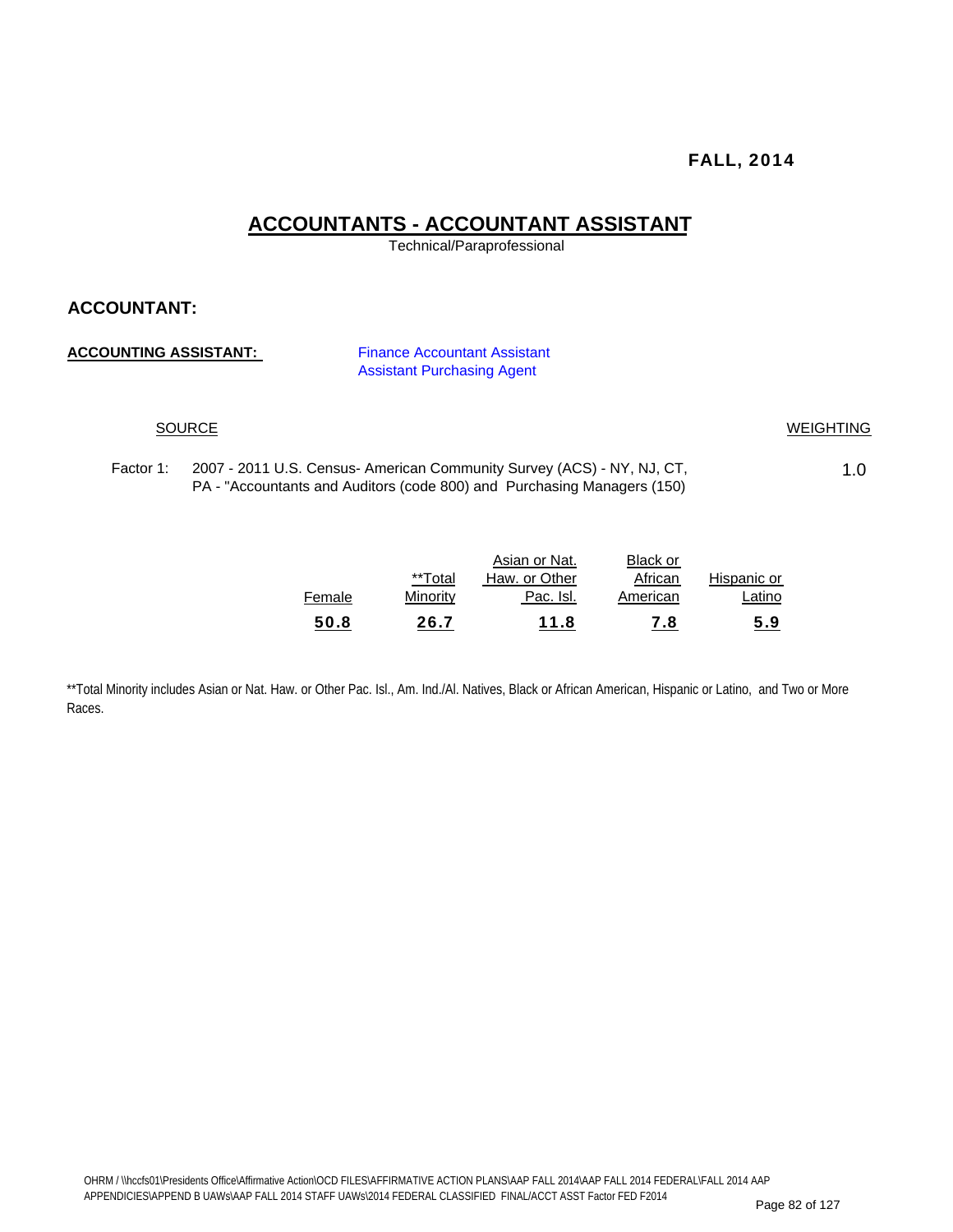FALL, 2014

# ACCOUNTANTS - ACCOUNTANT ASSISTANT

Technical/Paraprofessional

## ACCOUNTANT:

**ACCOUNTING ASSISTANT:** Finance Accountant Assistant
Assistant Purchasing Agent

| SOURCE | | WEIGHTING |
|---|---|---|
| Factor 1: | 2007 - 2011 U.S. Census- American Community Survey (ACS) - NY, NJ, CT, PA - "Accountants and Auditors (code 800) and Purchasing Managers (150) | 1.0 |

| Female | **Total Minority | Asian or Nat. Haw. or Other Pac. Isl. | Black or African American | Hispanic or Latino |
|---|---|---|---|---|
| **50.8** | **26.7** | **11.8** | **7.8** | **5.9** |

**Total Minority includes Asian or Nat. Haw. or Other Pac. Isl., Am. Ind./Al. Natives, Black or African American, Hispanic or Latino, and Two or More Races.

OHRM / \\hccfs01\Presidents Office\Affirmative Action\OCD FILES\AFFIRMATIVE ACTION PLANS\AAP FALL 2014\AAP FALL 2014 FEDERAL\FALL 2014 AAP APPENDICIES\APPEND B UAWs\AAP FALL 2014 STAFF UAWs\2014 FEDERAL CLASSIFIED FINAL/ACCT ASST Factor FED F2014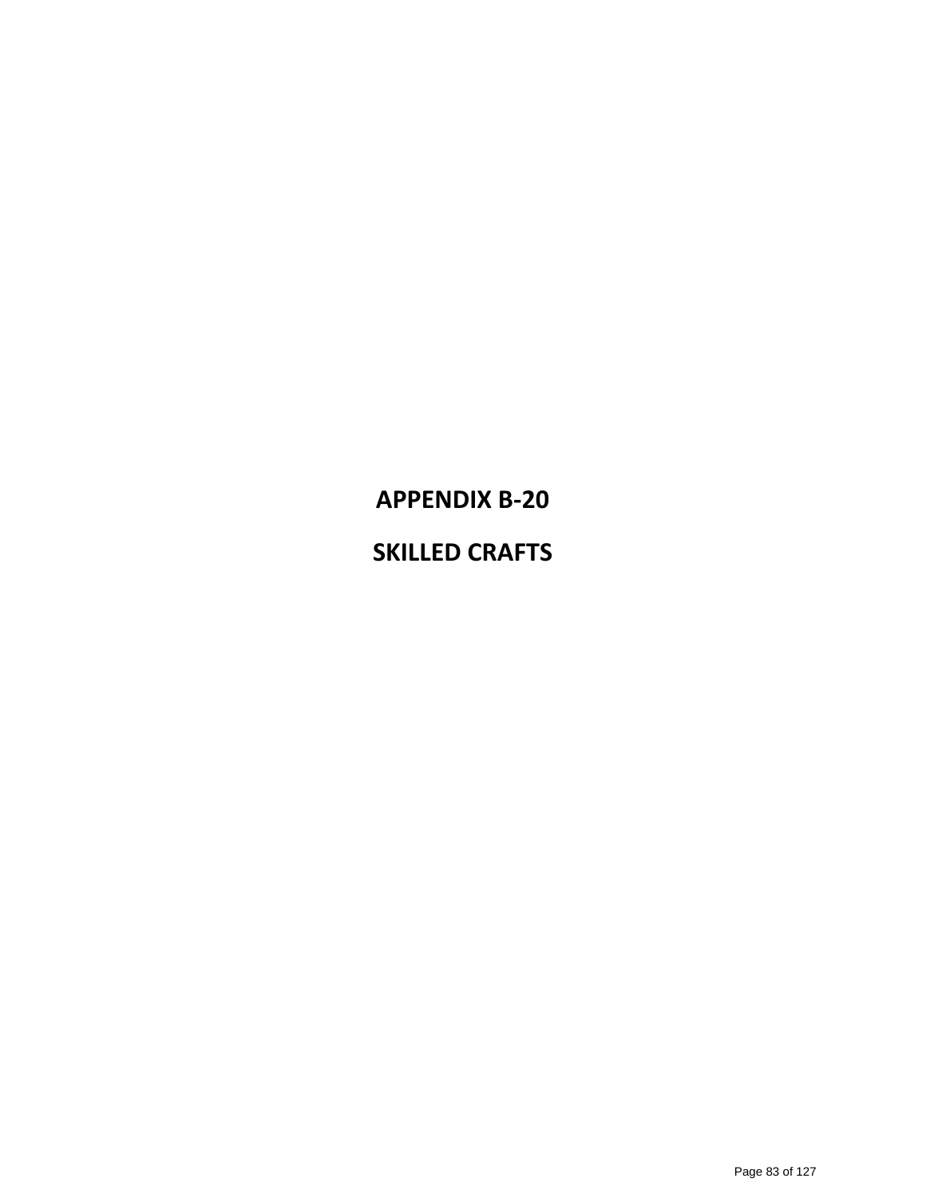# APPENDIX B-20

# SKILLED CRAFTS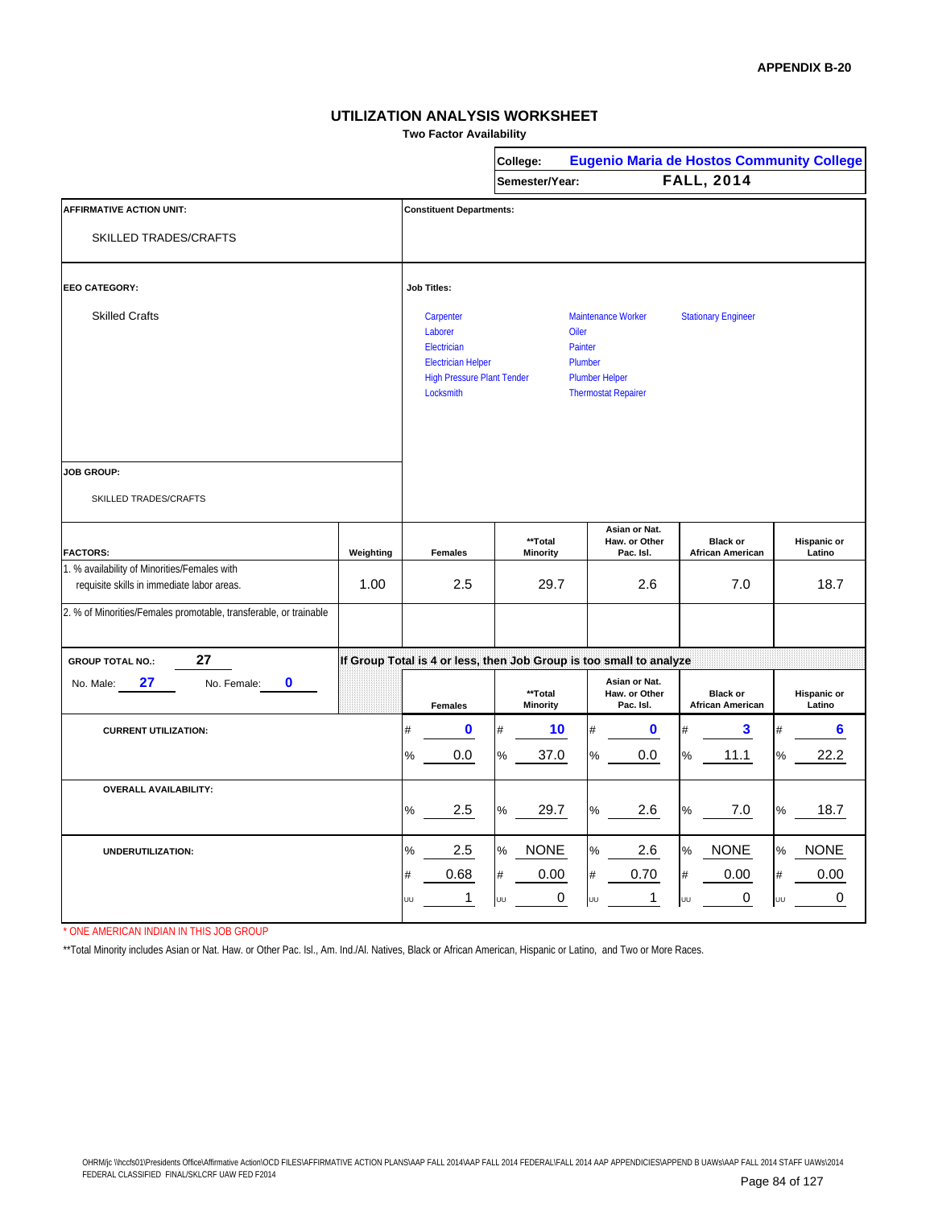APPENDIX B-20

# UTILIZATION ANALYSIS WORKSHEET

**Two Factor Availability**

| | |
|---|---|
| **College:** | **Eugenio Maria de Hostos Community College** |
| **Semester/Year:** | **FALL, 2014** |

**AFFIRMATIVE ACTION UNIT:**

SKILLED TRADES/CRAFTS

**Constituent Departments:**

**EEO CATEGORY:**

Skilled Crafts

**Job Titles:**

- Carpenter
- Laborer
- Electrician
- Electrician Helper
- High Pressure Plant Tender
- Locksmith
- Maintenance Worker
- Oiler
- Painter
- Plumber
- Plumber Helper
- Thermostat Repairer
- Stationary Engineer

**JOB GROUP:**

SKILLED TRADES/CRAFTS

| FACTORS: | Weighting | Females | **Total Minority | Asian or Nat. Haw. or Other Pac. Isl. | Black or African American | Hispanic or Latino |
|---|---|---|---|---|---|---|
| 1. % availability of Minorities/Females with requisite skills in immediate labor areas. | 1.00 | 2.5 | 29.7 | 2.6 | 7.0 | 18.7 |
| 2. % of Minorities/Females promotable, transferable, or trainable | | | | | | |

**GROUP TOTAL NO.:** 27

No. Male: 27 No. Female: 0

*If Group Total is 4 or less, then Job Group is too small to analyze*

| | | Females | **Total Minority | Asian or Nat. Haw. or Other Pac. Isl. | Black or African American | Hispanic or Latino |
|---|---|---|---|---|---|---|
| **CURRENT UTILIZATION:** | # | 0 | 10 | 0 | 3 | 6 |
| | % | 0.0 | 37.0 | 0.0 | 11.1 | 22.2 |
| **OVERALL AVAILABILITY:** | % | 2.5 | 29.7 | 2.6 | 7.0 | 18.7 |
| **UNDERUTILIZATION:** | % | 2.5 | NONE | 2.6 | NONE | NONE |
| | # | 0.68 | 0.00 | 0.70 | 0.00 | 0.00 |
| | UU | 1 | 0 | 1 | 0 | 0 |

\* ONE AMERICAN INDIAN IN THIS JOB GROUP

**Total Minority includes Asian or Nat. Haw. or Other Pac. Isl., Am. Ind./Al. Natives, Black or African American, Hispanic or Latino, and Two or More Races.

OHRM/jc \\hccfs01\Presidents Office\Affirmative Action\OCD FILES\AFFIRMATIVE ACTION PLANS\AAP FALL 2014\AAP FALL 2014 FEDERAL\FALL 2014 AAP APPENDICIES\APPEND B UAWs\AAP FALL 2014 STAFF UAWs\2014 FEDERAL CLASSIFIED FINAL/SKLCRF UAW FED F2014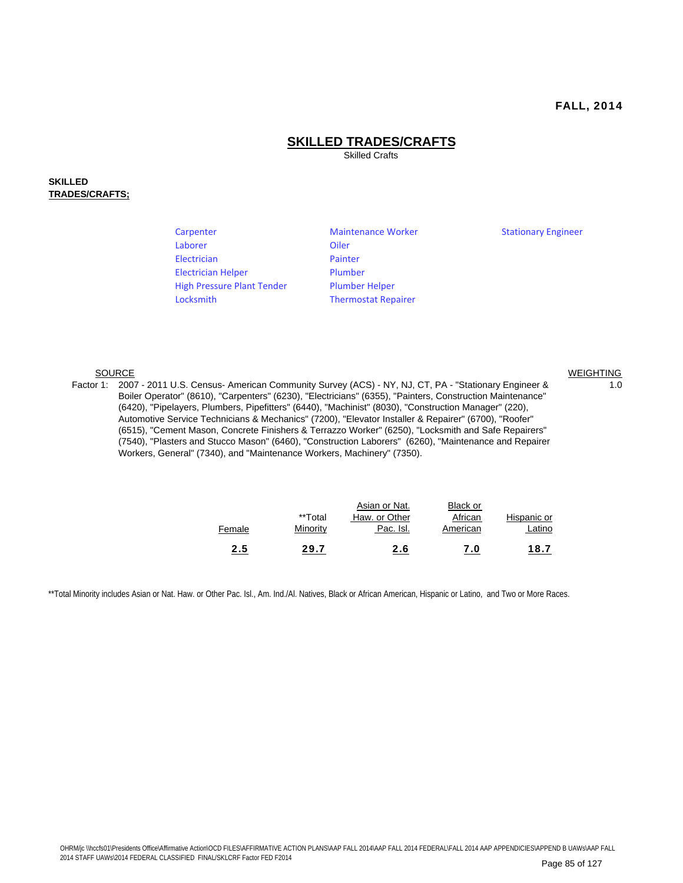FALL, 2014

# SKILLED TRADES/CRAFTS

Skilled Crafts

**SKILLED TRADES/CRAFTS;**

| | | |
|---|---|---|
| Carpenter | Maintenance Worker | Stationary Engineer |
| Laborer | Oiler | |
| Electrician | Painter | |
| Electrician Helper | Plumber | |
| High Pressure Plant Tender | Plumber Helper | |
| Locksmith | Thermostat Repairer | |

| | SOURCE | WEIGHTING |
|---|---|---|
| Factor 1: | 2007 - 2011 U.S. Census- American Community Survey (ACS) - NY, NJ, CT, PA - "Stationary Engineer & Boiler Operator" (8610), "Carpenters" (6230), "Electricians" (6355), "Painters, Construction Maintenance" (6420), "Pipelayers, Plumbers, Pipefitters" (6440), "Machinist" (8030), "Construction Manager" (220), Automotive Service Technicians & Mechanics" (7200), "Elevator Installer & Repairer" (6700), "Roofer" (6515), "Cement Mason, Concrete Finishers & Terrazzo Worker" (6250), "Locksmith and Safe Repairers" (7540), "Plasters and Stucco Mason" (6460), "Construction Laborers" (6260), "Maintenance and Repairer Workers, General" (7340), and "Maintenance Workers, Machinery" (7350). | 1.0 |

| Female | **Total Minority | Asian or Nat. Haw. or Other Pac. Isl. | Black or African American | Hispanic or Latino |
|---|---|---|---|---|
| **2.5** | **29.7** | **2.6** | **7.0** | **18.7** |

**Total Minority includes Asian or Nat. Haw. or Other Pac. Isl., Am. Ind./Al. Natives, Black or African American, Hispanic or Latino, and Two or More Races.

OHRM/jc \\hccfs01\Presidents Office\Affirmative Action\OCD FILES\AFFIRMATIVE ACTION PLANS\AAP FALL 2014\AAP FALL 2014 FEDERAL\FALL 2014 AAP APPENDICIES\APPEND B UAWs\AAP FALL 2014 STAFF UAWs\2014 FEDERAL CLASSIFIED FINAL/SKLCRF Factor FED F2014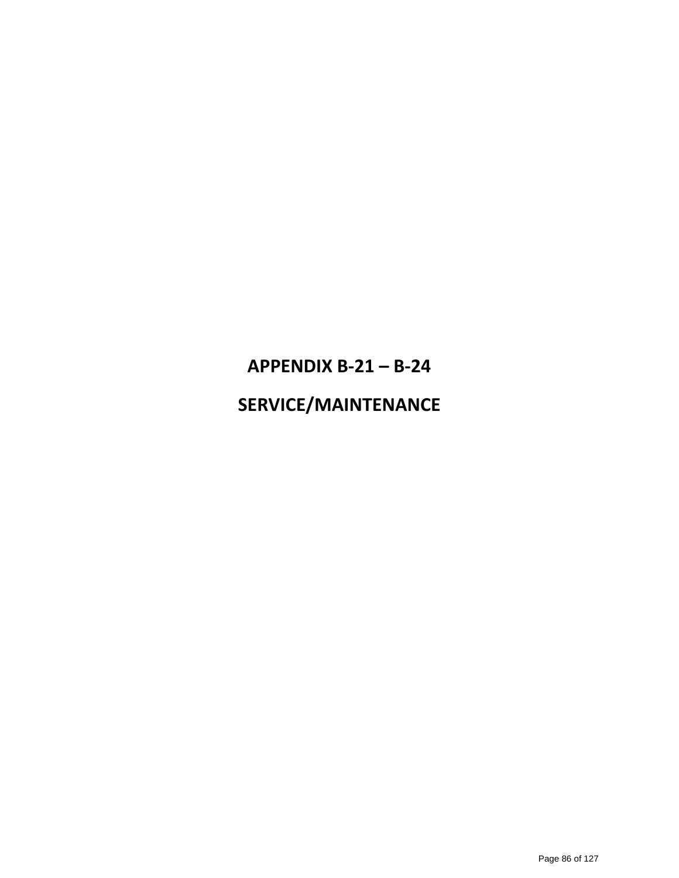# APPENDIX B-21 – B-24

# SERVICE/MAINTENANCE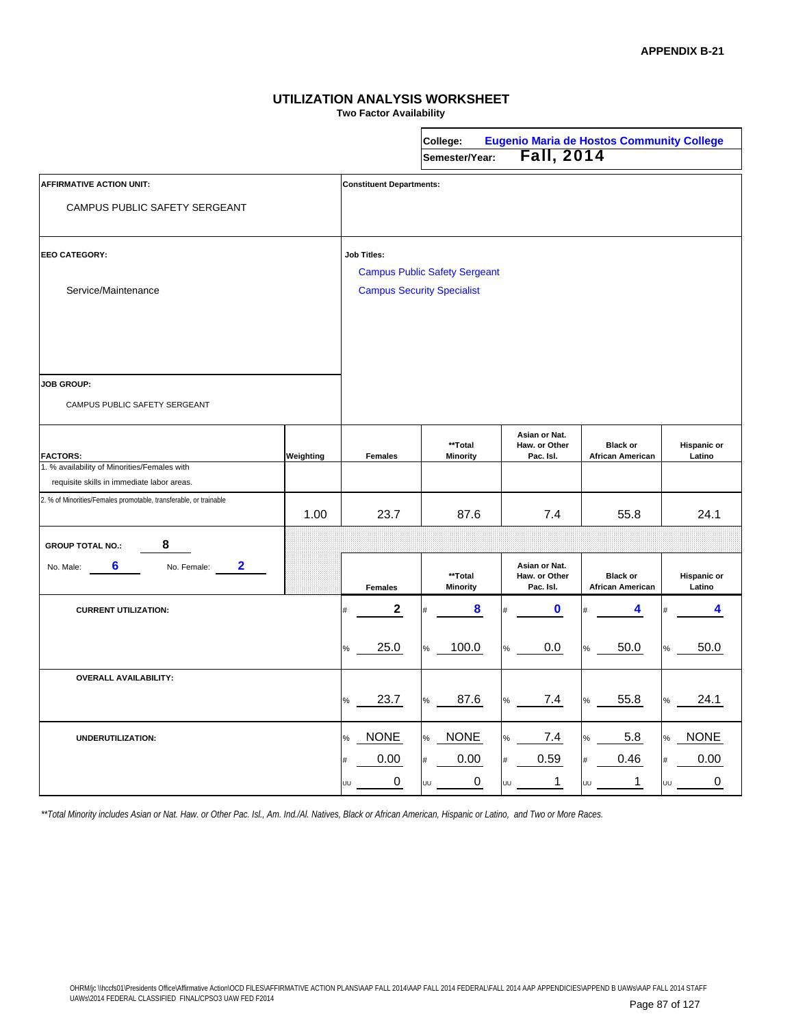**APPENDIX B-21**

## UTILIZATION ANALYSIS WORKSHEET

**Two Factor Availability**

**College:** Eugenio Maria de Hostos Community College
**Semester/Year:** Fall, 2014

**AFFIRMATIVE ACTION UNIT:**

CAMPUS PUBLIC SAFETY SERGEANT

**Constituent Departments:**

**EEO CATEGORY:**

Service/Maintenance

**Job Titles:**

Campus Public Safety Sergeant
Campus Security Specialist

**JOB GROUP:**

CAMPUS PUBLIC SAFETY SERGEANT

| FACTORS: | Weighting | Females | **Total Minority | Asian or Nat. Haw. or Other Pac. Isl. | Black or African American | Hispanic or Latino |
|---|---|---|---|---|---|---|
| 1. % availability of Minorities/Females with requisite skills in immediate labor areas. | | | | | | |
| 2. % of Minorities/Females promotable, transferable, or trainable | 1.00 | 23.7 | 87.6 | 7.4 | 55.8 | 24.1 |

**GROUP TOTAL NO.:** 8
No. Male: 6 No. Female: 2

| | | Females | **Total Minority | Asian or Nat. Haw. or Other Pac. Isl. | Black or African American | Hispanic or Latino |
|---|---|---|---|---|---|---|
| **CURRENT UTILIZATION:** | # | 2 | 8 | 0 | 4 | 4 |
| | % | 25.0 | 100.0 | 0.0 | 50.0 | 50.0 |
| **OVERALL AVAILABILITY:** | % | 23.7 | 87.6 | 7.4 | 55.8 | 24.1 |
| **UNDERUTILIZATION:** | % | NONE | NONE | 7.4 | 5.8 | NONE |
| | # | 0.00 | 0.00 | 0.59 | 0.46 | 0.00 |
| | UU | 0 | 0 | 1 | 1 | 0 |

*\*\*Total Minority includes Asian or Nat. Haw. or Other Pac. Isl., Am. Ind./Al. Natives, Black or African American, Hispanic or Latino, and Two or More Races.*

OHRM/jc \\hccfs01\Presidents Office\Affirmative Action\OCD FILES\AFFIRMATIVE ACTION PLANS\AAP FALL 2014\AAP FALL 2014 FEDERAL\FALL 2014 AAP APPENDICIES\APPEND B UAWs\AAP FALL 2014 STAFF UAWs\2014 FEDERAL CLASSIFIED FINAL/CPSO3 UAW FED F2014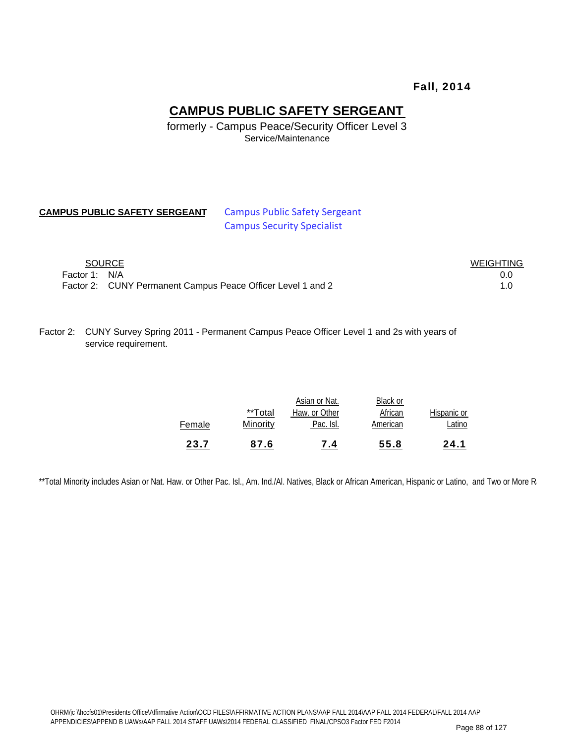**Fall, 2014**

# CAMPUS PUBLIC SAFETY SERGEANT

formerly - Campus Peace/Security Officer Level 3
Service/Maintenance

**CAMPUS PUBLIC SAFETY SERGEANT** Campus Public Safety Sergeant
Campus Security Specialist

| SOURCE | WEIGHTING |
|---|---|
| Factor 1: N/A | 0.0 |
| Factor 2: CUNY Permanent Campus Peace Officer Level 1 and 2 | 1.0 |

Factor 2: CUNY Survey Spring 2011 - Permanent Campus Peace Officer Level 1 and 2s with years of service requirement.

| Female | **Total Minority | Asian or Nat. Haw. or Other Pac. Isl. | Black or African American | Hispanic or Latino |
|---|---|---|---|---|
| **23.7** | **87.6** | **7.4** | **55.8** | **24.1** |

**Total Minority includes Asian or Nat. Haw. or Other Pac. Isl., Am. Ind./Al. Natives, Black or African American, Hispanic or Latino, and Two or More R

OHRM/jc \\hccfs01\Presidents Office\Affirmative Action\OCD FILES\AFFIRMATIVE ACTION PLANS\AAP FALL 2014\AAP FALL 2014 FEDERAL\FALL 2014 AAP APPENDICIES\APPEND B UAWs\AAP FALL 2014 STAFF UAWs\2014 FEDERAL CLASSIFIED FINAL/CPSO3 Factor FED F2014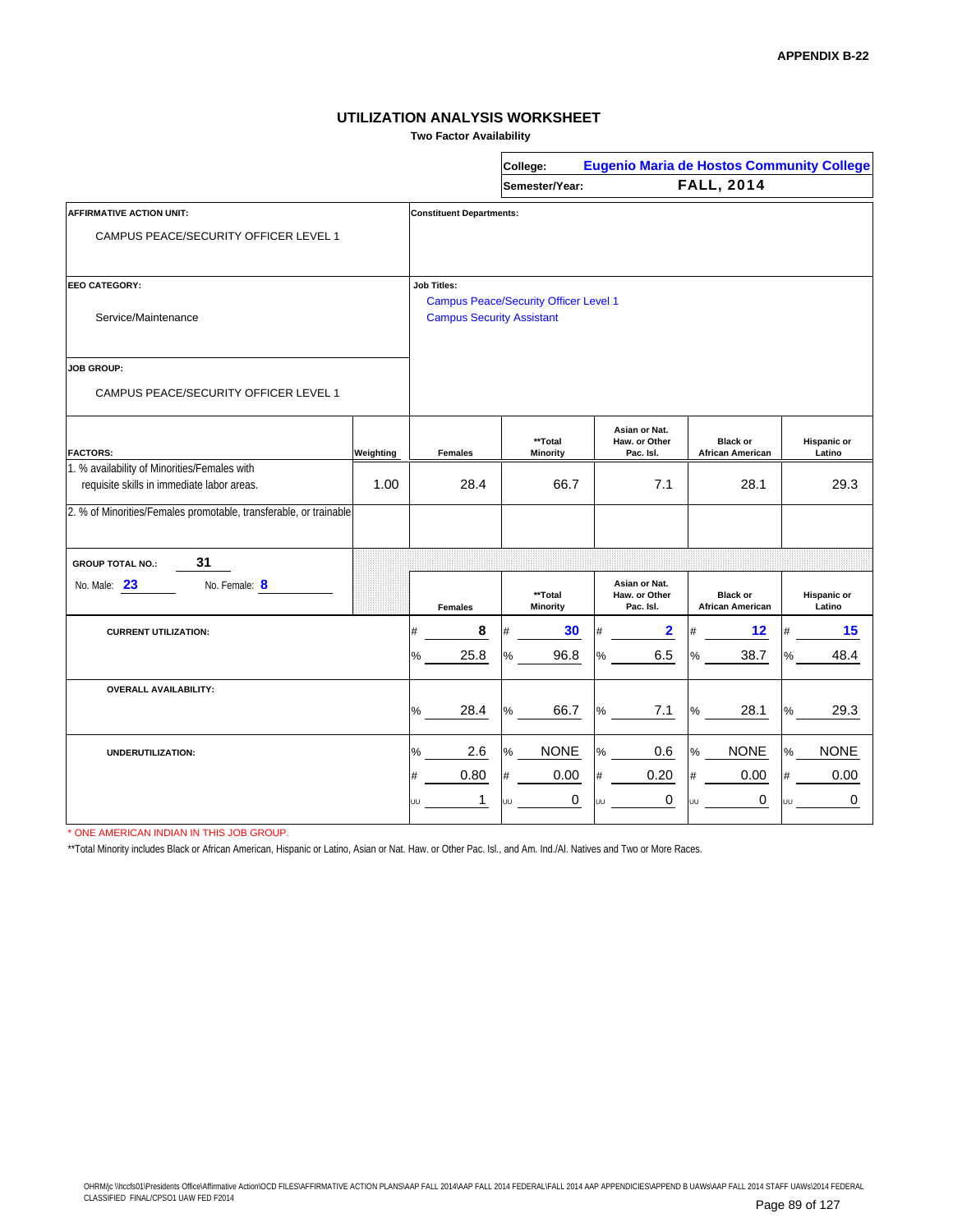APPENDIX B-22

# UTILIZATION ANALYSIS WORKSHEET

**Two Factor Availability**

| | |
|---|---|
| **College:** | **Eugenio Maria de Hostos Community College** |
| **Semester/Year:** | **FALL, 2014** |

| | |
|---|---|
| **AFFIRMATIVE ACTION UNIT:** CAMPUS PEACE/SECURITY OFFICER LEVEL 1 | **Constituent Departments:** |
| **EEO CATEGORY:** Service/Maintenance | **Job Titles:** Campus Peace/Security Officer Level 1; Campus Security Assistant |
| **JOB GROUP:** CAMPUS PEACE/SECURITY OFFICER LEVEL 1 | |

| **FACTORS:** | **Weighting** | **Females** | **\*\*Total Minority** | **Asian or Nat. Haw. or Other Pac. Isl.** | **Black or African American** | **Hispanic or Latino** |
|---|---|---|---|---|---|---|
| 1. % availability of Minorities/Females with requisite skills in immediate labor areas. | 1.00 | 28.4 | 66.7 | 7.1 | 28.1 | 29.3 |
| 2. % of Minorities/Females promotable, transferable, or trainable | | | | | | |

**GROUP TOTAL NO.:** 31

No. Male: 23 No. Female: 8

| | | **Females** | **\*\*Total Minority** | **Asian or Nat. Haw. or Other Pac. Isl.** | **Black or African American** | **Hispanic or Latino** |
|---|---|---|---|---|---|---|
| **CURRENT UTILIZATION:** | # | 8 | 30 | 2 | 12 | 15 |
| | % | 25.8 | 96.8 | 6.5 | 38.7 | 48.4 |
| **OVERALL AVAILABILITY:** | % | 28.4 | 66.7 | 7.1 | 28.1 | 29.3 |
| **UNDERUTILIZATION:** | % | 2.6 | NONE | 0.6 | NONE | NONE |
| | # | 0.80 | 0.00 | 0.20 | 0.00 | 0.00 |
| | UU | 1 | 0 | 0 | 0 | 0 |

\* ONE AMERICAN INDIAN IN THIS JOB GROUP.

\*\*Total Minority includes Black or African American, Hispanic or Latino, Asian or Nat. Haw. or Other Pac. Isl., and Am. Ind./Al. Natives and Two or More Races.

OHRM/jc \\hccfs01\Presidents Office\Affirmative Action\OCD FILES\AFFIRMATIVE ACTION PLANS\AAP FALL 2014\AAP FALL 2014 FEDERAL\FALL 2014 AAP APPENDICIES\APPEND B UAWs\AAP FALL 2014 STAFF UAWs\2014 FEDERAL CLASSIFIED FINAL/CPSO1 UAW FED F2014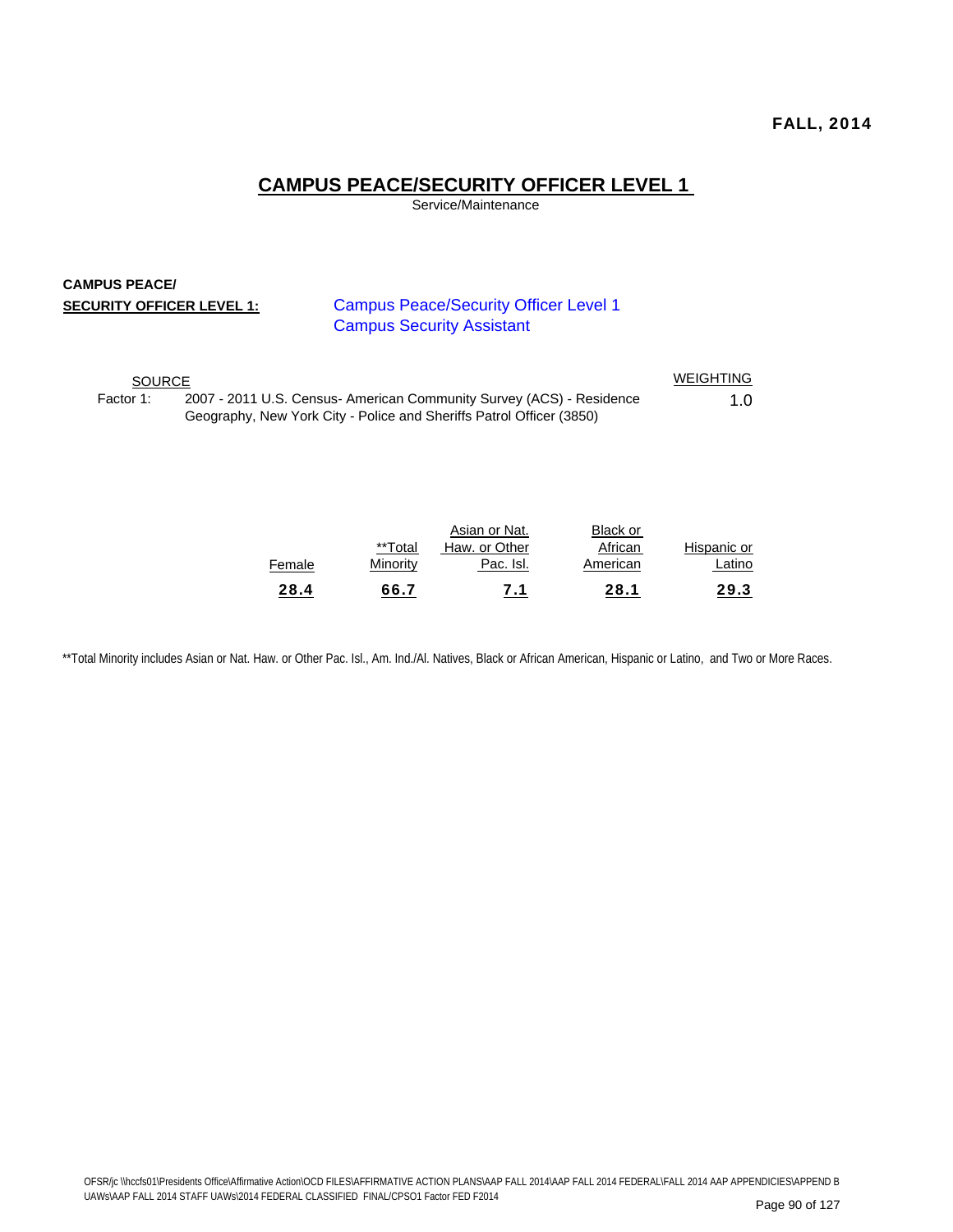FALL, 2014

# CAMPUS PEACE/SECURITY OFFICER LEVEL 1

Service/Maintenance

**CAMPUS PEACE/**
**SECURITY OFFICER LEVEL 1:**

Campus Peace/Security Officer Level 1
Campus Security Assistant

| | SOURCE | WEIGHTING |
|---|---|---|
| Factor 1: | 2007 - 2011 U.S. Census- American Community Survey (ACS) - Residence Geography, New York City - Police and Sheriffs Patrol Officer (3850) | 1.0 |

| Female | **Total Minority | Asian or Nat. Haw. or Other Pac. Isl. | Black or African American | Hispanic or Latino |
|---|---|---|---|---|
| **28.4** | **66.7** | **7.1** | **28.1** | **29.3** |

**Total Minority includes Asian or Nat. Haw. or Other Pac. Isl., Am. Ind./Al. Natives, Black or African American, Hispanic or Latino, and Two or More Races.

OFSR/jc \\hccfs01\Presidents Office\Affirmative Action\OCD FILES\AFFIRMATIVE ACTION PLANS\AAP FALL 2014\AAP FALL 2014 FEDERAL\FALL 2014 AAP APPENDICIES\APPEND B UAWs\AAP FALL 2014 STAFF UAWs\2014 FEDERAL CLASSIFIED FINAL/CPSO1 Factor FED F2014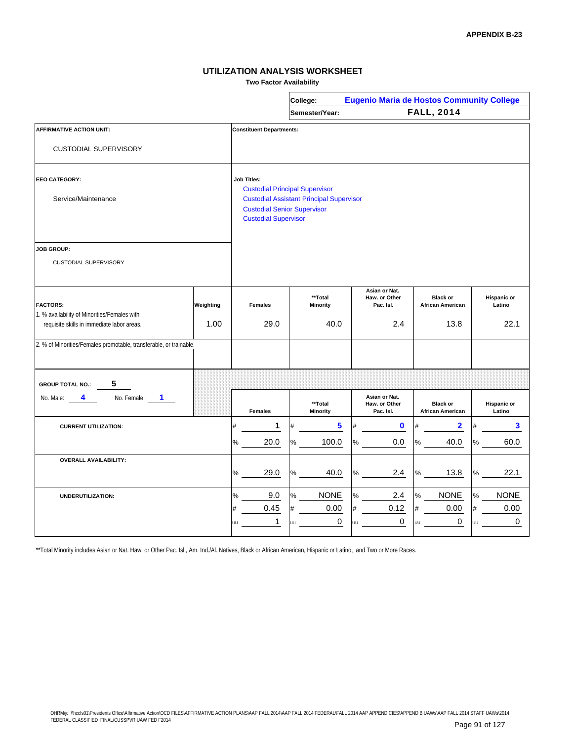**APPENDIX B-23**

## UTILIZATION ANALYSIS WORKSHEET

**Two Factor Availability**

| | |
|---|---|
| **College:** | **Eugenio Maria de Hostos Community College** |
| **Semester/Year:** | **FALL, 2014** |

**AFFIRMATIVE ACTION UNIT:**

CUSTODIAL SUPERVISORY

**Constituent Departments:**

**EEO CATEGORY:**

Service/Maintenance

**Job Titles:**

- Custodial Principal Supervisor
- Custodial Assistant Principal Supervisor
- Custodial Senior Supervisor
- Custodial Supervisor

**JOB GROUP:**

CUSTODIAL SUPERVISORY

| FACTORS: | Weighting | Females | **Total Minority | Asian or Nat. Haw. or Other Pac. Isl. | Black or African American | Hispanic or Latino |
|---|---|---|---|---|---|---|
| 1. % availability of Minorities/Females with requisite skills in immediate labor areas. | 1.00 | 29.0 | 40.0 | 2.4 | 13.8 | 22.1 |
| 2. % of Minorities/Females promotable, transferable, or trainable. | | | | | | |

**GROUP TOTAL NO.:** 5

No. Male: 4 &nbsp;&nbsp; No. Female: 1

| | | Females | **Total Minority | Asian or Nat. Haw. or Other Pac. Isl. | Black or African American | Hispanic or Latino |
|---|---|---|---|---|---|---|
| **CURRENT UTILIZATION:** | # | 1 | 5 | 0 | 2 | 3 |
| | % | 20.0 | 100.0 | 0.0 | 40.0 | 60.0 |
| **OVERALL AVAILABILITY:** | % | 29.0 | 40.0 | 2.4 | 13.8 | 22.1 |
| **UNDERUTILIZATION:** | % | 9.0 | NONE | 2.4 | NONE | NONE |
| | # | 0.45 | 0.00 | 0.12 | 0.00 | 0.00 |
| | UU | 1 | 0 | 0 | 0 | 0 |

**Total Minority includes Asian or Nat. Haw. or Other Pac. Isl., Am. Ind./Al. Natives, Black or African American, Hispanic or Latino, and Two or More Races.

OHRM/jc \\hccfs01\Presidents Office\Affirmative Action\OCD FILES\AFFIRMATIVE ACTION PLANS\AAP FALL 2014\AAP FALL 2014 FEDERAL\FALL 2014 AAP APPENDICIES\APPEND B UAWs\AAP FALL 2014 STAFF UAWs\2014 FEDERAL CLASSIFIED FINAL/CUSSPVR UAW FED F2014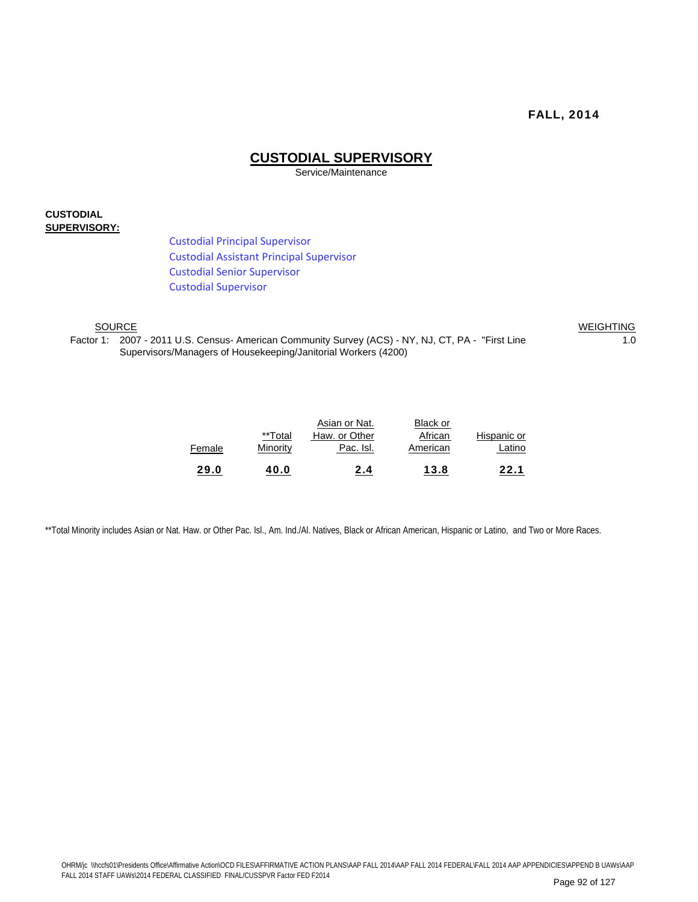**FALL, 2014**

# CUSTODIAL SUPERVISORY

Service/Maintenance

**CUSTODIAL SUPERVISORY:**

- Custodial Principal Supervisor
- Custodial Assistant Principal Supervisor
- Custodial Senior Supervisor
- Custodial Supervisor

| | SOURCE | WEIGHTING |
|---|---|---|
| Factor 1: | 2007 - 2011 U.S. Census- American Community Survey (ACS) - NY, NJ, CT, PA - "First Line Supervisors/Managers of Housekeeping/Janitorial Workers (4200) | 1.0 |

| Female | **Total Minority | Asian or Nat. Haw. or Other Pac. Isl. | Black or African American | Hispanic or Latino |
|---|---|---|---|---|
| **29.0** | **40.0** | **2.4** | **13.8** | **22.1** |

**Total Minority includes Asian or Nat. Haw. or Other Pac. Isl., Am. Ind./Al. Natives, Black or African American, Hispanic or Latino, and Two or More Races.

OHRM/jc \\hccfs01\Presidents Office\Affirmative Action\OCD FILES\AFFIRMATIVE ACTION PLANS\AAP FALL 2014\AAP FALL 2014 FEDERAL\FALL 2014 AAP APPENDICIES\APPEND B UAWs\AAP FALL 2014 STAFF UAWs\2014 FEDERAL CLASSIFIED FINAL/CUSSPVR Factor FED F2014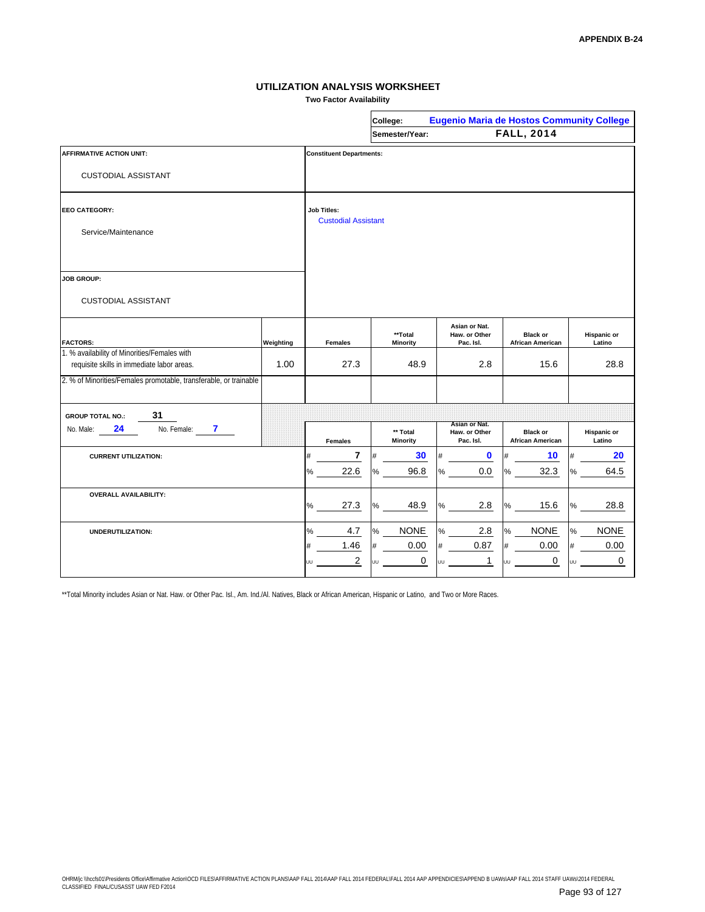APPENDIX B-24

# UTILIZATION ANALYSIS WORKSHEET

**Two Factor Availability**

| | |
|---|---|
| **College:** | **Eugenio Maria de Hostos Community College** |
| **Semester/Year:** | **FALL, 2014** |

| | |
|---|---|
| **AFFIRMATIVE ACTION UNIT:** CUSTODIAL ASSISTANT | **Constituent Departments:** |
| **EEO CATEGORY:** Service/Maintenance | **Job Titles:** Custodial Assistant |
| **JOB GROUP:** CUSTODIAL ASSISTANT | |

| FACTORS: | Weighting | Females | **Total Minority | Asian or Nat. Haw. or Other Pac. Isl. | Black or African American | Hispanic or Latino |
|---|---|---|---|---|---|---|
| 1. % availability of Minorities/Females with requisite skills in immediate labor areas. | 1.00 | 27.3 | 48.9 | 2.8 | 15.6 | 28.8 |
| 2. % of Minorities/Females promotable, transferable, or trainable | | | | | | |

**GROUP TOTAL NO.:** 31
No. Male: 24 No. Female: 7

| | | Females | ** Total Minority | Asian or Nat. Haw. or Other Pac. Isl. | Black or African American | Hispanic or Latino |
|---|---|---|---|---|---|---|
| **CURRENT UTILIZATION:** | # | 7 | 30 | 0 | 10 | 20 |
| | % | 22.6 | 96.8 | 0.0 | 32.3 | 64.5 |
| **OVERALL AVAILABILITY:** | % | 27.3 | 48.9 | 2.8 | 15.6 | 28.8 |
| **UNDERUTILIZATION:** | % | 4.7 | NONE | 2.8 | NONE | NONE |
| | # | 1.46 | 0.00 | 0.87 | 0.00 | 0.00 |
| | UU | 2 | 0 | 1 | 0 | 0 |

**Total Minority includes Asian or Nat. Haw. or Other Pac. Isl., Am. Ind./Al. Natives, Black or African American, Hispanic or Latino, and Two or More Races.

OHRM/jc \\hccfs01\Presidents Office\Affirmative Action\OCD FILES\AFFIRMATIVE ACTION PLANS\AAP FALL 2014\AAP FALL 2014 FEDERAL\FALL 2014 AAP APPENDICIES\APPEND B UAWs\AAP FALL 2014 STAFF UAWs\2014 FEDERAL CLASSIFIED FINAL/CUSASST UAW FED F2014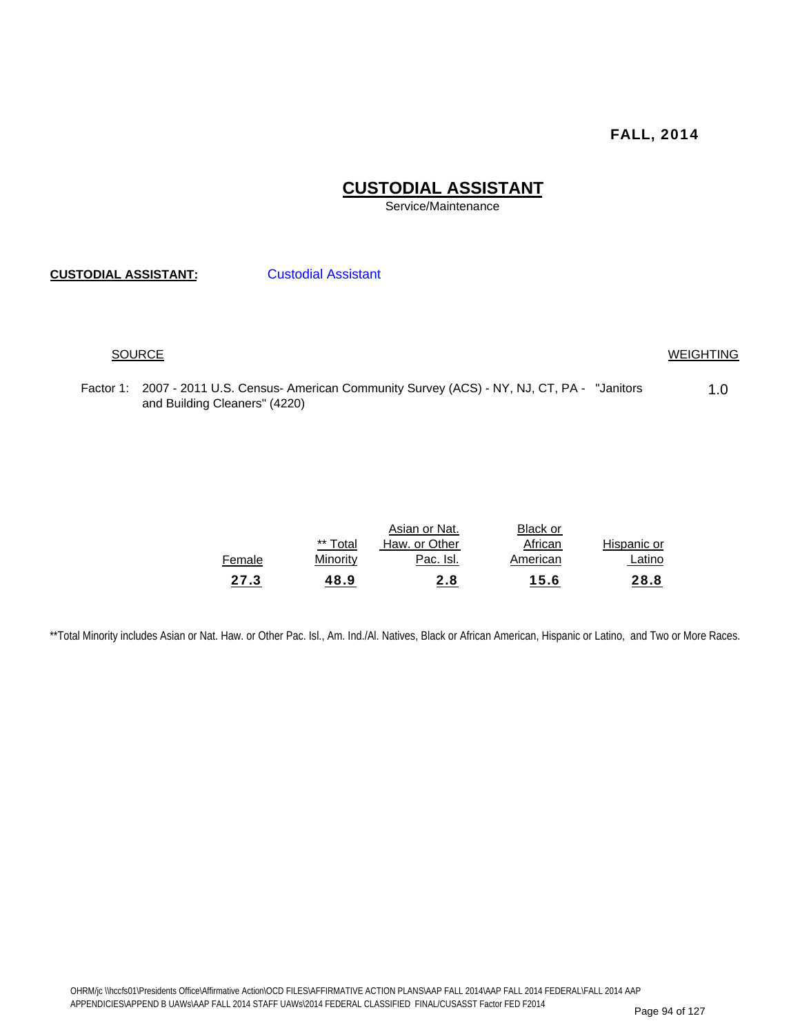**FALL, 2014**

# CUSTODIAL ASSISTANT

Service/Maintenance

**CUSTODIAL ASSISTANT:** Custodial Assistant

| SOURCE | | WEIGHTING |
|---|---|---|
| Factor 1: | 2007 - 2011 U.S. Census- American Community Survey (ACS) - NY, NJ, CT, PA - "Janitors and Building Cleaners" (4220) | 1.0 |

| Female | ** Total Minority | Asian or Nat. Haw. or Other Pac. Isl. | Black or African American | Hispanic or Latino |
|---|---|---|---|---|
| **27.3** | **48.9** | **2.8** | **15.6** | **28.8** |

**Total Minority includes Asian or Nat. Haw. or Other Pac. Isl., Am. Ind./Al. Natives, Black or African American, Hispanic or Latino, and Two or More Races.

OHRM/jc \\hccfs01\Presidents Office\Affirmative Action\OCD FILES\AFFIRMATIVE ACTION PLANS\AAP FALL 2014\AAP FALL 2014 FEDERAL\FALL 2014 AAP APPENDICIES\APPEND B UAWs\AAP FALL 2014 STAFF UAWs\2014 FEDERAL CLASSIFIED FINAL/CUSASST Factor FED F2014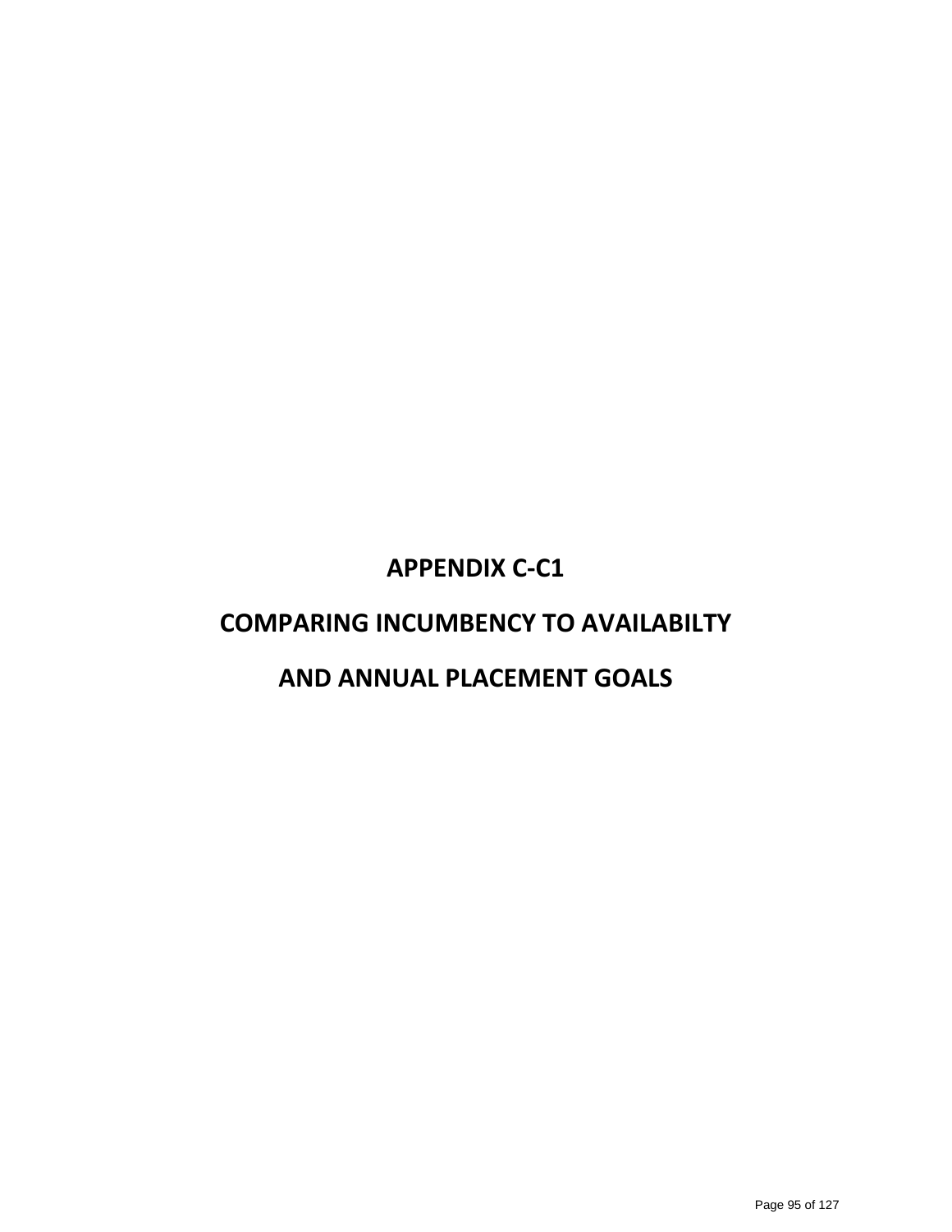# APPENDIX C-C1

# COMPARING INCUMBENCY TO AVAILABILTY

# AND ANNUAL PLACEMENT GOALS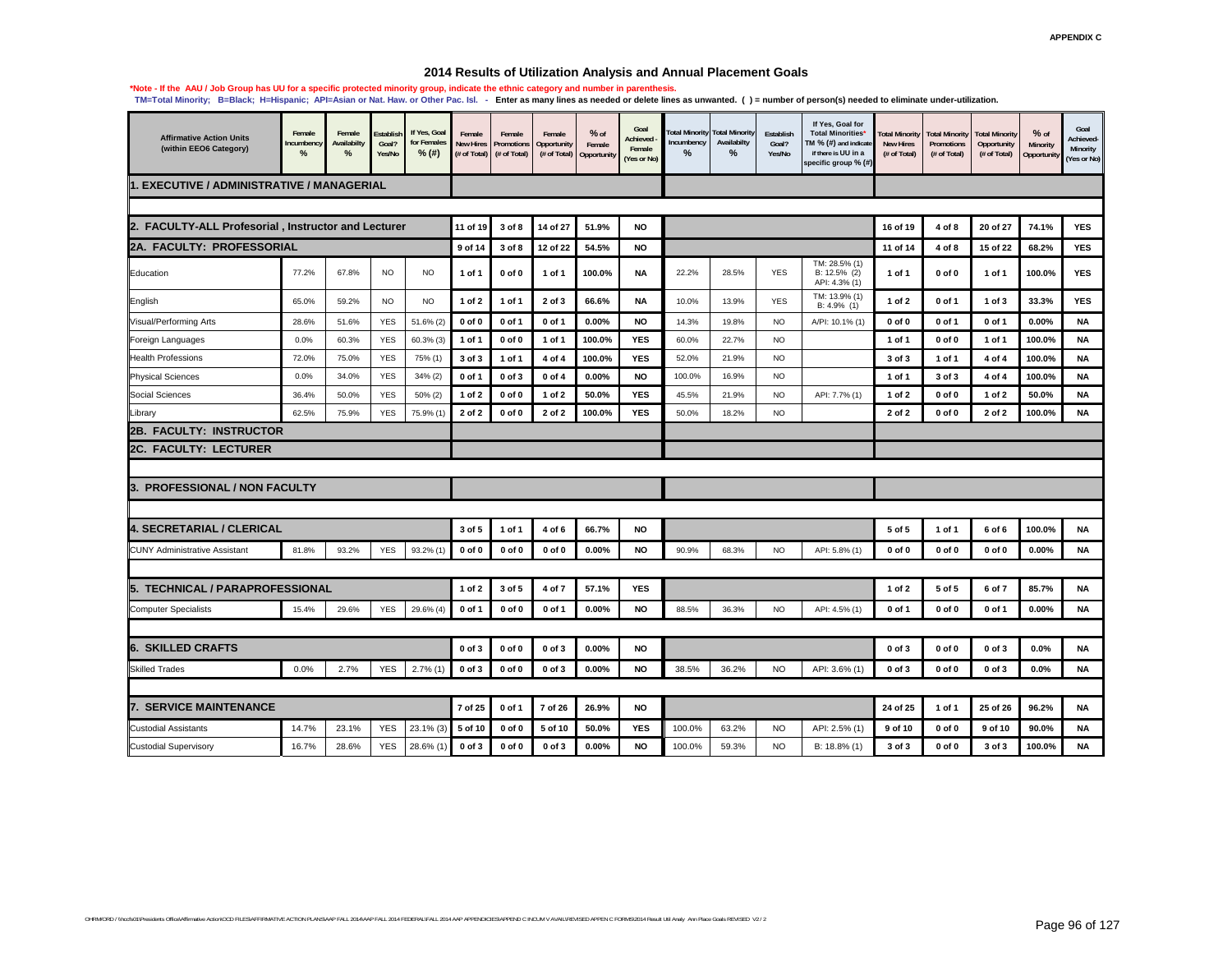APPENDIX C

## 2014 Results of Utilization Analysis and Annual Placement Goals

**\*Note - If the AAU / Job Group has UU for a specific protected minority group, indicate the ethnic category and number in parenthesis.**
**TM=Total Minority; B=Black; H=Hispanic; API=Asian or Nat. Haw. or Other Pac. Isl. - Enter as many lines as needed or delete lines as unwanted. ( ) = number of person(s) needed to eliminate under-utilization.**

| Affirmative Action Units (within EEO6 Category) | Female Incumbency % | Female Availabilty % | Establish Goal? Yes/No | If Yes, Goal for Females % (#) | Female New Hires (# of Total) | Female Promotions (# of Total) | Female Opportunity (# of Total) | % of Female Opportunity | Goal Achieved - Female (Yes or No) | Total Minority Incumbency % | Total Minority Availabilty % | Establish Goal? Yes/No | If Yes, Goal for Total Minorities* TM % (#) and indicate if there is UU in a specific group % (#) | Total Minority New Hires (# of Total) | Total Minority Promotions (# of Total) | Total Minority Opportunity (# of Total) | % of Minority Opportunity | Goal Achieved- Minority (Yes or No) |
|---|---|---|---|---|---|---|---|---|---|---|---|---|---|---|---|---|---|---|
| **1. EXECUTIVE / ADMINISTRATIVE / MANAGERIAL** | | | | | | | | | | | | | | | | | | |
| **2. FACULTY-ALL Profesorial , Instructor and Lecturer** | | | | | 11 of 19 | 3 of 8 | 14 of 27 | 51.9% | NO | | | | | 16 of 19 | 4 of 8 | 20 of 27 | 74.1% | YES |
| **2A. FACULTY: PROFESSORIAL** | | | | | 9 of 14 | 3 of 8 | 12 of 22 | 54.5% | NO | | | | | 11 of 14 | 4 of 8 | 15 of 22 | 68.2% | YES |
| Education | 77.2% | 67.8% | NO | NO | 1 of 1 | 0 of 0 | 1 of 1 | 100.0% | NA | 22.2% | 28.5% | YES | TM: 28.5% (1) B: 12.5% (2) API: 4.3% (1) | 1 of 1 | 0 of 0 | 1 of 1 | 100.0% | YES |
| English | 65.0% | 59.2% | NO | NO | 1 of 2 | 1 of 1 | 2 of 3 | 66.6% | NA | 10.0% | 13.9% | YES | TM: 13.9% (1) B: 4.9% (1) | 1 of 2 | 0 of 1 | 1 of 3 | 33.3% | YES |
| Visual/Performing Arts | 28.6% | 51.6% | YES | 51.6% (2) | 0 of 0 | 0 of 1 | 0 of 1 | 0.00% | NO | 14.3% | 19.8% | NO | A/PI: 10.1% (1) | 0 of 0 | 0 of 1 | 0 of 1 | 0.00% | NA |
| Foreign Languages | 0.0% | 60.3% | YES | 60.3% (3) | 1 of 1 | 0 of 0 | 1 of 1 | 100.0% | YES | 60.0% | 22.7% | NO | | 1 of 1 | 0 of 0 | 1 of 1 | 100.0% | NA |
| Health Professions | 72.0% | 75.0% | YES | 75% (1) | 3 of 3 | 1 of 1 | 4 of 4 | 100.0% | YES | 52.0% | 21.9% | NO | | 3 of 3 | 1 of 1 | 4 of 4 | 100.0% | NA |
| Physical Sciences | 0.0% | 34.0% | YES | 34% (2) | 0 of 1 | 0 of 3 | 0 of 4 | 0.00% | NO | 100.0% | 16.9% | NO | | 1 of 1 | 3 of 3 | 4 of 4 | 100.0% | NA |
| Social Sciences | 36.4% | 50.0% | YES | 50% (2) | 1 of 2 | 0 of 0 | 1 of 2 | 50.0% | YES | 45.5% | 21.9% | NO | API: 7.7% (1) | 1 of 2 | 0 of 0 | 1 of 2 | 50.0% | NA |
| Library | 62.5% | 75.9% | YES | 75.9% (1) | 2 of 2 | 0 of 0 | 2 of 2 | 100.0% | YES | 50.0% | 18.2% | NO | | 2 of 2 | 0 of 0 | 2 of 2 | 100.0% | NA |
| **2B. FACULTY: INSTRUCTOR** | | | | | | | | | | | | | | | | | | |
| **2C. FACULTY: LECTURER** | | | | | | | | | | | | | | | | | | |
| **3. PROFESSIONAL / NON FACULTY** | | | | | | | | | | | | | | | | | | |
| **4. SECRETARIAL / CLERICAL** | | | | | 3 of 5 | 1 of 1 | 4 of 6 | 66.7% | NO | | | | | 5 of 5 | 1 of 1 | 6 of 6 | 100.0% | NA |
| CUNY Administrative Assistant | 81.8% | 93.2% | YES | 93.2% (1) | 0 of 0 | 0 of 0 | 0 of 0 | 0.00% | NO | 90.9% | 68.3% | NO | API: 5.8% (1) | 0 of 0 | 0 of 0 | 0 of 0 | 0.00% | NA |
| **5. TECHNICAL / PARAPROFESSIONAL** | | | | | 1 of 2 | 3 of 5 | 4 of 7 | 57.1% | YES | | | | | 1 of 2 | 5 of 5 | 6 of 7 | 85.7% | NA |
| Computer Specialists | 15.4% | 29.6% | YES | 29.6% (4) | 0 of 1 | 0 of 0 | 0 of 1 | 0.00% | NO | 88.5% | 36.3% | NO | API: 4.5% (1) | 0 of 1 | 0 of 0 | 0 of 1 | 0.00% | NA |
| **6. SKILLED CRAFTS** | | | | | 0 of 3 | 0 of 0 | 0 of 3 | 0.00% | NO | | | | | 0 of 3 | 0 of 0 | 0 of 3 | 0.0% | NA |
| Skilled Trades | 0.0% | 2.7% | YES | 2.7% (1) | 0 of 3 | 0 of 0 | 0 of 3 | 0.00% | NO | 38.5% | 36.2% | NO | API: 3.6% (1) | 0 of 3 | 0 of 0 | 0 of 3 | 0.0% | NA |
| **7. SERVICE MAINTENANCE** | | | | | 7 of 25 | 0 of 1 | 7 of 26 | 26.9% | NO | | | | | 24 of 25 | 1 of 1 | 25 of 26 | 96.2% | NA |
| Custodial Assistants | 14.7% | 23.1% | YES | 23.1% (3) | 5 of 10 | 0 of 0 | 5 of 10 | 50.0% | YES | 100.0% | 63.2% | NO | API: 2.5% (1) | 9 of 10 | 0 of 0 | 9 of 10 | 90.0% | NA |
| Custodial Supervisory | 16.7% | 28.6% | YES | 28.6% (1) | 0 of 3 | 0 of 0 | 0 of 3 | 0.00% | NO | 100.0% | 59.3% | NO | B: 18.8% (1) | 3 of 3 | 0 of 0 | 3 of 3 | 100.0% | NA |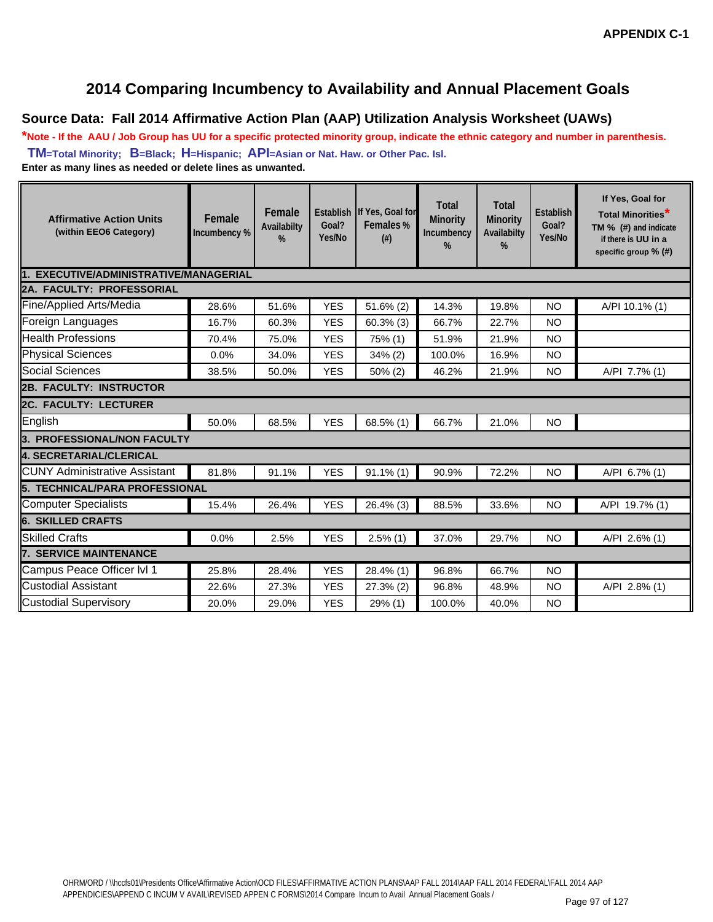**APPENDIX C-1**

# 2014 Comparing Incumbency to Availability and Annual Placement Goals

## Source Data: Fall 2014 Affirmative Action Plan (AAP) Utilization Analysis Worksheet (UAWs)

***Note - If the AAU / Job Group has UU for a specific protected minority group, indicate the ethnic category and number in parenthesis.**

**TM=Total Minority; B=Black; H=Hispanic; API=Asian or Nat. Haw. or Other Pac. Isl.**

**Enter as many lines as needed or delete lines as unwanted.**

| Affirmative Action Units (within EEO6 Category) | Female Incumbency % | Female Availabilty % | Establish Goal? Yes/No | If Yes, Goal for Females % (#) | Total Minority Incumbency % | Total Minority Availabilty % | Establish Goal? Yes/No | If Yes, Goal for Total Minorities* TM % (#) and indicate if there is UU in a specific group % (#) |
|---|---|---|---|---|---|---|---|---|
| **1. EXECUTIVE/ADMINISTRATIVE/MANAGERIAL** | | | | | | | | |
| **2A. FACULTY: PROFESSORIAL** | | | | | | | | |
| Fine/Applied Arts/Media | 28.6% | 51.6% | YES | 51.6% (2) | 14.3% | 19.8% | NO | A/PI 10.1% (1) |
| Foreign Languages | 16.7% | 60.3% | YES | 60.3% (3) | 66.7% | 22.7% | NO | |
| Health Professions | 70.4% | 75.0% | YES | 75% (1) | 51.9% | 21.9% | NO | |
| Physical Sciences | 0.0% | 34.0% | YES | 34% (2) | 100.0% | 16.9% | NO | |
| Social Sciences | 38.5% | 50.0% | YES | 50% (2) | 46.2% | 21.9% | NO | A/PI 7.7% (1) |
| **2B. FACULTY: INSTRUCTOR** | | | | | | | | |
| **2C. FACULTY: LECTURER** | | | | | | | | |
| English | 50.0% | 68.5% | YES | 68.5% (1) | 66.7% | 21.0% | NO | |
| **3. PROFESSIONAL/NON FACULTY** | | | | | | | | |
| **4. SECRETARIAL/CLERICAL** | | | | | | | | |
| CUNY Administrative Assistant | 81.8% | 91.1% | YES | 91.1% (1) | 90.9% | 72.2% | NO | A/PI 6.7% (1) |
| **5. TECHNICAL/PARA PROFESSIONAL** | | | | | | | | |
| Computer Specialists | 15.4% | 26.4% | YES | 26.4% (3) | 88.5% | 33.6% | NO | A/PI 19.7% (1) |
| **6. SKILLED CRAFTS** | | | | | | | | |
| Skilled Crafts | 0.0% | 2.5% | YES | 2.5% (1) | 37.0% | 29.7% | NO | A/PI 2.6% (1) |
| **7. SERVICE MAINTENANCE** | | | | | | | | |
| Campus Peace Officer lvl 1 | 25.8% | 28.4% | YES | 28.4% (1) | 96.8% | 66.7% | NO | |
| Custodial Assistant | 22.6% | 27.3% | YES | 27.3% (2) | 96.8% | 48.9% | NO | A/PI 2.8% (1) |
| Custodial Supervisory | 20.0% | 29.0% | YES | 29% (1) | 100.0% | 40.0% | NO | |

OHRM/ORD / \\hccfs01\Presidents Office\Affirmative Action\OCD FILES\AFFIRMATIVE ACTION PLANS\AAP FALL 2014\AAP FALL 2014 FEDERAL\FALL 2014 AAP APPENDICIES\APPEND C INCUM V AVAIL\REVISED APPEN C FORMS\2014 Compare Incum to Avail Annual Placement Goals /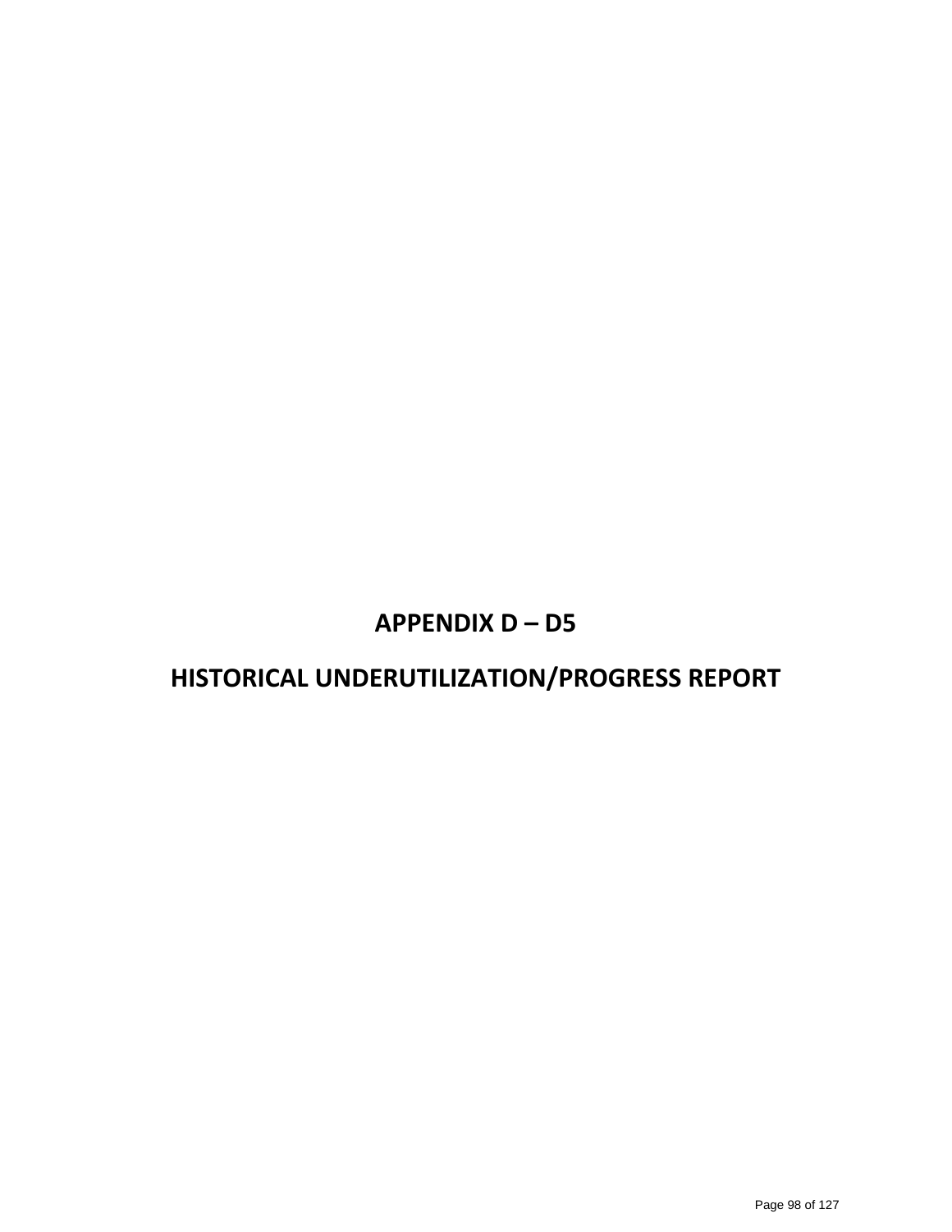# APPENDIX D – D5

# HISTORICAL UNDERUTILIZATION/PROGRESS REPORT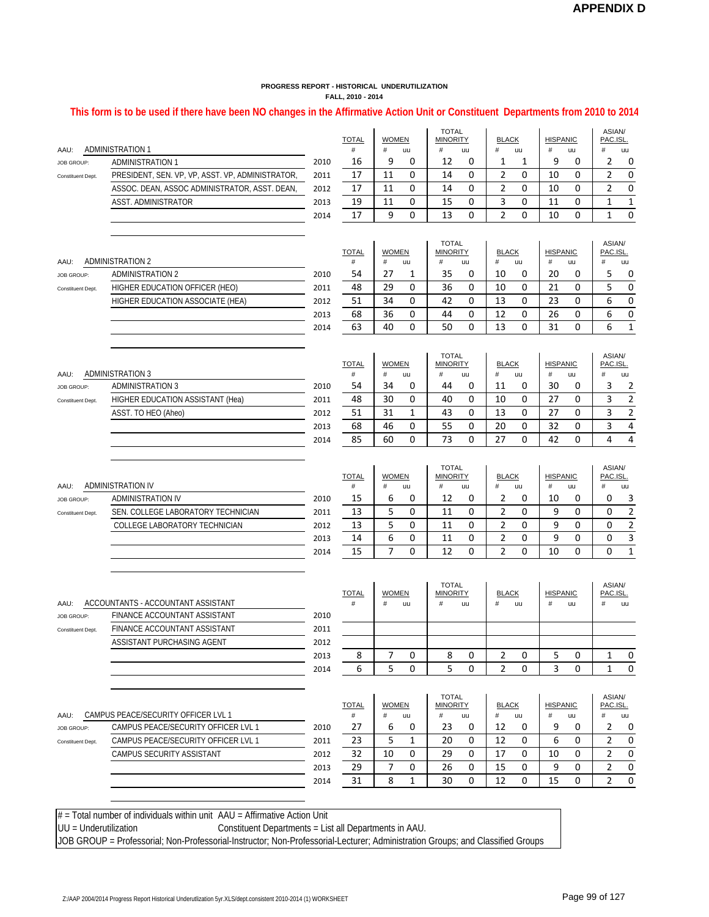**APPENDIX D**

**PROGRESS REPORT - HISTORICAL UNDERUTILIZATION**
**FALL, 2010 - 2014**

**This form is to be used if there have been NO changes in the Affirmative Action Unit or Constituent Departments from 2010 to 2014**

AAU: ADMINISTRATION 1
JOB GROUP: ADMINISTRATION 1
Constituent Dept.: PRESIDENT, SEN. VP, VP, ASST. VP, ADMINISTRATOR, ASSOC. DEAN, ASSOC ADMINISTRATOR, ASST. DEAN, ASST. ADMINISTRATOR

| Year | TOTAL # | WOMEN # | WOMEN uu | TOTAL MINORITY # | TOTAL MINORITY uu | BLACK # | BLACK uu | HISPANIC # | HISPANIC uu | ASIAN/PAC.ISL. # | ASIAN/PAC.ISL. uu |
|---|---|---|---|---|---|---|---|---|---|---|---|
| 2010 | 16 | 9 | 0 | 12 | 0 | 1 | 1 | 9 | 0 | 2 | 0 |
| 2011 | 17 | 11 | 0 | 14 | 0 | 2 | 0 | 10 | 0 | 2 | 0 |
| 2012 | 17 | 11 | 0 | 14 | 0 | 2 | 0 | 10 | 0 | 2 | 0 |
| 2013 | 19 | 11 | 0 | 15 | 0 | 3 | 0 | 11 | 0 | 1 | 1 |
| 2014 | 17 | 9 | 0 | 13 | 0 | 2 | 0 | 10 | 0 | 1 | 0 |

AAU: ADMINISTRATION 2
JOB GROUP: ADMINISTRATION 2
Constituent Dept.: HIGHER EDUCATION OFFICER (HEO), HIGHER EDUCATION ASSOCIATE (HEA)

| Year | TOTAL # | WOMEN # | WOMEN uu | TOTAL MINORITY # | TOTAL MINORITY uu | BLACK # | BLACK uu | HISPANIC # | HISPANIC uu | ASIAN/PAC.ISL. # | ASIAN/PAC.ISL. uu |
|---|---|---|---|---|---|---|---|---|---|---|---|
| 2010 | 54 | 27 | 1 | 35 | 0 | 10 | 0 | 20 | 0 | 5 | 0 |
| 2011 | 48 | 29 | 0 | 36 | 0 | 10 | 0 | 21 | 0 | 5 | 0 |
| 2012 | 51 | 34 | 0 | 42 | 0 | 13 | 0 | 23 | 0 | 6 | 0 |
| 2013 | 68 | 36 | 0 | 44 | 0 | 12 | 0 | 26 | 0 | 6 | 0 |
| 2014 | 63 | 40 | 0 | 50 | 0 | 13 | 0 | 31 | 0 | 6 | 1 |

AAU: ADMINISTRATION 3
JOB GROUP: ADMINISTRATION 3
Constituent Dept.: HIGHER EDUCATION ASSISTANT (Hea), ASST. TO HEO (Aheo)

| Year | TOTAL # | WOMEN # | WOMEN uu | TOTAL MINORITY # | TOTAL MINORITY uu | BLACK # | BLACK uu | HISPANIC # | HISPANIC uu | ASIAN/PAC.ISL. # | ASIAN/PAC.ISL. uu |
|---|---|---|---|---|---|---|---|---|---|---|---|
| 2010 | 54 | 34 | 0 | 44 | 0 | 11 | 0 | 30 | 0 | 3 | 2 |
| 2011 | 48 | 30 | 0 | 40 | 0 | 10 | 0 | 27 | 0 | 3 | 2 |
| 2012 | 51 | 31 | 1 | 43 | 0 | 13 | 0 | 27 | 0 | 3 | 2 |
| 2013 | 68 | 46 | 0 | 55 | 0 | 20 | 0 | 32 | 0 | 3 | 4 |
| 2014 | 85 | 60 | 0 | 73 | 0 | 27 | 0 | 42 | 0 | 4 | 4 |

AAU: ADMINISTRATION IV
JOB GROUP: ADMINISTRATION IV
Constituent Dept.: SEN. COLLEGE LABORATORY TECHNICIAN, COLLEGE LABORATORY TECHNICIAN

| Year | TOTAL # | WOMEN # | WOMEN uu | TOTAL MINORITY # | TOTAL MINORITY uu | BLACK # | BLACK uu | HISPANIC # | HISPANIC uu | ASIAN/PAC.ISL. # | ASIAN/PAC.ISL. uu |
|---|---|---|---|---|---|---|---|---|---|---|---|
| 2010 | 15 | 6 | 0 | 12 | 0 | 2 | 0 | 10 | 0 | 0 | 3 |
| 2011 | 13 | 5 | 0 | 11 | 0 | 2 | 0 | 9 | 0 | 0 | 2 |
| 2012 | 13 | 5 | 0 | 11 | 0 | 2 | 0 | 9 | 0 | 0 | 2 |
| 2013 | 14 | 6 | 0 | 11 | 0 | 2 | 0 | 9 | 0 | 0 | 3 |
| 2014 | 15 | 7 | 0 | 12 | 0 | 2 | 0 | 10 | 0 | 0 | 1 |

AAU: ACCOUNTANTS - ACCOUNTANT ASSISTANT
JOB GROUP: FINANCE ACCOUNTANT ASSISTANT
Constituent Dept.: FINANCE ACCOUNTANT ASSISTANT, ASSISTANT PURCHASING AGENT

| Year | TOTAL # | WOMEN # | WOMEN uu | TOTAL MINORITY # | TOTAL MINORITY uu | BLACK # | BLACK uu | HISPANIC # | HISPANIC uu | ASIAN/PAC.ISL. # | ASIAN/PAC.ISL. uu |
|---|---|---|---|---|---|---|---|---|---|---|---|
| 2010 | | | | | | | | | | | |
| 2011 | | | | | | | | | | | |
| 2012 | | | | | | | | | | | |
| 2013 | 8 | 7 | 0 | 8 | 0 | 2 | 0 | 5 | 0 | 1 | 0 |
| 2014 | 6 | 5 | 0 | 5 | 0 | 2 | 0 | 3 | 0 | 1 | 0 |

AAU: CAMPUS PEACE/SECURITY OFFICER LVL 1
JOB GROUP: CAMPUS PEACE/SECURITY OFFICER LVL 1
Constituent Dept.: CAMPUS PEACE/SECURITY OFFICER LVL 1, CAMPUS SECURITY ASSISTANT

| Year | TOTAL # | WOMEN # | WOMEN uu | TOTAL MINORITY # | TOTAL MINORITY uu | BLACK # | BLACK uu | HISPANIC # | HISPANIC uu | ASIAN/PAC.ISL. # | ASIAN/PAC.ISL. uu |
|---|---|---|---|---|---|---|---|---|---|---|---|
| 2010 | 27 | 6 | 0 | 23 | 0 | 12 | 0 | 9 | 0 | 2 | 0 |
| 2011 | 23 | 5 | 1 | 20 | 0 | 12 | 0 | 6 | 0 | 2 | 0 |
| 2012 | 32 | 10 | 0 | 29 | 0 | 17 | 0 | 10 | 0 | 2 | 0 |
| 2013 | 29 | 7 | 0 | 26 | 0 | 15 | 0 | 9 | 0 | 2 | 0 |
| 2014 | 31 | 8 | 1 | 30 | 0 | 12 | 0 | 15 | 0 | 2 | 0 |

# = Total number of individuals within unit  AAU = Affirmative Action Unit
UU = Underutilization  Constituent Departments = List all Departments in AAU.
JOB GROUP = Professorial; Non-Professorial-Instructor; Non-Professorial-Lecturer; Administration Groups; and Classified Groups

Z:/AAP 2004/2014 Progress Report Historical Underutlization 5yr.XLS/dept.consistent 2010-2014 (1) WORKSHEET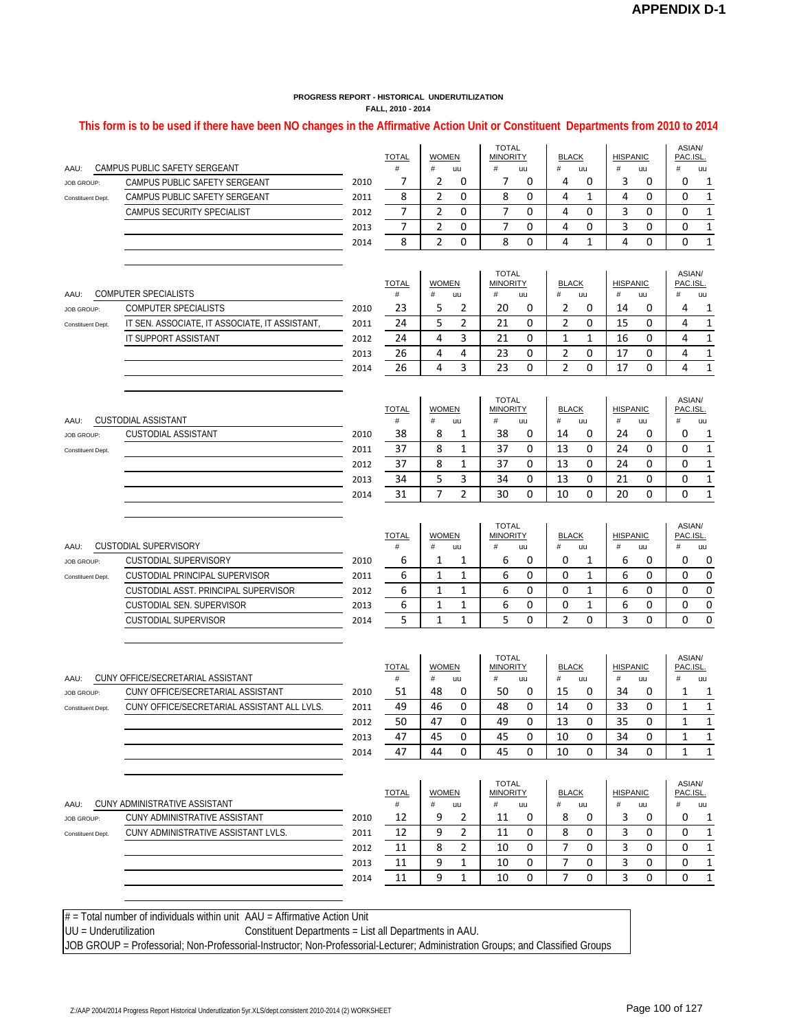**APPENDIX D-1**

**PROGRESS REPORT - HISTORICAL UNDERUTILIZATION**
**FALL, 2010 - 2014**

**This form is to be used if there have been NO changes in the Affirmative Action Unit or Constituent Departments from 2010 to 2014**

AAU: CAMPUS PUBLIC SAFETY SERGEANT
JOB GROUP: CAMPUS PUBLIC SAFETY SERGEANT
Constituent Dept.: CAMPUS PUBLIC SAFETY SERGEANT; CAMPUS SECURITY SPECIALIST

| Year | TOTAL # | WOMEN # | WOMEN uu | TOTAL MINORITY # | TOTAL MINORITY uu | BLACK # | BLACK uu | HISPANIC # | HISPANIC uu | ASIAN/PAC.ISL. # | ASIAN/PAC.ISL. uu |
|---|---|---|---|---|---|---|---|---|---|---|---|
| 2010 | 7 | 2 | 0 | 7 | 0 | 4 | 0 | 3 | 0 | 0 | 1 |
| 2011 | 8 | 2 | 0 | 8 | 0 | 4 | 1 | 4 | 0 | 0 | 1 |
| 2012 | 7 | 2 | 0 | 7 | 0 | 4 | 0 | 3 | 0 | 0 | 1 |
| 2013 | 7 | 2 | 0 | 7 | 0 | 4 | 0 | 3 | 0 | 0 | 1 |
| 2014 | 8 | 2 | 0 | 8 | 0 | 4 | 1 | 4 | 0 | 0 | 1 |

AAU: COMPUTER SPECIALISTS
JOB GROUP: COMPUTER SPECIALISTS
Constituent Dept.: IT SEN. ASSOCIATE, IT ASSOCIATE, IT ASSISTANT, IT SUPPORT ASSISTANT

| Year | TOTAL # | WOMEN # | WOMEN uu | TOTAL MINORITY # | TOTAL MINORITY uu | BLACK # | BLACK uu | HISPANIC # | HISPANIC uu | ASIAN/PAC.ISL. # | ASIAN/PAC.ISL. uu |
|---|---|---|---|---|---|---|---|---|---|---|---|
| 2010 | 23 | 5 | 2 | 20 | 0 | 2 | 0 | 14 | 0 | 4 | 1 |
| 2011 | 24 | 5 | 2 | 21 | 0 | 2 | 0 | 15 | 0 | 4 | 1 |
| 2012 | 24 | 4 | 3 | 21 | 0 | 1 | 1 | 16 | 0 | 4 | 1 |
| 2013 | 26 | 4 | 4 | 23 | 0 | 2 | 0 | 17 | 0 | 4 | 1 |
| 2014 | 26 | 4 | 3 | 23 | 0 | 2 | 0 | 17 | 0 | 4 | 1 |

AAU: CUSTODIAL ASSISTANT
JOB GROUP: CUSTODIAL ASSISTANT
Constituent Dept.:

| Year | TOTAL # | WOMEN # | WOMEN uu | TOTAL MINORITY # | TOTAL MINORITY uu | BLACK # | BLACK uu | HISPANIC # | HISPANIC uu | ASIAN/PAC.ISL. # | ASIAN/PAC.ISL. uu |
|---|---|---|---|---|---|---|---|---|---|---|---|
| 2010 | 38 | 8 | 1 | 38 | 0 | 14 | 0 | 24 | 0 | 0 | 1 |
| 2011 | 37 | 8 | 1 | 37 | 0 | 13 | 0 | 24 | 0 | 0 | 1 |
| 2012 | 37 | 8 | 1 | 37 | 0 | 13 | 0 | 24 | 0 | 0 | 1 |
| 2013 | 34 | 5 | 3 | 34 | 0 | 13 | 0 | 21 | 0 | 0 | 1 |
| 2014 | 31 | 7 | 2 | 30 | 0 | 10 | 0 | 20 | 0 | 0 | 1 |

AAU: CUSTODIAL SUPERVISORY
JOB GROUP: CUSTODIAL SUPERVISORY
Constituent Dept.: CUSTODIAL PRINCIPAL SUPERVISOR; CUSTODIAL ASST. PRINCIPAL SUPERVISOR; CUSTODIAL SEN. SUPERVISOR; CUSTODIAL SUPERVISOR

| Year | TOTAL # | WOMEN # | WOMEN uu | TOTAL MINORITY # | TOTAL MINORITY uu | BLACK # | BLACK uu | HISPANIC # | HISPANIC uu | ASIAN/PAC.ISL. # | ASIAN/PAC.ISL. uu |
|---|---|---|---|---|---|---|---|---|---|---|---|
| 2010 | 6 | 1 | 1 | 6 | 0 | 0 | 1 | 6 | 0 | 0 | 0 |
| 2011 | 6 | 1 | 1 | 6 | 0 | 0 | 1 | 6 | 0 | 0 | 0 |
| 2012 | 6 | 1 | 1 | 6 | 0 | 0 | 1 | 6 | 0 | 0 | 0 |
| 2013 | 6 | 1 | 1 | 6 | 0 | 0 | 1 | 6 | 0 | 0 | 0 |
| 2014 | 5 | 1 | 1 | 5 | 0 | 2 | 0 | 3 | 0 | 0 | 0 |

AAU: CUNY OFFICE/SECRETARIAL ASSISTANT
JOB GROUP: CUNY OFFICE/SECRETARIAL ASSISTANT
Constituent Dept.: CUNY OFFICE/SECRETARIAL ASSISTANT ALL LVLS.

| Year | TOTAL # | WOMEN # | WOMEN uu | TOTAL MINORITY # | TOTAL MINORITY uu | BLACK # | BLACK uu | HISPANIC # | HISPANIC uu | ASIAN/PAC.ISL. # | ASIAN/PAC.ISL. uu |
|---|---|---|---|---|---|---|---|---|---|---|---|
| 2010 | 51 | 48 | 0 | 50 | 0 | 15 | 0 | 34 | 0 | 1 | 1 |
| 2011 | 49 | 46 | 0 | 48 | 0 | 14 | 0 | 33 | 0 | 1 | 1 |
| 2012 | 50 | 47 | 0 | 49 | 0 | 13 | 0 | 35 | 0 | 1 | 1 |
| 2013 | 47 | 45 | 0 | 45 | 0 | 10 | 0 | 34 | 0 | 1 | 1 |
| 2014 | 47 | 44 | 0 | 45 | 0 | 10 | 0 | 34 | 0 | 1 | 1 |

AAU: CUNY ADMINISTRATIVE ASSISTANT
JOB GROUP: CUNY ADMINISTRATIVE ASSISTANT
Constituent Dept.: CUNY ADMINISTRATIVE ASSISTANT LVLS.

| Year | TOTAL # | WOMEN # | WOMEN uu | TOTAL MINORITY # | TOTAL MINORITY uu | BLACK # | BLACK uu | HISPANIC # | HISPANIC uu | ASIAN/PAC.ISL. # | ASIAN/PAC.ISL. uu |
|---|---|---|---|---|---|---|---|---|---|---|---|
| 2010 | 12 | 9 | 2 | 11 | 0 | 8 | 0 | 3 | 0 | 0 | 1 |
| 2011 | 12 | 9 | 2 | 11 | 0 | 8 | 0 | 3 | 0 | 0 | 1 |
| 2012 | 11 | 8 | 2 | 10 | 0 | 7 | 0 | 3 | 0 | 0 | 1 |
| 2013 | 11 | 9 | 1 | 10 | 0 | 7 | 0 | 3 | 0 | 0 | 1 |
| 2014 | 11 | 9 | 1 | 10 | 0 | 7 | 0 | 3 | 0 | 0 | 1 |

# = Total number of individuals within unit  AAU = Affirmative Action Unit
UU = Underutilization  Constituent Departments = List all Departments in AAU.
JOB GROUP = Professorial; Non-Professorial-Instructor; Non-Professorial-Lecturer; Administration Groups; and Classified Groups

Z:/AAP 2004/2014 Progress Report Historical Underutlization 5yr.XLS/dept.consistent 2010-2014 (2) WORKSHEET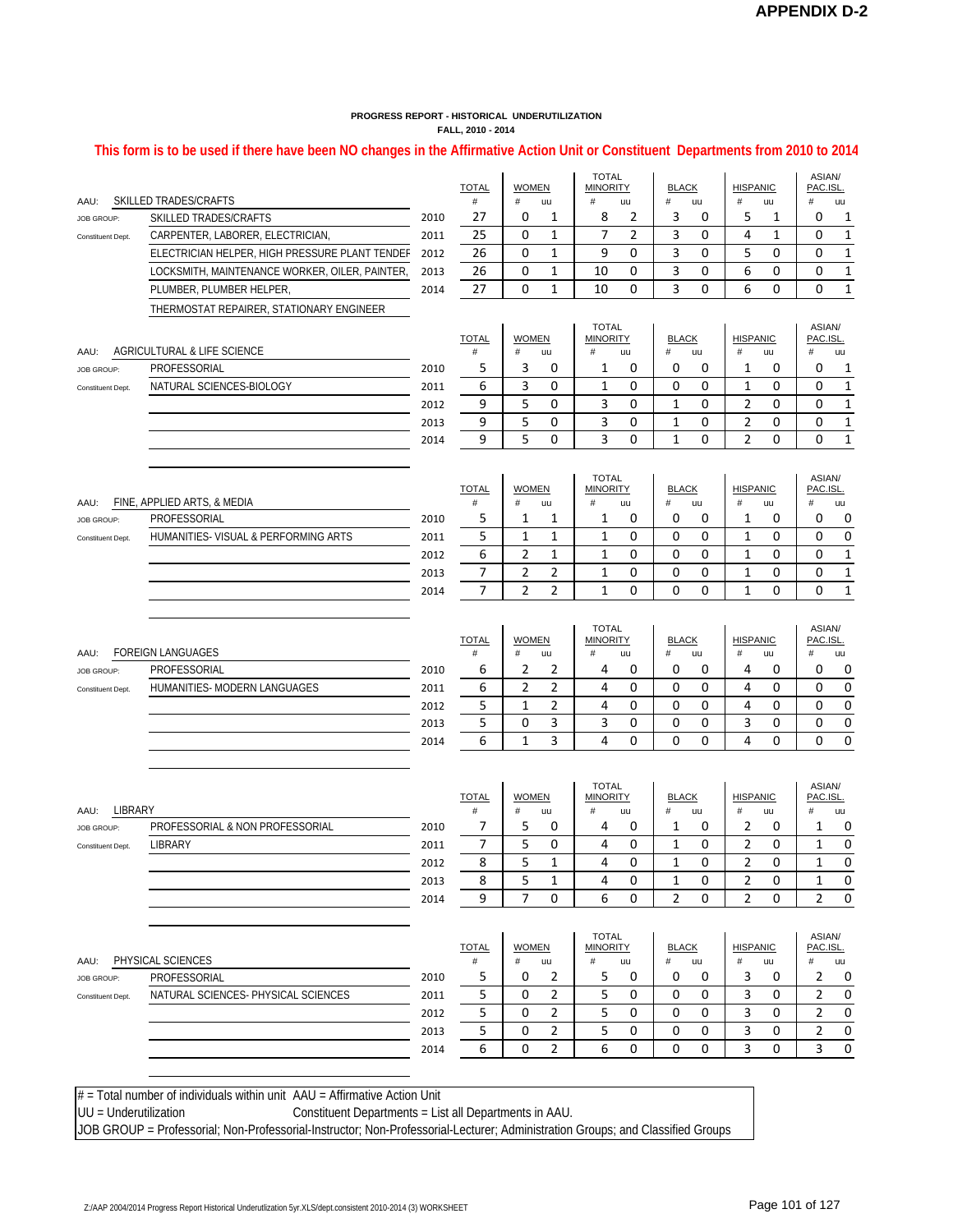# APPENDIX D-2

**PROGRESS REPORT - HISTORICAL UNDERUTILIZATION**
**FALL, 2010 - 2014**

**This form is to be used if there have been NO changes in the Affirmative Action Unit or Constituent Departments from 2010 to 2014**

AAU: SKILLED TRADES/CRAFTS
JOB GROUP: SKILLED TRADES/CRAFTS
Constituent Dept.: CARPENTER, LABORER, ELECTRICIAN, ELECTRICIAN HELPER, HIGH PRESSURE PLANT TENDER, LOCKSMITH, MAINTENANCE WORKER, OILER, PAINTER, PLUMBER, PLUMBER HELPER, THERMOSTAT REPAIRER, STATIONARY ENGINEER

| Year | TOTAL # | WOMEN # | WOMEN uu | TOTAL MINORITY # | TOTAL MINORITY uu | BLACK # | BLACK uu | HISPANIC # | HISPANIC uu | ASIAN/PAC.ISL. # | ASIAN/PAC.ISL. uu |
|---|---|---|---|---|---|---|---|---|---|---|---|
| 2010 | 27 | 0 | 1 | 8 | 2 | 3 | 0 | 5 | 1 | 0 | 1 |
| 2011 | 25 | 0 | 1 | 7 | 2 | 3 | 0 | 4 | 1 | 0 | 1 |
| 2012 | 26 | 0 | 1 | 9 | 0 | 3 | 0 | 5 | 0 | 0 | 1 |
| 2013 | 26 | 0 | 1 | 10 | 0 | 3 | 0 | 6 | 0 | 0 | 1 |
| 2014 | 27 | 0 | 1 | 10 | 0 | 3 | 0 | 6 | 0 | 0 | 1 |

AAU: AGRICULTURAL & LIFE SCIENCE
JOB GROUP: PROFESSIONAL
Constituent Dept.: NATURAL SCIENCES-BIOLOGY

| Year | TOTAL # | WOMEN # | WOMEN uu | TOTAL MINORITY # | TOTAL MINORITY uu | BLACK # | BLACK uu | HISPANIC # | HISPANIC uu | ASIAN/PAC.ISL. # | ASIAN/PAC.ISL. uu |
|---|---|---|---|---|---|---|---|---|---|---|---|
| 2010 | 5 | 3 | 0 | 1 | 0 | 0 | 0 | 1 | 0 | 0 | 1 |
| 2011 | 6 | 3 | 0 | 1 | 0 | 0 | 0 | 1 | 0 | 0 | 1 |
| 2012 | 9 | 5 | 0 | 3 | 0 | 1 | 0 | 2 | 0 | 0 | 1 |
| 2013 | 9 | 5 | 0 | 3 | 0 | 1 | 0 | 2 | 0 | 0 | 1 |
| 2014 | 9 | 5 | 0 | 3 | 0 | 1 | 0 | 2 | 0 | 0 | 1 |

AAU: FINE, APPLIED ARTS, & MEDIA
JOB GROUP: PROFESSIONAL
Constituent Dept.: HUMANITIES- VISUAL & PERFORMING ARTS

| Year | TOTAL # | WOMEN # | WOMEN uu | TOTAL MINORITY # | TOTAL MINORITY uu | BLACK # | BLACK uu | HISPANIC # | HISPANIC uu | ASIAN/PAC.ISL. # | ASIAN/PAC.ISL. uu |
|---|---|---|---|---|---|---|---|---|---|---|---|
| 2010 | 5 | 1 | 1 | 1 | 0 | 0 | 0 | 1 | 0 | 0 | 0 |
| 2011 | 5 | 1 | 1 | 1 | 0 | 0 | 0 | 1 | 0 | 0 | 0 |
| 2012 | 6 | 2 | 1 | 1 | 0 | 0 | 0 | 1 | 0 | 0 | 1 |
| 2013 | 7 | 2 | 2 | 1 | 0 | 0 | 0 | 1 | 0 | 0 | 1 |
| 2014 | 7 | 2 | 2 | 1 | 0 | 0 | 0 | 1 | 0 | 0 | 1 |

AAU: FOREIGN LANGUAGES
JOB GROUP: PROFESSIONAL
Constituent Dept.: HUMANITIES- MODERN LANGUAGES

| Year | TOTAL # | WOMEN # | WOMEN uu | TOTAL MINORITY # | TOTAL MINORITY uu | BLACK # | BLACK uu | HISPANIC # | HISPANIC uu | ASIAN/PAC.ISL. # | ASIAN/PAC.ISL. uu |
|---|---|---|---|---|---|---|---|---|---|---|---|
| 2010 | 6 | 2 | 2 | 4 | 0 | 0 | 0 | 4 | 0 | 0 | 0 |
| 2011 | 6 | 2 | 2 | 4 | 0 | 0 | 0 | 4 | 0 | 0 | 0 |
| 2012 | 5 | 1 | 2 | 4 | 0 | 0 | 0 | 4 | 0 | 0 | 0 |
| 2013 | 5 | 0 | 3 | 3 | 0 | 0 | 0 | 3 | 0 | 0 | 0 |
| 2014 | 6 | 1 | 3 | 4 | 0 | 0 | 0 | 4 | 0 | 0 | 0 |

AAU: LIBRARY
JOB GROUP: PROFESSIORIAL & NON PROFESSORIAL
Constituent Dept.: LIBRARY

| Year | TOTAL # | WOMEN # | WOMEN uu | TOTAL MINORITY # | TOTAL MINORITY uu | BLACK # | BLACK uu | HISPANIC # | HISPANIC uu | ASIAN/PAC.ISL. # | ASIAN/PAC.ISL. uu |
|---|---|---|---|---|---|---|---|---|---|---|---|
| 2010 | 7 | 5 | 0 | 4 | 0 | 1 | 0 | 2 | 0 | 1 | 0 |
| 2011 | 7 | 5 | 0 | 4 | 0 | 1 | 0 | 2 | 0 | 1 | 0 |
| 2012 | 8 | 5 | 1 | 4 | 0 | 1 | 0 | 2 | 0 | 1 | 0 |
| 2013 | 8 | 5 | 1 | 4 | 0 | 1 | 0 | 2 | 0 | 1 | 0 |
| 2014 | 9 | 7 | 0 | 6 | 0 | 2 | 0 | 2 | 0 | 2 | 0 |

AAU: PHYSICAL SCIENCES
JOB GROUP: PROFESSIORIAL
Constituent Dept.: NATURAL SCIENCES- PHYSICAL SCIENCES

| Year | TOTAL # | WOMEN # | WOMEN uu | TOTAL MINORITY # | TOTAL MINORITY uu | BLACK # | BLACK uu | HISPANIC # | HISPANIC uu | ASIAN/PAC.ISL. # | ASIAN/PAC.ISL. uu |
|---|---|---|---|---|---|---|---|---|---|---|---|
| 2010 | 5 | 0 | 2 | 5 | 0 | 0 | 0 | 3 | 0 | 2 | 0 |
| 2011 | 5 | 0 | 2 | 5 | 0 | 0 | 0 | 3 | 0 | 2 | 0 |
| 2012 | 5 | 0 | 2 | 5 | 0 | 0 | 0 | 3 | 0 | 2 | 0 |
| 2013 | 5 | 0 | 2 | 5 | 0 | 0 | 0 | 3 | 0 | 2 | 0 |
| 2014 | 6 | 0 | 2 | 6 | 0 | 0 | 0 | 3 | 0 | 3 | 0 |

# = Total number of individuals within unit  AAU = Affirmative Action Unit
UU = Underutilization  Constituent Departments = List all Departments in AAU.
JOB GROUP = Professorial; Non-Professorial-Instructor; Non-Professorial-Lecturer; Administration Groups; and Classified Groups

Z:/AAP 2004/2014 Progress Report Historical Underutlization 5yr.XLS/dept.consistent 2010-2014 (3) WORKSHEET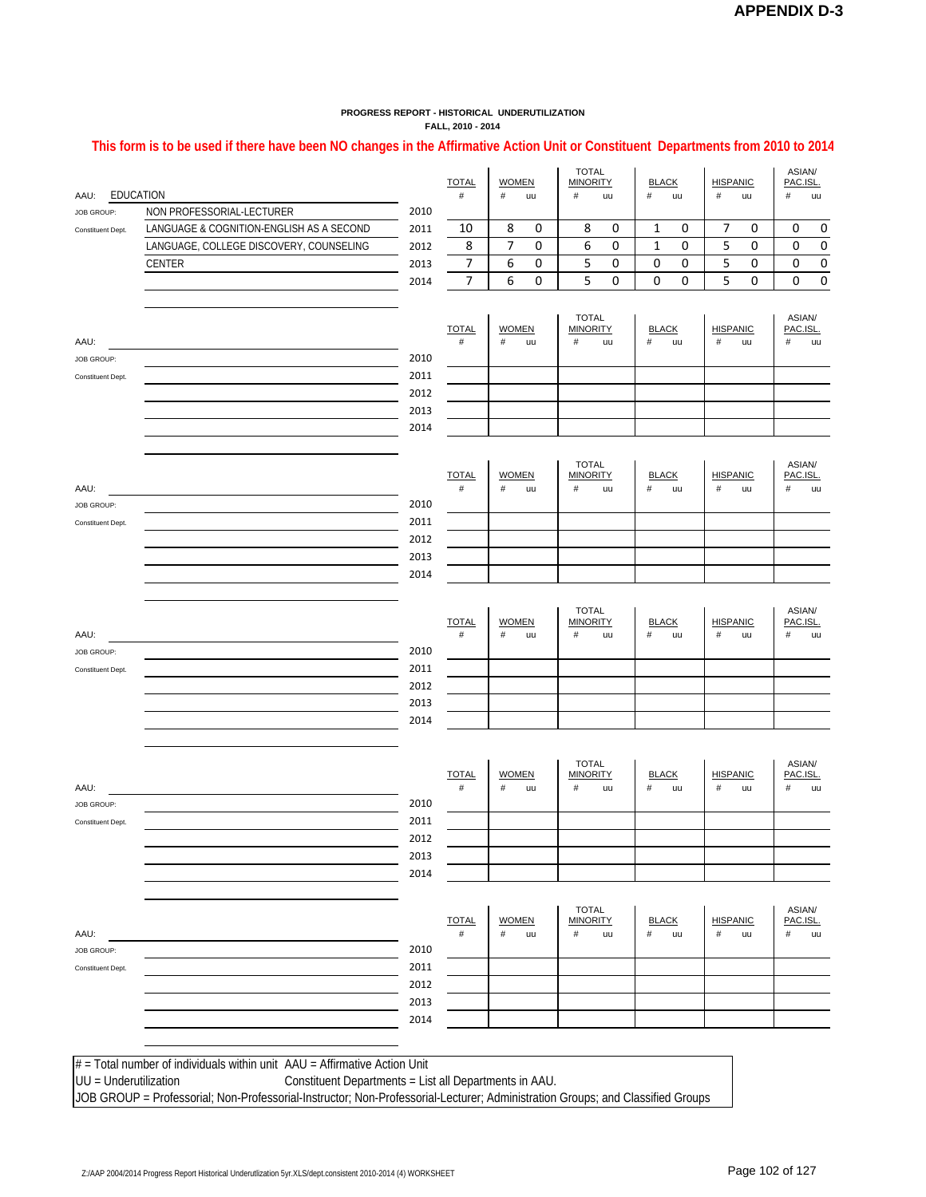**APPENDIX D-3**

**PROGRESS REPORT - HISTORICAL UNDERUTILIZATION**
**FALL, 2010 - 2014**

**This form is to be used if there have been NO changes in the Affirmative Action Unit or Constituent Departments from 2010 to 2014**

AAU: EDUCATION

JOB GROUP: NON PROFESSORIAL-LECTURER

Constituent Dept.: LANGUAGE & COGNITION-ENGLISH AS A SECOND LANGUAGE, COLLEGE DISCOVERY, COUNSELING CENTER

| Year | TOTAL # | WOMEN # | WOMEN uu | TOTAL MINORITY # | TOTAL MINORITY uu | BLACK # | BLACK uu | HISPANIC # | HISPANIC uu | ASIAN/ PAC.ISL. # | ASIAN/ PAC.ISL. uu |
|---|---|---|---|---|---|---|---|---|---|---|---|
| 2010 | | | | | | | | | | | |
| 2011 | 10 | 8 | 0 | 8 | 0 | 1 | 0 | 7 | 0 | 0 | 0 |
| 2012 | 8 | 7 | 0 | 6 | 0 | 1 | 0 | 5 | 0 | 0 | 0 |
| 2013 | 7 | 6 | 0 | 5 | 0 | 0 | 0 | 5 | 0 | 0 | 0 |
| 2014 | 7 | 6 | 0 | 5 | 0 | 0 | 0 | 5 | 0 | 0 | 0 |

AAU:

JOB GROUP:

Constituent Dept.:

| Year | TOTAL # | WOMEN # | WOMEN uu | TOTAL MINORITY # | TOTAL MINORITY uu | BLACK # | BLACK uu | HISPANIC # | HISPANIC uu | ASIAN/ PAC.ISL. # | ASIAN/ PAC.ISL. uu |
|---|---|---|---|---|---|---|---|---|---|---|---|
| 2010 | | | | | | | | | | | |
| 2011 | | | | | | | | | | | |
| 2012 | | | | | | | | | | | |
| 2013 | | | | | | | | | | | |
| 2014 | | | | | | | | | | | |

AAU:

JOB GROUP:

Constituent Dept.:

| Year | TOTAL # | WOMEN # | WOMEN uu | TOTAL MINORITY # | TOTAL MINORITY uu | BLACK # | BLACK uu | HISPANIC # | HISPANIC uu | ASIAN/ PAC.ISL. # | ASIAN/ PAC.ISL. uu |
|---|---|---|---|---|---|---|---|---|---|---|---|
| 2010 | | | | | | | | | | | |
| 2011 | | | | | | | | | | | |
| 2012 | | | | | | | | | | | |
| 2013 | | | | | | | | | | | |
| 2014 | | | | | | | | | | | |

AAU:

JOB GROUP:

Constituent Dept.:

| Year | TOTAL # | WOMEN # | WOMEN uu | TOTAL MINORITY # | TOTAL MINORITY uu | BLACK # | BLACK uu | HISPANIC # | HISPANIC uu | ASIAN/ PAC.ISL. # | ASIAN/ PAC.ISL. uu |
|---|---|---|---|---|---|---|---|---|---|---|---|
| 2010 | | | | | | | | | | | |
| 2011 | | | | | | | | | | | |
| 2012 | | | | | | | | | | | |
| 2013 | | | | | | | | | | | |
| 2014 | | | | | | | | | | | |

AAU:

JOB GROUP:

Constituent Dept.:

| Year | TOTAL # | WOMEN # | WOMEN uu | TOTAL MINORITY # | TOTAL MINORITY uu | BLACK # | BLACK uu | HISPANIC # | HISPANIC uu | ASIAN/ PAC.ISL. # | ASIAN/ PAC.ISL. uu |
|---|---|---|---|---|---|---|---|---|---|---|---|
| 2010 | | | | | | | | | | | |
| 2011 | | | | | | | | | | | |
| 2012 | | | | | | | | | | | |
| 2013 | | | | | | | | | | | |
| 2014 | | | | | | | | | | | |

AAU:

JOB GROUP:

Constituent Dept.:

| Year | TOTAL # | WOMEN # | WOMEN uu | TOTAL MINORITY # | TOTAL MINORITY uu | BLACK # | BLACK uu | HISPANIC # | HISPANIC uu | ASIAN/ PAC.ISL. # | ASIAN/ PAC.ISL. uu |
|---|---|---|---|---|---|---|---|---|---|---|---|
| 2010 | | | | | | | | | | | |
| 2011 | | | | | | | | | | | |
| 2012 | | | | | | | | | | | |
| 2013 | | | | | | | | | | | |
| 2014 | | | | | | | | | | | |

# = Total number of individuals within unit  AAU = Affirmative Action Unit
UU = Underutilization  Constituent Departments = List all Departments in AAU.
JOB GROUP = Professorial; Non-Professorial-Instructor; Non-Professorial-Lecturer; Administration Groups; and Classified Groups

Z:/AAP 2004/2014 Progress Report Historical Underutlization 5yr.XLS/dept.consistent 2010-2014 (4) WORKSHEET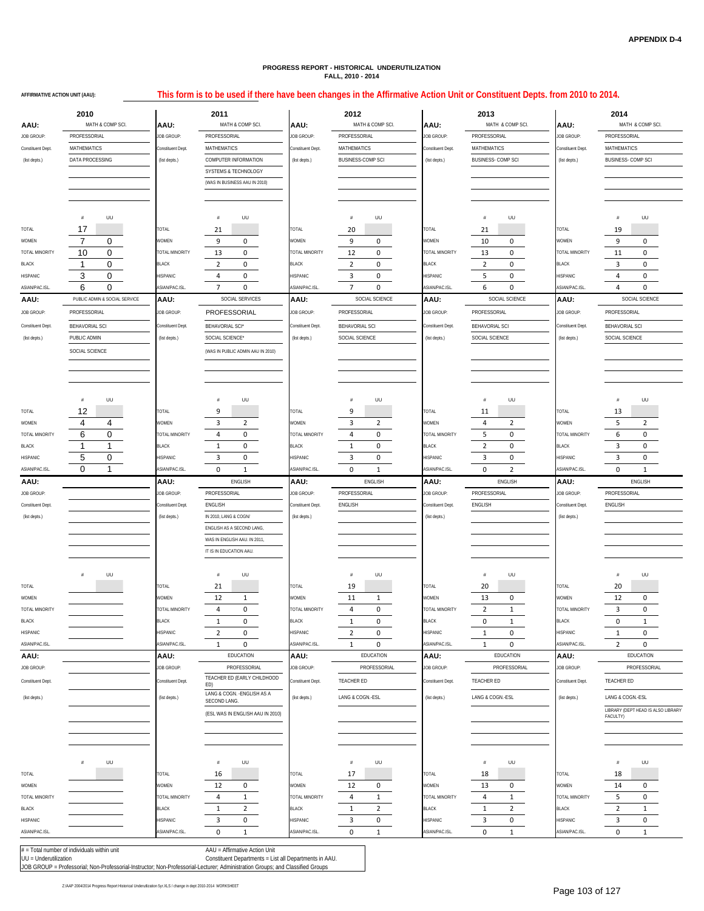**APPENDIX D-4**

**PROGRESS REPORT - HISTORICAL UNDERUTILIZATION**
**FALL, 2010 - 2014**

**AFFIRMATIVE ACTION UNIT (AAU):**

**This form is to be used if there have been changes in the Affirmative Action Unit or Constituent Depts. from 2010 to 2014.**

## MATH & COMP SCI.

| | 2010 | | 2011 | | 2012 | | 2013 | | 2014 | |
|---|---|---|---|---|---|---|---|---|---|---|
| AAU: | MATH & COMP SCI. | | MATH & COMP SCI. | | MATH & COMP SCI. | | MATH & COMP SCI. | | MATH & COMP SCI. | |
| JOB GROUP: | PROFESSORIAL | | PROFESSORIAL | | PROFESSORIAL | | PROFESSORIAL | | PROFESSORIAL | |
| Constituent Dept. | MATHEMATICS | | MATHEMATICS | | MATHEMATICS | | MATHEMATICS | | MATHEMATICS | |
| (list depts.) | DATA PROCESSING | | COMPUTER INFORMATION SYSTEMS & TECHNOLOGY (WAS IN BUSINESS AAU IN 2010) | | BUSINESS-COMP SCI | | BUSINESS- COMP SCI | | BUSINESS- COMP SCI | |
| | # | UU | # | UU | # | UU | # | UU | # | UU |
| TOTAL | 17 | | 21 | | 20 | | 21 | | 19 | |
| WOMEN | 7 | 0 | 9 | 0 | 9 | 0 | 10 | 0 | 9 | 0 |
| TOTAL MINORITY | 10 | 0 | 13 | 0 | 12 | 0 | 13 | 0 | 11 | 0 |
| BLACK | 1 | 0 | 2 | 0 | 2 | 0 | 2 | 0 | 3 | 0 |
| HISPANIC | 3 | 0 | 4 | 0 | 3 | 0 | 5 | 0 | 4 | 0 |
| ASIAN/PAC.ISL. | 6 | 0 | 7 | 0 | 7 | 0 | 6 | 0 | 4 | 0 |

## SOCIAL SCIENCE

| | 2010 | | 2011 | | 2012 | | 2013 | | 2014 | |
|---|---|---|---|---|---|---|---|---|---|---|
| AAU: | PUBLIC ADMIN & SOCIAL SERVICE | | SOCIAL SERVICES | | SOCIAL SCIENCE | | SOCIAL SCIENCE | | SOCIAL SCIENCE | |
| JOB GROUP: | PROFESSORIAL | | PROFESSORIAL | | PROFESSORIAL | | PROFESSORIAL | | PROFESSORIAL | |
| Constituent Dept. | BEHAVORIAL SCI | | BEHAVORIAL SCI* | | BEHAVORIAL SCI | | BEHAVORIAL SCI | | BEHAVORIAL SCI | |
| (list depts.) | PUBLIC ADMIN; SOCIAL SCIENCE | | SOCIAL SCIENCE* (WAS IN PUBLIC ADMIN AAU IN 2010) | | SOCIAL SCIENCE | | SOCIAL SCIENCE | | SOCIAL SCIENCE | |
| | # | UU | # | UU | # | UU | # | UU | # | UU |
| TOTAL | 12 | | 9 | | 9 | | 11 | | 13 | |
| WOMEN | 4 | 4 | 3 | 2 | 3 | 2 | 4 | 2 | 5 | 2 |
| TOTAL MINORITY | 6 | 0 | 4 | 0 | 4 | 0 | 5 | 0 | 6 | 0 |
| BLACK | 1 | 1 | 1 | 0 | 1 | 0 | 2 | 0 | 3 | 0 |
| HISPANIC | 5 | 0 | 3 | 0 | 3 | 0 | 3 | 0 | 3 | 0 |
| ASIAN/PAC.ISL. | 0 | 1 | 0 | 1 | 0 | 1 | 0 | 2 | 0 | 1 |

## ENGLISH

| | 2010 | | 2011 | | 2012 | | 2013 | | 2014 | |
|---|---|---|---|---|---|---|---|---|---|---|
| AAU: | | | ENGLISH | | ENGLISH | | ENGLISH | | ENGLISH | |
| JOB GROUP: | | | PROFESSORIAL | | PROFESSORIAL | | PROFESSORIAL | | PROFESSORIAL | |
| Constituent Dept. | | | ENGLISH | | ENGLISH | | ENGLISH | | ENGLISH | |
| (list depts.) | | | IN 2010, LANG & COGN/ ENGLISH AS A SECOND LANG, WAS IN ENGLISH AAU. IN 2011, IT IS IN EDUCATION AAU. | | | | | | | |
| | # | UU | # | UU | # | UU | # | UU | # | UU |
| TOTAL | | | 21 | | 19 | | 20 | | 20 | |
| WOMEN | | | 12 | 1 | 11 | 1 | 13 | 0 | 12 | 0 |
| TOTAL MINORITY | | | 4 | 0 | 4 | 0 | 2 | 1 | 3 | 0 |
| BLACK | | | 1 | 0 | 1 | 0 | 0 | 1 | 0 | 1 |
| HISPANIC | | | 2 | 0 | 2 | 0 | 1 | 0 | 1 | 0 |
| ASIAN/PAC.ISL. | | | 1 | 0 | 1 | 0 | 1 | 0 | 2 | 0 |

## EDUCATION

| | 2010 | | 2011 | | 2012 | | 2013 | | 2014 | |
|---|---|---|---|---|---|---|---|---|---|---|
| AAU: | | | EDUCATION | | EDUCATION | | EDUCATION | | EDUCATION | |
| JOB GROUP: | | | PROFESSORIAL | | PROFESSORIAL | | PROFESSORIAL | | PROFESSORIAL | |
| Constituent Dept. | | | TEACHER ED (EARLY CHILDHOOD ED) | | TEACHER ED | | TEACHER ED | | TEACHER ED | |
| (list depts.) | | | LANG & COGN. -ENGLISH AS A SECOND LANG. (ESL WAS IN ENGLISH AAU IN 2010) | | LANG & COGN.-ESL | | LANG & COGN.-ESL | | LANG & COGN.-ESL; LIBRARY (DEPT HEAD IS ALSO LIBRARY FACULTY) | |
| | # | UU | # | UU | # | UU | # | UU | # | UU |
| TOTAL | | | 16 | | 17 | | 18 | | 18 | |
| WOMEN | | | 12 | 0 | 12 | 0 | 13 | 0 | 14 | 0 |
| TOTAL MINORITY | | | 4 | 1 | 4 | 1 | 4 | 1 | 5 | 0 |
| BLACK | | | 1 | 2 | 1 | 2 | 1 | 2 | 2 | 1 |
| HISPANIC | | | 3 | 0 | 3 | 0 | 3 | 0 | 3 | 0 |
| ASIAN/PAC.ISL. | | | 0 | 1 | 0 | 1 | 0 | 1 | 0 | 1 |

\# = Total number of individuals within unit
UU = Underutilization
AAU = Affirmative Action Unit
Constituent Departments = List all Departments in AAU.
JOB GROUP = Professorial; Non-Professorial-Instructor; Non-Professorial-Lecturer; Administration Groups; and Classified Groups

Z:\AAP 2004\2014 Progress Report Historical Underutilization 5yr.XLS / change in dept 2010-2014 WORKSHEET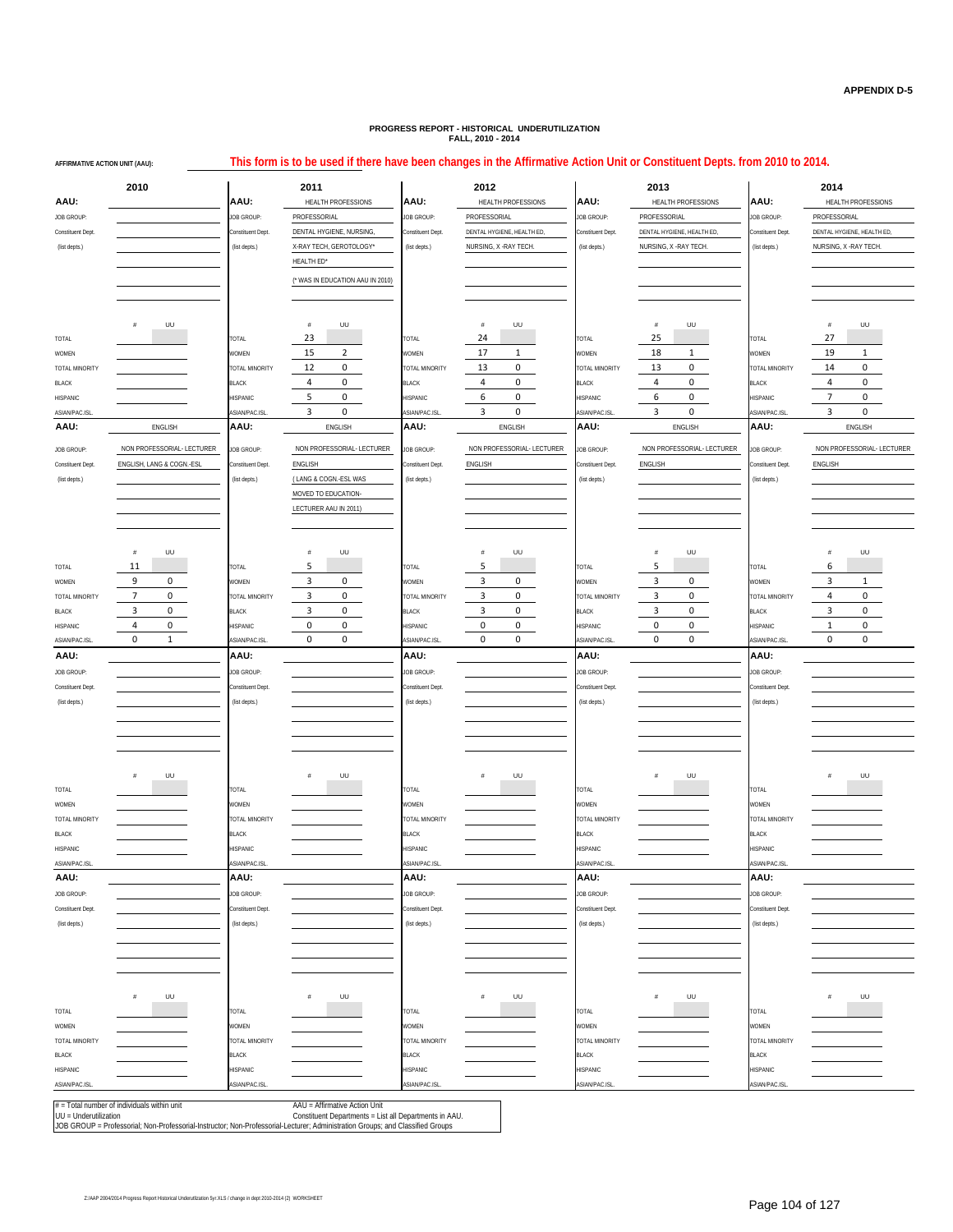**APPENDIX D-5**

## PROGRESS REPORT - HISTORICAL UNDERUTILIZATION
### FALL, 2010 - 2014

**AFFIRMATIVE ACTION UNIT (AAU):**

**This form is to be used if there have been changes in the Affirmative Action Unit or Constituent Depts. from 2010 to 2014.**

| | 2010 | | 2011 | | 2012 | | 2013 | | 2014 | |
|---|---|---|---|---|---|---|---|---|---|---|
| **AAU:** | | | HEALTH PROFESSIONS | | HEALTH PROFESSIONS | | HEALTH PROFESSIONS | | HEALTH PROFESSIONS | |
| JOB GROUP: | | | PROFESSORIAL | | PROFESSORIAL | | PROFESSORIAL | | PROFESSORIAL | |
| Constituent Dept. (list depts.) | | | DENTAL HYGIENE, NURSING, X-RAY TECH, GEROTOLOGY* HEALTH ED* (* WAS IN EDUCATION AAU IN 2010) | | DENTAL HYGIENE, HEALTH ED, NURSING, X -RAY TECH. | | DENTAL HYGIENE, HEALTH ED, NURSING, X -RAY TECH. | | DENTAL HYGIENE, HEALTH ED, NURSING, X -RAY TECH. | |
| | # | UU | # | UU | # | UU | # | UU | # | UU |
| TOTAL | | | 23 | | 24 | | 25 | | 27 | |
| WOMEN | | | 15 | 2 | 17 | 1 | 18 | 1 | 19 | 1 |
| TOTAL MINORITY | | | 12 | 0 | 13 | 0 | 13 | 0 | 14 | 0 |
| BLACK | | | 4 | 0 | 4 | 0 | 4 | 0 | 4 | 0 |
| HISPANIC | | | 5 | 0 | 6 | 0 | 6 | 0 | 7 | 0 |
| ASIAN/PAC.ISL. | | | 3 | 0 | 3 | 0 | 3 | 0 | 3 | 0 |

| | 2010 | | 2011 | | 2012 | | 2013 | | 2014 | |
|---|---|---|---|---|---|---|---|---|---|---|
| **AAU:** | ENGLISH | | ENGLISH | | ENGLISH | | ENGLISH | | ENGLISH | |
| JOB GROUP: | NON PROFESSIONAL- LECTURER | | NON PROFESSIONAL- LECTURER | | NON PROFESSIONAL- LECTURER | | NON PROFESSIONAL- LECTURER | | NON PROFESSIONAL- LECTURER | |
| Constituent Dept. (list depts.) | ENGLISH, LANG & COGN.-ESL | | ENGLISH ( LANG & COGN.-ESL WAS MOVED TO EDUCATION- LECTURER AAU IN 2011) | | ENGLISH | | ENGLISH | | ENGLISH | |
| | # | UU | # | UU | # | UU | # | UU | # | UU |
| TOTAL | 11 | | 5 | | 5 | | 5 | | 6 | |
| WOMEN | 9 | 0 | 3 | 0 | 3 | 0 | 3 | 0 | 3 | 1 |
| TOTAL MINORITY | 7 | 0 | 3 | 0 | 3 | 0 | 3 | 0 | 4 | 0 |
| BLACK | 3 | 0 | 3 | 0 | 3 | 0 | 3 | 0 | 3 | 0 |
| HISPANIC | 4 | 0 | 0 | 0 | 0 | 0 | 0 | 0 | 1 | 0 |
| ASIAN/PAC.ISL. | 0 | 1 | 0 | 0 | 0 | 0 | 0 | 0 | 0 | 0 |

| | 2010 | | 2011 | | 2012 | | 2013 | | 2014 | |
|---|---|---|---|---|---|---|---|---|---|---|
| **AAU:** | | | | | | | | | | |
| JOB GROUP: | | | | | | | | | | |
| Constituent Dept. (list depts.) | | | | | | | | | | |
| | # | UU | # | UU | # | UU | # | UU | # | UU |
| TOTAL | | | | | | | | | | |
| WOMEN | | | | | | | | | | |
| TOTAL MINORITY | | | | | | | | | | |
| BLACK | | | | | | | | | | |
| HISPANIC | | | | | | | | | | |
| ASIAN/PAC.ISL. | | | | | | | | | | |

| | 2010 | | 2011 | | 2012 | | 2013 | | 2014 | |
|---|---|---|---|---|---|---|---|---|---|---|
| **AAU:** | | | | | | | | | | |
| JOB GROUP: | | | | | | | | | | |
| Constituent Dept. (list depts.) | | | | | | | | | | |
| | # | UU | # | UU | # | UU | # | UU | # | UU |
| TOTAL | | | | | | | | | | |
| WOMEN | | | | | | | | | | |
| TOTAL MINORITY | | | | | | | | | | |
| BLACK | | | | | | | | | | |
| HISPANIC | | | | | | | | | | |
| ASIAN/PAC.ISL. | | | | | | | | | | |

# = Total number of individuals within unit
UU = Underutilization
AAU = Affirmative Action Unit
Constituent Departments = List all Departments in AAU.
JOB GROUP = Professorial; Non-Professorial-Instructor; Non-Professorial-Lecturer; Administration Groups; and Classified Groups

Z:/AAP 2004/2014 Progress Report Historical Underutilization 5yr.XLS / change in dept 2010-2014 (2) WORKSHEET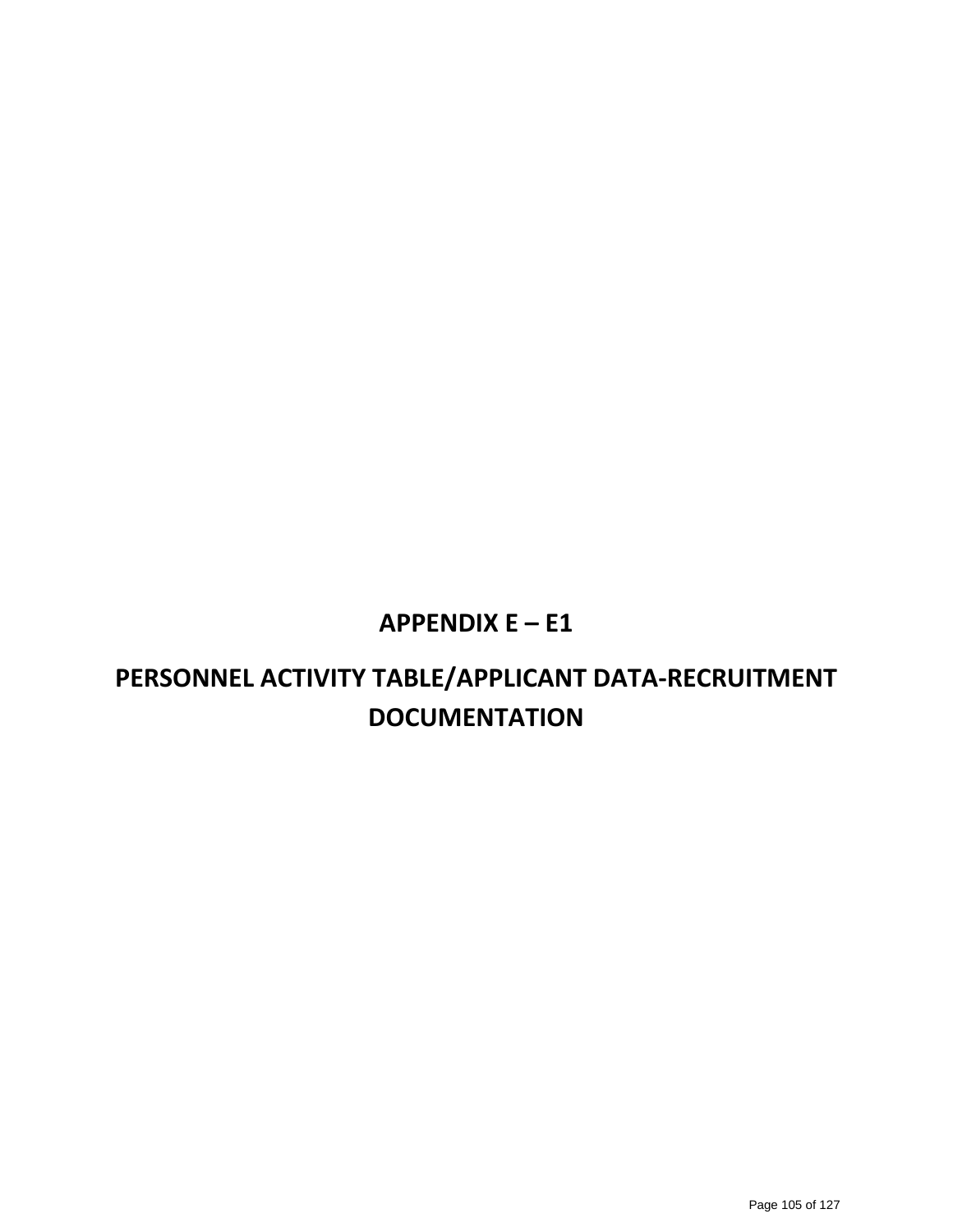# APPENDIX E – E1

# PERSONNEL ACTIVITY TABLE/APPLICANT DATA-RECRUITMENT DOCUMENTATION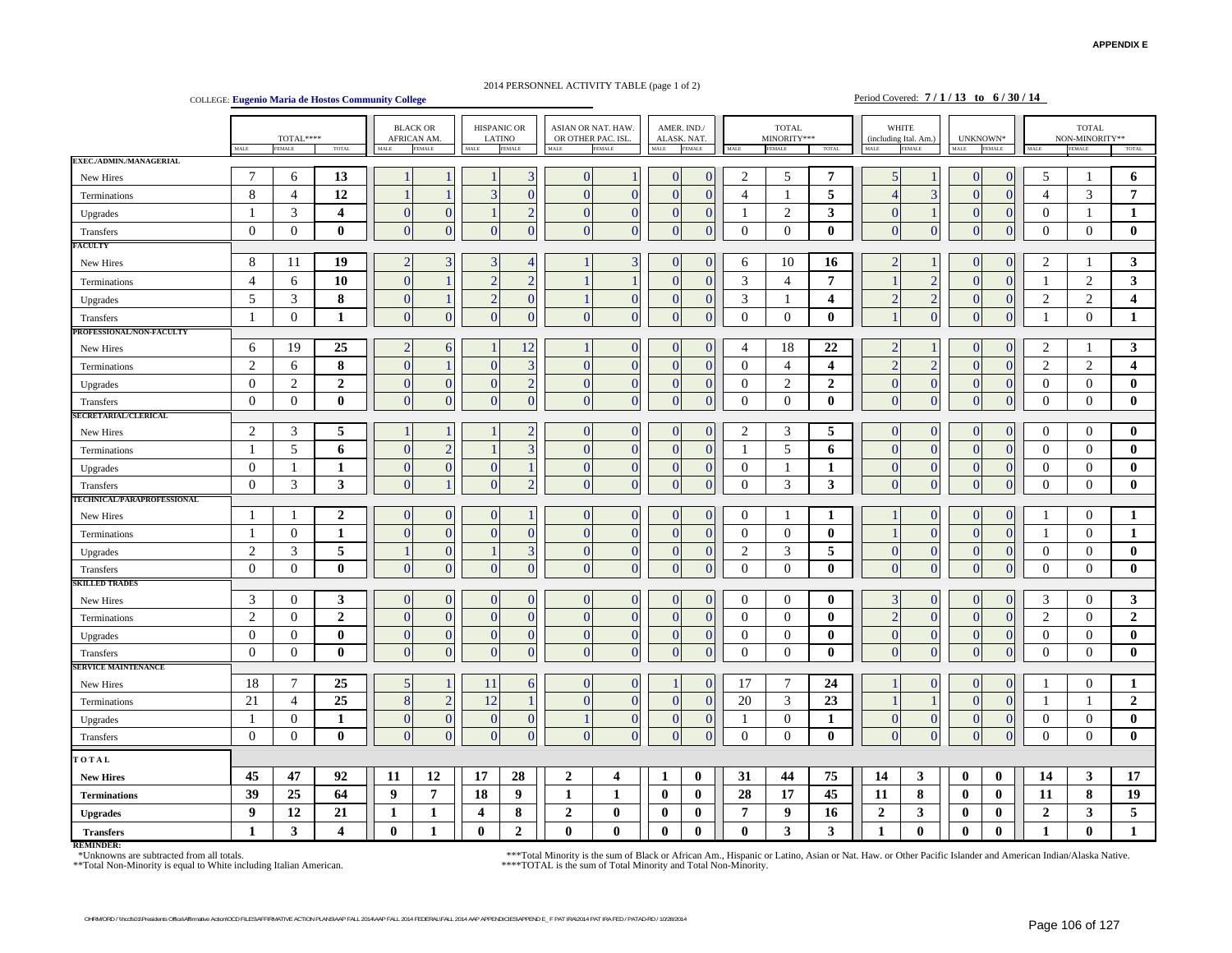APPENDIX E

2014 PERSONNEL ACTIVITY TABLE (page 1 of 2)

COLLEGE: **Eugenio Maria de Hostos Community College**

Period Covered: **7 / 1 / 13 to 6 / 30 / 14**

| | TOTAL**** | | | BLACK OR AFRICAN AM. | | HISPANIC OR LATINO | | ASIAN OR NAT. HAW. OR OTHER PAC. ISL. | | AMER. IND./ ALASK. NAT. | | TOTAL MINORITY*** | | | WHITE (including Ital. Am.) | | UNKNOWN* | | TOTAL NON-MINORITY** | | |
|---|---|---|---|---|---|---|---|---|---|---|---|---|---|---|---|---|---|---|---|---|---|
| | MALE | FEMALE | TOTAL | MALE | FEMALE | MALE | FEMALE | MALE | FEMALE | MALE | FEMALE | MALE | FEMALE | TOTAL | MALE | FEMALE | MALE | FEMALE | MALE | FEMALE | TOTAL |
| **EXEC./ADMIN./MANAGERIAL** | | | | | | | | | | | | | | | | | | | | | |
| New Hires | 7 | 6 | **13** | 1 | 1 | 1 | 3 | 0 | 1 | 0 | 0 | 2 | 5 | **7** | 5 | 1 | 0 | 0 | 5 | 1 | **6** |
| Terminations | 8 | 4 | **12** | 1 | 1 | 3 | 0 | 0 | 0 | 0 | 0 | 4 | 1 | **5** | 4 | 3 | 0 | 0 | 4 | 3 | **7** |
| Upgrades | 1 | 3 | **4** | 0 | 0 | 1 | 2 | 0 | 0 | 0 | 0 | 1 | 2 | **3** | 0 | 1 | 0 | 0 | 0 | 1 | **1** |
| Transfers | 0 | 0 | **0** | 0 | 0 | 0 | 0 | 0 | 0 | 0 | 0 | 0 | 0 | **0** | 0 | 0 | 0 | 0 | 0 | 0 | **0** |
| **FACULTY** | | | | | | | | | | | | | | | | | | | | | |
| New Hires | 8 | 11 | **19** | 2 | 3 | 3 | 4 | 1 | 3 | 0 | 0 | 6 | 10 | **16** | 2 | 1 | 0 | 0 | 2 | 1 | **3** |
| Terminations | 4 | 6 | **10** | 0 | 1 | 2 | 2 | 1 | 1 | 0 | 0 | 3 | 4 | **7** | 1 | 2 | 0 | 0 | 1 | 2 | **3** |
| Upgrades | 5 | 3 | **8** | 0 | 1 | 2 | 0 | 1 | 0 | 0 | 0 | 3 | 1 | **4** | 2 | 2 | 0 | 0 | 2 | 2 | **4** |
| Transfers | 1 | 0 | **1** | 0 | 0 | 0 | 0 | 0 | 0 | 0 | 0 | 0 | 0 | **0** | 1 | 0 | 0 | 0 | 1 | 0 | **1** |
| **PROFESSIONAL/NON-FACULTY** | | | | | | | | | | | | | | | | | | | | | |
| New Hires | 6 | 19 | **25** | 2 | 6 | 1 | 12 | 1 | 0 | 0 | 0 | 4 | 18 | **22** | 2 | 1 | 0 | 0 | 2 | 1 | **3** |
| Terminations | 2 | 6 | **8** | 0 | 1 | 0 | 3 | 0 | 0 | 0 | 0 | 0 | 4 | **4** | 2 | 2 | 0 | 0 | 2 | 2 | **4** |
| Upgrades | 0 | 2 | **2** | 0 | 0 | 0 | 2 | 0 | 0 | 0 | 0 | 0 | 2 | **2** | 0 | 0 | 0 | 0 | 0 | 0 | **0** |
| Transfers | 0 | 0 | **0** | 0 | 0 | 0 | 0 | 0 | 0 | 0 | 0 | 0 | 0 | **0** | 0 | 0 | 0 | 0 | 0 | 0 | **0** |
| **SECRETARIAL/CLERICAL** | | | | | | | | | | | | | | | | | | | | | |
| New Hires | 2 | 3 | **5** | 1 | 1 | 1 | 2 | 0 | 0 | 0 | 0 | 2 | 3 | **5** | 0 | 0 | 0 | 0 | 0 | 0 | **0** |
| Terminations | 1 | 5 | **6** | 0 | 2 | 1 | 3 | 0 | 0 | 0 | 0 | 1 | 5 | **6** | 0 | 0 | 0 | 0 | 0 | 0 | **0** |
| Upgrades | 0 | 1 | **1** | 0 | 0 | 0 | 1 | 0 | 0 | 0 | 0 | 0 | 1 | **1** | 0 | 0 | 0 | 0 | 0 | 0 | **0** |
| Transfers | 0 | 3 | **3** | 0 | 1 | 0 | 2 | 0 | 0 | 0 | 0 | 0 | 3 | **3** | 0 | 0 | 0 | 0 | 0 | 0 | **0** |
| **TECHNICAL/PARAPROFESSIONAL** | | | | | | | | | | | | | | | | | | | | | |
| New Hires | 1 | 1 | **2** | 0 | 0 | 0 | 1 | 0 | 0 | 0 | 0 | 0 | 1 | **1** | 1 | 0 | 0 | 0 | 1 | 0 | **1** |
| Terminations | 1 | 0 | **1** | 0 | 0 | 0 | 0 | 0 | 0 | 0 | 0 | 0 | 0 | **0** | 1 | 0 | 0 | 0 | 1 | 0 | **1** |
| Upgrades | 2 | 3 | **5** | 1 | 0 | 1 | 3 | 0 | 0 | 0 | 0 | 2 | 3 | **5** | 0 | 0 | 0 | 0 | 0 | 0 | **0** |
| Transfers | 0 | 0 | **0** | 0 | 0 | 0 | 0 | 0 | 0 | 0 | 0 | 0 | 0 | **0** | 0 | 0 | 0 | 0 | 0 | 0 | **0** |
| **SKILLED TRADES** | | | | | | | | | | | | | | | | | | | | | |
| New Hires | 3 | 0 | **3** | 0 | 0 | 0 | 0 | 0 | 0 | 0 | 0 | 0 | 0 | **0** | 3 | 0 | 0 | 0 | 3 | 0 | **3** |
| Terminations | 2 | 0 | **2** | 0 | 0 | 0 | 0 | 0 | 0 | 0 | 0 | 0 | 0 | **0** | 2 | 0 | 0 | 0 | 2 | 0 | **2** |
| Upgrades | 0 | 0 | **0** | 0 | 0 | 0 | 0 | 0 | 0 | 0 | 0 | 0 | 0 | **0** | 0 | 0 | 0 | 0 | 0 | 0 | **0** |
| Transfers | 0 | 0 | **0** | 0 | 0 | 0 | 0 | 0 | 0 | 0 | 0 | 0 | 0 | **0** | 0 | 0 | 0 | 0 | 0 | 0 | **0** |
| **SERVICE MAINTENANCE** | | | | | | | | | | | | | | | | | | | | | |
| New Hires | 18 | 7 | **25** | 5 | 1 | 11 | 6 | 0 | 0 | 1 | 0 | 17 | 7 | **24** | 1 | 0 | 0 | 0 | 1 | 0 | **1** |
| Terminations | 21 | 4 | **25** | 8 | 2 | 12 | 1 | 0 | 0 | 0 | 0 | 20 | 3 | **23** | 1 | 1 | 0 | 0 | 1 | 1 | **2** |
| Upgrades | 1 | 0 | **1** | 0 | 0 | 0 | 0 | 1 | 0 | 0 | 0 | 1 | 0 | **1** | 0 | 0 | 0 | 0 | 0 | 0 | **0** |
| Transfers | 0 | 0 | **0** | 0 | 0 | 0 | 0 | 0 | 0 | 0 | 0 | 0 | 0 | **0** | 0 | 0 | 0 | 0 | 0 | 0 | **0** |
| **TOTAL** | | | | | | | | | | | | | | | | | | | | | |
| **New Hires** | **45** | **47** | **92** | **11** | **12** | **17** | **28** | **2** | **4** | **1** | **0** | **31** | **44** | **75** | **14** | **3** | **0** | **0** | **14** | **3** | **17** |
| **Terminations** | **39** | **25** | **64** | **9** | **7** | **18** | **9** | **1** | **1** | **0** | **0** | **28** | **17** | **45** | **11** | **8** | **0** | **0** | **11** | **8** | **19** |
| **Upgrades** | **9** | **12** | **21** | **1** | **1** | **4** | **8** | **2** | **0** | **0** | **0** | **7** | **9** | **16** | **2** | **3** | **0** | **0** | **2** | **3** | **5** |
| **Transfers** | **1** | **3** | **4** | **0** | **1** | **0** | **2** | **0** | **0** | **0** | **0** | **0** | **3** | **3** | **1** | **0** | **0** | **0** | **1** | **0** | **1** |

**REMINDER:**

*Unknowns are subtracted from all totals.

**Total Non-Minority is equal to White including Italian American.

***Total Minority is the sum of Black or African Am., Hispanic or Latino, Asian or Nat. Haw. or Other Pacific Islander and American Indian/Alaska Native.

****TOTAL is the sum of Total Minority and Total Non-Minority.

OHRM/ORD / \\hccfs01\Presidents Office\Affirmative Action\OCD FILES\AFFIRMATIVE ACTION PLANS\AAP FALL 2014\AAP FALL 2014 FEDERAL\FALL 2014 AAP APPENDICIES\APPEND E_F PAT IRA\2014 PAT IRA FED / PATAD-RD / 10/28/2014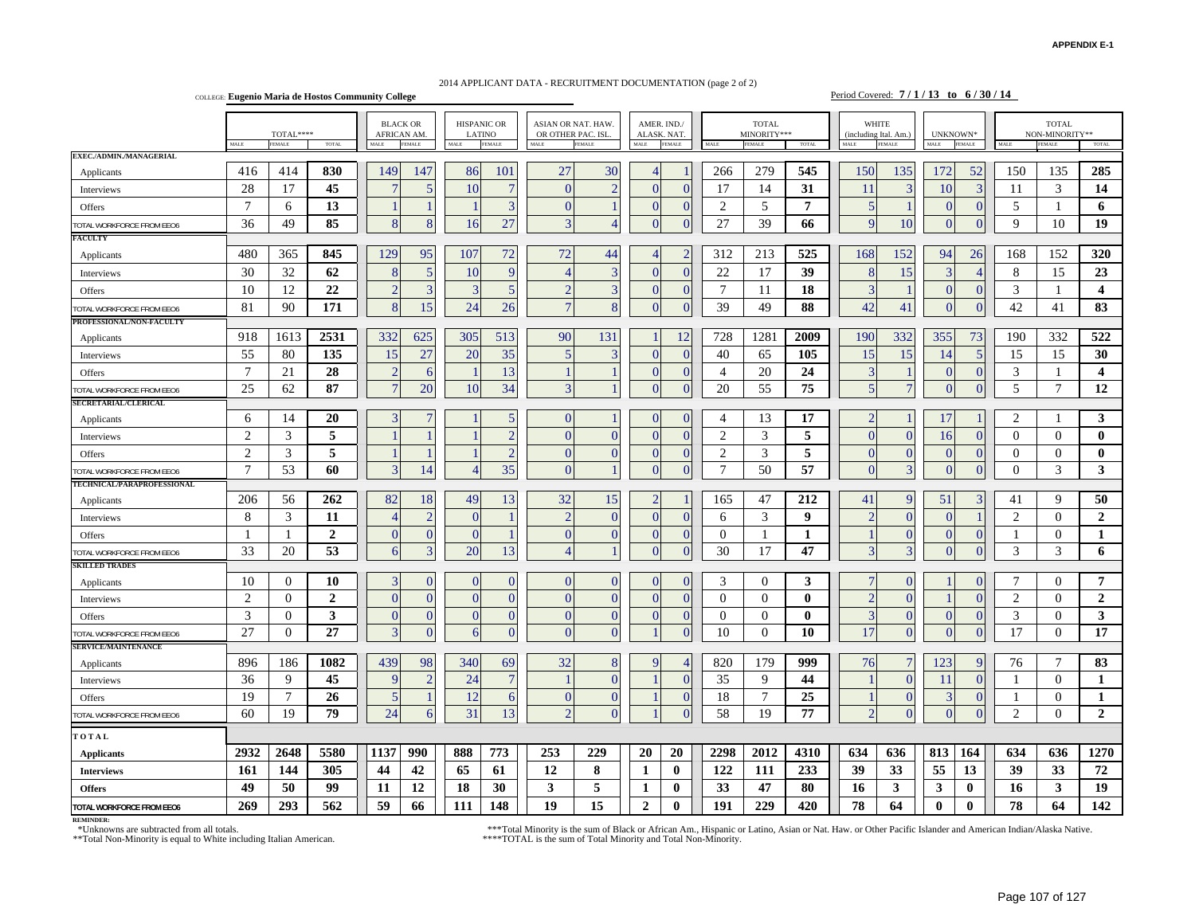APPENDIX E-1

2014 APPLICANT DATA - RECRUITMENT DOCUMENTATION (page 2 of 2)

COLLEGE: **Eugenio Maria de Hostos Community College**

Period Covered: **7 / 1 / 13 to 6 / 30 / 14**

| | TOTAL**** | | | BLACK OR AFRICAN AM. | | HISPANIC OR LATINO | | ASIAN OR NAT. HAW. OR OTHER PAC. ISL. | | AMER. IND./ ALASK. NAT. | | TOTAL MINORITY*** | | | WHITE (including Ital. Am.) | | UNKNOWN* | | TOTAL NON-MINORITY** | | |
|---|---|---|---|---|---|---|---|---|---|---|---|---|---|---|---|---|---|---|---|---|---|
| | MALE | FEMALE | TOTAL | MALE | FEMALE | MALE | FEMALE | MALE | FEMALE | MALE | FEMALE | MALE | FEMALE | TOTAL | MALE | FEMALE | MALE | FEMALE | MALE | FEMALE | TOTAL |
| **EXEC./ADMIN./MANAGERIAL** | | | | | | | | | | | | | | | | | | | | | |
| Applicants | 416 | 414 | **830** | 149 | 147 | 86 | 101 | 27 | 30 | 4 | 1 | 266 | 279 | **545** | 150 | 135 | 172 | 52 | 150 | 135 | **285** |
| Interviews | 28 | 17 | **45** | 7 | 5 | 10 | 7 | 0 | 2 | 0 | 0 | 17 | 14 | **31** | 11 | 3 | 10 | 3 | 11 | 3 | **14** |
| Offers | 7 | 6 | **13** | 1 | 1 | 1 | 3 | 0 | 1 | 0 | 0 | 2 | 5 | **7** | 5 | 1 | 0 | 0 | 5 | 1 | **6** |
| TOTAL WORKFORCE FROM EEO6 | 36 | 49 | **85** | 8 | 8 | 16 | 27 | 3 | 4 | 0 | 0 | 27 | 39 | **66** | 9 | 10 | 0 | 0 | 9 | 10 | **19** |
| **FACULTY** | | | | | | | | | | | | | | | | | | | | | |
| Applicants | 480 | 365 | **845** | 129 | 95 | 107 | 72 | 72 | 44 | 4 | 2 | 312 | 213 | **525** | 168 | 152 | 94 | 26 | 168 | 152 | **320** |
| Interviews | 30 | 32 | **62** | 8 | 5 | 10 | 9 | 4 | 3 | 0 | 0 | 22 | 17 | **39** | 8 | 15 | 3 | 4 | 8 | 15 | **23** |
| Offers | 10 | 12 | **22** | 2 | 3 | 3 | 5 | 2 | 3 | 0 | 0 | 7 | 11 | **18** | 3 | 1 | 0 | 0 | 3 | 1 | **4** |
| TOTAL WORKFORCE FROM EEO6 | 81 | 90 | **171** | 8 | 15 | 24 | 26 | 7 | 8 | 0 | 0 | 39 | 49 | **88** | 42 | 41 | 0 | 0 | 42 | 41 | **83** |
| **PROFESSIONAL/NON-FACULTY** | | | | | | | | | | | | | | | | | | | | | |
| Applicants | 918 | 1613 | **2531** | 332 | 625 | 305 | 513 | 90 | 131 | 1 | 12 | 728 | 1281 | **2009** | 190 | 332 | 355 | 73 | 190 | 332 | **522** |
| Interviews | 55 | 80 | **135** | 15 | 27 | 20 | 35 | 5 | 3 | 0 | 0 | 40 | 65 | **105** | 15 | 15 | 14 | 5 | 15 | 15 | **30** |
| Offers | 7 | 21 | **28** | 2 | 6 | 1 | 13 | 1 | 1 | 0 | 0 | 4 | 20 | **24** | 3 | 1 | 0 | 0 | 3 | 1 | **4** |
| TOTAL WORKFORCE FROM EEO6 | 25 | 62 | **87** | 7 | 20 | 10 | 34 | 3 | 1 | 0 | 0 | 20 | 55 | **75** | 5 | 7 | 0 | 0 | 5 | 7 | **12** |
| **SECRETARIAL/CLERICAL** | | | | | | | | | | | | | | | | | | | | | |
| Applicants | 6 | 14 | **20** | 3 | 7 | 1 | 5 | 0 | 1 | 0 | 0 | 4 | 13 | **17** | 2 | 1 | 17 | 1 | 2 | 1 | **3** |
| Interviews | 2 | 3 | **5** | 1 | 1 | 1 | 2 | 0 | 0 | 0 | 0 | 2 | 3 | **5** | 0 | 0 | 16 | 0 | 0 | 0 | **0** |
| Offers | 2 | 3 | **5** | 1 | 1 | 1 | 2 | 0 | 0 | 0 | 0 | 2 | 3 | **5** | 0 | 0 | 0 | 0 | 0 | 0 | **0** |
| TOTAL WORKFORCE FROM EEO6 | 7 | 53 | **60** | 3 | 14 | 4 | 35 | 0 | 1 | 0 | 0 | 7 | 50 | **57** | 0 | 3 | 0 | 0 | 0 | 3 | **3** |
| **TECHNICAL/PARAPROFESSIONAL** | | | | | | | | | | | | | | | | | | | | | |
| Applicants | 206 | 56 | **262** | 82 | 18 | 49 | 13 | 32 | 15 | 2 | 1 | 165 | 47 | **212** | 41 | 9 | 51 | 3 | 41 | 9 | **50** |
| Interviews | 8 | 3 | **11** | 4 | 2 | 0 | 1 | 2 | 0 | 0 | 0 | 6 | 3 | **9** | 2 | 0 | 0 | 1 | 2 | 0 | **2** |
| Offers | 1 | 1 | **2** | 0 | 0 | 0 | 1 | 0 | 0 | 0 | 0 | 0 | 1 | **1** | 1 | 0 | 0 | 0 | 1 | 0 | **1** |
| TOTAL WORKFORCE FROM EEO6 | 33 | 20 | **53** | 6 | 3 | 20 | 13 | 4 | 1 | 0 | 0 | 30 | 17 | **47** | 3 | 3 | 0 | 0 | 3 | 3 | **6** |
| **SKILLED TRADES** | | | | | | | | | | | | | | | | | | | | | |
| Applicants | 10 | 0 | **10** | 3 | 0 | 0 | 0 | 0 | 0 | 0 | 0 | 3 | 0 | **3** | 7 | 0 | 1 | 0 | 7 | 0 | **7** |
| Interviews | 2 | 0 | **2** | 0 | 0 | 0 | 0 | 0 | 0 | 0 | 0 | 0 | 0 | **0** | 2 | 0 | 1 | 0 | 2 | 0 | **2** |
| Offers | 3 | 0 | **3** | 0 | 0 | 0 | 0 | 0 | 0 | 0 | 0 | 0 | 0 | **0** | 3 | 0 | 0 | 0 | 3 | 0 | **3** |
| TOTAL WORKFORCE FROM EEO6 | 27 | 0 | **27** | 3 | 0 | 6 | 0 | 0 | 0 | 1 | 0 | 10 | 0 | **10** | 17 | 0 | 0 | 0 | 17 | 0 | **17** |
| **SERVICE/MAINTENANCE** | | | | | | | | | | | | | | | | | | | | | |
| Applicants | 896 | 186 | **1082** | 439 | 98 | 340 | 69 | 32 | 8 | 9 | 4 | 820 | 179 | **999** | 76 | 7 | 123 | 9 | 76 | 7 | **83** |
| Interviews | 36 | 9 | **45** | 9 | 2 | 24 | 7 | 1 | 0 | 1 | 0 | 35 | 9 | **44** | 1 | 0 | 11 | 0 | 1 | 0 | **1** |
| Offers | 19 | 7 | **26** | 5 | 1 | 12 | 6 | 0 | 0 | 1 | 0 | 18 | 7 | **25** | 1 | 0 | 3 | 0 | 1 | 0 | **1** |
| TOTAL WORKFORCE FROM EEO6 | 60 | 19 | **79** | 24 | 6 | 31 | 13 | 2 | 0 | 1 | 0 | 58 | 19 | **77** | 2 | 0 | 0 | 0 | 2 | 0 | **2** |
| **TOTAL** | | | | | | | | | | | | | | | | | | | | | |
| **Applicants** | **2932** | **2648** | **5580** | **1137** | **990** | **888** | **773** | **253** | **229** | **20** | **20** | **2298** | **2012** | **4310** | **634** | **636** | **813** | **164** | **634** | **636** | **1270** |
| **Interviews** | **161** | **144** | **305** | **44** | **42** | **65** | **61** | **12** | **8** | **1** | **0** | **122** | **111** | **233** | **39** | **33** | **55** | **13** | **39** | **33** | **72** |
| **Offers** | **49** | **50** | **99** | **11** | **12** | **18** | **30** | **3** | **5** | **1** | **0** | **33** | **47** | **80** | **16** | **3** | **3** | **0** | **16** | **3** | **19** |
| **TOTAL WORKFORCE FROM EEO6** | **269** | **293** | **562** | **59** | **66** | **111** | **148** | **19** | **15** | **2** | **0** | **191** | **229** | **420** | **78** | **64** | **0** | **0** | **78** | **64** | **142** |

**REMINDER:**

*Unknowns are subtracted from all totals.

**Total Non-Minority is equal to White including Italian American.

***Total Minority is the sum of Black or African Am., Hispanic or Latino, Asian or Nat. Haw. or Other Pacific Islander and American Indian/Alaska Native.

****TOTAL is the sum of Total Minority and Total Non-Minority.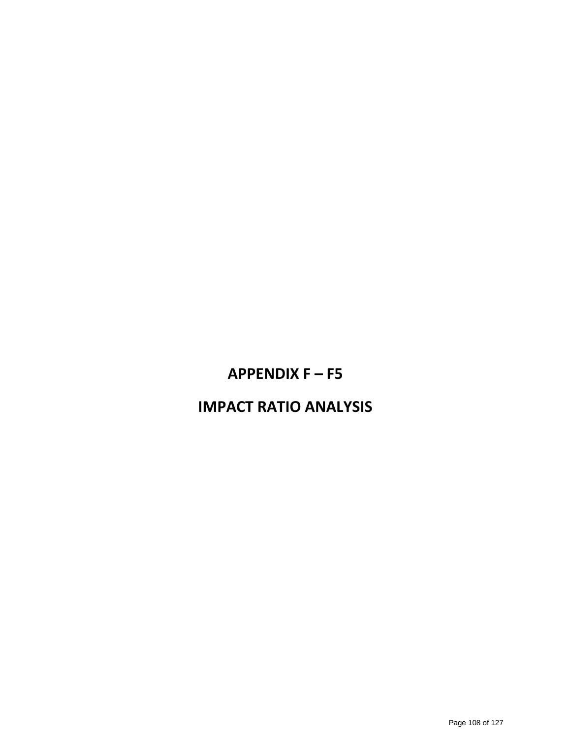# APPENDIX F – F5

# IMPACT RATIO ANALYSIS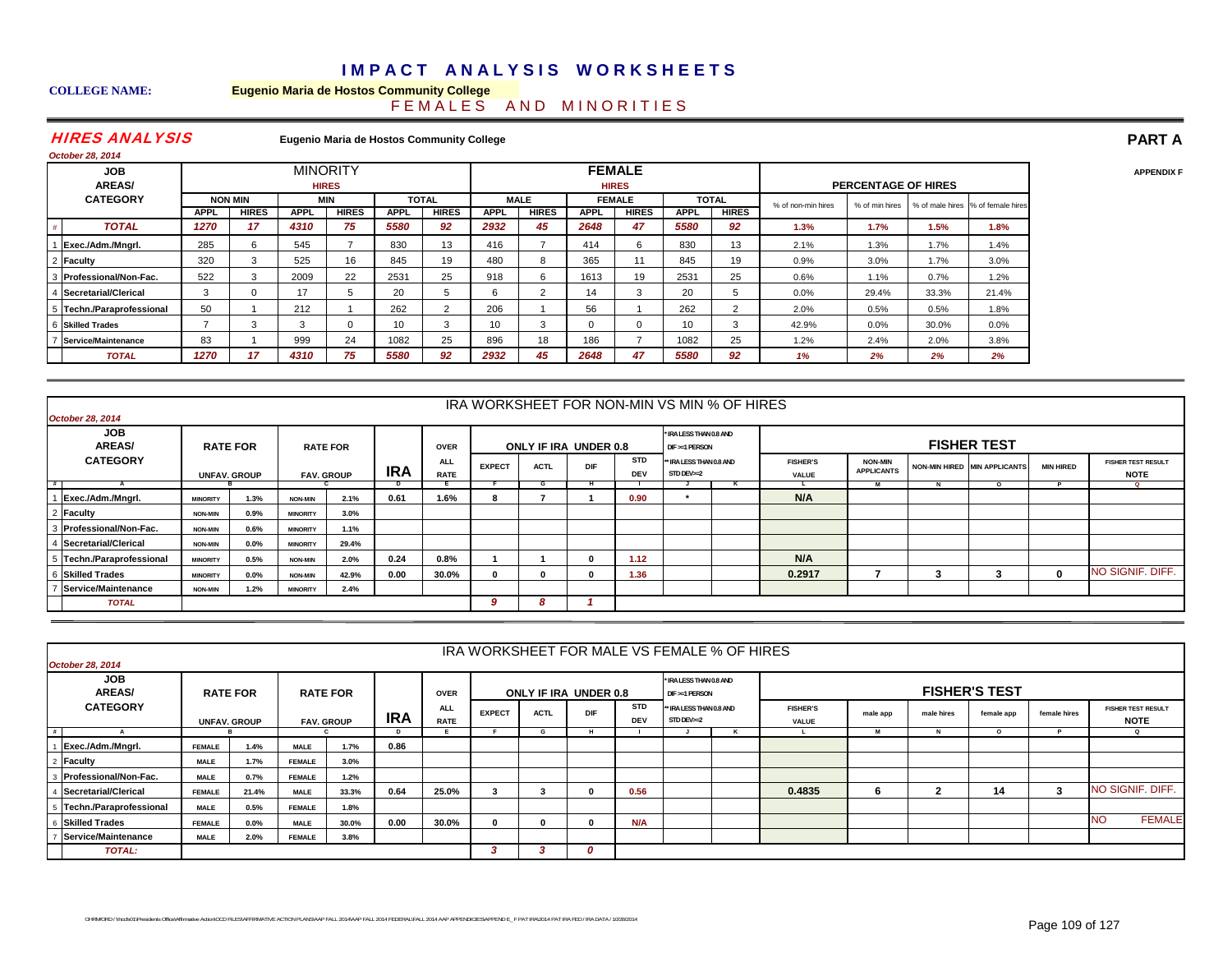# IMPACT ANALYSIS WORKSHEETS

**COLLEGE NAME:** **Eugenio Maria de Hostos Community College**

FEMALES AND MINORITIES

## HIRES ANALYSIS

**Eugenio Maria de Hostos Community College**

**PART A**

*October 28, 2014*

**APPENDIX F**

| # | JOB AREAS/ CATEGORY | MINORITY | | | | | | FEMALE | | | | | | PERCENTAGE OF HIRES | | | |
|---|---|---|---|---|---|---|---|---|---|---|---|---|---|---|---|---|---|
| | | NON MIN | | MIN | | TOTAL | | MALE | | FEMALE | | TOTAL | | | | | |
| | | APPL | HIRES | APPL | HIRES | APPL | HIRES | APPL | HIRES | APPL | HIRES | APPL | HIRES | % of non-min hires | % of min hires | % of male hires | % of female hires |
| # | **TOTAL** | 1270 | 17 | 4310 | 75 | 5580 | 92 | 2932 | 45 | 2648 | 47 | 5580 | 92 | 1.3% | 1.7% | 1.5% | 1.8% |
| 1 | Exec./Adm./Mngrl. | 285 | 6 | 545 | 7 | 830 | 13 | 416 | 7 | 414 | 6 | 830 | 13 | 2.1% | 1.3% | 1.7% | 1.4% |
| 2 | Faculty | 320 | 3 | 525 | 16 | 845 | 19 | 480 | 8 | 365 | 11 | 845 | 19 | 0.9% | 3.0% | 1.7% | 3.0% |
| 3 | Professional/Non-Fac. | 522 | 3 | 2009 | 22 | 2531 | 25 | 918 | 6 | 1613 | 19 | 2531 | 25 | 0.6% | 1.1% | 0.7% | 1.2% |
| 4 | Secretarial/Clerical | 3 | 0 | 17 | 5 | 20 | 5 | 6 | 2 | 14 | 3 | 20 | 5 | 0.0% | 29.4% | 33.3% | 21.4% |
| 5 | Techn./Paraprofessional | 50 | 1 | 212 | 1 | 262 | 2 | 206 | 1 | 56 | 1 | 262 | 2 | 2.0% | 0.5% | 0.5% | 1.8% |
| 6 | Skilled Trades | 7 | 3 | 3 | 0 | 10 | 3 | 10 | 3 | 0 | 0 | 10 | 3 | 42.9% | 0.0% | 30.0% | 0.0% |
| 7 | Service/Maintenance | 83 | 1 | 999 | 24 | 1082 | 25 | 896 | 18 | 186 | 7 | 1082 | 25 | 1.2% | 2.4% | 2.0% | 3.8% |
| | **TOTAL** | 1270 | 17 | 4310 | 75 | 5580 | 92 | 2932 | 45 | 2648 | 47 | 5580 | 92 | 1% | 2% | 2% | 2% |

## IRA WORKSHEET FOR NON-MIN VS MIN % OF HIRES

*October 28, 2014*

| # | JOB AREAS/ CATEGORY | RATE FOR UNFAV. GROUP | | RATE FOR FAV. GROUP | | IRA | OVER ALL RATE | ONLY IF IRA UNDER 0.8 | | | | * IRA LESS THAN 0.8 AND DIF >=1 PERSON / ** IRA LESS THAN 0.8 AND STD DEV>=2 | | FISHER TEST | | | | | |
|---|---|---|---|---|---|---|---|---|---|---|---|---|---|---|---|---|---|---|---|
| | | | | | | | | EXPECT | ACTL | DIF | STD DEV | | | FISHER'S VALUE | NON-MIN APPLICANTS | NON-MIN HIRED | MIN APPLICANTS | MIN HIRED | FISHER TEST RESULT NOTE |
| # | A | B | | C | | D | E | F | G | H | I | J | K | L | M | N | O | P | Q |
| 1 | Exec./Adm./Mngrl. | MINORITY | 1.3% | NON-MIN | 2.1% | 0.61 | 1.6% | 8 | 7 | 1 | 0.90 | * | | N/A | | | | | |
| 2 | Faculty | NON-MIN | 0.9% | MINORITY | 3.0% | | | | | | | | | | | | | | |
| 3 | Professional/Non-Fac. | NON-MIN | 0.6% | MINORITY | 1.1% | | | | | | | | | | | | | | |
| 4 | Secretarial/Clerical | NON-MIN | 0.0% | MINORITY | 29.4% | | | | | | | | | | | | | | |
| 5 | Techn./Paraprofessional | MINORITY | 0.5% | NON-MIN | 2.0% | 0.24 | 0.8% | 1 | 1 | 0 | 1.12 | | | N/A | | | | | |
| 6 | Skilled Trades | MINORITY | 0.0% | NON-MIN | 42.9% | 0.00 | 30.0% | 0 | 0 | 0 | 1.36 | | | 0.2917 | 7 | 3 | 3 | 0 | NO SIGNIF. DIFF. |
| 7 | Service/Maintenance | NON-MIN | 1.2% | MINORITY | 2.4% | | | | | | | | | | | | | | |
| | **TOTAL** | | | | | | | 9 | 8 | 1 | | | | | | | | | |

## IRA WORKSHEET FOR MALE VS FEMALE % OF HIRES

*October 28, 2014*

| # | JOB AREAS/ CATEGORY | RATE FOR UNFAV. GROUP | | RATE FOR FAV. GROUP | | IRA | OVER ALL RATE | ONLY IF IRA UNDER 0.8 | | | | * IRA LESS THAN 0.8 AND DIF >=1 PERSON / ** IRA LESS THAN 0.8 AND STD DEV>=2 | | FISHER'S TEST | | | | | |
|---|---|---|---|---|---|---|---|---|---|---|---|---|---|---|---|---|---|---|---|
| | | | | | | | | EXPECT | ACTL | DIF | STD DEV | | | FISHER'S VALUE | male app | male hires | female app | female hires | FISHER TEST RESULT NOTE |
| # | A | B | | C | | D | E | F | G | H | I | J | K | L | M | N | O | P | Q |
| 1 | Exec./Adm./Mngrl. | FEMALE | 1.4% | MALE | 1.7% | 0.86 | | | | | | | | | | | | | |
| 2 | Faculty | MALE | 1.7% | FEMALE | 3.0% | | | | | | | | | | | | | | |
| 3 | Professional/Non-Fac. | MALE | 0.7% | FEMALE | 1.2% | | | | | | | | | | | | | | |
| 4 | Secretarial/Clerical | FEMALE | 21.4% | MALE | 33.3% | 0.64 | 25.0% | 3 | 3 | 0 | 0.56 | | | 0.4835 | 6 | 2 | 14 | 3 | NO SIGNIF. DIFF. |
| 5 | Techn./Paraprofessional | MALE | 0.5% | FEMALE | 1.8% | | | | | | | | | | | | | | |
| 6 | Skilled Trades | FEMALE | 0.0% | MALE | 30.0% | 0.00 | 30.0% | 0 | 0 | 0 | N/A | | | | | | | | NO FEMALE |
| 7 | Service/Maintenance | MALE | 2.0% | FEMALE | 3.8% | | | | | | | | | | | | | | |
| | **TOTAL:** | | | | | | | 3 | 3 | 0 | | | | | | | | | |

CHRMORD / \\hccfs01\Presidents Office\Affirmative Action\OCD FILES\AFFIRMATIVE ACTION PLANS\AAP FALL 2014\AAP FALL 2014 FEDERAL\FALL 2014 AAP APPENDICIES\APPEND E_F PAT IRA\2014 PAT IRA FED / IRA DATA / 10/28/2014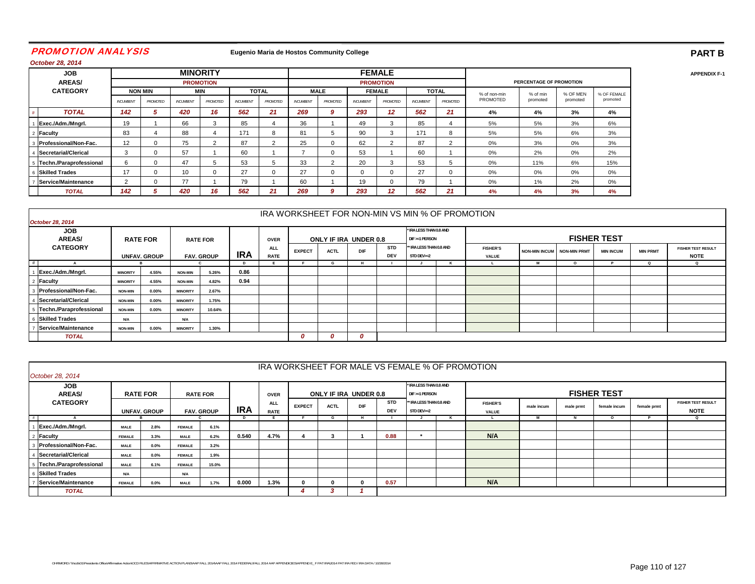## PROMOTION ANALYSIS

**Eugenio Maria de Hostos Community College**

**PART B**

*October 28, 2014*

APPENDIX F-1

| # | JOB AREAS/ CATEGORY | MINORITY PROMOTION NON MIN INCUMBENT | NON MIN PROMOTED | MIN INCUMBENT | MIN PROMOTED | TOTAL INCUMBENT | TOTAL PROMOTED | FEMALE PROMOTION MALE INCUMBENT | MALE PROMOTED | FEMALE INCUMBENT | FEMALE PROMOTED | TOTAL INCUMBENT | TOTAL PROMOTED | PERCENTAGE OF PROMOTION % of non-min PROMOTED | % of min promoted | % OF MEN promoted | % OF FEMALE promoted |
|---|---|---|---|---|---|---|---|---|---|---|---|---|---|---|---|---|---|
| # | ***TOTAL*** | ***142*** | ***5*** | ***420*** | ***16*** | ***562*** | ***21*** | ***269*** | ***9*** | ***293*** | ***12*** | ***562*** | ***21*** | **4%** | **4%** | **3%** | **4%** |
| 1 | **Exec./Adm./Mngrl.** | 19 | 1 | 66 | 3 | 85 | 4 | 36 | 1 | 49 | 3 | 85 | 4 | 5% | 5% | 3% | 6% |
| 2 | **Faculty** | 83 | 4 | 88 | 4 | 171 | 8 | 81 | 5 | 90 | 3 | 171 | 8 | 5% | 5% | 6% | 3% |
| 3 | **Professional/Non-Fac.** | 12 | 0 | 75 | 2 | 87 | 2 | 25 | 0 | 62 | 2 | 87 | 2 | 0% | 3% | 0% | 3% |
| 4 | **Secretarial/Clerical** | 3 | 0 | 57 | 1 | 60 | 1 | 7 | 0 | 53 | 1 | 60 | 1 | 0% | 2% | 0% | 2% |
| 5 | **Techn./Paraprofessional** | 6 | 0 | 47 | 5 | 53 | 5 | 33 | 2 | 20 | 3 | 53 | 5 | 0% | 11% | 6% | 15% |
| 6 | **Skilled Trades** | 17 | 0 | 10 | 0 | 27 | 0 | 27 | 0 | 0 | 0 | 27 | 0 | 0% | 0% | 0% | 0% |
| 7 | **Service/Maintenance** | 2 | 0 | 77 | 1 | 79 | 1 | 60 | 1 | 19 | 0 | 79 | 1 | 0% | 1% | 2% | 0% |
| | ***TOTAL*** | ***142*** | ***5*** | ***420*** | ***16*** | ***562*** | ***21*** | ***269*** | ***9*** | ***293*** | ***12*** | ***562*** | ***21*** | **4%** | **4%** | **3%** | **4%** |

## IRA WORKSHEET FOR NON-MIN VS MIN % OF PROMOTION

*October 28, 2014*

| # | JOB AREAS/ CATEGORY (A) | RATE FOR UNFAV. GROUP (B) | | RATE FOR FAV. GROUP (C) | | IRA (D) | OVER ALL RATE (E) | ONLY IF IRA UNDER 0.8 EXPECT (F) | ACTL (G) | DIF (H) | STD DEV (I) | * IRA LESS THAN 0.8 AND DIF >=1 PERSON / ** IRA LESS THAN 0.8 AND STD DEV>=2 (J) | (K) | FISHER TEST FISHER'S VALUE (L) | NON-MIN INCUM (M) | NON-MIN PRMT (O) | MIN INCUM (P) | MIN PRMT (Q) | FISHER TEST RESULT NOTE (Q) |
|---|---|---|---|---|---|---|---|---|---|---|---|---|---|---|---|---|---|---|---|
| 1 | **Exec./Adm./Mngrl.** | MINORITY | 4.55% | NON-MIN | 5.26% | 0.86 | | | | | | | | | | | | | |
| 2 | **Faculty** | MINORITY | 4.55% | NON-MIN | 4.82% | 0.94 | | | | | | | | | | | | | |
| 3 | **Professional/Non-Fac.** | NON-MIN | 0.00% | MINORITY | 2.67% | | | | | | | | | | | | | | |
| 4 | **Secretarial/Clerical** | NON-MIN | 0.00% | MINORITY | 1.75% | | | | | | | | | | | | | | |
| 5 | **Techn./Paraprofessional** | NON-MIN | 0.00% | MINORITY | 10.64% | | | | | | | | | | | | | | |
| 6 | **Skilled Trades** | N/A | | N/A | | | | | | | | | | | | | | | |
| 7 | **Service/Maintenance** | NON-MIN | 0.00% | MINORITY | 1.30% | | | | | | | | | | | | | | |
| | ***TOTAL*** | | | | | | | ***0*** | ***0*** | ***0*** | | | | | | | | | |

## IRA WORKSHEET FOR MALE VS FEMALE % OF PROMOTION

*October 28, 2014*

| # | JOB AREAS/ CATEGORY (A) | RATE FOR UNFAV. GROUP (B) | | RATE FOR FAV. GROUP (C) | | IRA (D) | OVER ALL RATE (E) | ONLY IF IRA UNDER 0.8 EXPECT (F) | ACTL (G) | DIF (H) | STD DEV (I) | * IRA LESS THAN 0.8 AND DIF >=1 PERSON / ** IRA LESS THAN 0.8 AND STD DEV>=2 (J) | (K) | FISHER TEST FISHER'S VALUE (L) | male incum (M) | male prmt (N) | female incum (O) | female prmt (P) | FISHER TEST RESULT NOTE (Q) |
|---|---|---|---|---|---|---|---|---|---|---|---|---|---|---|---|---|---|---|---|
| 1 | **Exec./Adm./Mngrl.** | MALE | 2.8% | FEMALE | 6.1% | | | | | | | | | | | | | | |
| 2 | **Faculty** | FEMALE | 3.3% | MALE | 6.2% | 0.540 | 4.7% | 4 | 3 | 1 | 0.88 | * | | N/A | | | | | |
| 3 | **Professional/Non-Fac.** | MALE | 0.0% | FEMALE | 3.2% | | | | | | | | | | | | | | |
| 4 | **Secretarial/Clerical** | MALE | 0.0% | FEMALE | 1.9% | | | | | | | | | | | | | | |
| 5 | **Techn./Paraprofessional** | MALE | 6.1% | FEMALE | 15.0% | | | | | | | | | | | | | | |
| 6 | **Skilled Trades** | N/A | | N/A | | | | | | | | | | | | | | | |
| 7 | **Service/Maintenance** | FEMALE | 0.0% | MALE | 1.7% | 0.000 | 1.3% | 0 | 0 | 0 | 0.57 | | | N/A | | | | | |
| | ***TOTAL*** | | | | | | | ***4*** | ***3*** | ***1*** | | | | | | | | | |

CHRMORD / \\hccfs01\Presidents Office\Affirmative Action\OCD FILES\AFFIRMATIVE ACTION PLANS\AAP FALL 2014\AAP FALL 2014 FEDERAL\FALL 2014 AAP APPENDICIES\APPEND E_F PAT IRA\2014 PAT IRA FED / IRA DATA / 10/28/2014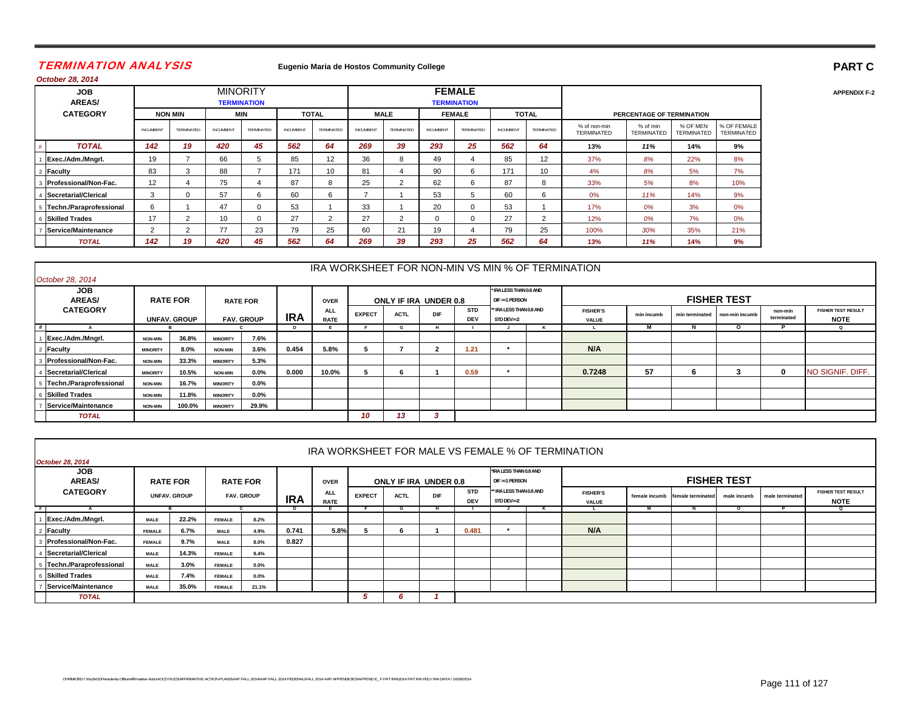# TERMINATION ANALYSIS

**Eugenio Maria de Hostos Community College**

**PART C**

*October 28, 2014*

**APPENDIX F-2**

| # | JOB AREAS/ CATEGORY | MINORITY TERMINATION | | | | | | FEMALE TERMINATION | | | | | | PERCENTAGE OF TERMINATION | | | |
|---|---|---|---|---|---|---|---|---|---|---|---|---|---|---|---|---|---|
| | | NON MIN | | MIN | | TOTAL | | MALE | | FEMALE | | TOTAL | | | | | |
| | | INCUMBENT | TERMINATED | INCUMBENT | TERMINATED | INCUMBENT | TERMINATED | INCUMBENT | TERMINATED | INCUMBENT | TERMINATED | INCUMBENT | TERMINATED | % of non-min TERMINATED | % of min TERMINATED | % OF MEN TERMINATED | % OF FEMALE TERMINATED |
| # | **TOTAL** | 142 | 19 | 420 | 45 | 562 | 64 | 269 | 39 | 293 | 25 | 562 | 64 | 13% | 11% | 14% | 9% |
| 1 | Exec./Adm./Mngrl. | 19 | 7 | 66 | 5 | 85 | 12 | 36 | 8 | 49 | 4 | 85 | 12 | 37% | 8% | 22% | 8% |
| 2 | Faculty | 83 | 3 | 88 | 7 | 171 | 10 | 81 | 4 | 90 | 6 | 171 | 10 | 4% | 8% | 5% | 7% |
| 3 | Professional/Non-Fac. | 12 | 4 | 75 | 4 | 87 | 8 | 25 | 2 | 62 | 6 | 87 | 8 | 33% | 5% | 8% | 10% |
| 4 | Secretarial/Clerical | 3 | 0 | 57 | 6 | 60 | 6 | 7 | 1 | 53 | 5 | 60 | 6 | 0% | 11% | 14% | 9% |
| 5 | Techn./Paraprofessional | 6 | 1 | 47 | 0 | 53 | 1 | 33 | 1 | 20 | 0 | 53 | 1 | 17% | 0% | 3% | 0% |
| 6 | Skilled Trades | 17 | 2 | 10 | 0 | 27 | 2 | 27 | 2 | 0 | 0 | 27 | 2 | 12% | 0% | 7% | 0% |
| 7 | Service/Maintenance | 2 | 2 | 77 | 23 | 79 | 25 | 60 | 21 | 19 | 4 | 79 | 25 | 100% | 30% | 35% | 21% |
| | **TOTAL** | 142 | 19 | 420 | 45 | 562 | 64 | 269 | 39 | 293 | 25 | 562 | 64 | 13% | 11% | 14% | 9% |

## IRA WORKSHEET FOR NON-MIN VS MIN % OF TERMINATION

*October 28, 2014*

| # | JOB AREAS/ CATEGORY | RATE FOR UNFAV. GROUP | | RATE FOR FAV. GROUP | | IRA | OVER ALL RATE | ONLY IF IRA UNDER 0.8 EXPECT | ACTL | DIF | STD DEV | * IRA LESS THAN 0.8 AND DIF >=1 PERSON / ** IRA LESS THAN 0.8 AND STD DEV>=2 | | FISHER'S VALUE | min incumb | min terminated | non-min incumb | non-min terminated | FISHER TEST RESULT NOTE |
|---|---|---|---|---|---|---|---|---|---|---|---|---|---|---|---|---|---|---|---|
| # | A | B | | C | | D | E | F | G | H | I | J | K | L | M | N | O | P | Q |
| 1 | Exec./Adm./Mngrl. | NON-MIN | 36.8% | MINORITY | 7.6% | | | | | | | | | | | | | | |
| 2 | Faculty | MINORITY | 8.0% | NON-MIN | 3.6% | 0.454 | 5.8% | 5 | 7 | 2 | 1.21 | * | | N/A | | | | | |
| 3 | Professional/Non-Fac. | NON-MIN | 33.3% | MINORITY | 5.3% | | | | | | | | | | | | | | |
| 4 | Secretarial/Clerical | MINORITY | 10.5% | NON-MIN | 0.0% | 0.000 | 10.0% | 5 | 6 | 1 | 0.59 | * | | 0.7248 | 57 | 6 | 3 | 0 | NO SIGNIF. DIFF. |
| 5 | Techn./Paraprofessional | NON-MIN | 16.7% | MINORITY | 0.0% | | | | | | | | | | | | | | |
| 6 | Skilled Trades | NON-MIN | 11.8% | MINORITY | 0.0% | | | | | | | | | | | | | | |
| 7 | Service/Maintenance | NON-MIN | 100.0% | MINORITY | 29.9% | | | | | | | | | | | | | | |
| | **TOTAL** | | | | | | | 10 | 13 | 3 | | | | | | | | | |

## IRA WORKSHEET FOR MALE VS FEMALE % OF TERMINATION

*October 28, 2014*

| # | JOB AREAS/ CATEGORY | RATE FOR UNFAV. GROUP | | RATE FOR FAV. GROUP | | IRA | OVER ALL RATE | ONLY IF IRA UNDER 0.8 EXPECT | ACTL | DIF | STD DEV | * IRA LESS THAN 0.8 AND DIF >=1 PERSON / ** IRA LESS THAN 0.8 AND STD DEV>=2 | | FISHER'S VALUE | female incumb | female terminated | male incumb | male terminated | FISHER TEST RESULT NOTE |
|---|---|---|---|---|---|---|---|---|---|---|---|---|---|---|---|---|---|---|---|
| # | A | B | | C | | D | E | F | G | H | I | J | K | L | M | N | O | P | Q |
| 1 | Exec./Adm./Mngrl. | MALE | 22.2% | FEMALE | 8.2% | | | | | | | | | | | | | | |
| 2 | Faculty | FEMALE | 6.7% | MALE | 4.9% | 0.741 | 5.8% | 5 | 6 | 1 | 0.481 | * | | N/A | | | | | |
| 3 | Professional/Non-Fac. | FEMALE | 9.7% | MALE | 8.0% | 0.827 | | | | | | | | | | | | | |
| 4 | Secretarial/Clerical | MALE | 14.3% | FEMALE | 9.4% | | | | | | | | | | | | | | |
| 5 | Techn./Paraprofessional | MALE | 3.0% | FEMALE | 0.0% | | | | | | | | | | | | | | |
| 6 | Skilled Trades | MALE | 7.4% | FEMALE | 0.0% | | | | | | | | | | | | | | |
| 7 | Service/Maintenance | MALE | 35.0% | FEMALE | 21.1% | | | | | | | | | | | | | | |
| | **TOTAL** | | | | | | | 5 | 6 | 1 | | | | | | | | | |

CHRMORD / \\hccfs01\Presidents Office\Affirmative Action\OCD FILES\AFFIRMATIVE ACTION PLANS\AAP FALL 2014\AAP FALL 2014 FEDERAL\FALL 2014 AAP APPENDICIES\APPEND E_F PAT IRA\2014 PAT IRA FED / IRA DATA / 10/28/2014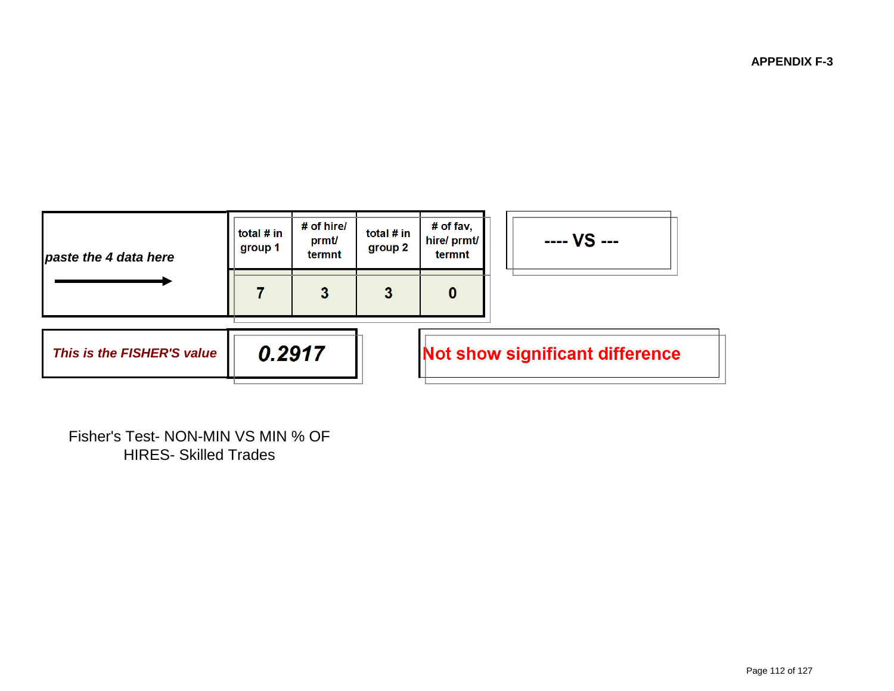**APPENDIX F-3**

| *paste the 4 data here* → | total # in group 1 | # of hire/ prmt/ termnt | total # in group 2 | # of fav, hire/ prmt/ termnt |
|---|---|---|---|---|
| | 7 | 3 | 3 | 0 |

**---- VS ---**

| *This is the FISHER'S value* | ***0.2917*** |
|---|---|

**Not show significant difference**

Fisher's Test- NON-MIN VS MIN % OF HIRES- Skilled Trades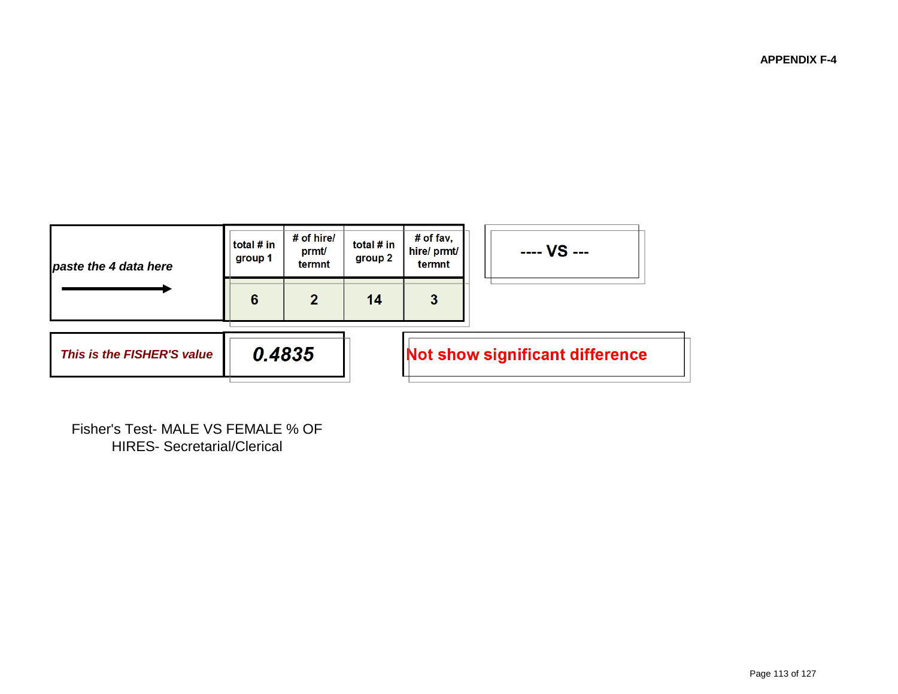APPENDIX F-4

| *paste the 4 data here* | total # in group 1 | # of hire/ prmt/ termnt | total # in group 2 | # of fav, hire/ prmt/ termnt |
|---|---|---|---|---|
| | 6 | 2 | 14 | 3 |

**---- VS ---**

| *This is the FISHER'S value* | ***0.4835*** |
|---|---|

**Not show significant difference**

Fisher's Test- MALE VS FEMALE % OF HIRES- Secretarial/Clerical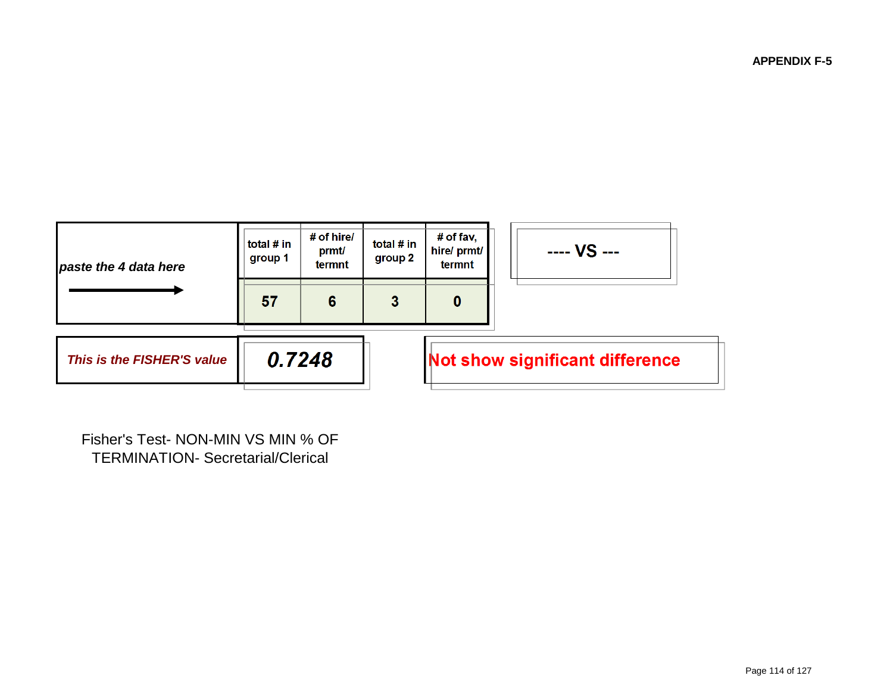**APPENDIX F-5**

| *paste the 4 data here* → | total # in group 1 | # of hire/ prmt/ termnt | total # in group 2 | # of fav, hire/ prmt/ termnt |
|---|---|---|---|---|
| | **57** | **6** | **3** | **0** |

**---- VS ---**

| *This is the FISHER'S value* | ***0.7248*** |
|---|---|

**Not show significant difference**

Fisher's Test- NON-MIN VS MIN % OF TERMINATION- Secretarial/Clerical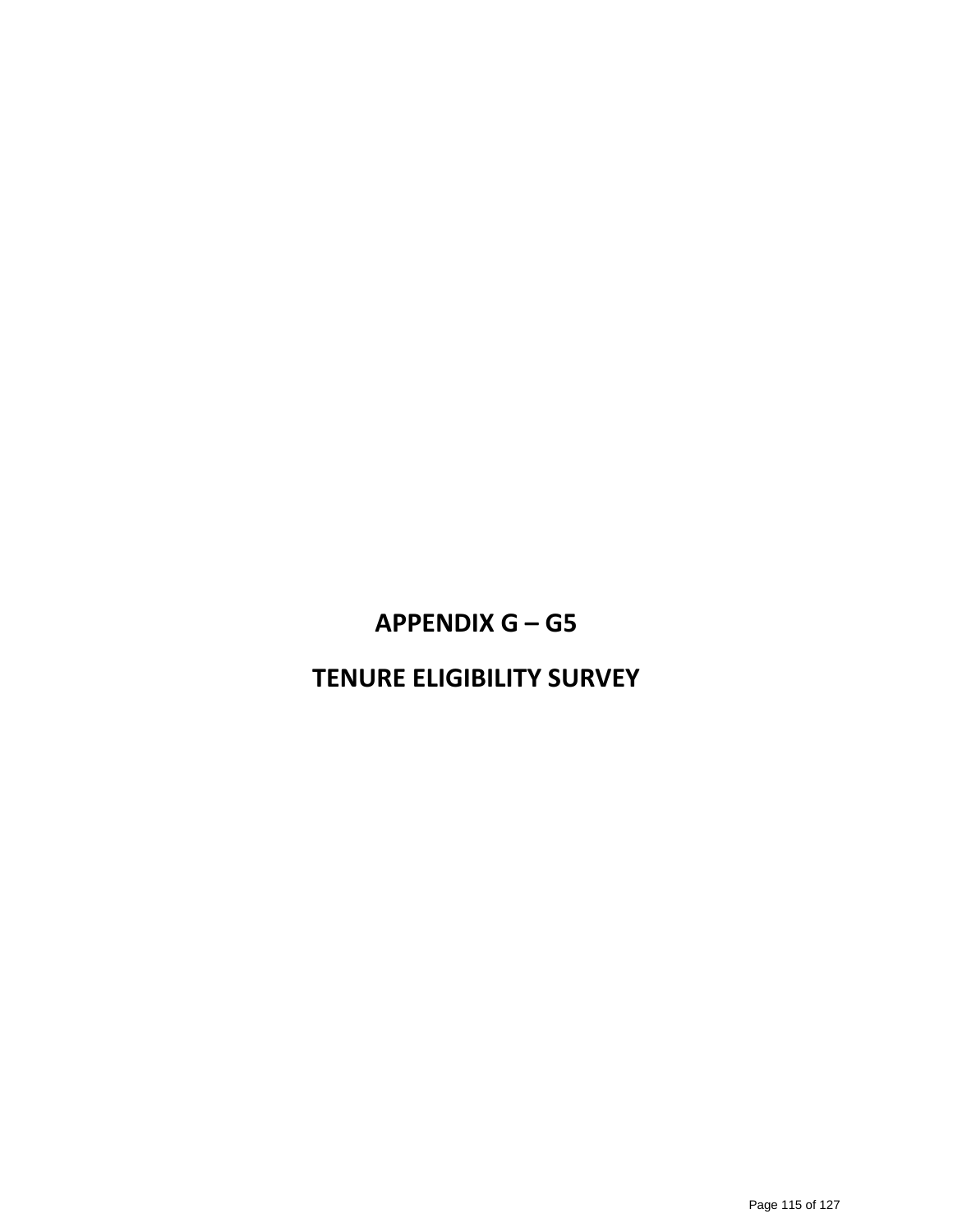# APPENDIX G – G5

# TENURE ELIGIBILITY SURVEY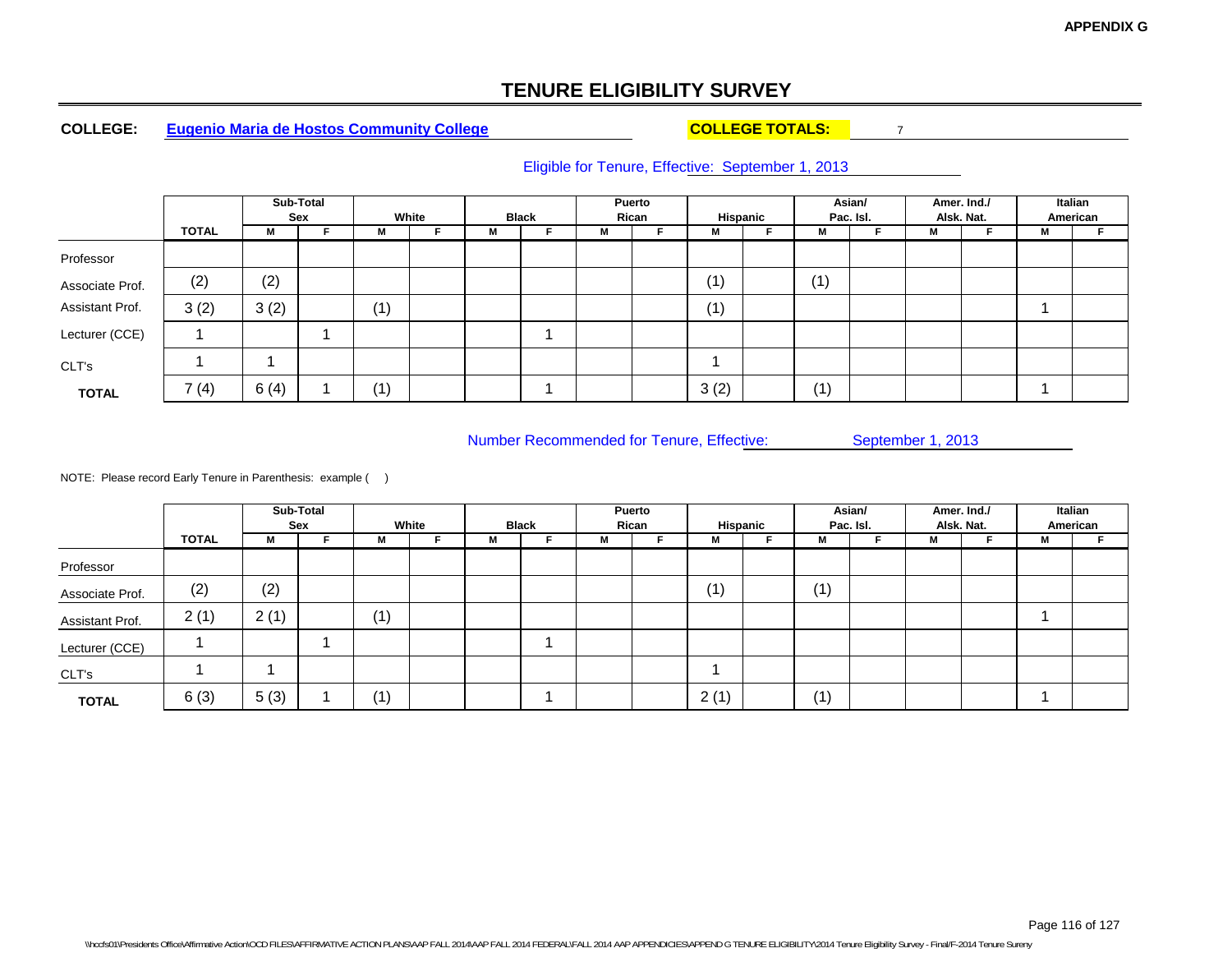APPENDIX G

# TENURE ELIGIBILITY SURVEY

**COLLEGE:** Eugenio Maria de Hostos Community College **COLLEGE TOTALS:** 7

Eligible for Tenure, Effective: September 1, 2013

| | TOTAL | Sub-Total Sex | | White | | Black | | Puerto Rican | | Hispanic | | Asian/ Pac. Isl. | | Amer. Ind./ Alsk. Nat. | | Italian American | |
|---|---|---|---|---|---|---|---|---|---|---|---|---|---|---|---|---|---|
| | | M | F | M | F | M | F | M | F | M | F | M | F | M | F | M | F |
| Professor | | | | | | | | | | | | | | | | | |
| Associate Prof. | (2) | (2) | | | | | | | | (1) | | (1) | | | | | |
| Assistant Prof. | 3 (2) | 3 (2) | | (1) | | | | | | (1) | | | | | | 1 | |
| Lecturer (CCE) | 1 | | 1 | | | | 1 | | | | | | | | | | |
| CLT's | 1 | 1 | | | | | | | | 1 | | | | | | | |
| **TOTAL** | 7 (4) | 6 (4) | 1 | (1) | | | 1 | | | 3 (2) | | (1) | | | | 1 | |

Number Recommended for Tenure, Effective: September 1, 2013

NOTE: Please record Early Tenure in Parenthesis: example ( )

| | TOTAL | Sub-Total Sex | | White | | Black | | Puerto Rican | | Hispanic | | Asian/ Pac. Isl. | | Amer. Ind./ Alsk. Nat. | | Italian American | |
|---|---|---|---|---|---|---|---|---|---|---|---|---|---|---|---|---|---|
| | | M | F | M | F | M | F | M | F | M | F | M | F | M | F | M | F |
| Professor | | | | | | | | | | | | | | | | | |
| Associate Prof. | (2) | (2) | | | | | | | | (1) | | (1) | | | | | |
| Assistant Prof. | 2 (1) | 2 (1) | | (1) | | | | | | | | | | | | 1 | |
| Lecturer (CCE) | 1 | | 1 | | | | 1 | | | | | | | | | | |
| CLT's | 1 | 1 | | | | | | | | 1 | | | | | | | |
| **TOTAL** | 6 (3) | 5 (3) | 1 | (1) | | | 1 | | | 2 (1) | | (1) | | | | 1 | |

\\hccfs01\Presidents Office\Affirmative Action\OCD FILES\AFFIRMATIVE ACTION PLANS\AAP FALL 2014\AAP FALL 2014 FEDERAL\FALL 2014 AAP APPENDICIES\APPEND G TENURE ELIGIBILITY\2014 Tenure Eligibility Survey - Final/F-2014 Tenure Sureny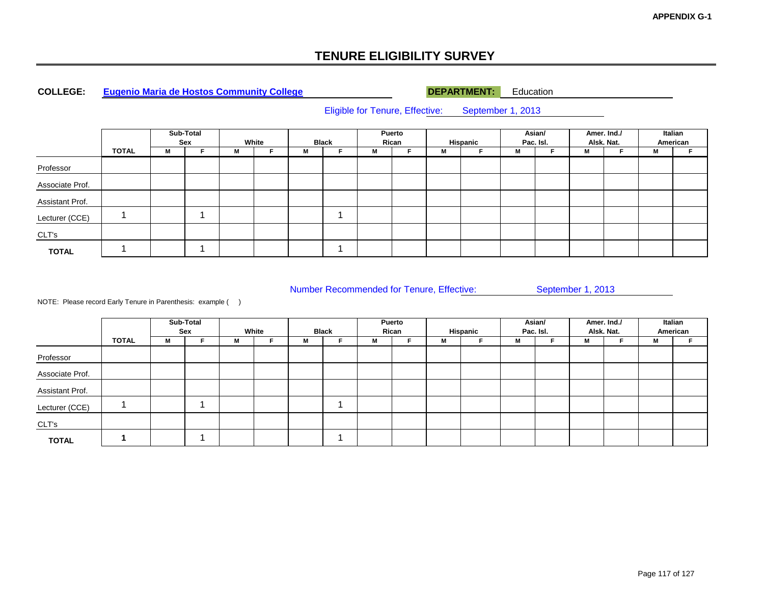APPENDIX G-1

# TENURE ELIGIBILITY SURVEY

**COLLEGE:** Eugenio Maria de Hostos Community College **DEPARTMENT:** Education

Eligible for Tenure, Effective: September 1, 2013

| | TOTAL | Sub-Total Sex | | White | | Black | | Puerto Rican | | Hispanic | | Asian/ Pac. Isl. | | Amer. Ind./ Alsk. Nat. | | Italian American | |
|---|---|---|---|---|---|---|---|---|---|---|---|---|---|---|---|---|---|
| | | M | F | M | F | M | F | M | F | M | F | M | F | M | F | M | F |
| Professor | | | | | | | | | | | | | | | | | |
| Associate Prof. | | | | | | | | | | | | | | | | | |
| Assistant Prof. | | | | | | | | | | | | | | | | | |
| Lecturer (CCE) | 1 | | 1 | | | | 1 | | | | | | | | | | |
| CLT's | | | | | | | | | | | | | | | | | |
| **TOTAL** | 1 | | 1 | | | | 1 | | | | | | | | | | |

Number Recommended for Tenure, Effective: September 1, 2013

NOTE: Please record Early Tenure in Parenthesis: example ( )

| | TOTAL | Sub-Total Sex | | White | | Black | | Puerto Rican | | Hispanic | | Asian/ Pac. Isl. | | Amer. Ind./ Alsk. Nat. | | Italian American | |
|---|---|---|---|---|---|---|---|---|---|---|---|---|---|---|---|---|---|
| | | M | F | M | F | M | F | M | F | M | F | M | F | M | F | M | F |
| Professor | | | | | | | | | | | | | | | | | |
| Associate Prof. | | | | | | | | | | | | | | | | | |
| Assistant Prof. | | | | | | | | | | | | | | | | | |
| Lecturer (CCE) | 1 | | 1 | | | | 1 | | | | | | | | | | |
| CLT's | | | | | | | | | | | | | | | | | |
| **TOTAL** | **1** | | 1 | | | | 1 | | | | | | | | | | |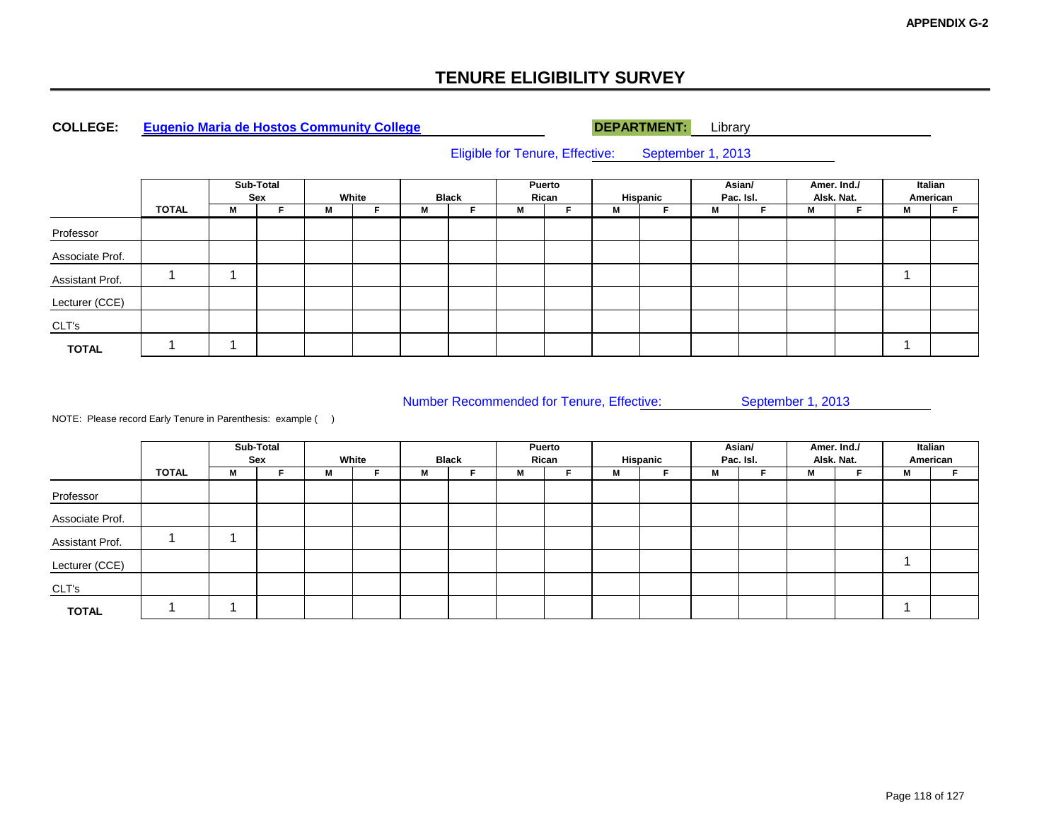APPENDIX G-2

# TENURE ELIGIBILITY SURVEY

**COLLEGE:** Eugenio Maria de Hostos Community College **DEPARTMENT:** Library

Eligible for Tenure, Effective: September 1, 2013

| | | Sub-Total Sex | | White | | Black | | Puerto Rican | | Hispanic | | Asian/ Pac. Isl. | | Amer. Ind./ Alsk. Nat. | | Italian American | |
|---|---|---|---|---|---|---|---|---|---|---|---|---|---|---|---|---|---|
| | **TOTAL** | **M** | **F** | **M** | **F** | **M** | **F** | **M** | **F** | **M** | **F** | **M** | **F** | **M** | **F** | **M** | **F** |
| Professor | | | | | | | | | | | | | | | | | |
| Associate Prof. | | | | | | | | | | | | | | | | | |
| Assistant Prof. | 1 | 1 | | | | | | | | | | | | | | 1 | |
| Lecturer (CCE) | | | | | | | | | | | | | | | | | |
| CLT's | | | | | | | | | | | | | | | | | |
| **TOTAL** | 1 | 1 | | | | | | | | | | | | | | 1 | |

Number Recommended for Tenure, Effective: September 1, 2013

NOTE: Please record Early Tenure in Parenthesis: example ( )

| | | Sub-Total Sex | | White | | Black | | Puerto Rican | | Hispanic | | Asian/ Pac. Isl. | | Amer. Ind./ Alsk. Nat. | | Italian American | |
|---|---|---|---|---|---|---|---|---|---|---|---|---|---|---|---|---|---|
| | **TOTAL** | **M** | **F** | **M** | **F** | **M** | **F** | **M** | **F** | **M** | **F** | **M** | **F** | **M** | **F** | **M** | **F** |
| Professor | | | | | | | | | | | | | | | | | |
| Associate Prof. | | | | | | | | | | | | | | | | | |
| Assistant Prof. | 1 | 1 | | | | | | | | | | | | | | | |
| Lecturer (CCE) | | | | | | | | | | | | | | | | 1 | |
| CLT's | | | | | | | | | | | | | | | | | |
| **TOTAL** | 1 | 1 | | | | | | | | | | | | | | 1 | |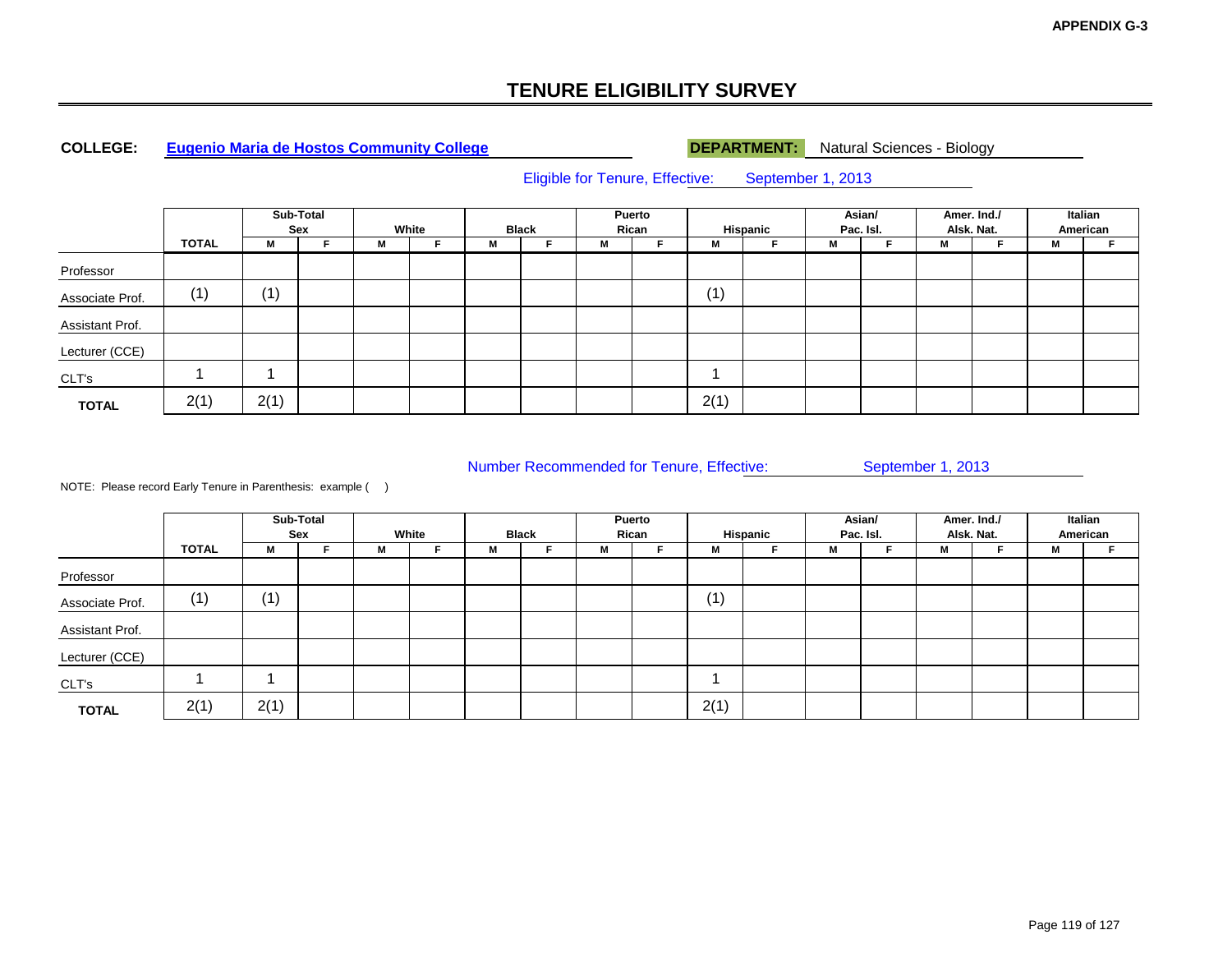APPENDIX G-3

# TENURE ELIGIBILITY SURVEY

**COLLEGE:** Eugenio Maria de Hostos Community College **DEPARTMENT:** Natural Sciences - Biology

Eligible for Tenure, Effective: September 1, 2013

| | TOTAL | Sub-Total Sex | | White | | Black | | Puerto Rican | | Hispanic | | Asian/ Pac. Isl. | | Amer. Ind./ Alsk. Nat. | | Italian American | |
|---|---|---|---|---|---|---|---|---|---|---|---|---|---|---|---|---|---|
| | | M | F | M | F | M | F | M | F | M | F | M | F | M | F | M | F |
| Professor | | | | | | | | | | | | | | | | | |
| Associate Prof. | (1) | (1) | | | | | | | | (1) | | | | | | | |
| Assistant Prof. | | | | | | | | | | | | | | | | | |
| Lecturer (CCE) | | | | | | | | | | | | | | | | | |
| CLT's | 1 | 1 | | | | | | | | 1 | | | | | | | |
| **TOTAL** | 2(1) | 2(1) | | | | | | | | 2(1) | | | | | | | |

Number Recommended for Tenure, Effective: September 1, 2013

NOTE: Please record Early Tenure in Parenthesis: example ( )

| | TOTAL | Sub-Total Sex | | White | | Black | | Puerto Rican | | Hispanic | | Asian/ Pac. Isl. | | Amer. Ind./ Alsk. Nat. | | Italian American | |
|---|---|---|---|---|---|---|---|---|---|---|---|---|---|---|---|---|---|
| | | M | F | M | F | M | F | M | F | M | F | M | F | M | F | M | F |
| Professor | | | | | | | | | | | | | | | | | |
| Associate Prof. | (1) | (1) | | | | | | | | (1) | | | | | | | |
| Assistant Prof. | | | | | | | | | | | | | | | | | |
| Lecturer (CCE) | | | | | | | | | | | | | | | | | |
| CLT's | 1 | 1 | | | | | | | | 1 | | | | | | | |
| **TOTAL** | 2(1) | 2(1) | | | | | | | | 2(1) | | | | | | | |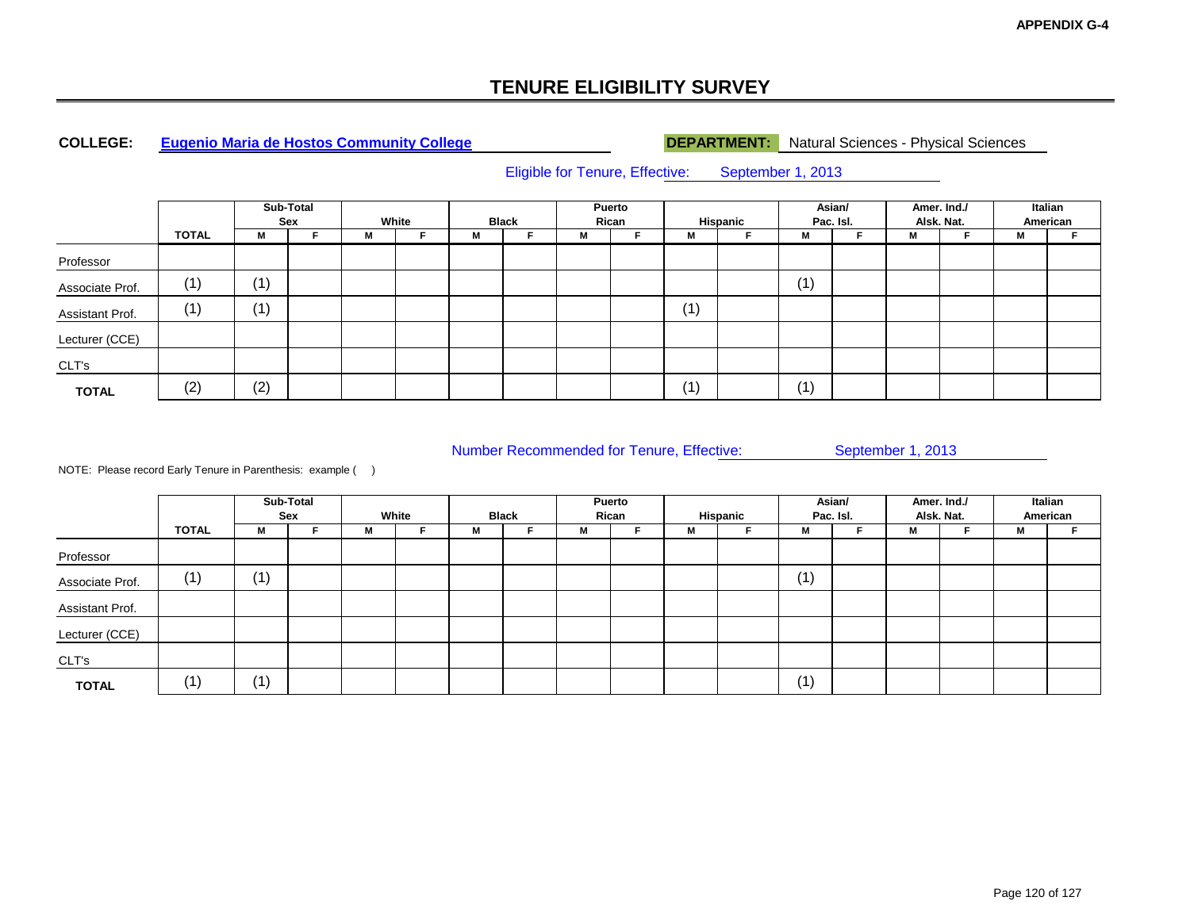APPENDIX G-4

# TENURE ELIGIBILITY SURVEY

**COLLEGE:** Eugenio Maria de Hostos Community College **DEPARTMENT:** Natural Sciences - Physical Sciences

Eligible for Tenure, Effective: September 1, 2013

| | TOTAL | Sub-Total Sex | | White | | Black | | Puerto Rican | | Hispanic | | Asian/ Pac. Isl. | | Amer. Ind./ Alsk. Nat. | | Italian American | |
|---|---|---|---|---|---|---|---|---|---|---|---|---|---|---|---|---|---|
| | | M | F | M | F | M | F | M | F | M | F | M | F | M | F | M | F |
| Professor | | | | | | | | | | | | | | | | | |
| Associate Prof. | (1) | (1) | | | | | | | | | | (1) | | | | | |
| Assistant Prof. | (1) | (1) | | | | | | | | (1) | | | | | | | |
| Lecturer (CCE) | | | | | | | | | | | | | | | | | |
| CLT's | | | | | | | | | | | | | | | | | |
| **TOTAL** | (2) | (2) | | | | | | | | (1) | | (1) | | | | | |

Number Recommended for Tenure, Effective: September 1, 2013

NOTE: Please record Early Tenure in Parenthesis: example ( )

| | TOTAL | Sub-Total Sex | | White | | Black | | Puerto Rican | | Hispanic | | Asian/ Pac. Isl. | | Amer. Ind./ Alsk. Nat. | | Italian American | |
|---|---|---|---|---|---|---|---|---|---|---|---|---|---|---|---|---|---|
| | | M | F | M | F | M | F | M | F | M | F | M | F | M | F | M | F |
| Professor | | | | | | | | | | | | | | | | | |
| Associate Prof. | (1) | (1) | | | | | | | | | | (1) | | | | | |
| Assistant Prof. | | | | | | | | | | | | | | | | | |
| Lecturer (CCE) | | | | | | | | | | | | | | | | | |
| CLT's | | | | | | | | | | | | | | | | | |
| **TOTAL** | (1) | (1) | | | | | | | | | | (1) | | | | | |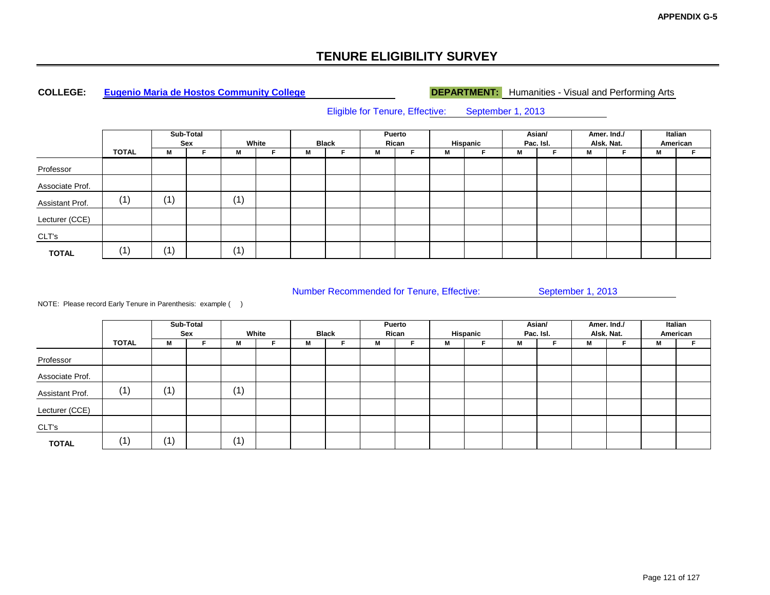**APPENDIX G-5**

# TENURE ELIGIBILITY SURVEY

**COLLEGE:** Eugenio Maria de Hostos Community College

**DEPARTMENT:** Humanities - Visual and Performing Arts

Eligible for Tenure, Effective: September 1, 2013

| | TOTAL | Sub-Total Sex | | White | | Black | | Puerto Rican | | Hispanic | | Asian/ Pac. Isl. | | Amer. Ind./ Alsk. Nat. | | Italian American | |
|---|---|---|---|---|---|---|---|---|---|---|---|---|---|---|---|---|---|
| | | M | F | M | F | M | F | M | F | M | F | M | F | M | F | M | F |
| Professor | | | | | | | | | | | | | | | | | |
| Associate Prof. | | | | | | | | | | | | | | | | | |
| Assistant Prof. | (1) | (1) | | (1) | | | | | | | | | | | | | |
| Lecturer (CCE) | | | | | | | | | | | | | | | | | |
| CLT's | | | | | | | | | | | | | | | | | |
| **TOTAL** | (1) | (1) | | (1) | | | | | | | | | | | | | |

Number Recommended for Tenure, Effective: September 1, 2013

NOTE: Please record Early Tenure in Parenthesis: example ( )

| | TOTAL | Sub-Total Sex | | White | | Black | | Puerto Rican | | Hispanic | | Asian/ Pac. Isl. | | Amer. Ind./ Alsk. Nat. | | Italian American | |
|---|---|---|---|---|---|---|---|---|---|---|---|---|---|---|---|---|---|
| | | M | F | M | F | M | F | M | F | M | F | M | F | M | F | M | F |
| Professor | | | | | | | | | | | | | | | | | |
| Associate Prof. | | | | | | | | | | | | | | | | | |
| Assistant Prof. | (1) | (1) | | (1) | | | | | | | | | | | | | |
| Lecturer (CCE) | | | | | | | | | | | | | | | | | |
| CLT's | | | | | | | | | | | | | | | | | |
| **TOTAL** | (1) | (1) | | (1) | | | | | | | | | | | | | |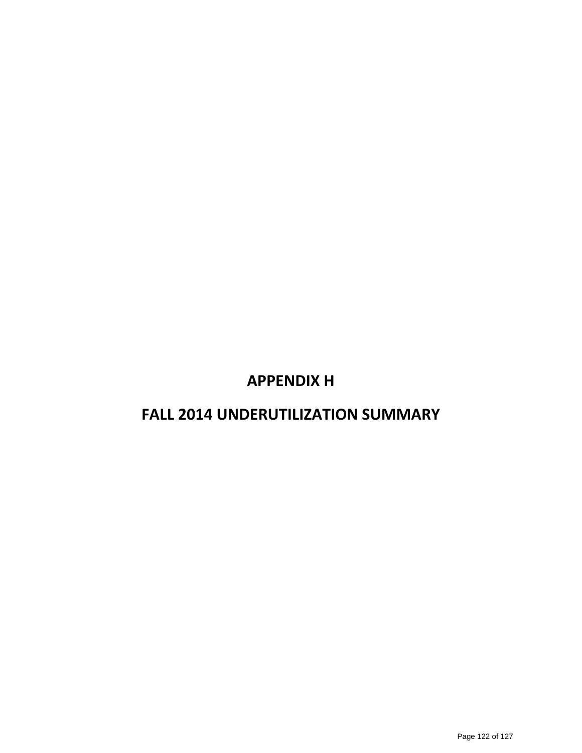# APPENDIX H

# FALL 2014 UNDERUTILIZATION SUMMARY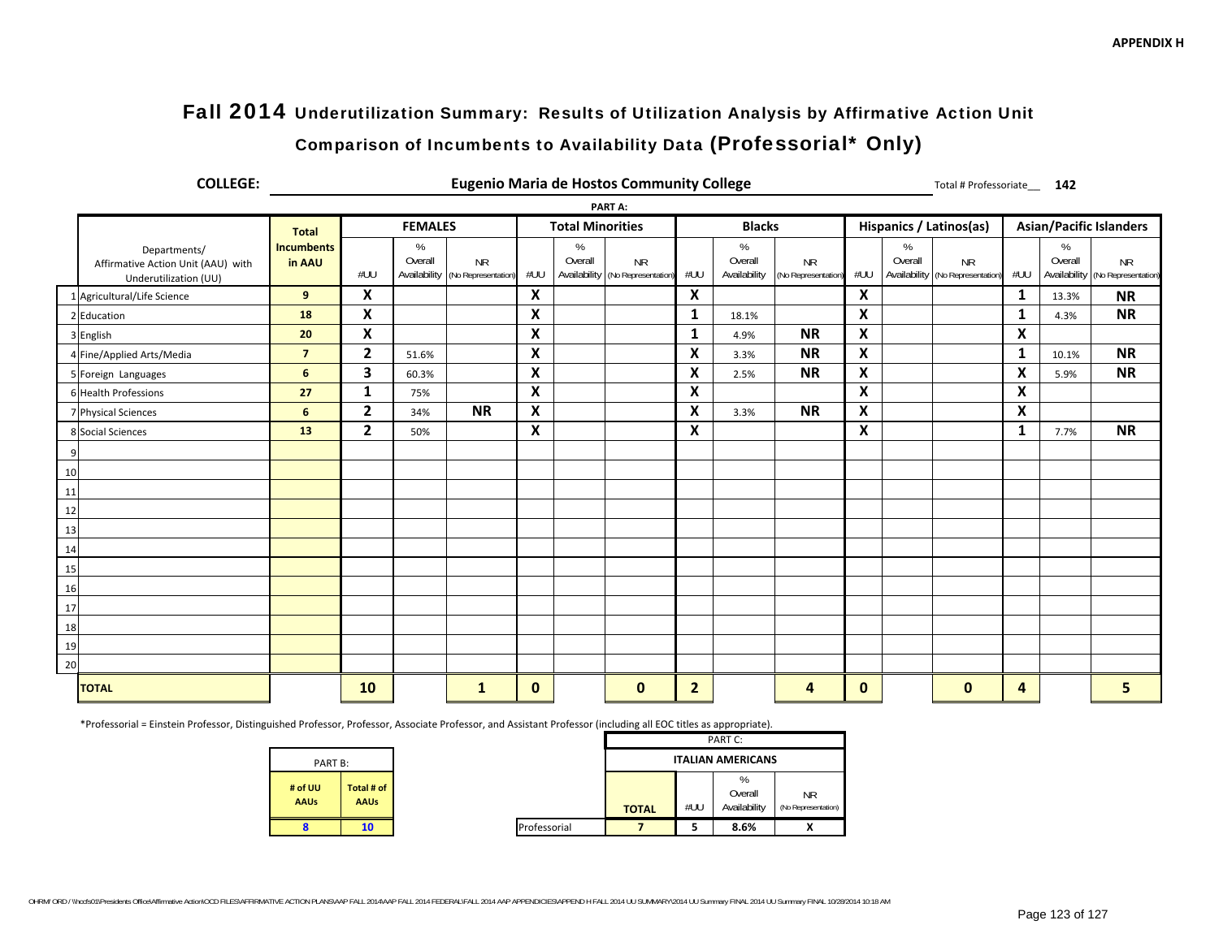APPENDIX H

# Fall 2014 Underutilization Summary: Results of Utilization Analysis by Affirmative Action Unit

## Comparison of Incumbents to Availability Data (Professorial* Only)

**COLLEGE:** **Eugenio Maria de Hostos Community College** Total # Professoriate__ **142**

**PART A:**

| | Departments/ Affirmative Action Unit (AAU) with Underutilization (UU) | Total Incumbents in AAU | FEMALES | | | Total Minorities | | | Blacks | | | Hispanics / Latinos(as) | | | Asian/Pacific Islanders | | |
|---|---|---|---|---|---|---|---|---|---|---|---|---|---|---|---|---|---|
| | | | #UU | % Overall Availability | NR (No Representation) | #UU | % Overall Availability | NR (No Representation) | #UU | % Overall Availability | NR (No Representation) | #UU | % Overall Availability | NR (No Representation) | #UU | % Overall Availability | NR (No Representation) |
| 1 | Agricultural/Life Science | 9 | X | | | X | | | X | | | X | | | 1 | 13.3% | NR |
| 2 | Education | 18 | X | | | X | | | 1 | 18.1% | | X | | | 1 | 4.3% | NR |
| 3 | English | 20 | X | | | X | | | 1 | 4.9% | NR | X | | | X | | |
| 4 | Fine/Applied Arts/Media | 7 | 2 | 51.6% | | X | | | X | 3.3% | NR | X | | | 1 | 10.1% | NR |
| 5 | Foreign Languages | 6 | 3 | 60.3% | | X | | | X | 2.5% | NR | X | | | X | 5.9% | NR |
| 6 | Health Professions | 27 | 1 | 75% | | X | | | X | | | X | | | X | | |
| 7 | Physical Sciences | 6 | 2 | 34% | NR | X | | | X | 3.3% | NR | X | | | X | | |
| 8 | Social Sciences | 13 | 2 | 50% | | X | | | X | | | X | | | 1 | 7.7% | NR |
| 9 | | | | | | | | | | | | | | | | | |
| 10 | | | | | | | | | | | | | | | | | |
| 11 | | | | | | | | | | | | | | | | | |
| 12 | | | | | | | | | | | | | | | | | |
| 13 | | | | | | | | | | | | | | | | | |
| 14 | | | | | | | | | | | | | | | | | |
| 15 | | | | | | | | | | | | | | | | | |
| 16 | | | | | | | | | | | | | | | | | |
| 17 | | | | | | | | | | | | | | | | | |
| 18 | | | | | | | | | | | | | | | | | |
| 19 | | | | | | | | | | | | | | | | | |
| 20 | | | | | | | | | | | | | | | | | |
| | **TOTAL** | | 10 | | 1 | 0 | | 0 | 2 | | 4 | 0 | | 0 | 4 | | 5 |

*Professorial = Einstein Professor, Distinguished Professor, Professor, Associate Professor, and Assistant Professor (including all EOC titles as appropriate).

PART B:

| # of UU AAUs | Total # of AAUs |
|---|---|
| 8 | 10 |

PART C:

| | ITALIAN AMERICANS | | | |
|---|---|---|---|---|
| | TOTAL | #UU | % Overall Availability | NR (No Representation) |
| Professorial | 7 | 5 | 8.6% | X |

OHRM/ ORD / \\hccfs01\Presidents Office\Affirmative Action\OCD FILES\AFFIRMATIVE ACTION PLANS\AAP FALL 2014\AAP FALL 2014 FEDERAL\FALL 2014 AAP APPENDICIES\APPEND H FALL 2014 UU SUMMARY\2014 UU Summary FINAL 2014 UU Summary FINAL 10/28/2014 10:18 AM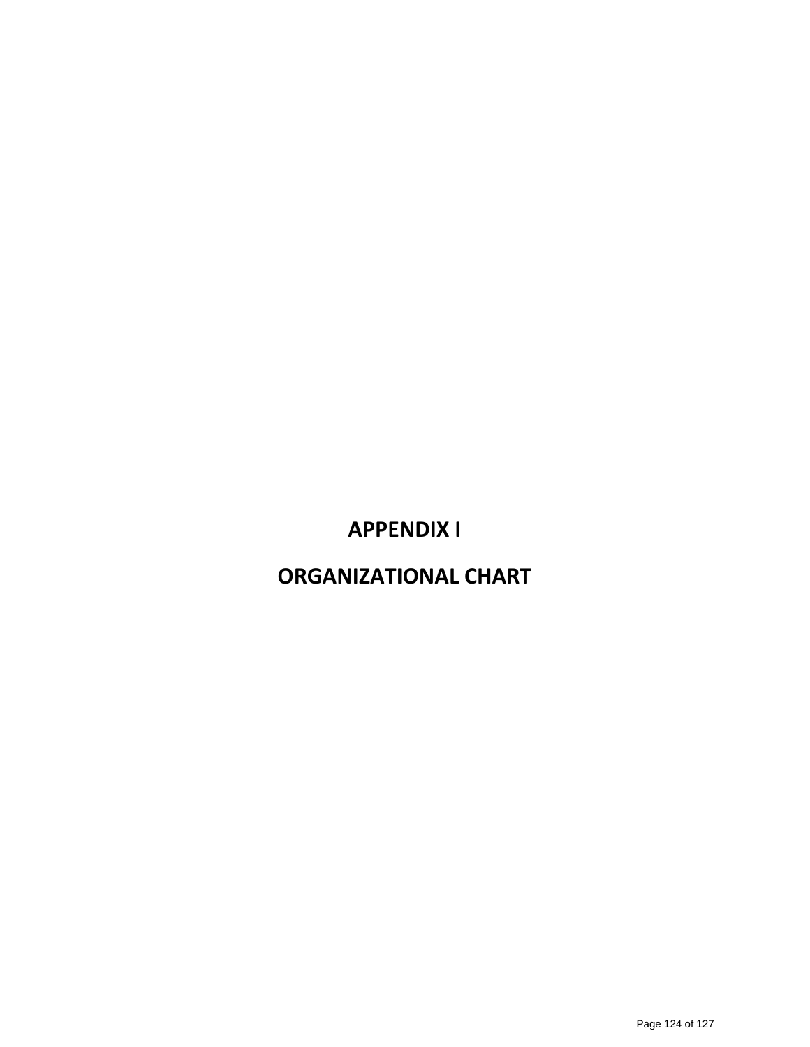# APPENDIX I

# ORGANIZATIONAL CHART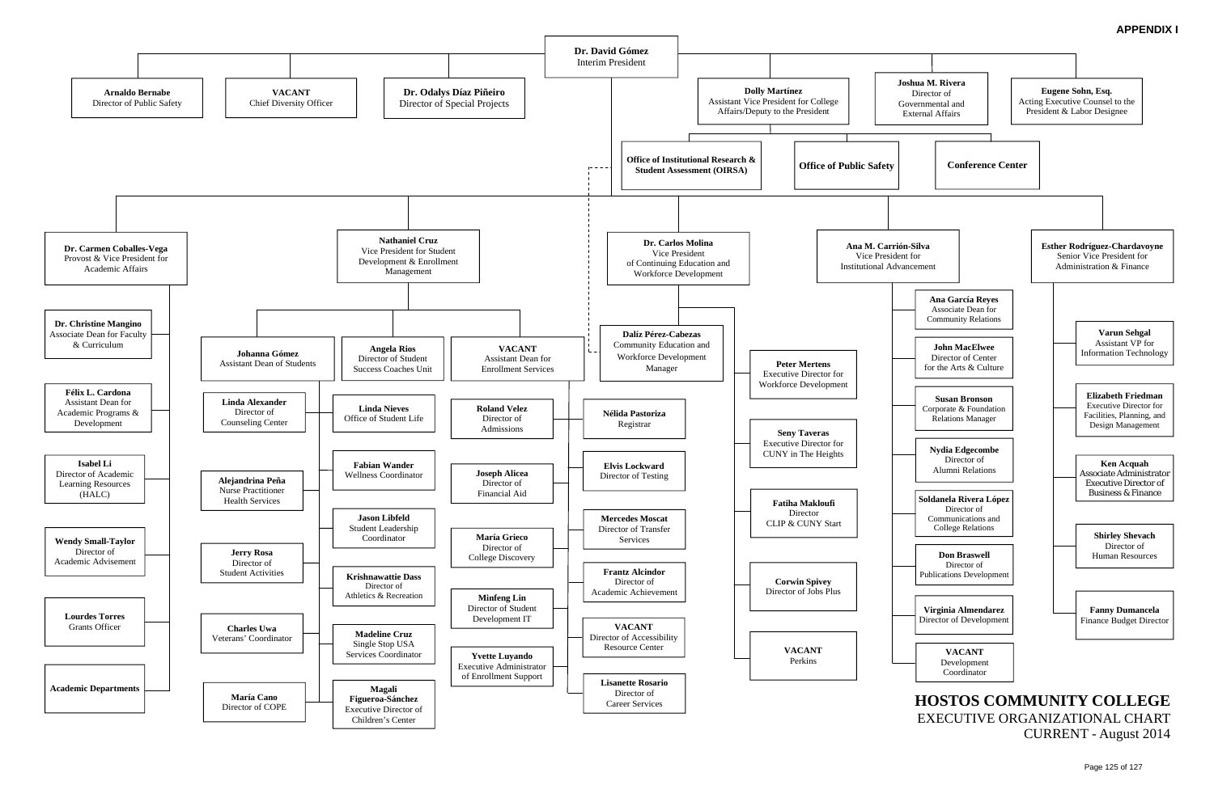**APPENDIX I**

# HOSTOS COMMUNITY COLLEGE

EXECUTIVE ORGANIZATIONAL CHART

CURRENT - August 2014

## Dr. David Gómez
Interim President

### Reporting directly to the President

- **Arnaldo Bernabe** – Director of Public Safety
- **VACANT** – Chief Diversity Officer
- **Dr. Odalys Díaz Piñeiro** – Director of Special Projects
- **Dolly Martínez** – Assistant Vice President for College Affairs/Deputy to the President
  - Office of Institutional Research & Student Assessment (OIRSA)
  - Office of Public Safety
  - Conference Center
- **Joshua M. Rivera** – Director of Governmental and External Affairs
- **Eugene Sohn, Esq.** – Acting Executive Counsel to the President & Labor Designee

### Dr. Carmen Coballes-Vega – Provost & Vice President for Academic Affairs

- **Dr. Christine Mangino** – Associate Dean for Faculty & Curriculum
- **Félix L. Cardona** – Assistant Dean for Academic Programs & Development
- **Isabel Li** – Director of Academic Learning Resources (HALC)
- **Wendy Small-Taylor** – Director of Academic Advisement
- **Lourdes Torres** – Grants Officer
- **Academic Departments**

### Nathaniel Cruz – Vice President for Student Development & Enrollment Management

- **Johanna Gómez** – Assistant Dean of Students
  - **Linda Alexander** – Director of Counseling Center
  - **Alejandrina Peña** – Nurse Practitioner Health Services
  - **Jerry Rosa** – Director of Student Activities
  - **Charles Uwa** – Veterans' Coordinator
  - **María Cano** – Director of COPE
  - **Linda Nieves** – Office of Student Life
  - **Fabian Wander** – Wellness Coordinator
  - **Jason Libfeld** – Student Leadership Coordinator
  - **Krishnawattie Dass** – Director of Athletics & Recreation
  - **Madeline Cruz** – Single Stop USA Services Coordinator
  - **Magali Figueroa-Sánchez** – Executive Director of Children's Center
- **Angela Rios** – Director of Student Success Coaches Unit
- **VACANT** – Assistant Dean for Enrollment Services
  - **Roland Velez** – Director of Admissions
  - **Joseph Alicea** – Director of Financial Aid
  - **María Grieco** – Director of College Discovery
  - **Minfeng Lin** – Director of Student Development IT
  - **Yvette Luyando** – Executive Administrator of Enrollment Support
  - **Nélida Pastoriza** – Registrar
  - **Elvis Lockward** – Director of Testing
  - **Mercedes Moscat** – Director of Transfer Services
  - **Frantz Alcindor** – Director of Academic Achievement
  - **VACANT** – Director of Accessibility Resource Center
  - **Lisanette Rosario** – Director of Career Services

### Dr. Carlos Molina – Vice President of Continuing Education and Workforce Development

- **Dalíz Pérez-Cabezas** – Community Education and Workforce Development Manager
- **Peter Mertens** – Executive Director for Workforce Development
- **Seny Taveras** – Executive Director for CUNY in The Heights
- **Fatiha Makloufi** – Director CLIP & CUNY Start
- **Corwin Spivey** – Director of Jobs Plus
- **VACANT** – Perkins

### Ana M. Carrión-Silva – Vice President for Institutional Advancement

- **Ana García Reyes** – Associate Dean for Community Relations
- **John MacElwee** – Director of Center for the Arts & Culture
- **Susan Bronson** – Corporate & Foundation Relations Manager
- **Nydia Edgecombe** – Director of Alumni Relations
- **Soldanela Rivera López** – Director of Communications and College Relations
- **Don Braswell** – Director of Publications Development
- **Virginia Almendarez** – Director of Development
- **VACANT** – Development Coordinator

### Esther Rodríguez-Chardavoyne – Senior Vice President for Administration & Finance

- **Varun Sehgal** – Assistant VP for Information Technology
- **Elizabeth Friedman** – Executive Director for Facilities, Planning, and Design Management
- **Ken Acquah** – Associate Administrator Executive Director of Business & Finance
- **Shirley Shevach** – Director of Human Resources
- **Fanny Dumancela** – Finance Budget Director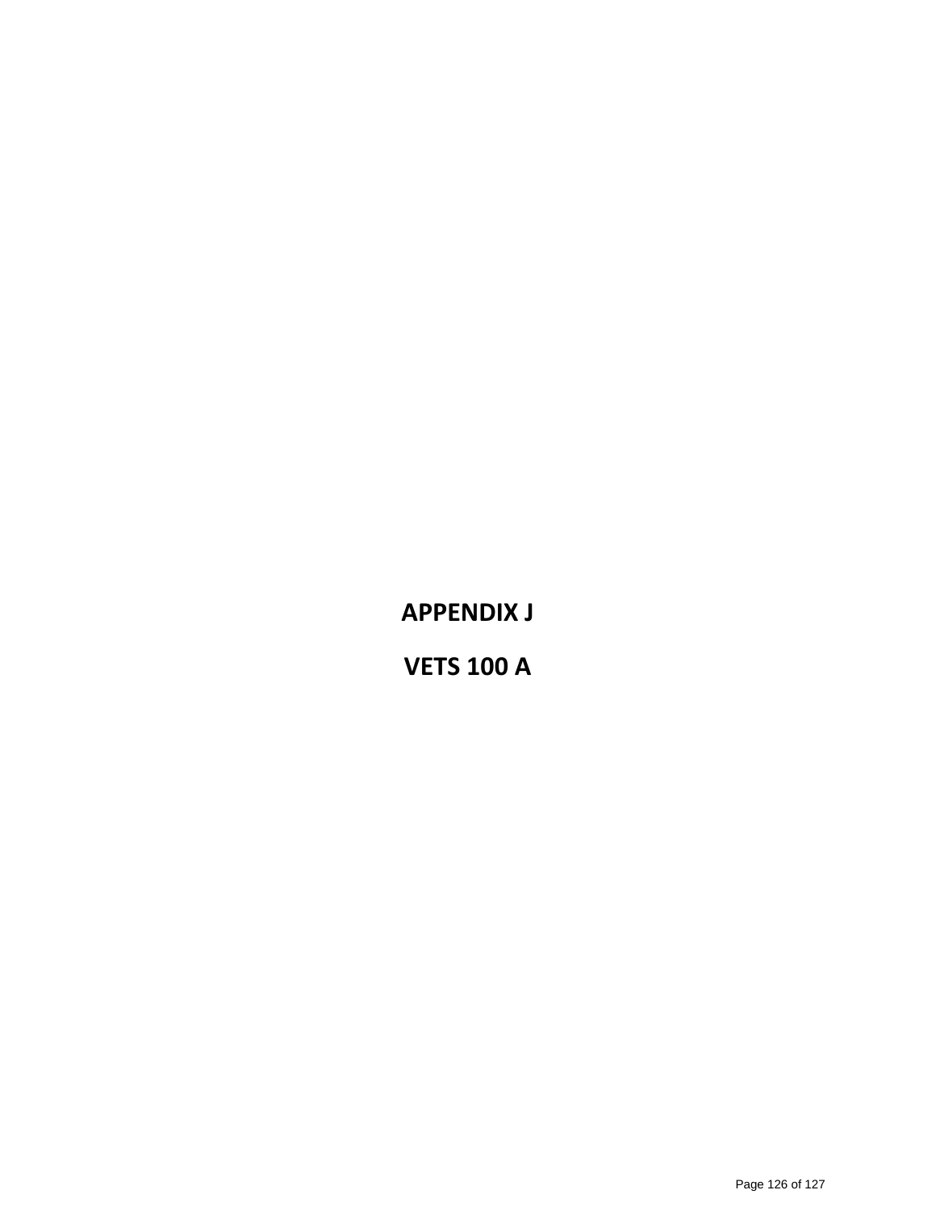# APPENDIX J

# VETS 100 A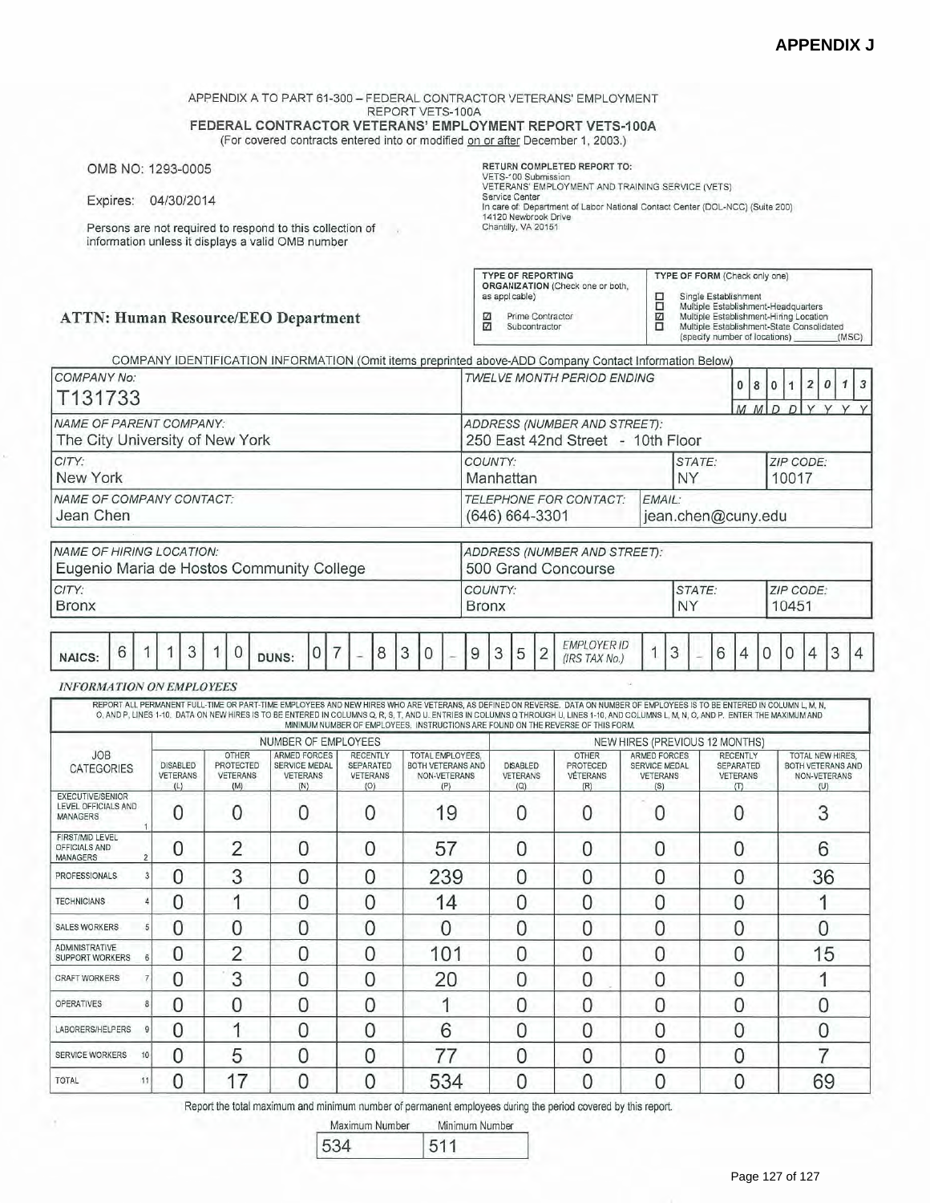# APPENDIX J

APPENDIX A TO PART 61-300 – FEDERAL CONTRACTOR VETERANS' EMPLOYMENT REPORT VETS-100A

**FEDERAL CONTRACTOR VETERANS' EMPLOYMENT REPORT VETS-100A**

(For covered contracts entered into or modified on or after December 1, 2003.)

OMB NO: 1293-0005

Expires: 04/30/2014

Persons are not required to respond to this collection of information unless it displays a valid OMB number

**RETURN COMPLETED REPORT TO:**
VETS-100 Submission
VETERANS' EMPLOYMENT AND TRAINING SERVICE (VETS)
Service Center
In care of: Department of Labor National Contact Center (DOL-NCC) (Suite 200)
14120 Newbrook Drive
Chantilly, VA 20151

**ATTN: Human Resource/EEO Department**

| TYPE OF REPORTING ORGANIZATION (Check one or both, as applicable) | TYPE OF FORM (Check only one) |
|---|---|
| ☑ Prime Contractor | ☐ Single Establishment |
| ☑ Subcontractor | ☐ Multiple Establishment-Headquarters |
| | ☑ Multiple Establishment-Hiring Location |
| | ☐ Multiple Establishment-State Consolidated (specify number of locations) ______(MSC) |

COMPANY IDENTIFICATION INFORMATION (Omit items preprinted above-ADD Company Contact Information Below)

| | | | |
|---|---|---|---|
| COMPANY No: T131733 | TWELVE MONTH PERIOD ENDING (MMDDYYYY): 08012013 | | |
| NAME OF PARENT COMPANY: The City University of New York | ADDRESS (NUMBER AND STREET): 250 East 42nd Street - 10th Floor | | |
| CITY: New York | COUNTY: Manhattan | STATE: NY | ZIP CODE: 10017 |
| NAME OF COMPANY CONTACT: Jean Chen | TELEPHONE FOR CONTACT: (646) 664-3301 | EMAIL: jean.chen@cuny.edu | |

| | | | |
|---|---|---|---|
| NAME OF HIRING LOCATION: Eugenio Maria de Hostos Community College | ADDRESS (NUMBER AND STREET): 500 Grand Concourse | | |
| CITY: Bronx | COUNTY: Bronx | STATE: NY | ZIP CODE: 10451 |

NAICS: 611310 DUNS: 07-830-9352 EMPLOYER ID (IRS TAX No.) 13-6400434

*INFORMATION ON EMPLOYEES*

REPORT ALL PERMANENT FULL-TIME OR PART-TIME EMPLOYEES AND NEW HIRES WHO ARE VETERANS, AS DEFINED ON REVERSE. DATA ON NUMBER OF EMPLOYEES IS TO BE ENTERED IN COLUMN L, M, N, O, AND P, LINES 1-10. DATA ON NEW HIRES IS TO BE ENTERED IN COLUMNS Q, R, S, T, AND U. ENTRIES IN COLUMNS Q THROUGH U, LINES 1-10, AND COLUMNS L, M, N, O, AND P. ENTER THE MAXIMUM AND MINIMUM NUMBER OF EMPLOYEES. INSTRUCTIONS ARE FOUND ON THE REVERSE OF THIS FORM.

| JOB CATEGORIES | NUMBER OF EMPLOYEES | | | | | NEW HIRES (PREVIOUS 12 MONTHS) | | | | |
|---|---|---|---|---|---|---|---|---|---|---|
| | DISABLED VETERANS (L) | OTHER PROTECTED VETERANS (M) | ARMED FORCES SERVICE MEDAL VETERANS (N) | RECENTLY SEPARATED VETERANS (O) | TOTAL EMPLOYEES, BOTH VETERANS AND NON-VETERANS (P) | DISABLED VETERANS (Q) | OTHER PROTECED VETERANS (R) | ARMED FORCES SERVICE MEDAL VETERANS (S) | RECENTLY SEPARATED VETERANS (T) | TOTAL NEW HIRES, BOTH VETERANS AND NON-VETERANS (U) |
| EXECUTIVE/SENIOR LEVEL OFFICIALS AND MANAGERS 1 | 0 | 0 | 0 | 0 | 19 | 0 | 0 | 0 | 0 | 3 |
| FIRST/MID LEVEL OFFICIALS AND MANAGERS 2 | 0 | 2 | 0 | 0 | 57 | 0 | 0 | 0 | 0 | 6 |
| PROFESSIONALS 3 | 0 | 3 | 0 | 0 | 239 | 0 | 0 | 0 | 0 | 36 |
| TECHNICIANS 4 | 0 | 1 | 0 | 0 | 14 | 0 | 0 | 0 | 0 | 1 |
| SALES WORKERS 5 | 0 | 0 | 0 | 0 | 0 | 0 | 0 | 0 | 0 | 0 |
| ADMINISTRATIVE SUPPORT WORKERS 6 | 0 | 2 | 0 | 0 | 101 | 0 | 0 | 0 | 0 | 15 |
| CRAFT WORKERS 7 | 0 | 3 | 0 | 0 | 20 | 0 | 0 | 0 | 0 | 1 |
| OPERATIVES 8 | 0 | 0 | 0 | 0 | 1 | 0 | 0 | 0 | 0 | 0 |
| LABORERS/HELPERS 9 | 0 | 1 | 0 | 0 | 6 | 0 | 0 | 0 | 0 | 0 |
| SERVICE WORKERS 10 | 0 | 5 | 0 | 0 | 77 | 0 | 0 | 0 | 0 | 7 |
| TOTAL 11 | 0 | 17 | 0 | 0 | 534 | 0 | 0 | 0 | 0 | 69 |

Report the total maximum and minimum number of permanent employees during the period covered by this report.

| Maximum Number | Minimum Number |
|---|---|
| 534 | 511 |